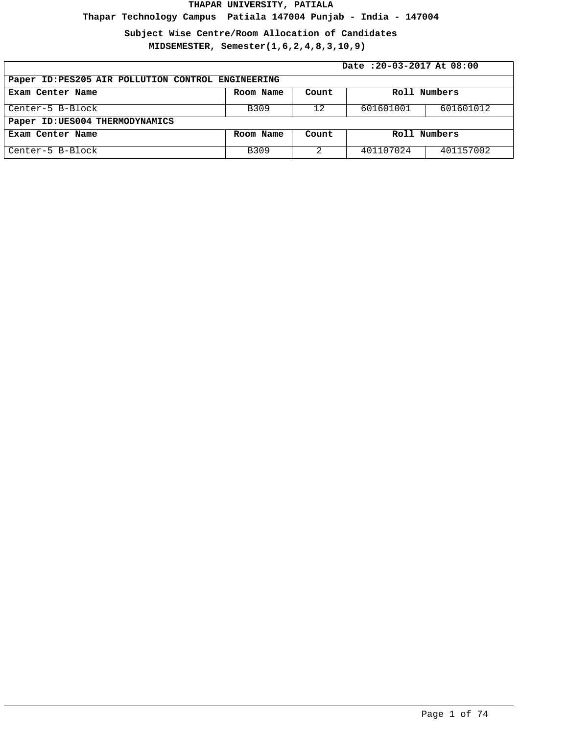# THAPAR UNIVERSITY, PATIALA

**Thapar Technology Campus Patiala 147004 Punjab - India - 147004**

**Subject Wise Centre/Room Allocation of Candidates**

**MIDSEMESTER, Semester(1,6,2,4,8,3,10,9)**

**Date :20-03-2017 At 08:00**

**Paper ID:PES205 AIR POLLUTION CONTROL ENGINEERING**

| Exam Center Name | Room Name | Count | Roll Numbers | |
|---|---|---|---|---|
| Center-5 B-Block | B309 | 12 | 601601001 | 601601012 |

**Paper ID:UES004 THERMODYNAMICS**

| Exam Center Name | Room Name | Count | Roll Numbers | |
|---|---|---|---|---|
| Center-5 B-Block | B309 | 2 | 401107024 | 401157002 |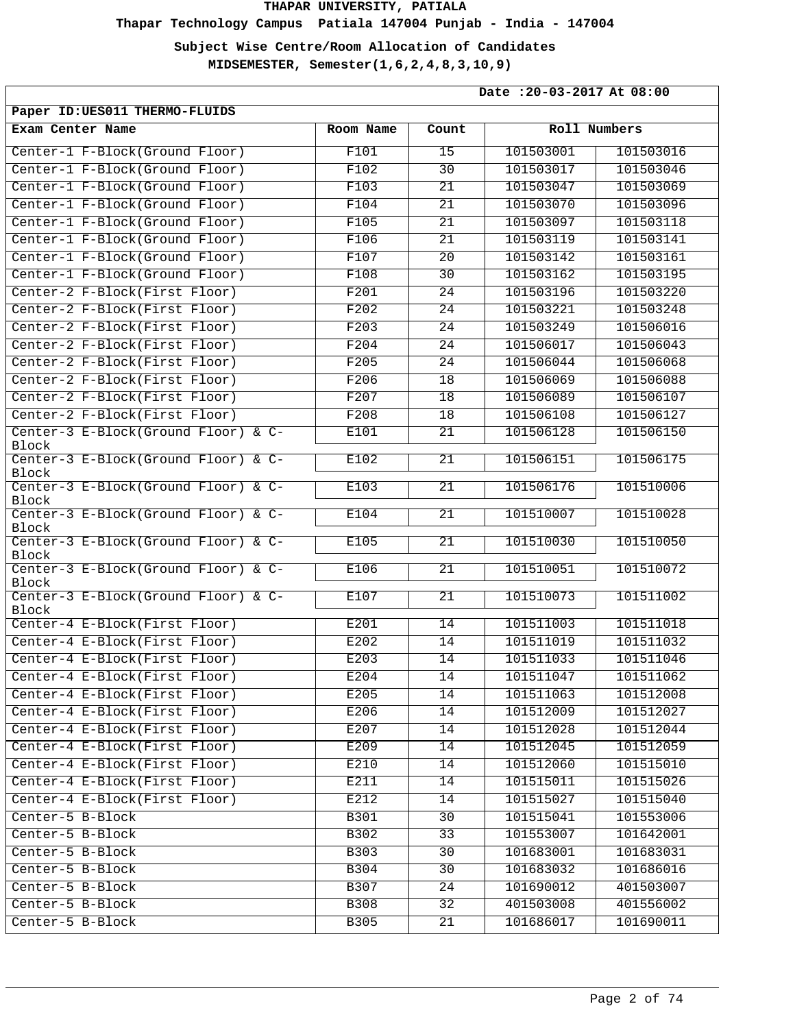**THAPAR UNIVERSITY, PATIALA**

**Thapar Technology Campus Patiala 147004 Punjab - India - 147004**

**Subject Wise Centre/Room Allocation of Candidates**

**MIDSEMESTER, Semester(1,6,2,4,8,3,10,9)**

**Date :20-03-2017 At 08:00**

**Paper ID:UES011 THERMO-FLUIDS**

| Exam Center Name | Room Name | Count | Roll Numbers | |
|---|---|---|---|---|
| Center-1 F-Block(Ground Floor) | F101 | 15 | 101503001 | 101503016 |
| Center-1 F-Block(Ground Floor) | F102 | 30 | 101503017 | 101503046 |
| Center-1 F-Block(Ground Floor) | F103 | 21 | 101503047 | 101503069 |
| Center-1 F-Block(Ground Floor) | F104 | 21 | 101503070 | 101503096 |
| Center-1 F-Block(Ground Floor) | F105 | 21 | 101503097 | 101503118 |
| Center-1 F-Block(Ground Floor) | F106 | 21 | 101503119 | 101503141 |
| Center-1 F-Block(Ground Floor) | F107 | 20 | 101503142 | 101503161 |
| Center-1 F-Block(Ground Floor) | F108 | 30 | 101503162 | 101503195 |
| Center-2 F-Block(First Floor) | F201 | 24 | 101503196 | 101503220 |
| Center-2 F-Block(First Floor) | F202 | 24 | 101503221 | 101503248 |
| Center-2 F-Block(First Floor) | F203 | 24 | 101503249 | 101506016 |
| Center-2 F-Block(First Floor) | F204 | 24 | 101506017 | 101506043 |
| Center-2 F-Block(First Floor) | F205 | 24 | 101506044 | 101506068 |
| Center-2 F-Block(First Floor) | F206 | 18 | 101506069 | 101506088 |
| Center-2 F-Block(First Floor) | F207 | 18 | 101506089 | 101506107 |
| Center-2 F-Block(First Floor) | F208 | 18 | 101506108 | 101506127 |
| Center-3 E-Block(Ground Floor) & C-Block | E101 | 21 | 101506128 | 101506150 |
| Center-3 E-Block(Ground Floor) & C-Block | E102 | 21 | 101506151 | 101506175 |
| Center-3 E-Block(Ground Floor) & C-Block | E103 | 21 | 101506176 | 101510006 |
| Center-3 E-Block(Ground Floor) & C-Block | E104 | 21 | 101510007 | 101510028 |
| Center-3 E-Block(Ground Floor) & C-Block | E105 | 21 | 101510030 | 101510050 |
| Center-3 E-Block(Ground Floor) & C-Block | E106 | 21 | 101510051 | 101510072 |
| Center-3 E-Block(Ground Floor) & C-Block | E107 | 21 | 101510073 | 101511002 |
| Center-4 E-Block(First Floor) | E201 | 14 | 101511003 | 101511018 |
| Center-4 E-Block(First Floor) | E202 | 14 | 101511019 | 101511032 |
| Center-4 E-Block(First Floor) | E203 | 14 | 101511033 | 101511046 |
| Center-4 E-Block(First Floor) | E204 | 14 | 101511047 | 101511062 |
| Center-4 E-Block(First Floor) | E205 | 14 | 101511063 | 101512008 |
| Center-4 E-Block(First Floor) | E206 | 14 | 101512009 | 101512027 |
| Center-4 E-Block(First Floor) | E207 | 14 | 101512028 | 101512044 |
| Center-4 E-Block(First Floor) | E209 | 14 | 101512045 | 101512059 |
| Center-4 E-Block(First Floor) | E210 | 14 | 101512060 | 101515010 |
| Center-4 E-Block(First Floor) | E211 | 14 | 101515011 | 101515026 |
| Center-4 E-Block(First Floor) | E212 | 14 | 101515027 | 101515040 |
| Center-5 B-Block | B301 | 30 | 101515041 | 101553006 |
| Center-5 B-Block | B302 | 33 | 101553007 | 101642001 |
| Center-5 B-Block | B303 | 30 | 101683001 | 101683031 |
| Center-5 B-Block | B304 | 30 | 101683032 | 101686016 |
| Center-5 B-Block | B307 | 24 | 101690012 | 401503007 |
| Center-5 B-Block | B308 | 32 | 401503008 | 401556002 |
| Center-5 B-Block | B305 | 21 | 101686017 | 101690011 |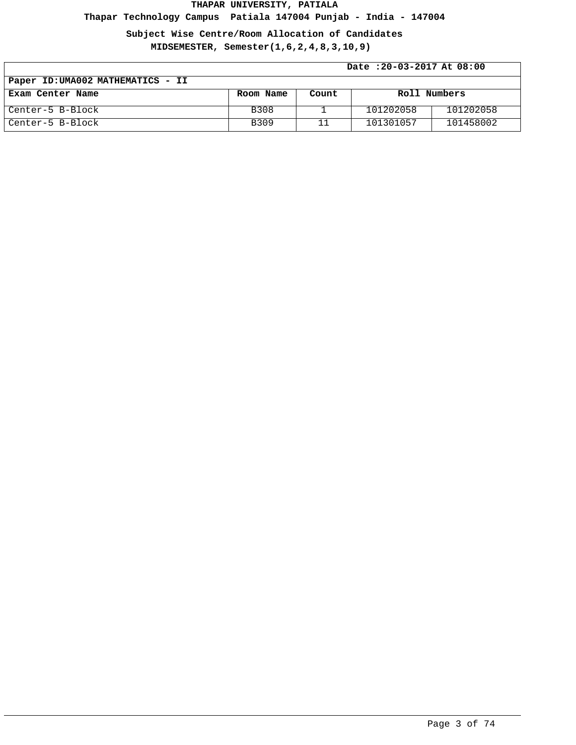**THAPAR UNIVERSITY, PATIALA**

**Thapar Technology Campus Patiala 147004 Punjab - India - 147004**

**Subject Wise Centre/Room Allocation of Candidates**

**MIDSEMESTER, Semester(1,6,2,4,8,3,10,9)**

**Date :20-03-2017 At 08:00**

**Paper ID:UMA002 MATHEMATICS - II**

| Exam Center Name | Room Name | Count | Roll Numbers | |
|---|---|---|---|---|
| Center-5 B-Block | B308 | 1 | 101202058 | 101202058 |
| Center-5 B-Block | B309 | 11 | 101301057 | 101458002 |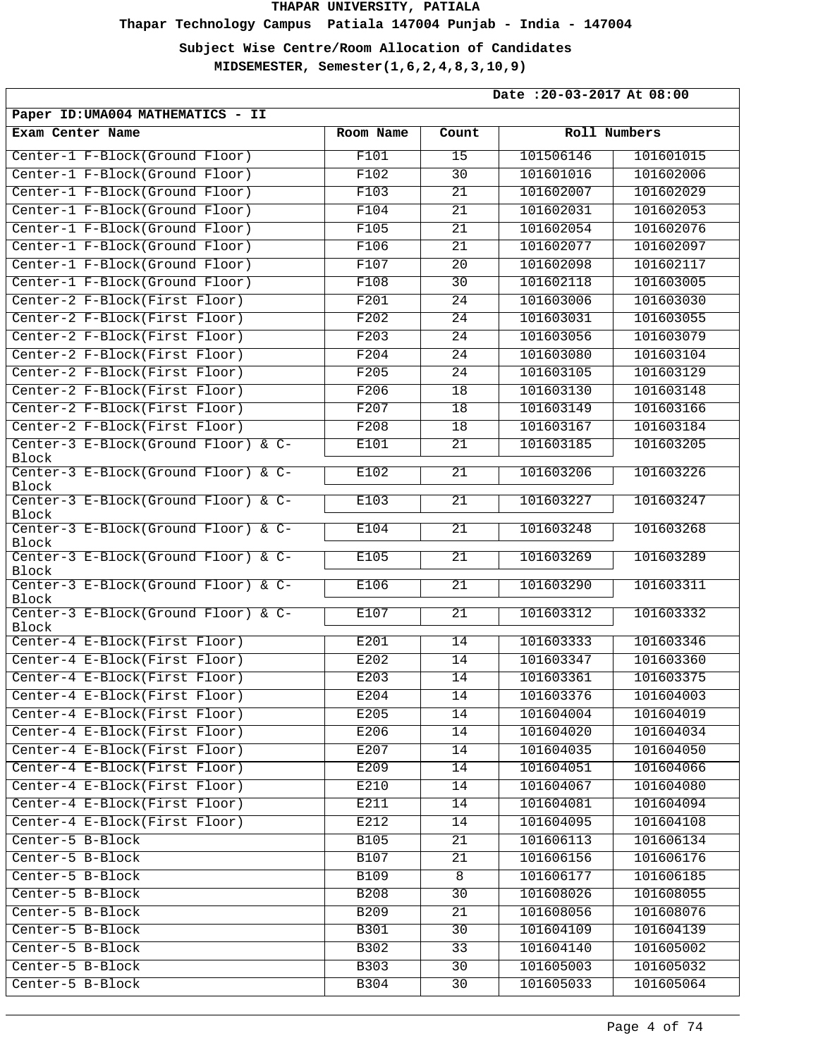# THAPAR UNIVERSITY, PATIALA

**Thapar Technology Campus Patiala 147004 Punjab - India - 147004**

**Subject Wise Centre/Room Allocation of Candidates**

**MIDSEMESTER, Semester(1,6,2,4,8,3,10,9)**

**Date :20-03-2017 At 08:00**

**Paper ID:UMA004 MATHEMATICS - II**

| Exam Center Name | Room Name | Count | Roll Numbers | |
|---|---|---|---|---|
| Center-1 F-Block(Ground Floor) | F101 | 15 | 101506146 | 101601015 |
| Center-1 F-Block(Ground Floor) | F102 | 30 | 101601016 | 101602006 |
| Center-1 F-Block(Ground Floor) | F103 | 21 | 101602007 | 101602029 |
| Center-1 F-Block(Ground Floor) | F104 | 21 | 101602031 | 101602053 |
| Center-1 F-Block(Ground Floor) | F105 | 21 | 101602054 | 101602076 |
| Center-1 F-Block(Ground Floor) | F106 | 21 | 101602077 | 101602097 |
| Center-1 F-Block(Ground Floor) | F107 | 20 | 101602098 | 101602117 |
| Center-1 F-Block(Ground Floor) | F108 | 30 | 101602118 | 101603005 |
| Center-2 F-Block(First Floor) | F201 | 24 | 101603006 | 101603030 |
| Center-2 F-Block(First Floor) | F202 | 24 | 101603031 | 101603055 |
| Center-2 F-Block(First Floor) | F203 | 24 | 101603056 | 101603079 |
| Center-2 F-Block(First Floor) | F204 | 24 | 101603080 | 101603104 |
| Center-2 F-Block(First Floor) | F205 | 24 | 101603105 | 101603129 |
| Center-2 F-Block(First Floor) | F206 | 18 | 101603130 | 101603148 |
| Center-2 F-Block(First Floor) | F207 | 18 | 101603149 | 101603166 |
| Center-2 F-Block(First Floor) | F208 | 18 | 101603167 | 101603184 |
| Center-3 E-Block(Ground Floor) & C-Block | E101 | 21 | 101603185 | 101603205 |
| Center-3 E-Block(Ground Floor) & C-Block | E102 | 21 | 101603206 | 101603226 |
| Center-3 E-Block(Ground Floor) & C-Block | E103 | 21 | 101603227 | 101603247 |
| Center-3 E-Block(Ground Floor) & C-Block | E104 | 21 | 101603248 | 101603268 |
| Center-3 E-Block(Ground Floor) & C-Block | E105 | 21 | 101603269 | 101603289 |
| Center-3 E-Block(Ground Floor) & C-Block | E106 | 21 | 101603290 | 101603311 |
| Center-3 E-Block(Ground Floor) & C-Block | E107 | 21 | 101603312 | 101603332 |
| Center-4 E-Block(First Floor) | E201 | 14 | 101603333 | 101603346 |
| Center-4 E-Block(First Floor) | E202 | 14 | 101603347 | 101603360 |
| Center-4 E-Block(First Floor) | E203 | 14 | 101603361 | 101603375 |
| Center-4 E-Block(First Floor) | E204 | 14 | 101603376 | 101604003 |
| Center-4 E-Block(First Floor) | E205 | 14 | 101604004 | 101604019 |
| Center-4 E-Block(First Floor) | E206 | 14 | 101604020 | 101604034 |
| Center-4 E-Block(First Floor) | E207 | 14 | 101604035 | 101604050 |
| Center-4 E-Block(First Floor) | E209 | 14 | 101604051 | 101604066 |
| Center-4 E-Block(First Floor) | E210 | 14 | 101604067 | 101604080 |
| Center-4 E-Block(First Floor) | E211 | 14 | 101604081 | 101604094 |
| Center-4 E-Block(First Floor) | E212 | 14 | 101604095 | 101604108 |
| Center-5 B-Block | B105 | 21 | 101606113 | 101606134 |
| Center-5 B-Block | B107 | 21 | 101606156 | 101606176 |
| Center-5 B-Block | B109 | 8 | 101606177 | 101606185 |
| Center-5 B-Block | B208 | 30 | 101608026 | 101608055 |
| Center-5 B-Block | B209 | 21 | 101608056 | 101608076 |
| Center-5 B-Block | B301 | 30 | 101604109 | 101604139 |
| Center-5 B-Block | B302 | 33 | 101604140 | 101605002 |
| Center-5 B-Block | B303 | 30 | 101605003 | 101605032 |
| Center-5 B-Block | B304 | 30 | 101605033 | 101605064 |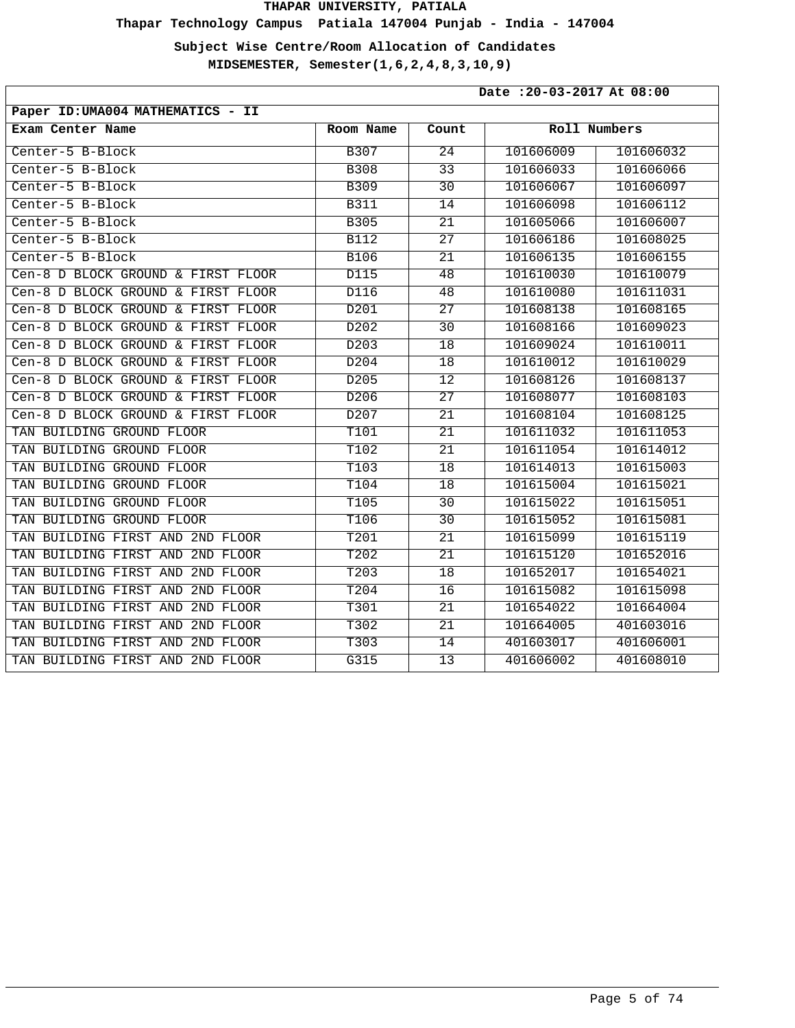**THAPAR UNIVERSITY, PATIALA**

**Thapar Technology Campus Patiala 147004 Punjab - India - 147004**

**Subject Wise Centre/Room Allocation of Candidates**

**MIDSEMESTER, Semester(1,6,2,4,8,3,10,9)**

**Date :20-03-2017 At 08:00**

**Paper ID:UMA004 MATHEMATICS - II**

| Exam Center Name | Room Name | Count | Roll Numbers | |
|---|---|---|---|---|
| Center-5 B-Block | B307 | 24 | 101606009 | 101606032 |
| Center-5 B-Block | B308 | 33 | 101606033 | 101606066 |
| Center-5 B-Block | B309 | 30 | 101606067 | 101606097 |
| Center-5 B-Block | B311 | 14 | 101606098 | 101606112 |
| Center-5 B-Block | B305 | 21 | 101605066 | 101606007 |
| Center-5 B-Block | B112 | 27 | 101606186 | 101608025 |
| Center-5 B-Block | B106 | 21 | 101606135 | 101606155 |
| Cen-8 D BLOCK GROUND & FIRST FLOOR | D115 | 48 | 101610030 | 101610079 |
| Cen-8 D BLOCK GROUND & FIRST FLOOR | D116 | 48 | 101610080 | 101611031 |
| Cen-8 D BLOCK GROUND & FIRST FLOOR | D201 | 27 | 101608138 | 101608165 |
| Cen-8 D BLOCK GROUND & FIRST FLOOR | D202 | 30 | 101608166 | 101609023 |
| Cen-8 D BLOCK GROUND & FIRST FLOOR | D203 | 18 | 101609024 | 101610011 |
| Cen-8 D BLOCK GROUND & FIRST FLOOR | D204 | 18 | 101610012 | 101610029 |
| Cen-8 D BLOCK GROUND & FIRST FLOOR | D205 | 12 | 101608126 | 101608137 |
| Cen-8 D BLOCK GROUND & FIRST FLOOR | D206 | 27 | 101608077 | 101608103 |
| Cen-8 D BLOCK GROUND & FIRST FLOOR | D207 | 21 | 101608104 | 101608125 |
| TAN BUILDING GROUND FLOOR | T101 | 21 | 101611032 | 101611053 |
| TAN BUILDING GROUND FLOOR | T102 | 21 | 101611054 | 101614012 |
| TAN BUILDING GROUND FLOOR | T103 | 18 | 101614013 | 101615003 |
| TAN BUILDING GROUND FLOOR | T104 | 18 | 101615004 | 101615021 |
| TAN BUILDING GROUND FLOOR | T105 | 30 | 101615022 | 101615051 |
| TAN BUILDING GROUND FLOOR | T106 | 30 | 101615052 | 101615081 |
| TAN BUILDING FIRST AND 2ND FLOOR | T201 | 21 | 101615099 | 101615119 |
| TAN BUILDING FIRST AND 2ND FLOOR | T202 | 21 | 101615120 | 101652016 |
| TAN BUILDING FIRST AND 2ND FLOOR | T203 | 18 | 101652017 | 101654021 |
| TAN BUILDING FIRST AND 2ND FLOOR | T204 | 16 | 101615082 | 101615098 |
| TAN BUILDING FIRST AND 2ND FLOOR | T301 | 21 | 101654022 | 101664004 |
| TAN BUILDING FIRST AND 2ND FLOOR | T302 | 21 | 101664005 | 401603016 |
| TAN BUILDING FIRST AND 2ND FLOOR | T303 | 14 | 401603017 | 401606001 |
| TAN BUILDING FIRST AND 2ND FLOOR | G315 | 13 | 401606002 | 401608010 |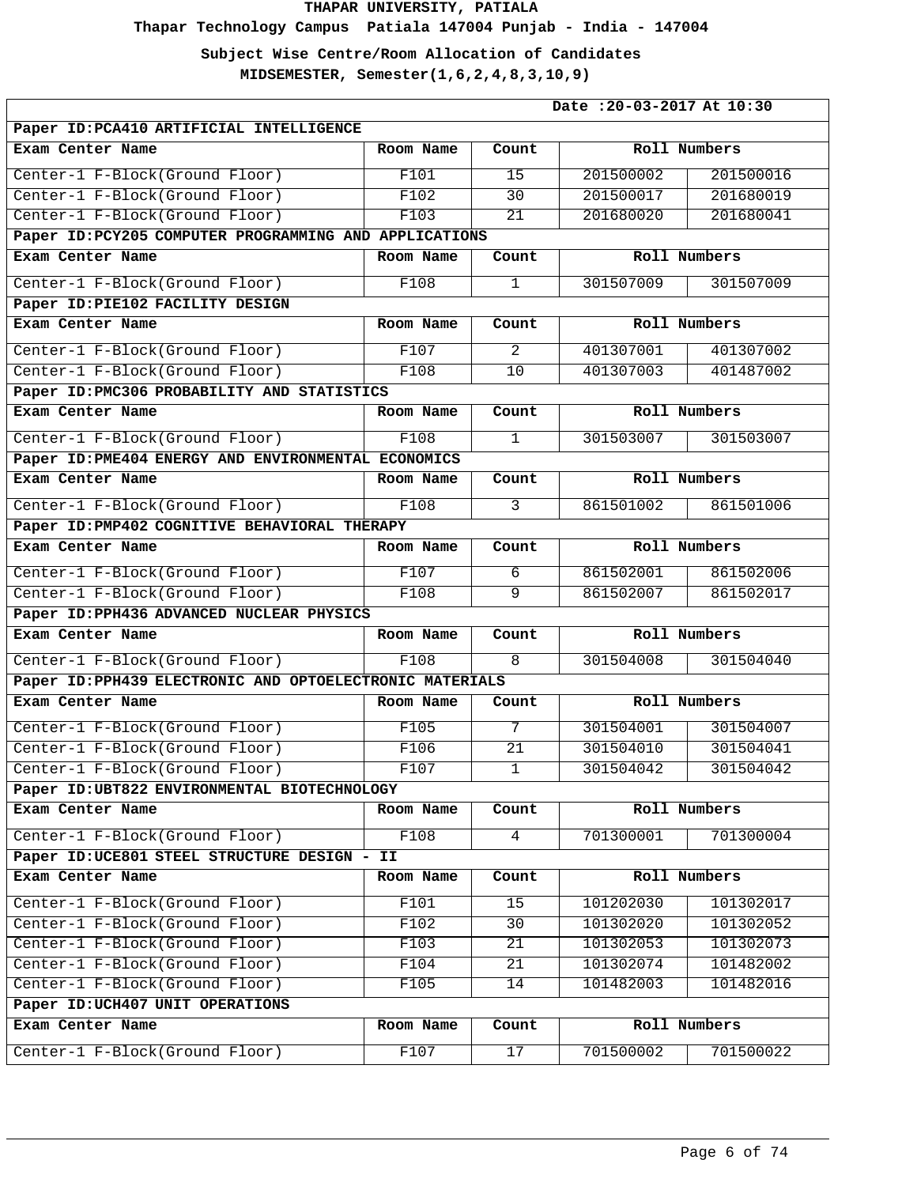# THAPAR UNIVERSITY, PATIALA

**Thapar Technology Campus Patiala 147004 Punjab - India - 147004**

**Subject Wise Centre/Room Allocation of Candidates**

**MIDSEMESTER, Semester(1,6,2,4,8,3,10,9)**

**Date :20-03-2017 At 10:30**

**Paper ID:PCA410 ARTIFICIAL INTELLIGENCE**

| Exam Center Name | Room Name | Count | Roll Numbers | |
|---|---|---|---|---|
| Center-1 F-Block(Ground Floor) | F101 | 15 | 201500002 | 201500016 |
| Center-1 F-Block(Ground Floor) | F102 | 30 | 201500017 | 201680019 |
| Center-1 F-Block(Ground Floor) | F103 | 21 | 201680020 | 201680041 |

**Paper ID:PCY205 COMPUTER PROGRAMMING AND APPLICATIONS**

| Exam Center Name | Room Name | Count | Roll Numbers | |
|---|---|---|---|---|
| Center-1 F-Block(Ground Floor) | F108 | 1 | 301507009 | 301507009 |

**Paper ID:PIE102 FACILITY DESIGN**

| Exam Center Name | Room Name | Count | Roll Numbers | |
|---|---|---|---|---|
| Center-1 F-Block(Ground Floor) | F107 | 2 | 401307001 | 401307002 |
| Center-1 F-Block(Ground Floor) | F108 | 10 | 401307003 | 401487002 |

**Paper ID:PMC306 PROBABILITY AND STATISTICS**

| Exam Center Name | Room Name | Count | Roll Numbers | |
|---|---|---|---|---|
| Center-1 F-Block(Ground Floor) | F108 | 1 | 301503007 | 301503007 |

**Paper ID:PME404 ENERGY AND ENVIRONMENTAL ECONOMICS**

| Exam Center Name | Room Name | Count | Roll Numbers | |
|---|---|---|---|---|
| Center-1 F-Block(Ground Floor) | F108 | 3 | 861501002 | 861501006 |

**Paper ID:PMP402 COGNITIVE BEHAVIORAL THERAPY**

| Exam Center Name | Room Name | Count | Roll Numbers | |
|---|---|---|---|---|
| Center-1 F-Block(Ground Floor) | F107 | 6 | 861502001 | 861502006 |
| Center-1 F-Block(Ground Floor) | F108 | 9 | 861502007 | 861502017 |

**Paper ID:PPH436 ADVANCED NUCLEAR PHYSICS**

| Exam Center Name | Room Name | Count | Roll Numbers | |
|---|---|---|---|---|
| Center-1 F-Block(Ground Floor) | F108 | 8 | 301504008 | 301504040 |

**Paper ID:PPH439 ELECTRONIC AND OPTOELECTRONIC MATERIALS**

| Exam Center Name | Room Name | Count | Roll Numbers | |
|---|---|---|---|---|
| Center-1 F-Block(Ground Floor) | F105 | 7 | 301504001 | 301504007 |
| Center-1 F-Block(Ground Floor) | F106 | 21 | 301504010 | 301504041 |
| Center-1 F-Block(Ground Floor) | F107 | 1 | 301504042 | 301504042 |

**Paper ID:UBT822 ENVIRONMENTAL BIOTECHNOLOGY**

| Exam Center Name | Room Name | Count | Roll Numbers | |
|---|---|---|---|---|
| Center-1 F-Block(Ground Floor) | F108 | 4 | 701300001 | 701300004 |

**Paper ID:UCE801 STEEL STRUCTURE DESIGN - II**

| Exam Center Name | Room Name | Count | Roll Numbers | |
|---|---|---|---|---|
| Center-1 F-Block(Ground Floor) | F101 | 15 | 101202030 | 101302017 |
| Center-1 F-Block(Ground Floor) | F102 | 30 | 101302020 | 101302052 |
| Center-1 F-Block(Ground Floor) | F103 | 21 | 101302053 | 101302073 |
| Center-1 F-Block(Ground Floor) | F104 | 21 | 101302074 | 101482002 |
| Center-1 F-Block(Ground Floor) | F105 | 14 | 101482003 | 101482016 |

**Paper ID:UCH407 UNIT OPERATIONS**

| Exam Center Name | Room Name | Count | Roll Numbers | |
|---|---|---|---|---|
| Center-1 F-Block(Ground Floor) | F107 | 17 | 701500002 | 701500022 |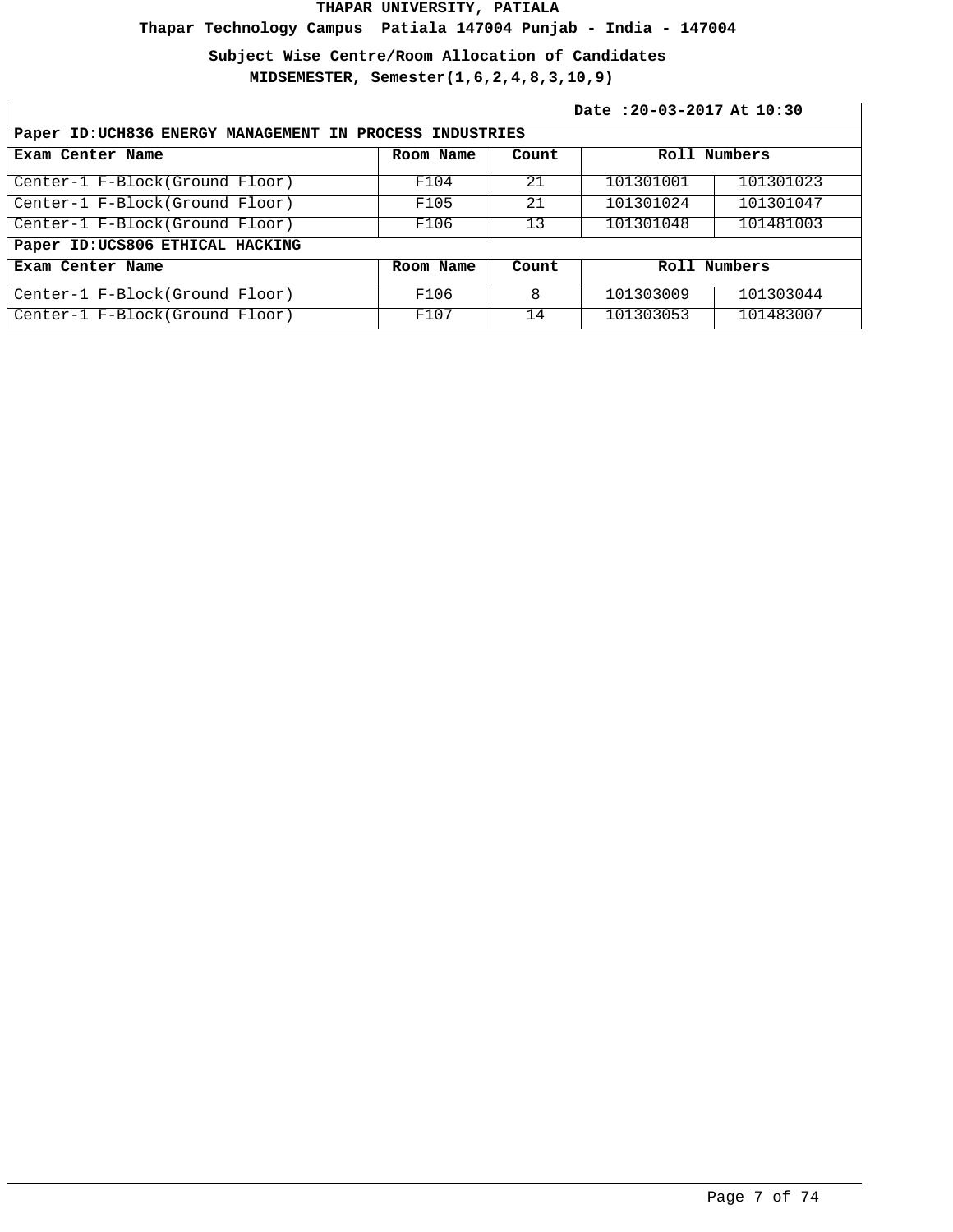**THAPAR UNIVERSITY, PATIALA**

**Thapar Technology Campus  Patiala 147004 Punjab - India - 147004**

**Subject Wise Centre/Room Allocation of Candidates**

**MIDSEMESTER, Semester(1,6,2,4,8,3,10,9)**

**Date :20-03-2017 At 10:30**

**Paper ID:UCH836 ENERGY MANAGEMENT IN PROCESS INDUSTRIES**

| Exam Center Name | Room Name | Count | Roll Numbers | |
|---|---|---|---|---|
| Center-1 F-Block(Ground Floor) | F104 | 21 | 101301001 | 101301023 |
| Center-1 F-Block(Ground Floor) | F105 | 21 | 101301024 | 101301047 |
| Center-1 F-Block(Ground Floor) | F106 | 13 | 101301048 | 101481003 |

**Paper ID:UCS806 ETHICAL HACKING**

| Exam Center Name | Room Name | Count | Roll Numbers | |
|---|---|---|---|---|
| Center-1 F-Block(Ground Floor) | F106 | 8 | 101303009 | 101303044 |
| Center-1 F-Block(Ground Floor) | F107 | 14 | 101303053 | 101483007 |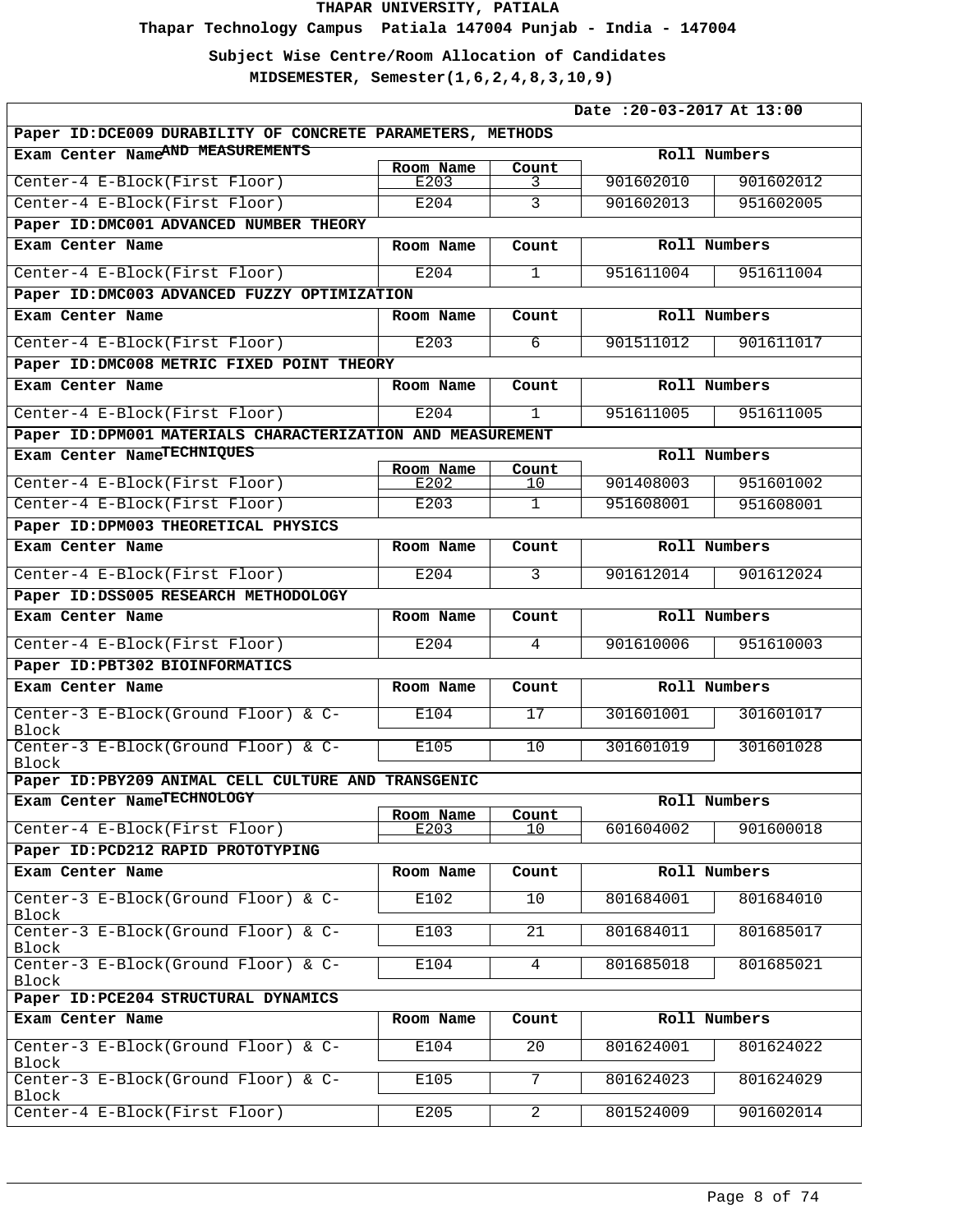**THAPAR UNIVERSITY, PATIALA**

**Thapar Technology Campus Patiala 147004 Punjab - India - 147004**

**Subject Wise Centre/Room Allocation of Candidates**

**MIDSEMESTER, Semester(1,6,2,4,8,3,10,9)**

**Date :20-03-2017 At 13:00**

**Paper ID:DCE009 DURABILITY OF CONCRETE PARAMETERS, METHODS AND MEASUREMENTS**

| Exam Center Name | Room Name | Count | Roll Numbers | |
|---|---|---|---|---|
| Center-4 E-Block(First Floor) | E203 | 3 | 901602010 | 901602012 |
| Center-4 E-Block(First Floor) | E204 | 3 | 901602013 | 951602005 |

**Paper ID:DMC001 ADVANCED NUMBER THEORY**

| Exam Center Name | Room Name | Count | Roll Numbers | |
|---|---|---|---|---|
| Center-4 E-Block(First Floor) | E204 | 1 | 951611004 | 951611004 |

**Paper ID:DMC003 ADVANCED FUZZY OPTIMIZATION**

| Exam Center Name | Room Name | Count | Roll Numbers | |
|---|---|---|---|---|
| Center-4 E-Block(First Floor) | E203 | 6 | 901511012 | 901611017 |

**Paper ID:DMC008 METRIC FIXED POINT THEORY**

| Exam Center Name | Room Name | Count | Roll Numbers | |
|---|---|---|---|---|
| Center-4 E-Block(First Floor) | E204 | 1 | 951611005 | 951611005 |

**Paper ID:DPM001 MATERIALS CHARACTERIZATION AND MEASUREMENT TECHNIQUES**

| Exam Center Name | Room Name | Count | Roll Numbers | |
|---|---|---|---|---|
| Center-4 E-Block(First Floor) | E202 | 10 | 901408003 | 951601002 |
| Center-4 E-Block(First Floor) | E203 | 1 | 951608001 | 951608001 |

**Paper ID:DPM003 THEORETICAL PHYSICS**

| Exam Center Name | Room Name | Count | Roll Numbers | |
|---|---|---|---|---|
| Center-4 E-Block(First Floor) | E204 | 3 | 901612014 | 901612024 |

**Paper ID:DSS005 RESEARCH METHODOLOGY**

| Exam Center Name | Room Name | Count | Roll Numbers | |
|---|---|---|---|---|
| Center-4 E-Block(First Floor) | E204 | 4 | 901610006 | 951610003 |

**Paper ID:PBT302 BIOINFORMATICS**

| Exam Center Name | Room Name | Count | Roll Numbers | |
|---|---|---|---|---|
| Center-3 E-Block(Ground Floor) & C-Block | E104 | 17 | 301601001 | 301601017 |
| Center-3 E-Block(Ground Floor) & C-Block | E105 | 10 | 301601019 | 301601028 |

**Paper ID:PBY209 ANIMAL CELL CULTURE AND TRANSGENIC TECHNOLOGY**

| Exam Center Name | Room Name | Count | Roll Numbers | |
|---|---|---|---|---|
| Center-4 E-Block(First Floor) | E203 | 10 | 601604002 | 901600018 |

**Paper ID:PCD212 RAPID PROTOTYPING**

| Exam Center Name | Room Name | Count | Roll Numbers | |
|---|---|---|---|---|
| Center-3 E-Block(Ground Floor) & C-Block | E102 | 10 | 801684001 | 801684010 |
| Center-3 E-Block(Ground Floor) & C-Block | E103 | 21 | 801684011 | 801685017 |
| Center-3 E-Block(Ground Floor) & C-Block | E104 | 4 | 801685018 | 801685021 |

**Paper ID:PCE204 STRUCTURAL DYNAMICS**

| Exam Center Name | Room Name | Count | Roll Numbers | |
|---|---|---|---|---|
| Center-3 E-Block(Ground Floor) & C-Block | E104 | 20 | 801624001 | 801624022 |
| Center-3 E-Block(Ground Floor) & C-Block | E105 | 7 | 801624023 | 801624029 |
| Center-4 E-Block(First Floor) | E205 | 2 | 801524009 | 901602014 |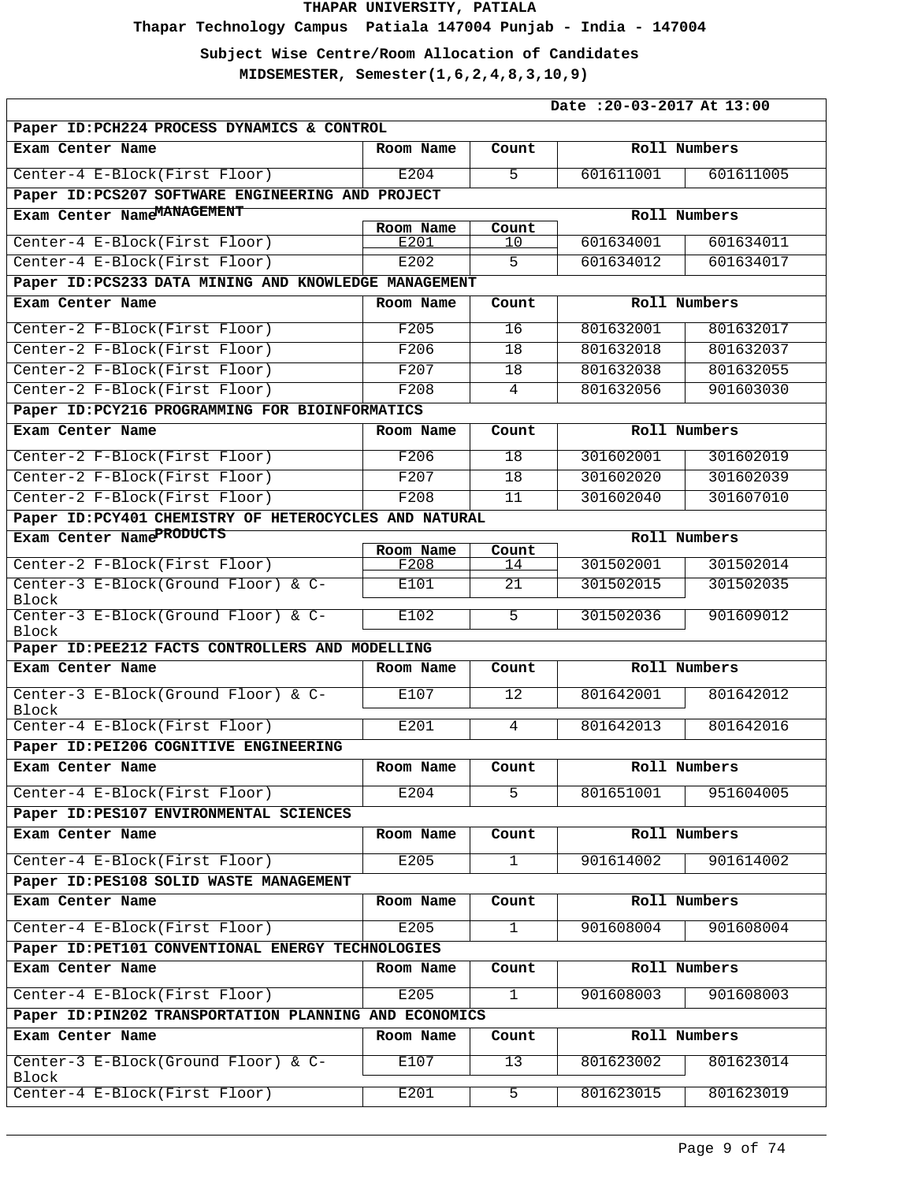**THAPAR UNIVERSITY, PATIALA**

**Thapar Technology Campus Patiala 147004 Punjab - India - 147004**

**Subject Wise Centre/Room Allocation of Candidates**

**MIDSEMESTER, Semester(1,6,2,4,8,3,10,9)**

**Date :20-03-2017 At 13:00**

**Paper ID:PCH224 PROCESS DYNAMICS & CONTROL**

| Exam Center Name | Room Name | Count | Roll Numbers | |
|---|---|---|---|---|
| Center-4 E-Block(First Floor) | E204 | 5 | 601611001 | 601611005 |

**Paper ID:PCS207 SOFTWARE ENGINEERING AND PROJECT MANAGEMENT**

| Exam Center Name | Room Name | Count | Roll Numbers | |
|---|---|---|---|---|
| Center-4 E-Block(First Floor) | E201 | 10 | 601634001 | 601634011 |
| Center-4 E-Block(First Floor) | E202 | 5 | 601634012 | 601634017 |

**Paper ID:PCS233 DATA MINING AND KNOWLEDGE MANAGEMENT**

| Exam Center Name | Room Name | Count | Roll Numbers | |
|---|---|---|---|---|
| Center-2 F-Block(First Floor) | F205 | 16 | 801632001 | 801632017 |
| Center-2 F-Block(First Floor) | F206 | 18 | 801632018 | 801632037 |
| Center-2 F-Block(First Floor) | F207 | 18 | 801632038 | 801632055 |
| Center-2 F-Block(First Floor) | F208 | 4 | 801632056 | 901603030 |

**Paper ID:PCY216 PROGRAMMING FOR BIOINFORMATICS**

| Exam Center Name | Room Name | Count | Roll Numbers | |
|---|---|---|---|---|
| Center-2 F-Block(First Floor) | F206 | 18 | 301602001 | 301602019 |
| Center-2 F-Block(First Floor) | F207 | 18 | 301602020 | 301602039 |
| Center-2 F-Block(First Floor) | F208 | 11 | 301602040 | 301607010 |

**Paper ID:PCY401 CHEMISTRY OF HETEROCYCLES AND NATURAL PRODUCTS**

| Exam Center Name | Room Name | Count | Roll Numbers | |
|---|---|---|---|---|
| Center-2 F-Block(First Floor) | F208 | 14 | 301502001 | 301502014 |
| Center-3 E-Block(Ground Floor) & C-Block | E101 | 21 | 301502015 | 301502035 |
| Center-3 E-Block(Ground Floor) & C-Block | E102 | 5 | 301502036 | 901609012 |

**Paper ID:PEE212 FACTS CONTROLLERS AND MODELLING**

| Exam Center Name | Room Name | Count | Roll Numbers | |
|---|---|---|---|---|
| Center-3 E-Block(Ground Floor) & C-Block | E107 | 12 | 801642001 | 801642012 |
| Center-4 E-Block(First Floor) | E201 | 4 | 801642013 | 801642016 |

**Paper ID:PEI206 COGNITIVE ENGINEERING**

| Exam Center Name | Room Name | Count | Roll Numbers | |
|---|---|---|---|---|
| Center-4 E-Block(First Floor) | E204 | 5 | 801651001 | 951604005 |

**Paper ID:PES107 ENVIRONMENTAL SCIENCES**

| Exam Center Name | Room Name | Count | Roll Numbers | |
|---|---|---|---|---|
| Center-4 E-Block(First Floor) | E205 | 1 | 901614002 | 901614002 |

**Paper ID:PES108 SOLID WASTE MANAGEMENT**

| Exam Center Name | Room Name | Count | Roll Numbers | |
|---|---|---|---|---|
| Center-4 E-Block(First Floor) | E205 | 1 | 901608004 | 901608004 |

**Paper ID:PET101 CONVENTIONAL ENERGY TECHNOLOGIES**

| Exam Center Name | Room Name | Count | Roll Numbers | |
|---|---|---|---|---|
| Center-4 E-Block(First Floor) | E205 | 1 | 901608003 | 901608003 |

**Paper ID:PIN202 TRANSPORTATION PLANNING AND ECONOMICS**

| Exam Center Name | Room Name | Count | Roll Numbers | |
|---|---|---|---|---|
| Center-3 E-Block(Ground Floor) & C-Block | E107 | 13 | 801623002 | 801623014 |
| Center-4 E-Block(First Floor) | E201 | 5 | 801623015 | 801623019 |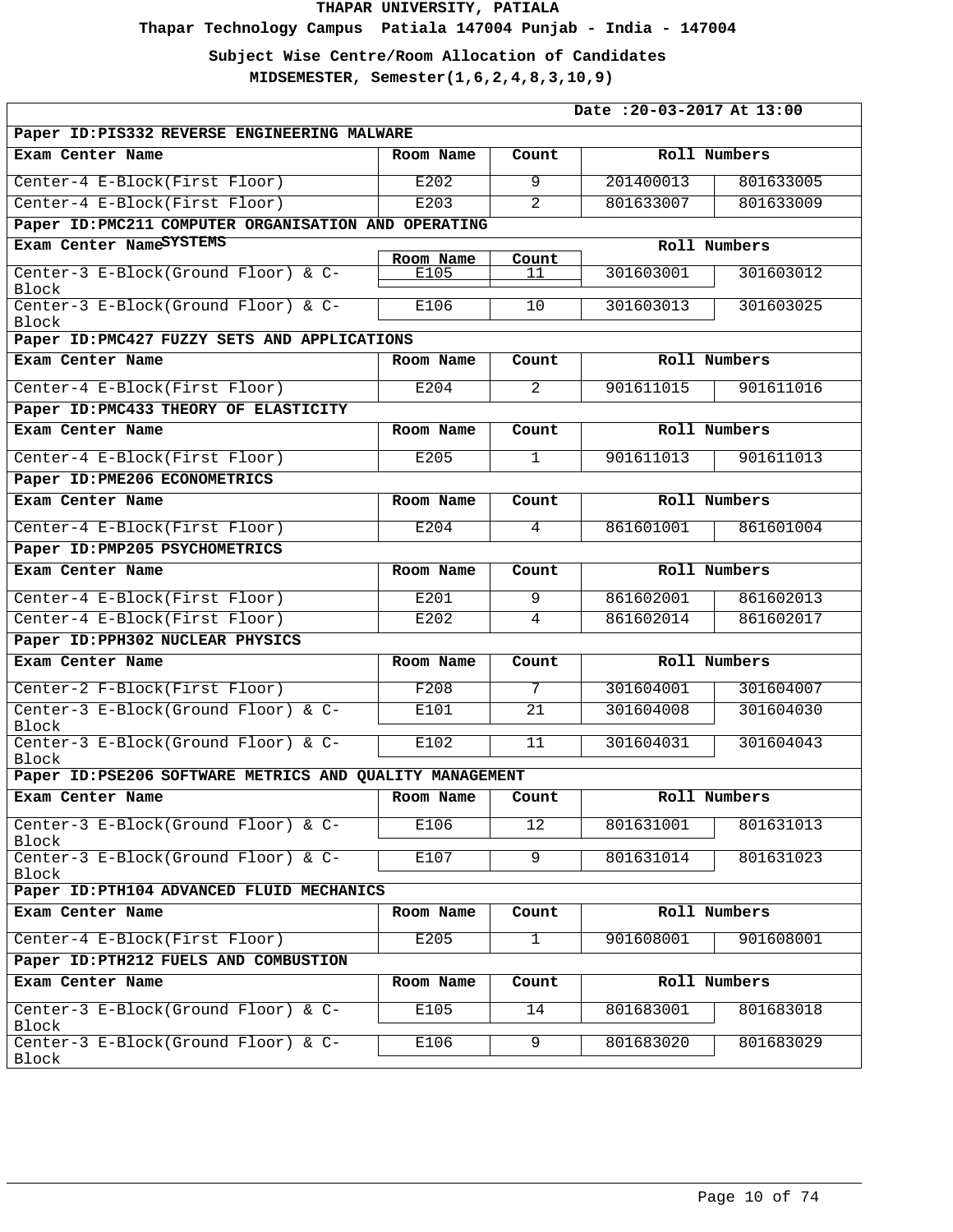# THAPAR UNIVERSITY, PATIALA

**Thapar Technology Campus Patiala 147004 Punjab - India - 147004**

**Subject Wise Centre/Room Allocation of Candidates**

**MIDSEMESTER, Semester(1,6,2,4,8,3,10,9)**

**Date :20-03-2017 At 13:00**

**Paper ID:PIS332 REVERSE ENGINEERING MALWARE**

| Exam Center Name | Room Name | Count | Roll Numbers | |
|---|---|---|---|---|
| Center-4 E-Block(First Floor) | E202 | 9 | 201400013 | 801633005 |
| Center-4 E-Block(First Floor) | E203 | 2 | 801633007 | 801633009 |

**Paper ID:PMC211 COMPUTER ORGANISATION AND OPERATING SYSTEMS**

| Exam Center Name | Room Name | Count | Roll Numbers | |
|---|---|---|---|---|
| Center-3 E-Block(Ground Floor) & C-Block | E105 | 11 | 301603001 | 301603012 |
| Center-3 E-Block(Ground Floor) & C-Block | E106 | 10 | 301603013 | 301603025 |

**Paper ID:PMC427 FUZZY SETS AND APPLICATIONS**

| Exam Center Name | Room Name | Count | Roll Numbers | |
|---|---|---|---|---|
| Center-4 E-Block(First Floor) | E204 | 2 | 901611015 | 901611016 |

**Paper ID:PMC433 THEORY OF ELASTICITY**

| Exam Center Name | Room Name | Count | Roll Numbers | |
|---|---|---|---|---|
| Center-4 E-Block(First Floor) | E205 | 1 | 901611013 | 901611013 |

**Paper ID:PME206 ECONOMETRICS**

| Exam Center Name | Room Name | Count | Roll Numbers | |
|---|---|---|---|---|
| Center-4 E-Block(First Floor) | E204 | 4 | 861601001 | 861601004 |

**Paper ID:PMP205 PSYCHOMETRICS**

| Exam Center Name | Room Name | Count | Roll Numbers | |
|---|---|---|---|---|
| Center-4 E-Block(First Floor) | E201 | 9 | 861602001 | 861602013 |
| Center-4 E-Block(First Floor) | E202 | 4 | 861602014 | 861602017 |

**Paper ID:PPH302 NUCLEAR PHYSICS**

| Exam Center Name | Room Name | Count | Roll Numbers | |
|---|---|---|---|---|
| Center-2 F-Block(First Floor) | F208 | 7 | 301604001 | 301604007 |
| Center-3 E-Block(Ground Floor) & C-Block | E101 | 21 | 301604008 | 301604030 |
| Center-3 E-Block(Ground Floor) & C-Block | E102 | 11 | 301604031 | 301604043 |

**Paper ID:PSE206 SOFTWARE METRICS AND QUALITY MANAGEMENT**

| Exam Center Name | Room Name | Count | Roll Numbers | |
|---|---|---|---|---|
| Center-3 E-Block(Ground Floor) & C-Block | E106 | 12 | 801631001 | 801631013 |
| Center-3 E-Block(Ground Floor) & C-Block | E107 | 9 | 801631014 | 801631023 |

**Paper ID:PTH104 ADVANCED FLUID MECHANICS**

| Exam Center Name | Room Name | Count | Roll Numbers | |
|---|---|---|---|---|
| Center-4 E-Block(First Floor) | E205 | 1 | 901608001 | 901608001 |

**Paper ID:PTH212 FUELS AND COMBUSTION**

| Exam Center Name | Room Name | Count | Roll Numbers | |
|---|---|---|---|---|
| Center-3 E-Block(Ground Floor) & C-Block | E105 | 14 | 801683001 | 801683018 |
| Center-3 E-Block(Ground Floor) & C-Block | E106 | 9 | 801683020 | 801683029 |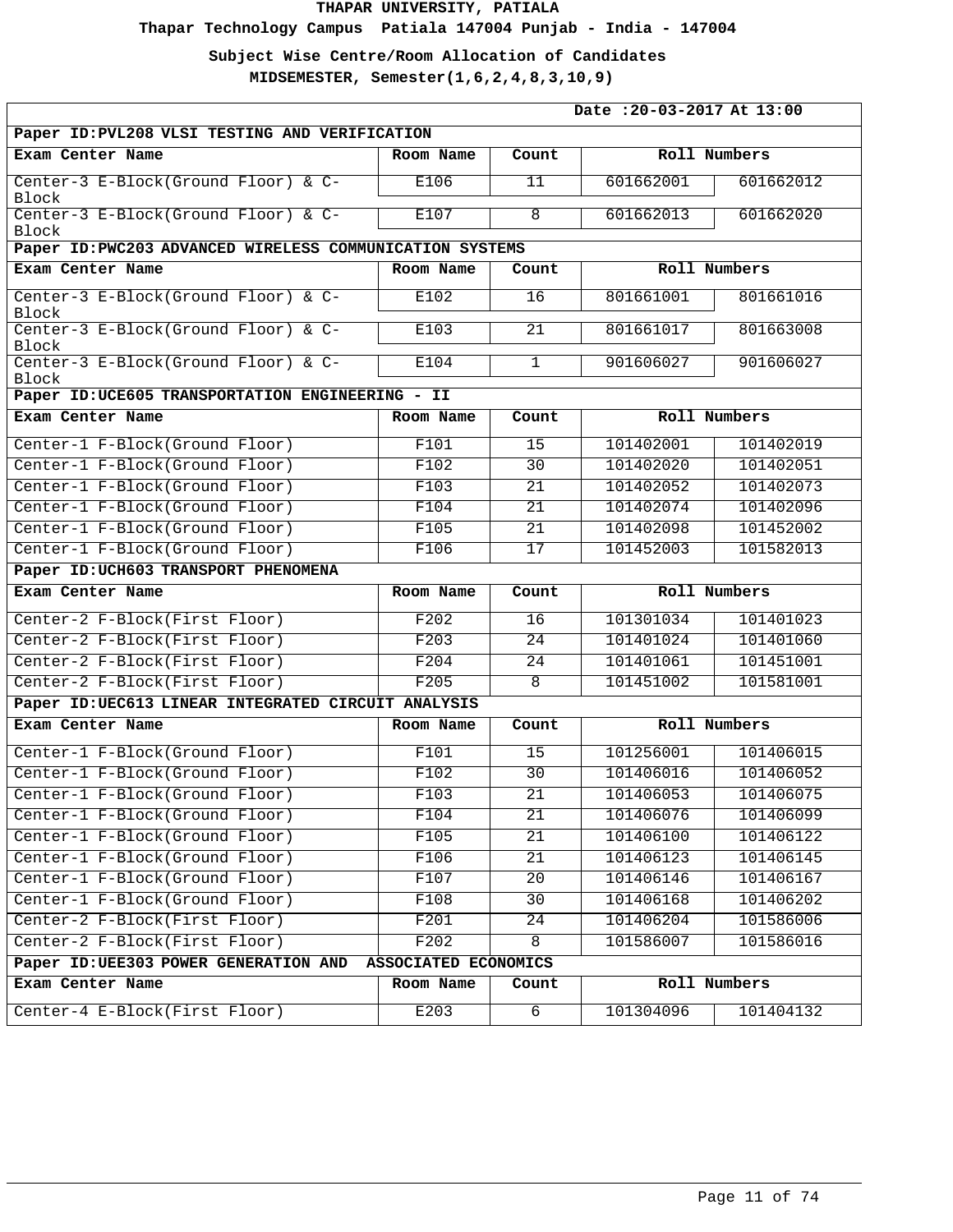# THAPAR UNIVERSITY, PATIALA

Thapar Technology Campus Patiala 147004 Punjab - India - 147004

**Subject Wise Centre/Room Allocation of Candidates**

**MIDSEMESTER, Semester(1,6,2,4,8,3,10,9)**

**Date :20-03-2017 At 13:00**

**Paper ID:PVL208 VLSI TESTING AND VERIFICATION**

| Exam Center Name | Room Name | Count | Roll Numbers | |
|---|---|---|---|---|
| Center-3 E-Block(Ground Floor) & C-Block | E106 | 11 | 601662001 | 601662012 |
| Center-3 E-Block(Ground Floor) & C-Block | E107 | 8 | 601662013 | 601662020 |

**Paper ID:PWC203 ADVANCED WIRELESS COMMUNICATION SYSTEMS**

| Exam Center Name | Room Name | Count | Roll Numbers | |
|---|---|---|---|---|
| Center-3 E-Block(Ground Floor) & C-Block | E102 | 16 | 801661001 | 801661016 |
| Center-3 E-Block(Ground Floor) & C-Block | E103 | 21 | 801661017 | 801663008 |
| Center-3 E-Block(Ground Floor) & C-Block | E104 | 1 | 901606027 | 901606027 |

**Paper ID:UCE605 TRANSPORTATION ENGINEERING - II**

| Exam Center Name | Room Name | Count | Roll Numbers | |
|---|---|---|---|---|
| Center-1 F-Block(Ground Floor) | F101 | 15 | 101402001 | 101402019 |
| Center-1 F-Block(Ground Floor) | F102 | 30 | 101402020 | 101402051 |
| Center-1 F-Block(Ground Floor) | F103 | 21 | 101402052 | 101402073 |
| Center-1 F-Block(Ground Floor) | F104 | 21 | 101402074 | 101402096 |
| Center-1 F-Block(Ground Floor) | F105 | 21 | 101402098 | 101452002 |
| Center-1 F-Block(Ground Floor) | F106 | 17 | 101452003 | 101582013 |

**Paper ID:UCH603 TRANSPORT PHENOMENA**

| Exam Center Name | Room Name | Count | Roll Numbers | |
|---|---|---|---|---|
| Center-2 F-Block(First Floor) | F202 | 16 | 101301034 | 101401023 |
| Center-2 F-Block(First Floor) | F203 | 24 | 101401024 | 101401060 |
| Center-2 F-Block(First Floor) | F204 | 24 | 101401061 | 101451001 |
| Center-2 F-Block(First Floor) | F205 | 8 | 101451002 | 101581001 |

**Paper ID:UEC613 LINEAR INTEGRATED CIRCUIT ANALYSIS**

| Exam Center Name | Room Name | Count | Roll Numbers | |
|---|---|---|---|---|
| Center-1 F-Block(Ground Floor) | F101 | 15 | 101256001 | 101406015 |
| Center-1 F-Block(Ground Floor) | F102 | 30 | 101406016 | 101406052 |
| Center-1 F-Block(Ground Floor) | F103 | 21 | 101406053 | 101406075 |
| Center-1 F-Block(Ground Floor) | F104 | 21 | 101406076 | 101406099 |
| Center-1 F-Block(Ground Floor) | F105 | 21 | 101406100 | 101406122 |
| Center-1 F-Block(Ground Floor) | F106 | 21 | 101406123 | 101406145 |
| Center-1 F-Block(Ground Floor) | F107 | 20 | 101406146 | 101406167 |
| Center-1 F-Block(Ground Floor) | F108 | 30 | 101406168 | 101406202 |
| Center-2 F-Block(First Floor) | F201 | 24 | 101406204 | 101586006 |
| Center-2 F-Block(First Floor) | F202 | 8 | 101586007 | 101586016 |

**Paper ID:UEE303 POWER GENERATION AND ASSOCIATED ECONOMICS**

| Exam Center Name | Room Name | Count | Roll Numbers | |
|---|---|---|---|---|
| Center-4 E-Block(First Floor) | E203 | 6 | 101304096 | 101404132 |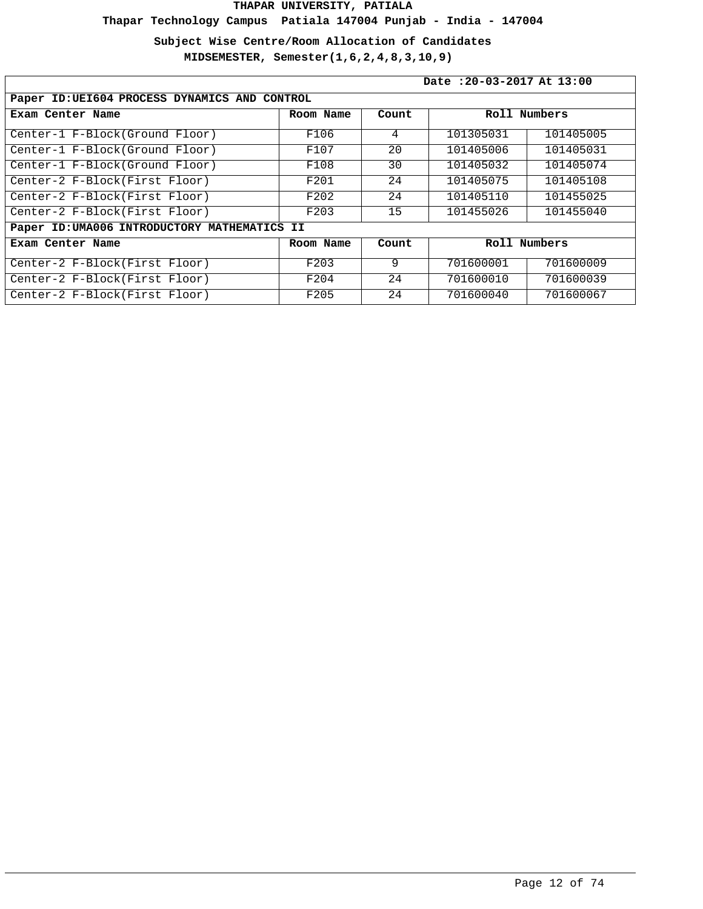**THAPAR UNIVERSITY, PATIALA**

**Thapar Technology Campus Patiala 147004 Punjab - India - 147004**

**Subject Wise Centre/Room Allocation of Candidates**

**MIDSEMESTER, Semester(1,6,2,4,8,3,10,9)**

**Date :20-03-2017 At 13:00**

**Paper ID:UEI604 PROCESS DYNAMICS AND CONTROL**

| Exam Center Name | Room Name | Count | Roll Numbers | |
|---|---|---|---|---|
| Center-1 F-Block(Ground Floor) | F106 | 4 | 101305031 | 101405005 |
| Center-1 F-Block(Ground Floor) | F107 | 20 | 101405006 | 101405031 |
| Center-1 F-Block(Ground Floor) | F108 | 30 | 101405032 | 101405074 |
| Center-2 F-Block(First Floor) | F201 | 24 | 101405075 | 101405108 |
| Center-2 F-Block(First Floor) | F202 | 24 | 101405110 | 101455025 |
| Center-2 F-Block(First Floor) | F203 | 15 | 101455026 | 101455040 |

**Paper ID:UMA006 INTRODUCTORY MATHEMATICS II**

| Exam Center Name | Room Name | Count | Roll Numbers | |
|---|---|---|---|---|
| Center-2 F-Block(First Floor) | F203 | 9 | 701600001 | 701600009 |
| Center-2 F-Block(First Floor) | F204 | 24 | 701600010 | 701600039 |
| Center-2 F-Block(First Floor) | F205 | 24 | 701600040 | 701600067 |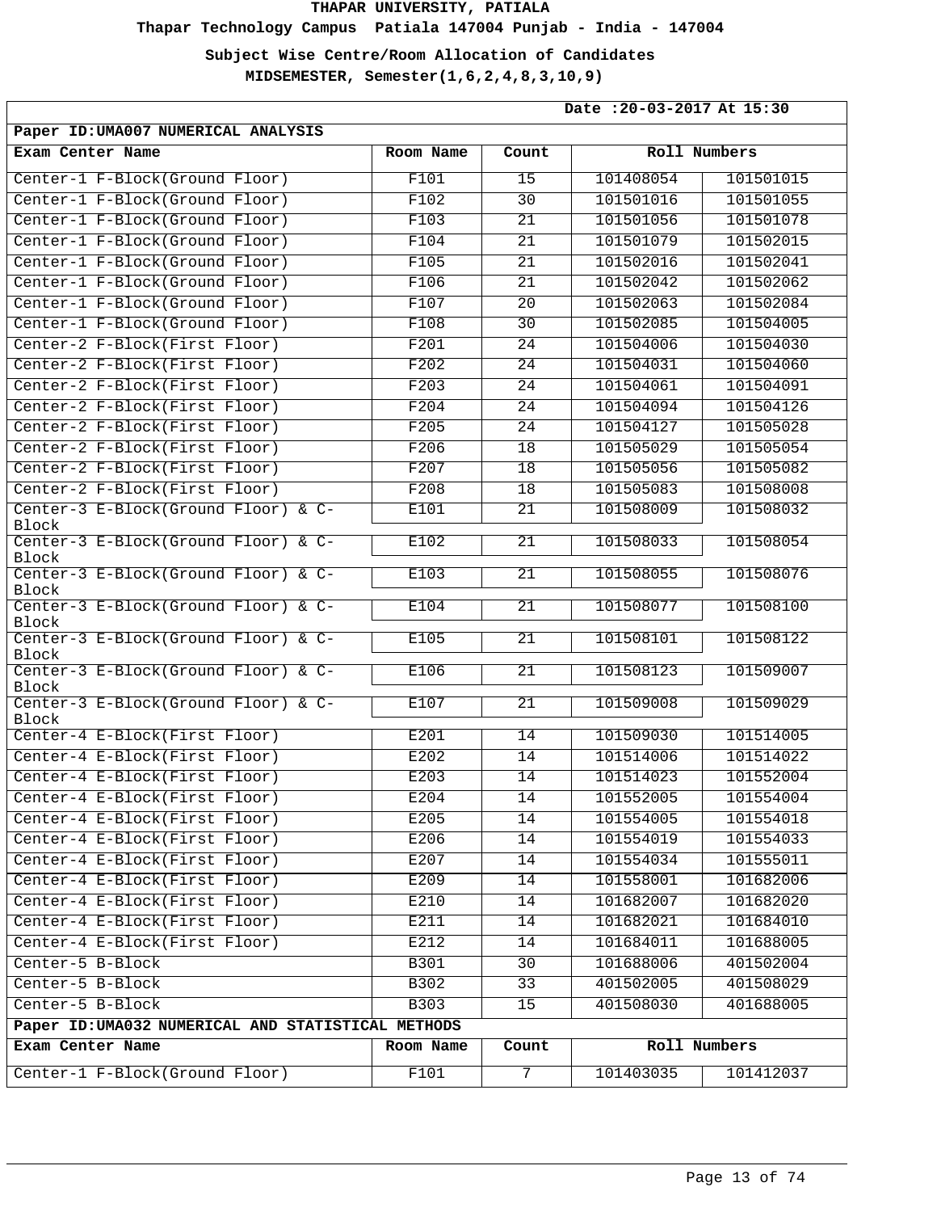# THAPAR UNIVERSITY, PATIALA

**Thapar Technology Campus Patiala 147004 Punjab - India - 147004**

**Subject Wise Centre/Room Allocation of Candidates**

**MIDSEMESTER, Semester(1,6,2,4,8,3,10,9)**

**Date :20-03-2017 At 15:30**

**Paper ID:UMA007 NUMERICAL ANALYSIS**

| Exam Center Name | Room Name | Count | Roll Numbers | |
|---|---|---|---|---|
| Center-1 F-Block(Ground Floor) | F101 | 15 | 101408054 | 101501015 |
| Center-1 F-Block(Ground Floor) | F102 | 30 | 101501016 | 101501055 |
| Center-1 F-Block(Ground Floor) | F103 | 21 | 101501056 | 101501078 |
| Center-1 F-Block(Ground Floor) | F104 | 21 | 101501079 | 101502015 |
| Center-1 F-Block(Ground Floor) | F105 | 21 | 101502016 | 101502041 |
| Center-1 F-Block(Ground Floor) | F106 | 21 | 101502042 | 101502062 |
| Center-1 F-Block(Ground Floor) | F107 | 20 | 101502063 | 101502084 |
| Center-1 F-Block(Ground Floor) | F108 | 30 | 101502085 | 101504005 |
| Center-2 F-Block(First Floor) | F201 | 24 | 101504006 | 101504030 |
| Center-2 F-Block(First Floor) | F202 | 24 | 101504031 | 101504060 |
| Center-2 F-Block(First Floor) | F203 | 24 | 101504061 | 101504091 |
| Center-2 F-Block(First Floor) | F204 | 24 | 101504094 | 101504126 |
| Center-2 F-Block(First Floor) | F205 | 24 | 101504127 | 101505028 |
| Center-2 F-Block(First Floor) | F206 | 18 | 101505029 | 101505054 |
| Center-2 F-Block(First Floor) | F207 | 18 | 101505056 | 101505082 |
| Center-2 F-Block(First Floor) | F208 | 18 | 101505083 | 101508008 |
| Center-3 E-Block(Ground Floor) & C-Block | E101 | 21 | 101508009 | 101508032 |
| Center-3 E-Block(Ground Floor) & C-Block | E102 | 21 | 101508033 | 101508054 |
| Center-3 E-Block(Ground Floor) & C-Block | E103 | 21 | 101508055 | 101508076 |
| Center-3 E-Block(Ground Floor) & C-Block | E104 | 21 | 101508077 | 101508100 |
| Center-3 E-Block(Ground Floor) & C-Block | E105 | 21 | 101508101 | 101508122 |
| Center-3 E-Block(Ground Floor) & C-Block | E106 | 21 | 101508123 | 101509007 |
| Center-3 E-Block(Ground Floor) & C-Block | E107 | 21 | 101509008 | 101509029 |
| Center-4 E-Block(First Floor) | E201 | 14 | 101509030 | 101514005 |
| Center-4 E-Block(First Floor) | E202 | 14 | 101514006 | 101514022 |
| Center-4 E-Block(First Floor) | E203 | 14 | 101514023 | 101552004 |
| Center-4 E-Block(First Floor) | E204 | 14 | 101552005 | 101554004 |
| Center-4 E-Block(First Floor) | E205 | 14 | 101554005 | 101554018 |
| Center-4 E-Block(First Floor) | E206 | 14 | 101554019 | 101554033 |
| Center-4 E-Block(First Floor) | E207 | 14 | 101554034 | 101555011 |
| Center-4 E-Block(First Floor) | E209 | 14 | 101558001 | 101682006 |
| Center-4 E-Block(First Floor) | E210 | 14 | 101682007 | 101682020 |
| Center-4 E-Block(First Floor) | E211 | 14 | 101682021 | 101684010 |
| Center-4 E-Block(First Floor) | E212 | 14 | 101684011 | 101688005 |
| Center-5 B-Block | B301 | 30 | 101688006 | 401502004 |
| Center-5 B-Block | B302 | 33 | 401502005 | 401508029 |
| Center-5 B-Block | B303 | 15 | 401508030 | 401688005 |

**Paper ID:UMA032 NUMERICAL AND STATISTICAL METHODS**

| Exam Center Name | Room Name | Count | Roll Numbers | |
|---|---|---|---|---|
| Center-1 F-Block(Ground Floor) | F101 | 7 | 101403035 | 101412037 |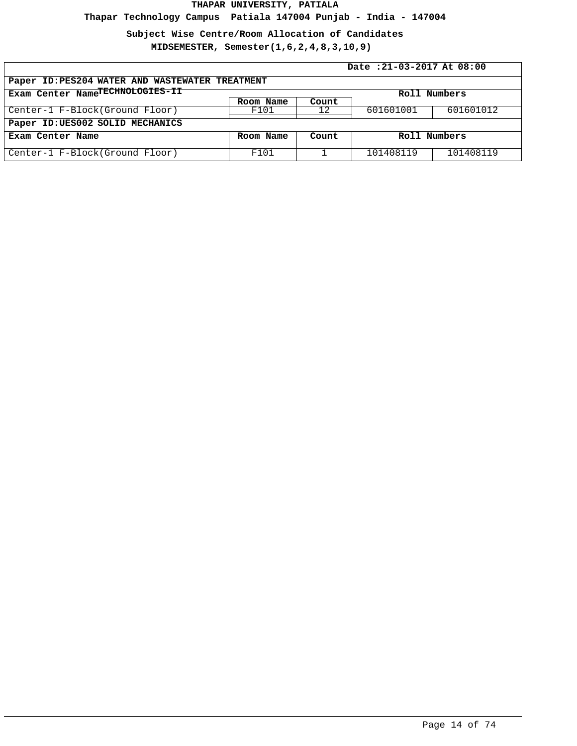**THAPAR UNIVERSITY, PATIALA**

**Thapar Technology Campus Patiala 147004 Punjab - India - 147004**

**Subject Wise Centre/Room Allocation of Candidates**

**MIDSEMESTER, Semester(1,6,2,4,8,3,10,9)**

**Date :21-03-2017 At 08:00**

**Paper ID:PES204 WATER AND WASTEWATER TREATMENT TECHNOLOGIES-II**

| Exam Center Name | Room Name | Count | Roll Numbers | |
|---|---|---|---|---|
| Center-1 F-Block(Ground Floor) | F101 | 12 | 601601001 | 601601012 |

**Paper ID:UES002 SOLID MECHANICS**

| Exam Center Name | Room Name | Count | Roll Numbers | |
|---|---|---|---|---|
| Center-1 F-Block(Ground Floor) | F101 | 1 | 101408119 | 101408119 |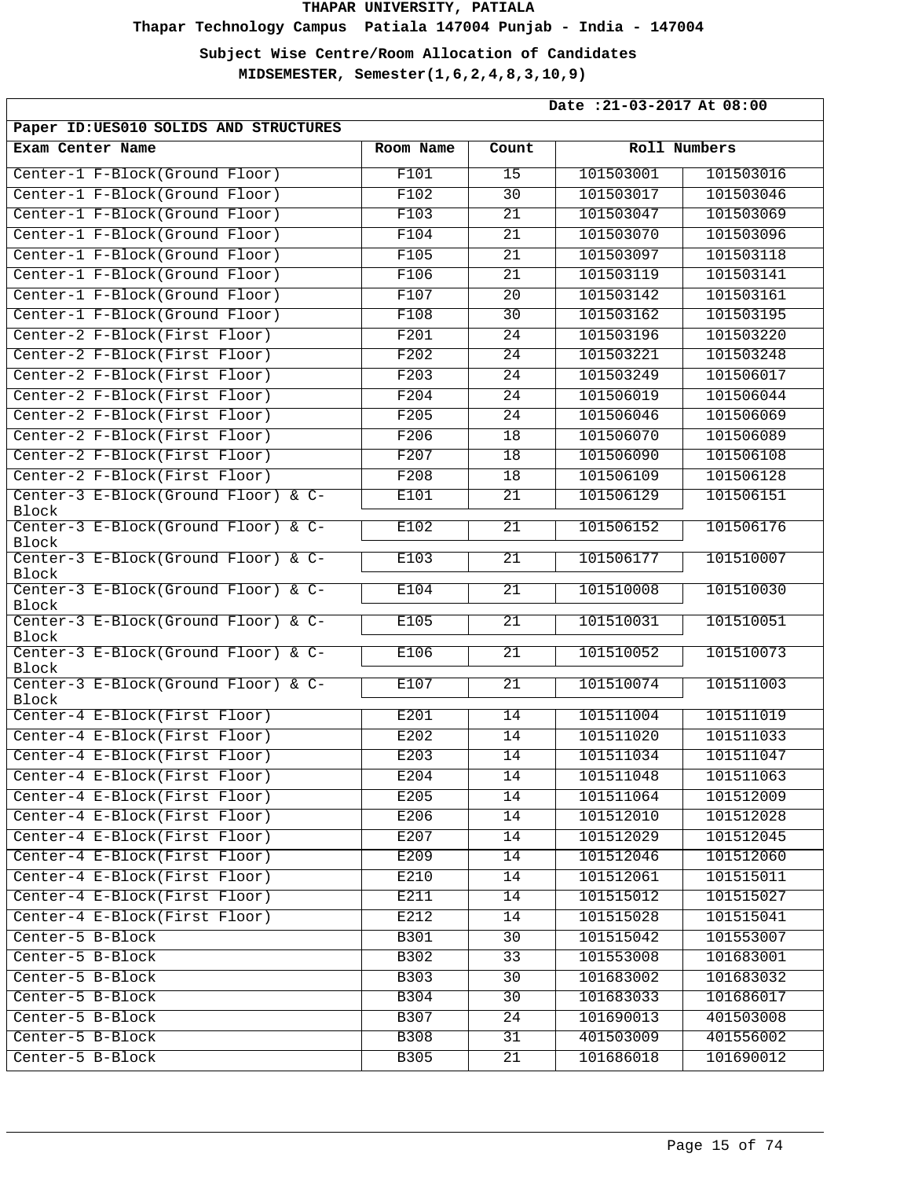# THAPAR UNIVERSITY, PATIALA

**Thapar Technology Campus Patiala 147004 Punjab - India - 147004**

**Subject Wise Centre/Room Allocation of Candidates**

**MIDSEMESTER, Semester(1,6,2,4,8,3,10,9)**

**Date :21-03-2017 At 08:00**

**Paper ID:UES010 SOLIDS AND STRUCTURES**

| Exam Center Name | Room Name | Count | Roll Numbers | |
|---|---|---|---|---|
| Center-1 F-Block(Ground Floor) | F101 | 15 | 101503001 | 101503016 |
| Center-1 F-Block(Ground Floor) | F102 | 30 | 101503017 | 101503046 |
| Center-1 F-Block(Ground Floor) | F103 | 21 | 101503047 | 101503069 |
| Center-1 F-Block(Ground Floor) | F104 | 21 | 101503070 | 101503096 |
| Center-1 F-Block(Ground Floor) | F105 | 21 | 101503097 | 101503118 |
| Center-1 F-Block(Ground Floor) | F106 | 21 | 101503119 | 101503141 |
| Center-1 F-Block(Ground Floor) | F107 | 20 | 101503142 | 101503161 |
| Center-1 F-Block(Ground Floor) | F108 | 30 | 101503162 | 101503195 |
| Center-2 F-Block(First Floor) | F201 | 24 | 101503196 | 101503220 |
| Center-2 F-Block(First Floor) | F202 | 24 | 101503221 | 101503248 |
| Center-2 F-Block(First Floor) | F203 | 24 | 101503249 | 101506017 |
| Center-2 F-Block(First Floor) | F204 | 24 | 101506019 | 101506044 |
| Center-2 F-Block(First Floor) | F205 | 24 | 101506046 | 101506069 |
| Center-2 F-Block(First Floor) | F206 | 18 | 101506070 | 101506089 |
| Center-2 F-Block(First Floor) | F207 | 18 | 101506090 | 101506108 |
| Center-2 F-Block(First Floor) | F208 | 18 | 101506109 | 101506128 |
| Center-3 E-Block(Ground Floor) & C-Block | E101 | 21 | 101506129 | 101506151 |
| Center-3 E-Block(Ground Floor) & C-Block | E102 | 21 | 101506152 | 101506176 |
| Center-3 E-Block(Ground Floor) & C-Block | E103 | 21 | 101506177 | 101510007 |
| Center-3 E-Block(Ground Floor) & C-Block | E104 | 21 | 101510008 | 101510030 |
| Center-3 E-Block(Ground Floor) & C-Block | E105 | 21 | 101510031 | 101510051 |
| Center-3 E-Block(Ground Floor) & C-Block | E106 | 21 | 101510052 | 101510073 |
| Center-3 E-Block(Ground Floor) & C-Block | E107 | 21 | 101510074 | 101511003 |
| Center-4 E-Block(First Floor) | E201 | 14 | 101511004 | 101511019 |
| Center-4 E-Block(First Floor) | E202 | 14 | 101511020 | 101511033 |
| Center-4 E-Block(First Floor) | E203 | 14 | 101511034 | 101511047 |
| Center-4 E-Block(First Floor) | E204 | 14 | 101511048 | 101511063 |
| Center-4 E-Block(First Floor) | E205 | 14 | 101511064 | 101512009 |
| Center-4 E-Block(First Floor) | E206 | 14 | 101512010 | 101512028 |
| Center-4 E-Block(First Floor) | E207 | 14 | 101512029 | 101512045 |
| Center-4 E-Block(First Floor) | E209 | 14 | 101512046 | 101512060 |
| Center-4 E-Block(First Floor) | E210 | 14 | 101512061 | 101515011 |
| Center-4 E-Block(First Floor) | E211 | 14 | 101515012 | 101515027 |
| Center-4 E-Block(First Floor) | E212 | 14 | 101515028 | 101515041 |
| Center-5 B-Block | B301 | 30 | 101515042 | 101553007 |
| Center-5 B-Block | B302 | 33 | 101553008 | 101683001 |
| Center-5 B-Block | B303 | 30 | 101683002 | 101683032 |
| Center-5 B-Block | B304 | 30 | 101683033 | 101686017 |
| Center-5 B-Block | B307 | 24 | 101690013 | 401503008 |
| Center-5 B-Block | B308 | 31 | 401503009 | 401556002 |
| Center-5 B-Block | B305 | 21 | 101686018 | 101690012 |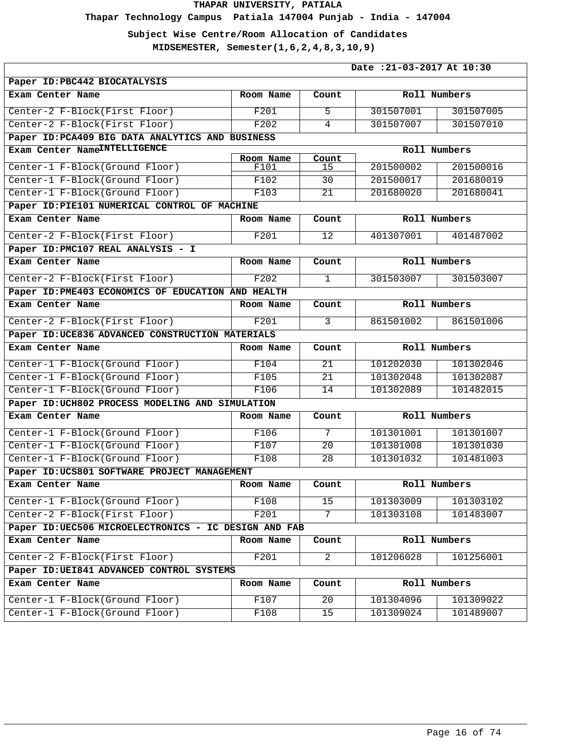**THAPAR UNIVERSITY, PATIALA**

**Thapar Technology Campus Patiala 147004 Punjab - India - 147004**

**Subject Wise Centre/Room Allocation of Candidates**

**MIDSEMESTER, Semester(1,6,2,4,8,3,10,9)**

**Date :21-03-2017 At 10:30**

**Paper ID:PBC442 BIOCATALYSIS**

| Exam Center Name | Room Name | Count | Roll Numbers | |
|---|---|---|---|---|
| Center-2 F-Block(First Floor) | F201 | 5 | 301507001 | 301507005 |
| Center-2 F-Block(First Floor) | F202 | 4 | 301507007 | 301507010 |

**Paper ID:PCA409 BIG DATA ANALYTICS AND BUSINESS INTELLIGENCE**

| Exam Center Name | Room Name | Count | Roll Numbers | |
|---|---|---|---|---|
| Center-1 F-Block(Ground Floor) | F101 | 15 | 201500002 | 201500016 |
| Center-1 F-Block(Ground Floor) | F102 | 30 | 201500017 | 201680019 |
| Center-1 F-Block(Ground Floor) | F103 | 21 | 201680020 | 201680041 |

**Paper ID:PIE101 NUMERICAL CONTROL OF MACHINE**

| Exam Center Name | Room Name | Count | Roll Numbers | |
|---|---|---|---|---|
| Center-2 F-Block(First Floor) | F201 | 12 | 401307001 | 401487002 |

**Paper ID:PMC107 REAL ANALYSIS - I**

| Exam Center Name | Room Name | Count | Roll Numbers | |
|---|---|---|---|---|
| Center-2 F-Block(First Floor) | F202 | 1 | 301503007 | 301503007 |

**Paper ID:PME403 ECONOMICS OF EDUCATION AND HEALTH**

| Exam Center Name | Room Name | Count | Roll Numbers | |
|---|---|---|---|---|
| Center-2 F-Block(First Floor) | F201 | 3 | 861501002 | 861501006 |

**Paper ID:UCE836 ADVANCED CONSTRUCTION MATERIALS**

| Exam Center Name | Room Name | Count | Roll Numbers | |
|---|---|---|---|---|
| Center-1 F-Block(Ground Floor) | F104 | 21 | 101202030 | 101302046 |
| Center-1 F-Block(Ground Floor) | F105 | 21 | 101302048 | 101302087 |
| Center-1 F-Block(Ground Floor) | F106 | 14 | 101302089 | 101482015 |

**Paper ID:UCH802 PROCESS MODELING AND SIMULATION**

| Exam Center Name | Room Name | Count | Roll Numbers | |
|---|---|---|---|---|
| Center-1 F-Block(Ground Floor) | F106 | 7 | 101301001 | 101301007 |
| Center-1 F-Block(Ground Floor) | F107 | 20 | 101301008 | 101301030 |
| Center-1 F-Block(Ground Floor) | F108 | 28 | 101301032 | 101481003 |

**Paper ID:UCS801 SOFTWARE PROJECT MANAGEMENT**

| Exam Center Name | Room Name | Count | Roll Numbers | |
|---|---|---|---|---|
| Center-1 F-Block(Ground Floor) | F108 | 15 | 101303009 | 101303102 |
| Center-2 F-Block(First Floor) | F201 | 7 | 101303108 | 101483007 |

**Paper ID:UEC506 MICROELECTRONICS - IC DESIGN AND FAB**

| Exam Center Name | Room Name | Count | Roll Numbers | |
|---|---|---|---|---|
| Center-2 F-Block(First Floor) | F201 | 2 | 101206028 | 101256001 |

**Paper ID:UEI841 ADVANCED CONTROL SYSTEMS**

| Exam Center Name | Room Name | Count | Roll Numbers | |
|---|---|---|---|---|
| Center-1 F-Block(Ground Floor) | F107 | 20 | 101304096 | 101309022 |
| Center-1 F-Block(Ground Floor) | F108 | 15 | 101309024 | 101489007 |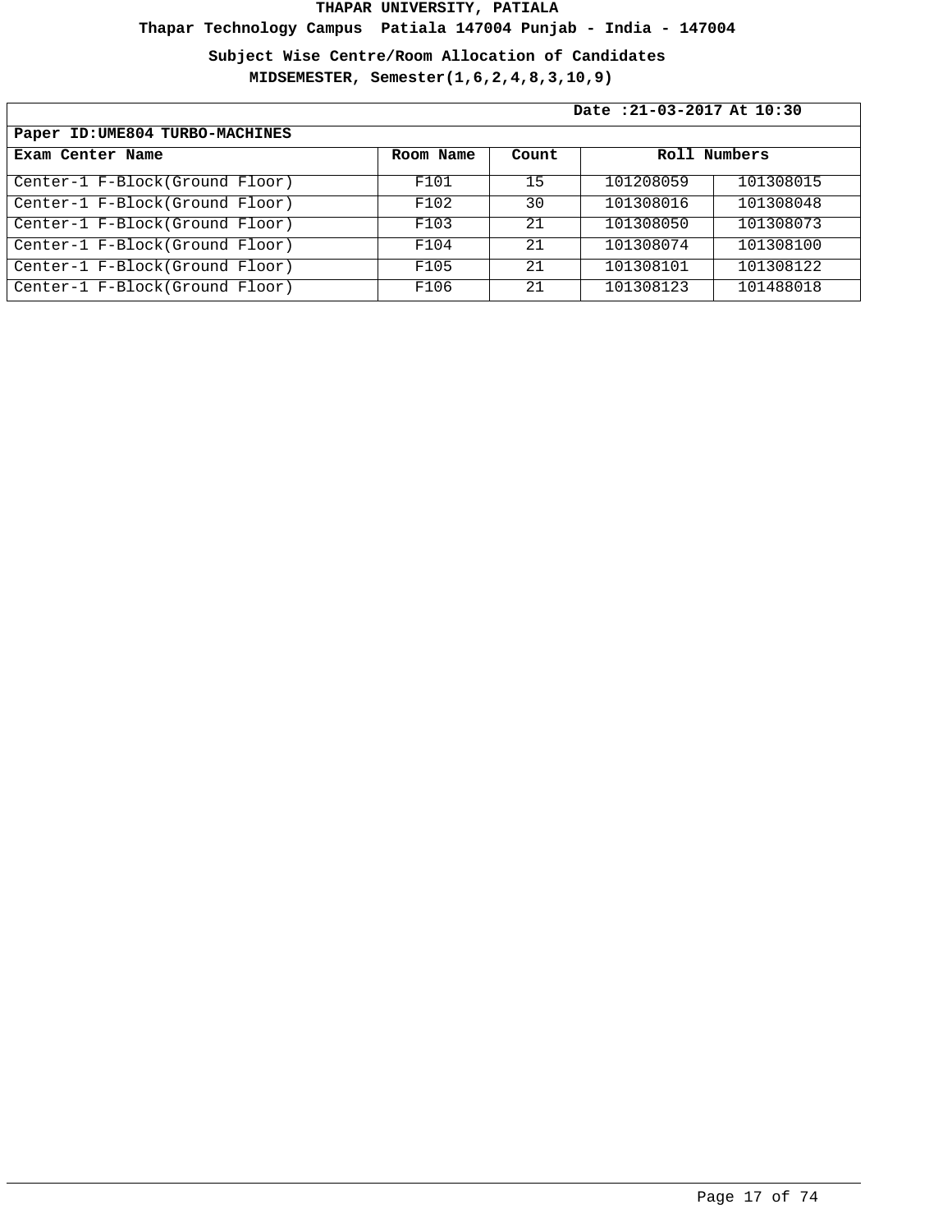# THAPAR UNIVERSITY, PATIALA

**Thapar Technology Campus Patiala 147004 Punjab - India - 147004**

**Subject Wise Centre/Room Allocation of Candidates**

**MIDSEMESTER, Semester(1,6,2,4,8,3,10,9)**

**Date :21-03-2017 At 10:30**

**Paper ID:UME804 TURBO-MACHINES**

| Exam Center Name | Room Name | Count | Roll Numbers | |
|---|---|---|---|---|
| Center-1 F-Block(Ground Floor) | F101 | 15 | 101208059 | 101308015 |
| Center-1 F-Block(Ground Floor) | F102 | 30 | 101308016 | 101308048 |
| Center-1 F-Block(Ground Floor) | F103 | 21 | 101308050 | 101308073 |
| Center-1 F-Block(Ground Floor) | F104 | 21 | 101308074 | 101308100 |
| Center-1 F-Block(Ground Floor) | F105 | 21 | 101308101 | 101308122 |
| Center-1 F-Block(Ground Floor) | F106 | 21 | 101308123 | 101488018 |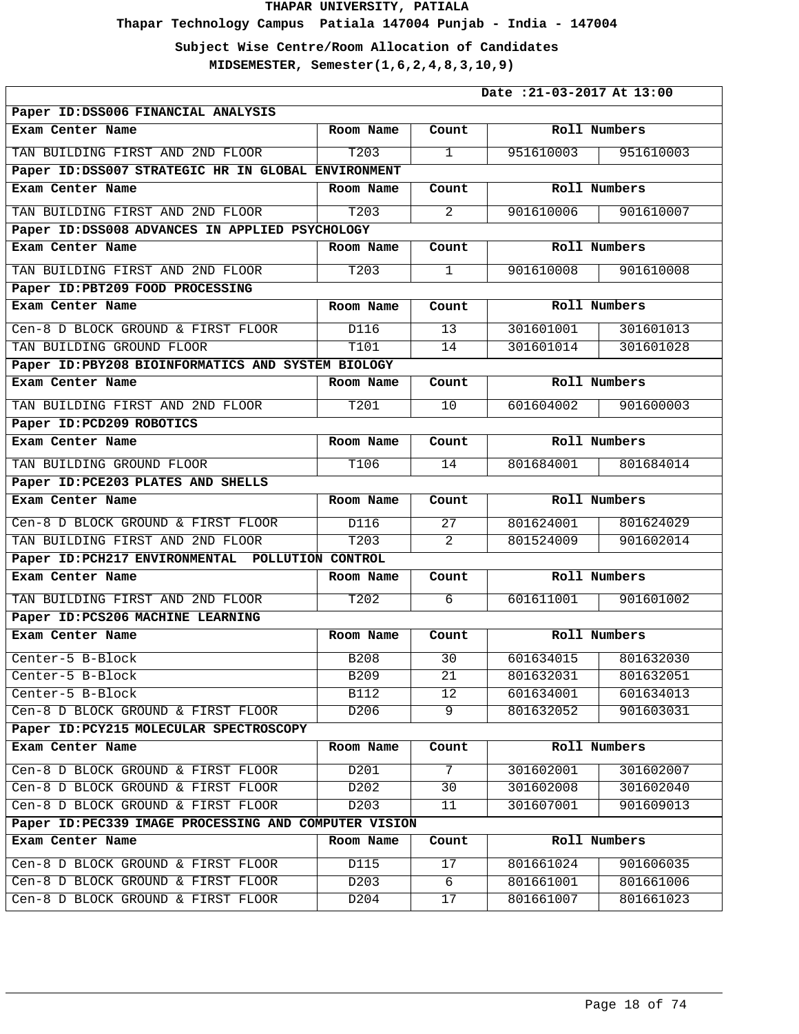**THAPAR UNIVERSITY, PATIALA**

**Thapar Technology Campus Patiala 147004 Punjab - India - 147004**

**Subject Wise Centre/Room Allocation of Candidates**

**MIDSEMESTER, Semester(1,6,2,4,8,3,10,9)**

**Date :21-03-2017 At 13:00**

**Paper ID:DSS006 FINANCIAL ANALYSIS**

| Exam Center Name | Room Name | Count | Roll Numbers | |
|---|---|---|---|---|
| TAN BUILDING FIRST AND 2ND FLOOR | T203 | 1 | 951610003 | 951610003 |

**Paper ID:DSS007 STRATEGIC HR IN GLOBAL ENVIRONMENT**

| Exam Center Name | Room Name | Count | Roll Numbers | |
|---|---|---|---|---|
| TAN BUILDING FIRST AND 2ND FLOOR | T203 | 2 | 901610006 | 901610007 |

**Paper ID:DSS008 ADVANCES IN APPLIED PSYCHOLOGY**

| Exam Center Name | Room Name | Count | Roll Numbers | |
|---|---|---|---|---|
| TAN BUILDING FIRST AND 2ND FLOOR | T203 | 1 | 901610008 | 901610008 |

**Paper ID:PBT209 FOOD PROCESSING**

| Exam Center Name | Room Name | Count | Roll Numbers | |
|---|---|---|---|---|
| Cen-8 D BLOCK GROUND & FIRST FLOOR | D116 | 13 | 301601001 | 301601013 |
| TAN BUILDING GROUND FLOOR | T101 | 14 | 301601014 | 301601028 |

**Paper ID:PBY208 BIOINFORMATICS AND SYSTEM BIOLOGY**

| Exam Center Name | Room Name | Count | Roll Numbers | |
|---|---|---|---|---|
| TAN BUILDING FIRST AND 2ND FLOOR | T201 | 10 | 601604002 | 901600003 |

**Paper ID:PCD209 ROBOTICS**

| Exam Center Name | Room Name | Count | Roll Numbers | |
|---|---|---|---|---|
| TAN BUILDING GROUND FLOOR | T106 | 14 | 801684001 | 801684014 |

**Paper ID:PCE203 PLATES AND SHELLS**

| Exam Center Name | Room Name | Count | Roll Numbers | |
|---|---|---|---|---|
| Cen-8 D BLOCK GROUND & FIRST FLOOR | D116 | 27 | 801624001 | 801624029 |
| TAN BUILDING FIRST AND 2ND FLOOR | T203 | 2 | 801524009 | 901602014 |

**Paper ID:PCH217 ENVIRONMENTAL POLLUTION CONTROL**

| Exam Center Name | Room Name | Count | Roll Numbers | |
|---|---|---|---|---|
| TAN BUILDING FIRST AND 2ND FLOOR | T202 | 6 | 601611001 | 901601002 |

**Paper ID:PCS206 MACHINE LEARNING**

| Exam Center Name | Room Name | Count | Roll Numbers | |
|---|---|---|---|---|
| Center-5 B-Block | B208 | 30 | 601634015 | 801632030 |
| Center-5 B-Block | B209 | 21 | 801632031 | 801632051 |
| Center-5 B-Block | B112 | 12 | 601634001 | 601634013 |
| Cen-8 D BLOCK GROUND & FIRST FLOOR | D206 | 9 | 801632052 | 901603031 |

**Paper ID:PCY215 MOLECULAR SPECTROSCOPY**

| Exam Center Name | Room Name | Count | Roll Numbers | |
|---|---|---|---|---|
| Cen-8 D BLOCK GROUND & FIRST FLOOR | D201 | 7 | 301602001 | 301602007 |
| Cen-8 D BLOCK GROUND & FIRST FLOOR | D202 | 30 | 301602008 | 301602040 |
| Cen-8 D BLOCK GROUND & FIRST FLOOR | D203 | 11 | 301607001 | 901609013 |

**Paper ID:PEC339 IMAGE PROCESSING AND COMPUTER VISION**

| Exam Center Name | Room Name | Count | Roll Numbers | |
|---|---|---|---|---|
| Cen-8 D BLOCK GROUND & FIRST FLOOR | D115 | 17 | 801661024 | 901606035 |
| Cen-8 D BLOCK GROUND & FIRST FLOOR | D203 | 6 | 801661001 | 801661006 |
| Cen-8 D BLOCK GROUND & FIRST FLOOR | D204 | 17 | 801661007 | 801661023 |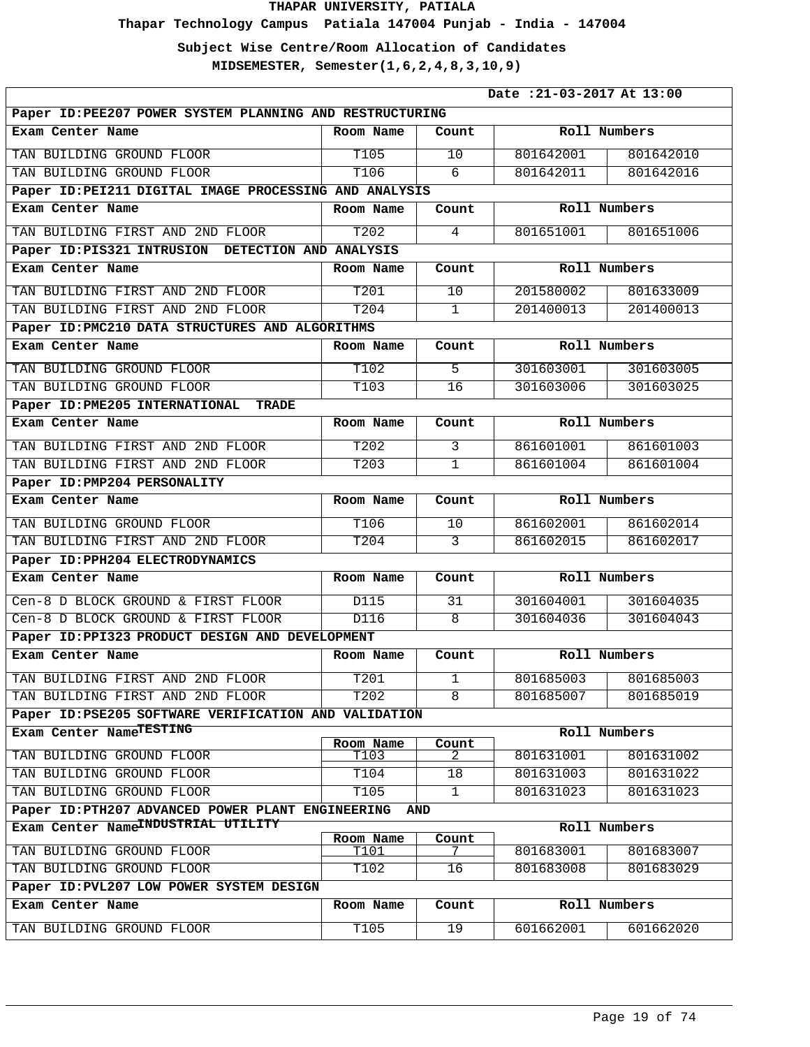**THAPAR UNIVERSITY, PATIALA**

**Thapar Technology Campus Patiala 147004 Punjab - India - 147004**

**Subject Wise Centre/Room Allocation of Candidates**

**MIDSEMESTER, Semester(1,6,2,4,8,3,10,9)**

Date :21-03-2017 At 13:00

**Paper ID:PEE207 POWER SYSTEM PLANNING AND RESTRUCTURING**

| Exam Center Name | Room Name | Count | Roll Numbers | |
|---|---|---|---|---|
| TAN BUILDING GROUND FLOOR | T105 | 10 | 801642001 | 801642010 |
| TAN BUILDING GROUND FLOOR | T106 | 6 | 801642011 | 801642016 |

**Paper ID:PEI211 DIGITAL IMAGE PROCESSING AND ANALYSIS**

| Exam Center Name | Room Name | Count | Roll Numbers | |
|---|---|---|---|---|
| TAN BUILDING FIRST AND 2ND FLOOR | T202 | 4 | 801651001 | 801651006 |

**Paper ID:PIS321 INTRUSION DETECTION AND ANALYSIS**

| Exam Center Name | Room Name | Count | Roll Numbers | |
|---|---|---|---|---|
| TAN BUILDING FIRST AND 2ND FLOOR | T201 | 10 | 201580002 | 801633009 |
| TAN BUILDING FIRST AND 2ND FLOOR | T204 | 1 | 201400013 | 201400013 |

**Paper ID:PMC210 DATA STRUCTURES AND ALGORITHMS**

| Exam Center Name | Room Name | Count | Roll Numbers | |
|---|---|---|---|---|
| TAN BUILDING GROUND FLOOR | T102 | 5 | 301603001 | 301603005 |
| TAN BUILDING GROUND FLOOR | T103 | 16 | 301603006 | 301603025 |

**Paper ID:PME205 INTERNATIONAL TRADE**

| Exam Center Name | Room Name | Count | Roll Numbers | |
|---|---|---|---|---|
| TAN BUILDING FIRST AND 2ND FLOOR | T202 | 3 | 861601001 | 861601003 |
| TAN BUILDING FIRST AND 2ND FLOOR | T203 | 1 | 861601004 | 861601004 |

**Paper ID:PMP204 PERSONALITY**

| Exam Center Name | Room Name | Count | Roll Numbers | |
|---|---|---|---|---|
| TAN BUILDING GROUND FLOOR | T106 | 10 | 861602001 | 861602014 |
| TAN BUILDING FIRST AND 2ND FLOOR | T204 | 3 | 861602015 | 861602017 |

**Paper ID:PPH204 ELECTRODYNAMICS**

| Exam Center Name | Room Name | Count | Roll Numbers | |
|---|---|---|---|---|
| Cen-8 D BLOCK GROUND & FIRST FLOOR | D115 | 31 | 301604001 | 301604035 |
| Cen-8 D BLOCK GROUND & FIRST FLOOR | D116 | 8 | 301604036 | 301604043 |

**Paper ID:PPI323 PRODUCT DESIGN AND DEVELOPMENT**

| Exam Center Name | Room Name | Count | Roll Numbers | |
|---|---|---|---|---|
| TAN BUILDING FIRST AND 2ND FLOOR | T201 | 1 | 801685003 | 801685003 |
| TAN BUILDING FIRST AND 2ND FLOOR | T202 | 8 | 801685007 | 801685019 |

**Paper ID:PSE205 SOFTWARE VERIFICATION AND VALIDATION TESTING**

| Exam Center Name | Room Name | Count | Roll Numbers | |
|---|---|---|---|---|
| TAN BUILDING GROUND FLOOR | T103 | 2 | 801631001 | 801631002 |
| TAN BUILDING GROUND FLOOR | T104 | 18 | 801631003 | 801631022 |
| TAN BUILDING GROUND FLOOR | T105 | 1 | 801631023 | 801631023 |

**Paper ID:PTH207 ADVANCED POWER PLANT ENGINEERING AND INDUSTRIAL UTILITY**

| Exam Center Name | Room Name | Count | Roll Numbers | |
|---|---|---|---|---|
| TAN BUILDING GROUND FLOOR | T101 | 7 | 801683001 | 801683007 |
| TAN BUILDING GROUND FLOOR | T102 | 16 | 801683008 | 801683029 |

**Paper ID:PVL207 LOW POWER SYSTEM DESIGN**

| Exam Center Name | Room Name | Count | Roll Numbers | |
|---|---|---|---|---|
| TAN BUILDING GROUND FLOOR | T105 | 19 | 601662001 | 601662020 |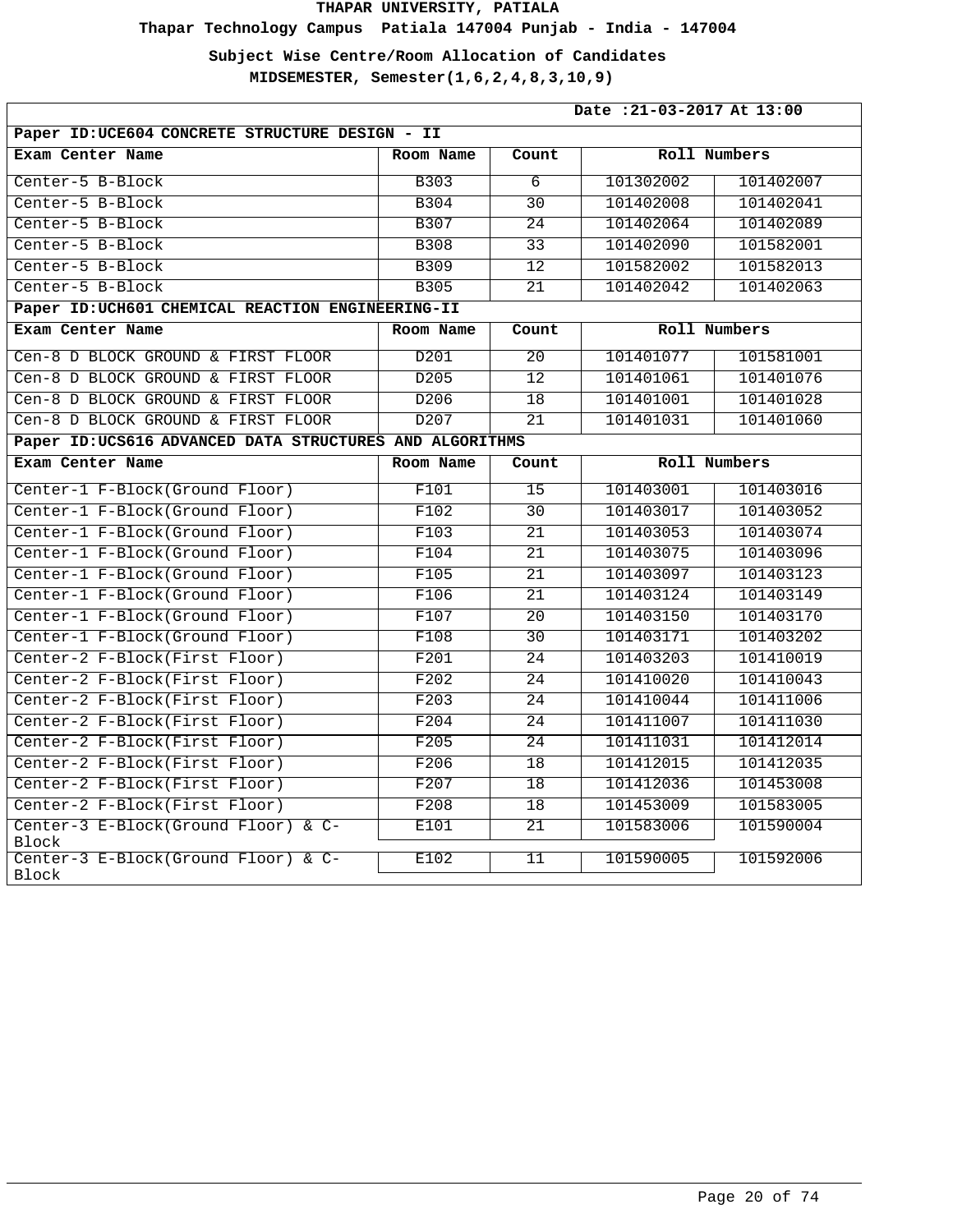**THAPAR UNIVERSITY, PATIALA**

**Thapar Technology Campus Patiala 147004 Punjab - India - 147004**

**Subject Wise Centre/Room Allocation of Candidates**

**MIDSEMESTER, Semester(1,6,2,4,8,3,10,9)**

**Date :21-03-2017 At 13:00**

**Paper ID:UCE604 CONCRETE STRUCTURE DESIGN - II**

| Exam Center Name | Room Name | Count | Roll Numbers | |
|---|---|---|---|---|
| Center-5 B-Block | B303 | 6 | 101302002 | 101402007 |
| Center-5 B-Block | B304 | 30 | 101402008 | 101402041 |
| Center-5 B-Block | B307 | 24 | 101402064 | 101402089 |
| Center-5 B-Block | B308 | 33 | 101402090 | 101582001 |
| Center-5 B-Block | B309 | 12 | 101582002 | 101582013 |
| Center-5 B-Block | B305 | 21 | 101402042 | 101402063 |

**Paper ID:UCH601 CHEMICAL REACTION ENGINEERING-II**

| Exam Center Name | Room Name | Count | Roll Numbers | |
|---|---|---|---|---|
| Cen-8 D BLOCK GROUND & FIRST FLOOR | D201 | 20 | 101401077 | 101581001 |
| Cen-8 D BLOCK GROUND & FIRST FLOOR | D205 | 12 | 101401061 | 101401076 |
| Cen-8 D BLOCK GROUND & FIRST FLOOR | D206 | 18 | 101401001 | 101401028 |
| Cen-8 D BLOCK GROUND & FIRST FLOOR | D207 | 21 | 101401031 | 101401060 |

**Paper ID:UCS616 ADVANCED DATA STRUCTURES AND ALGORITHMS**

| Exam Center Name | Room Name | Count | Roll Numbers | |
|---|---|---|---|---|
| Center-1 F-Block(Ground Floor) | F101 | 15 | 101403001 | 101403016 |
| Center-1 F-Block(Ground Floor) | F102 | 30 | 101403017 | 101403052 |
| Center-1 F-Block(Ground Floor) | F103 | 21 | 101403053 | 101403074 |
| Center-1 F-Block(Ground Floor) | F104 | 21 | 101403075 | 101403096 |
| Center-1 F-Block(Ground Floor) | F105 | 21 | 101403097 | 101403123 |
| Center-1 F-Block(Ground Floor) | F106 | 21 | 101403124 | 101403149 |
| Center-1 F-Block(Ground Floor) | F107 | 20 | 101403150 | 101403170 |
| Center-1 F-Block(Ground Floor) | F108 | 30 | 101403171 | 101403202 |
| Center-2 F-Block(First Floor) | F201 | 24 | 101403203 | 101410019 |
| Center-2 F-Block(First Floor) | F202 | 24 | 101410020 | 101410043 |
| Center-2 F-Block(First Floor) | F203 | 24 | 101410044 | 101411006 |
| Center-2 F-Block(First Floor) | F204 | 24 | 101411007 | 101411030 |
| Center-2 F-Block(First Floor) | F205 | 24 | 101411031 | 101412014 |
| Center-2 F-Block(First Floor) | F206 | 18 | 101412015 | 101412035 |
| Center-2 F-Block(First Floor) | F207 | 18 | 101412036 | 101453008 |
| Center-2 F-Block(First Floor) | F208 | 18 | 101453009 | 101583005 |
| Center-3 E-Block(Ground Floor) & C-Block | E101 | 21 | 101583006 | 101590004 |
| Center-3 E-Block(Ground Floor) & C-Block | E102 | 11 | 101590005 | 101592006 |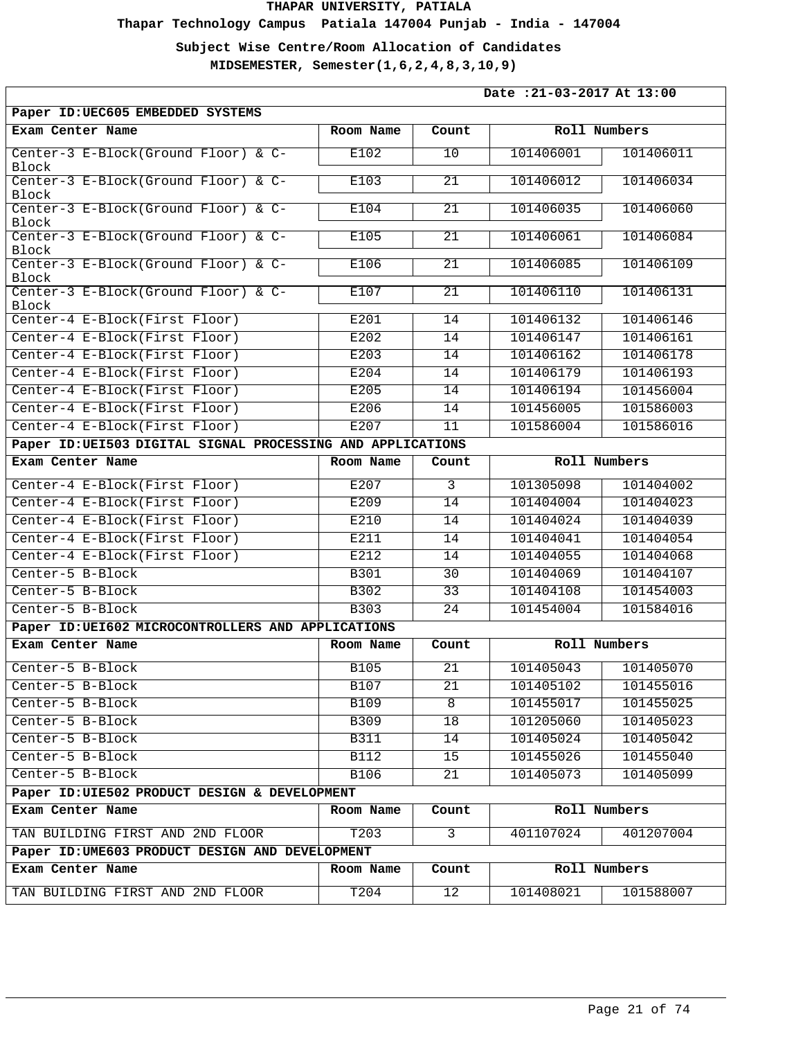**THAPAR UNIVERSITY, PATIALA**

**Thapar Technology Campus Patiala 147004 Punjab - India - 147004**

**Subject Wise Centre/Room Allocation of Candidates**

**MIDSEMESTER, Semester(1,6,2,4,8,3,10,9)**

**Date :21-03-2017 At 13:00**

**Paper ID:UEC605 EMBEDDED SYSTEMS**

| Exam Center Name | Room Name | Count | Roll Numbers | |
|---|---|---|---|---|
| Center-3 E-Block(Ground Floor) & C-Block | E102 | 10 | 101406001 | 101406011 |
| Center-3 E-Block(Ground Floor) & C-Block | E103 | 21 | 101406012 | 101406034 |
| Center-3 E-Block(Ground Floor) & C-Block | E104 | 21 | 101406035 | 101406060 |
| Center-3 E-Block(Ground Floor) & C-Block | E105 | 21 | 101406061 | 101406084 |
| Center-3 E-Block(Ground Floor) & C-Block | E106 | 21 | 101406085 | 101406109 |
| Center-3 E-Block(Ground Floor) & C-Block | E107 | 21 | 101406110 | 101406131 |
| Center-4 E-Block(First Floor) | E201 | 14 | 101406132 | 101406146 |
| Center-4 E-Block(First Floor) | E202 | 14 | 101406147 | 101406161 |
| Center-4 E-Block(First Floor) | E203 | 14 | 101406162 | 101406178 |
| Center-4 E-Block(First Floor) | E204 | 14 | 101406179 | 101406193 |
| Center-4 E-Block(First Floor) | E205 | 14 | 101406194 | 101456004 |
| Center-4 E-Block(First Floor) | E206 | 14 | 101456005 | 101586003 |
| Center-4 E-Block(First Floor) | E207 | 11 | 101586004 | 101586016 |

**Paper ID:UEI503 DIGITAL SIGNAL PROCESSING AND APPLICATIONS**

| Exam Center Name | Room Name | Count | Roll Numbers | |
|---|---|---|---|---|
| Center-4 E-Block(First Floor) | E207 | 3 | 101305098 | 101404002 |
| Center-4 E-Block(First Floor) | E209 | 14 | 101404004 | 101404023 |
| Center-4 E-Block(First Floor) | E210 | 14 | 101404024 | 101404039 |
| Center-4 E-Block(First Floor) | E211 | 14 | 101404041 | 101404054 |
| Center-4 E-Block(First Floor) | E212 | 14 | 101404055 | 101404068 |
| Center-5 B-Block | B301 | 30 | 101404069 | 101404107 |
| Center-5 B-Block | B302 | 33 | 101404108 | 101454003 |
| Center-5 B-Block | B303 | 24 | 101454004 | 101584016 |

**Paper ID:UEI602 MICROCONTROLLERS AND APPLICATIONS**

| Exam Center Name | Room Name | Count | Roll Numbers | |
|---|---|---|---|---|
| Center-5 B-Block | B105 | 21 | 101405043 | 101405070 |
| Center-5 B-Block | B107 | 21 | 101405102 | 101455016 |
| Center-5 B-Block | B109 | 8 | 101455017 | 101455025 |
| Center-5 B-Block | B309 | 18 | 101205060 | 101405023 |
| Center-5 B-Block | B311 | 14 | 101405024 | 101405042 |
| Center-5 B-Block | B112 | 15 | 101455026 | 101455040 |
| Center-5 B-Block | B106 | 21 | 101405073 | 101405099 |

**Paper ID:UIE502 PRODUCT DESIGN & DEVELOPMENT**

| Exam Center Name | Room Name | Count | Roll Numbers | |
|---|---|---|---|---|
| TAN BUILDING FIRST AND 2ND FLOOR | T203 | 3 | 401107024 | 401207004 |

**Paper ID:UME603 PRODUCT DESIGN AND DEVELOPMENT**

| Exam Center Name | Room Name | Count | Roll Numbers | |
|---|---|---|---|---|
| TAN BUILDING FIRST AND 2ND FLOOR | T204 | 12 | 101408021 | 101588007 |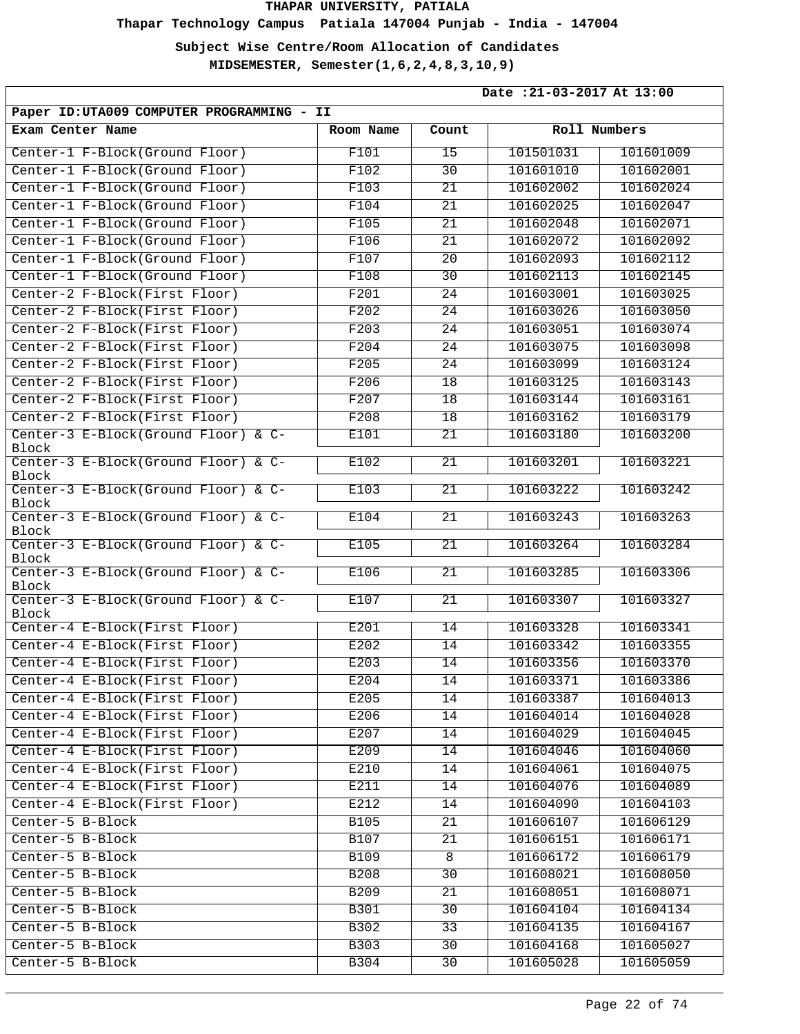# THAPAR UNIVERSITY, PATIALA

**Thapar Technology Campus Patiala 147004 Punjab - India - 147004**

**Subject Wise Centre/Room Allocation of Candidates**

**MIDSEMESTER, Semester(1,6,2,4,8,3,10,9)**

**Date :21-03-2017 At 13:00**

**Paper ID:UTA009 COMPUTER PROGRAMMING - II**

| Exam Center Name | Room Name | Count | Roll Numbers | |
|---|---|---|---|---|
| Center-1 F-Block(Ground Floor) | F101 | 15 | 101501031 | 101601009 |
| Center-1 F-Block(Ground Floor) | F102 | 30 | 101601010 | 101602001 |
| Center-1 F-Block(Ground Floor) | F103 | 21 | 101602002 | 101602024 |
| Center-1 F-Block(Ground Floor) | F104 | 21 | 101602025 | 101602047 |
| Center-1 F-Block(Ground Floor) | F105 | 21 | 101602048 | 101602071 |
| Center-1 F-Block(Ground Floor) | F106 | 21 | 101602072 | 101602092 |
| Center-1 F-Block(Ground Floor) | F107 | 20 | 101602093 | 101602112 |
| Center-1 F-Block(Ground Floor) | F108 | 30 | 101602113 | 101602145 |
| Center-2 F-Block(First Floor) | F201 | 24 | 101603001 | 101603025 |
| Center-2 F-Block(First Floor) | F202 | 24 | 101603026 | 101603050 |
| Center-2 F-Block(First Floor) | F203 | 24 | 101603051 | 101603074 |
| Center-2 F-Block(First Floor) | F204 | 24 | 101603075 | 101603098 |
| Center-2 F-Block(First Floor) | F205 | 24 | 101603099 | 101603124 |
| Center-2 F-Block(First Floor) | F206 | 18 | 101603125 | 101603143 |
| Center-2 F-Block(First Floor) | F207 | 18 | 101603144 | 101603161 |
| Center-2 F-Block(First Floor) | F208 | 18 | 101603162 | 101603179 |
| Center-3 E-Block(Ground Floor) & C-Block | E101 | 21 | 101603180 | 101603200 |
| Center-3 E-Block(Ground Floor) & C-Block | E102 | 21 | 101603201 | 101603221 |
| Center-3 E-Block(Ground Floor) & C-Block | E103 | 21 | 101603222 | 101603242 |
| Center-3 E-Block(Ground Floor) & C-Block | E104 | 21 | 101603243 | 101603263 |
| Center-3 E-Block(Ground Floor) & C-Block | E105 | 21 | 101603264 | 101603284 |
| Center-3 E-Block(Ground Floor) & C-Block | E106 | 21 | 101603285 | 101603306 |
| Center-3 E-Block(Ground Floor) & C-Block | E107 | 21 | 101603307 | 101603327 |
| Center-4 E-Block(First Floor) | E201 | 14 | 101603328 | 101603341 |
| Center-4 E-Block(First Floor) | E202 | 14 | 101603342 | 101603355 |
| Center-4 E-Block(First Floor) | E203 | 14 | 101603356 | 101603370 |
| Center-4 E-Block(First Floor) | E204 | 14 | 101603371 | 101603386 |
| Center-4 E-Block(First Floor) | E205 | 14 | 101603387 | 101604013 |
| Center-4 E-Block(First Floor) | E206 | 14 | 101604014 | 101604028 |
| Center-4 E-Block(First Floor) | E207 | 14 | 101604029 | 101604045 |
| Center-4 E-Block(First Floor) | E209 | 14 | 101604046 | 101604060 |
| Center-4 E-Block(First Floor) | E210 | 14 | 101604061 | 101604075 |
| Center-4 E-Block(First Floor) | E211 | 14 | 101604076 | 101604089 |
| Center-4 E-Block(First Floor) | E212 | 14 | 101604090 | 101604103 |
| Center-5 B-Block | B105 | 21 | 101606107 | 101606129 |
| Center-5 B-Block | B107 | 21 | 101606151 | 101606171 |
| Center-5 B-Block | B109 | 8 | 101606172 | 101606179 |
| Center-5 B-Block | B208 | 30 | 101608021 | 101608050 |
| Center-5 B-Block | B209 | 21 | 101608051 | 101608071 |
| Center-5 B-Block | B301 | 30 | 101604104 | 101604134 |
| Center-5 B-Block | B302 | 33 | 101604135 | 101604167 |
| Center-5 B-Block | B303 | 30 | 101604168 | 101605027 |
| Center-5 B-Block | B304 | 30 | 101605028 | 101605059 |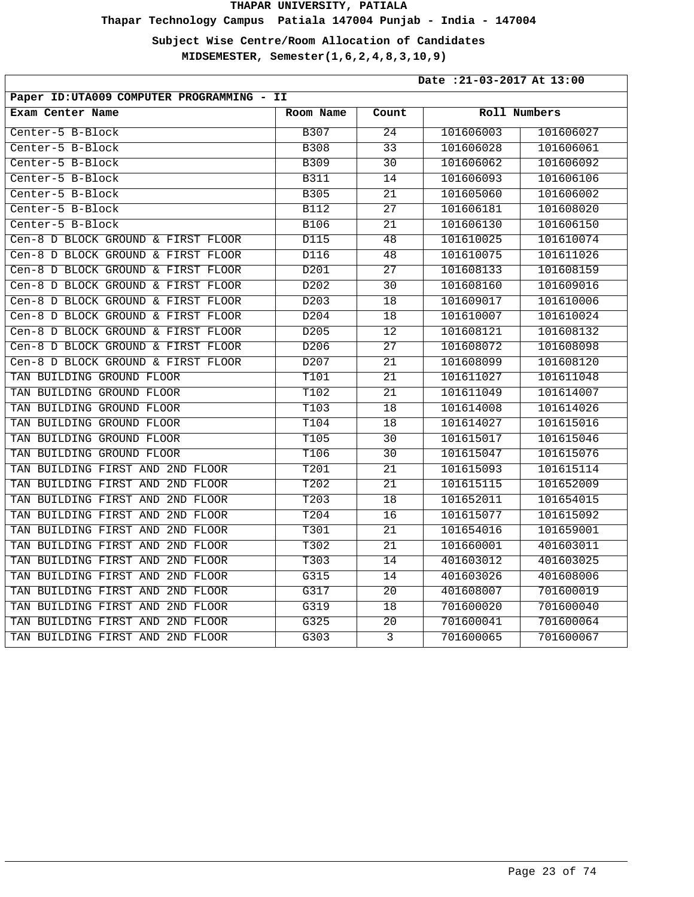# THAPAR UNIVERSITY, PATIALA

**Thapar Technology Campus Patiala 147004 Punjab - India - 147004**

**Subject Wise Centre/Room Allocation of Candidates**

**MIDSEMESTER, Semester(1,6,2,4,8,3,10,9)**

**Date :21-03-2017 At 13:00**

**Paper ID:UTA009 COMPUTER PROGRAMMING - II**

| Exam Center Name | Room Name | Count | Roll Numbers | |
|---|---|---|---|---|
| Center-5 B-Block | B307 | 24 | 101606003 | 101606027 |
| Center-5 B-Block | B308 | 33 | 101606028 | 101606061 |
| Center-5 B-Block | B309 | 30 | 101606062 | 101606092 |
| Center-5 B-Block | B311 | 14 | 101606093 | 101606106 |
| Center-5 B-Block | B305 | 21 | 101605060 | 101606002 |
| Center-5 B-Block | B112 | 27 | 101606181 | 101608020 |
| Center-5 B-Block | B106 | 21 | 101606130 | 101606150 |
| Cen-8 D BLOCK GROUND & FIRST FLOOR | D115 | 48 | 101610025 | 101610074 |
| Cen-8 D BLOCK GROUND & FIRST FLOOR | D116 | 48 | 101610075 | 101611026 |
| Cen-8 D BLOCK GROUND & FIRST FLOOR | D201 | 27 | 101608133 | 101608159 |
| Cen-8 D BLOCK GROUND & FIRST FLOOR | D202 | 30 | 101608160 | 101609016 |
| Cen-8 D BLOCK GROUND & FIRST FLOOR | D203 | 18 | 101609017 | 101610006 |
| Cen-8 D BLOCK GROUND & FIRST FLOOR | D204 | 18 | 101610007 | 101610024 |
| Cen-8 D BLOCK GROUND & FIRST FLOOR | D205 | 12 | 101608121 | 101608132 |
| Cen-8 D BLOCK GROUND & FIRST FLOOR | D206 | 27 | 101608072 | 101608098 |
| Cen-8 D BLOCK GROUND & FIRST FLOOR | D207 | 21 | 101608099 | 101608120 |
| TAN BUILDING GROUND FLOOR | T101 | 21 | 101611027 | 101611048 |
| TAN BUILDING GROUND FLOOR | T102 | 21 | 101611049 | 101614007 |
| TAN BUILDING GROUND FLOOR | T103 | 18 | 101614008 | 101614026 |
| TAN BUILDING GROUND FLOOR | T104 | 18 | 101614027 | 101615016 |
| TAN BUILDING GROUND FLOOR | T105 | 30 | 101615017 | 101615046 |
| TAN BUILDING GROUND FLOOR | T106 | 30 | 101615047 | 101615076 |
| TAN BUILDING FIRST AND 2ND FLOOR | T201 | 21 | 101615093 | 101615114 |
| TAN BUILDING FIRST AND 2ND FLOOR | T202 | 21 | 101615115 | 101652009 |
| TAN BUILDING FIRST AND 2ND FLOOR | T203 | 18 | 101652011 | 101654015 |
| TAN BUILDING FIRST AND 2ND FLOOR | T204 | 16 | 101615077 | 101615092 |
| TAN BUILDING FIRST AND 2ND FLOOR | T301 | 21 | 101654016 | 101659001 |
| TAN BUILDING FIRST AND 2ND FLOOR | T302 | 21 | 101660001 | 401603011 |
| TAN BUILDING FIRST AND 2ND FLOOR | T303 | 14 | 401603012 | 401603025 |
| TAN BUILDING FIRST AND 2ND FLOOR | G315 | 14 | 401603026 | 401608006 |
| TAN BUILDING FIRST AND 2ND FLOOR | G317 | 20 | 401608007 | 701600019 |
| TAN BUILDING FIRST AND 2ND FLOOR | G319 | 18 | 701600020 | 701600040 |
| TAN BUILDING FIRST AND 2ND FLOOR | G325 | 20 | 701600041 | 701600064 |
| TAN BUILDING FIRST AND 2ND FLOOR | G303 | 3 | 701600065 | 701600067 |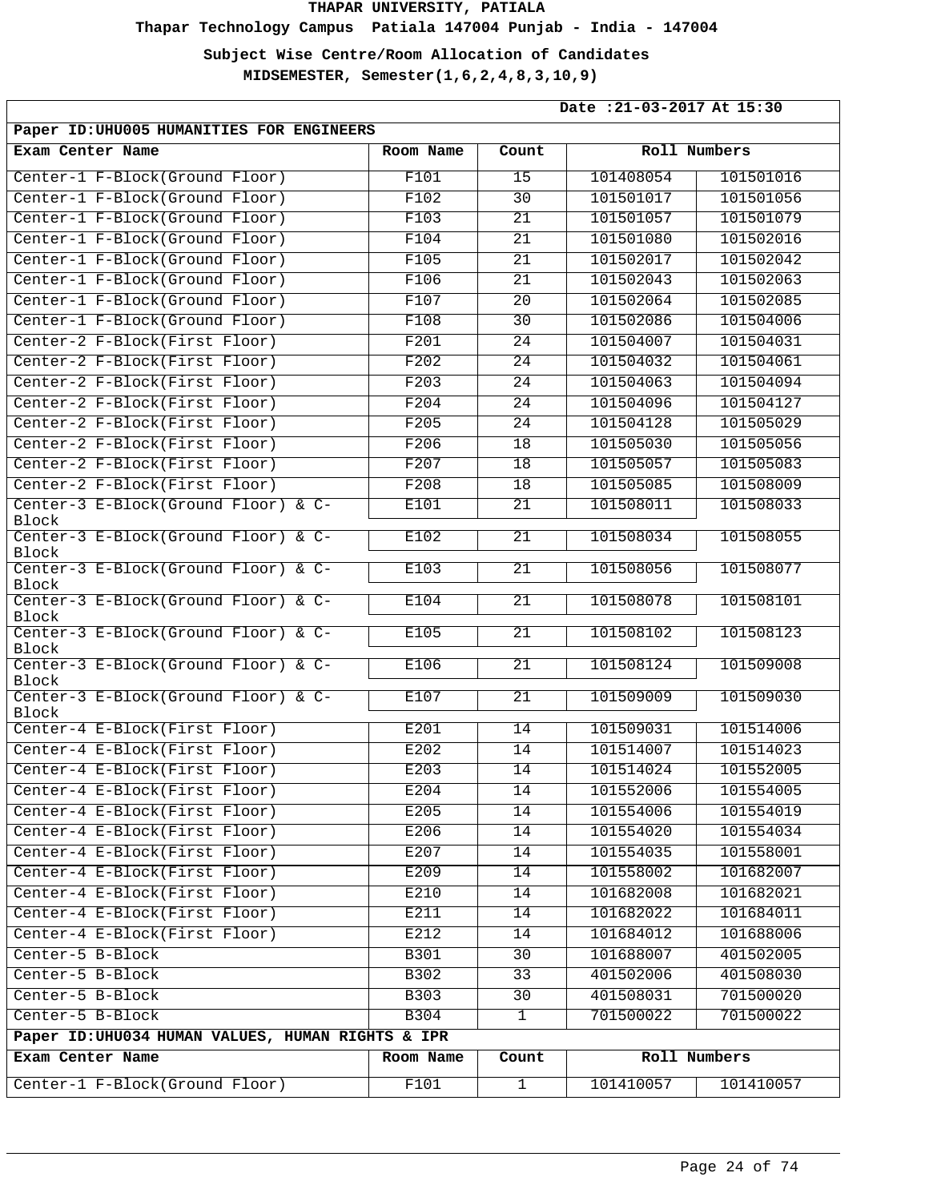**THAPAR UNIVERSITY, PATIALA**

**Thapar Technology Campus Patiala 147004 Punjab - India - 147004**

**Subject Wise Centre/Room Allocation of Candidates**

**MIDSEMESTER, Semester(1,6,2,4,8,3,10,9)**

**Date :21-03-2017 At 15:30**

**Paper ID:UHU005 HUMANITIES FOR ENGINEERS**

| Exam Center Name | Room Name | Count | Roll Numbers | |
|---|---|---|---|---|
| Center-1 F-Block(Ground Floor) | F101 | 15 | 101408054 | 101501016 |
| Center-1 F-Block(Ground Floor) | F102 | 30 | 101501017 | 101501056 |
| Center-1 F-Block(Ground Floor) | F103 | 21 | 101501057 | 101501079 |
| Center-1 F-Block(Ground Floor) | F104 | 21 | 101501080 | 101502016 |
| Center-1 F-Block(Ground Floor) | F105 | 21 | 101502017 | 101502042 |
| Center-1 F-Block(Ground Floor) | F106 | 21 | 101502043 | 101502063 |
| Center-1 F-Block(Ground Floor) | F107 | 20 | 101502064 | 101502085 |
| Center-1 F-Block(Ground Floor) | F108 | 30 | 101502086 | 101504006 |
| Center-2 F-Block(First Floor) | F201 | 24 | 101504007 | 101504031 |
| Center-2 F-Block(First Floor) | F202 | 24 | 101504032 | 101504061 |
| Center-2 F-Block(First Floor) | F203 | 24 | 101504063 | 101504094 |
| Center-2 F-Block(First Floor) | F204 | 24 | 101504096 | 101504127 |
| Center-2 F-Block(First Floor) | F205 | 24 | 101504128 | 101505029 |
| Center-2 F-Block(First Floor) | F206 | 18 | 101505030 | 101505056 |
| Center-2 F-Block(First Floor) | F207 | 18 | 101505057 | 101505083 |
| Center-2 F-Block(First Floor) | F208 | 18 | 101505085 | 101508009 |
| Center-3 E-Block(Ground Floor) & C-Block | E101 | 21 | 101508011 | 101508033 |
| Center-3 E-Block(Ground Floor) & C-Block | E102 | 21 | 101508034 | 101508055 |
| Center-3 E-Block(Ground Floor) & C-Block | E103 | 21 | 101508056 | 101508077 |
| Center-3 E-Block(Ground Floor) & C-Block | E104 | 21 | 101508078 | 101508101 |
| Center-3 E-Block(Ground Floor) & C-Block | E105 | 21 | 101508102 | 101508123 |
| Center-3 E-Block(Ground Floor) & C-Block | E106 | 21 | 101508124 | 101509008 |
| Center-3 E-Block(Ground Floor) & C-Block | E107 | 21 | 101509009 | 101509030 |
| Center-4 E-Block(First Floor) | E201 | 14 | 101509031 | 101514006 |
| Center-4 E-Block(First Floor) | E202 | 14 | 101514007 | 101514023 |
| Center-4 E-Block(First Floor) | E203 | 14 | 101514024 | 101552005 |
| Center-4 E-Block(First Floor) | E204 | 14 | 101552006 | 101554005 |
| Center-4 E-Block(First Floor) | E205 | 14 | 101554006 | 101554019 |
| Center-4 E-Block(First Floor) | E206 | 14 | 101554020 | 101554034 |
| Center-4 E-Block(First Floor) | E207 | 14 | 101554035 | 101558001 |
| Center-4 E-Block(First Floor) | E209 | 14 | 101558002 | 101682007 |
| Center-4 E-Block(First Floor) | E210 | 14 | 101682008 | 101682021 |
| Center-4 E-Block(First Floor) | E211 | 14 | 101682022 | 101684011 |
| Center-4 E-Block(First Floor) | E212 | 14 | 101684012 | 101688006 |
| Center-5 B-Block | B301 | 30 | 101688007 | 401502005 |
| Center-5 B-Block | B302 | 33 | 401502006 | 401508030 |
| Center-5 B-Block | B303 | 30 | 401508031 | 701500020 |
| Center-5 B-Block | B304 | 1 | 701500022 | 701500022 |

**Paper ID:UHU034 HUMAN VALUES, HUMAN RIGHTS & IPR**

| Exam Center Name | Room Name | Count | Roll Numbers | |
|---|---|---|---|---|
| Center-1 F-Block(Ground Floor) | F101 | 1 | 101410057 | 101410057 |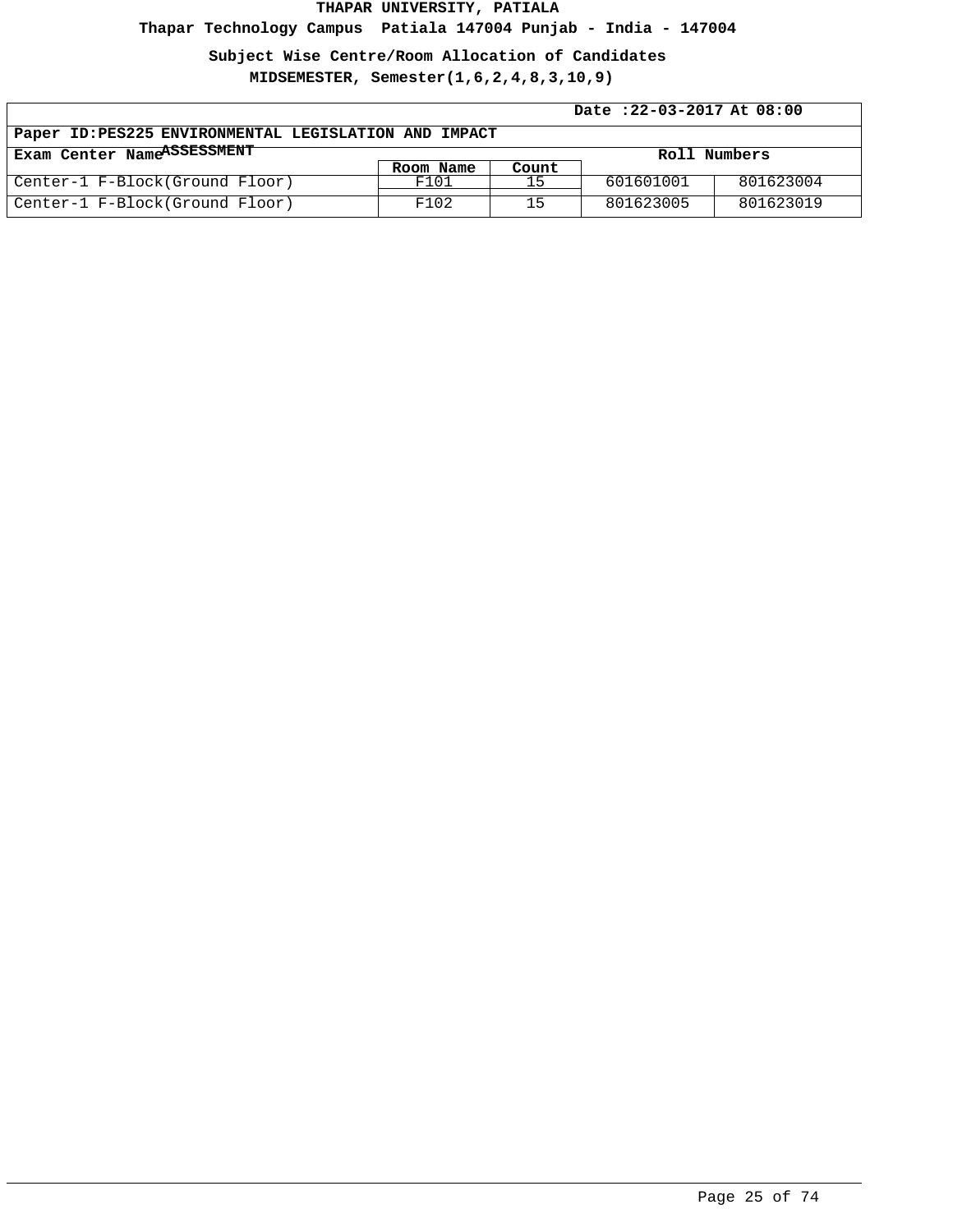**THAPAR UNIVERSITY, PATIALA**

**Thapar Technology Campus Patiala 147004 Punjab - India - 147004**

**Subject Wise Centre/Room Allocation of Candidates**

**MIDSEMESTER, Semester(1,6,2,4,8,3,10,9)**

**Date :22-03-2017 At 08:00**

**Paper ID:PES225 ENVIRONMENTAL LEGISLATION AND IMPACT ASSESSMENT**

| Exam Center Name | Room Name | Count | Roll Numbers | |
|---|---|---|---|---|
| Center-1 F-Block(Ground Floor) | F101 | 15 | 601601001 | 801623004 |
| Center-1 F-Block(Ground Floor) | F102 | 15 | 801623005 | 801623019 |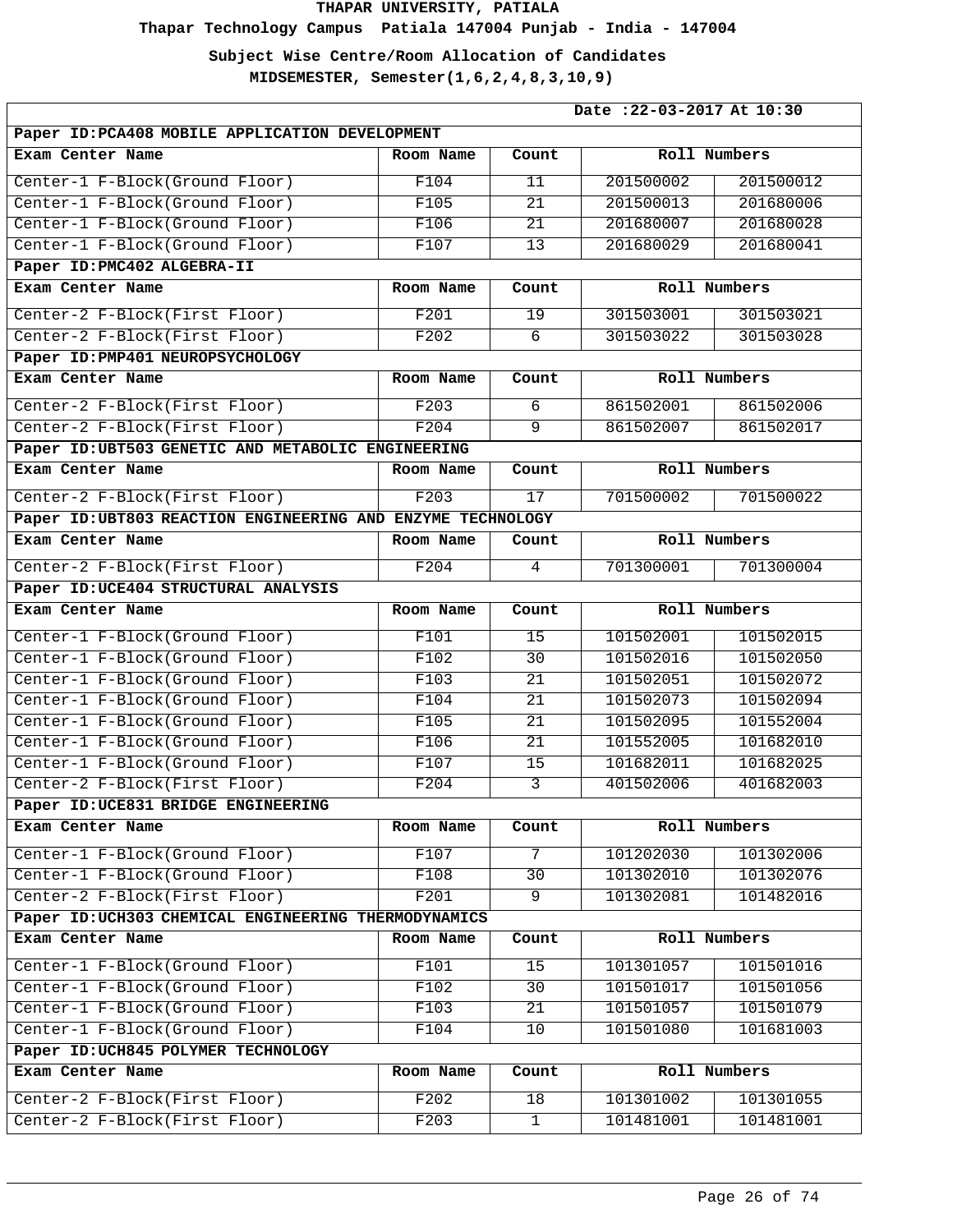# THAPAR UNIVERSITY, PATIALA

**Thapar Technology Campus Patiala 147004 Punjab - India - 147004**

**Subject Wise Centre/Room Allocation of Candidates**

**MIDSEMESTER, Semester(1,6,2,4,8,3,10,9)**

**Date :22-03-2017 At 10:30**

**Paper ID:PCA408 MOBILE APPLICATION DEVELOPMENT**

| Exam Center Name | Room Name | Count | Roll Numbers | |
|---|---|---|---|---|
| Center-1 F-Block(Ground Floor) | F104 | 11 | 201500002 | 201500012 |
| Center-1 F-Block(Ground Floor) | F105 | 21 | 201500013 | 201680006 |
| Center-1 F-Block(Ground Floor) | F106 | 21 | 201680007 | 201680028 |
| Center-1 F-Block(Ground Floor) | F107 | 13 | 201680029 | 201680041 |

**Paper ID:PMC402 ALGEBRA-II**

| Exam Center Name | Room Name | Count | Roll Numbers | |
|---|---|---|---|---|
| Center-2 F-Block(First Floor) | F201 | 19 | 301503001 | 301503021 |
| Center-2 F-Block(First Floor) | F202 | 6 | 301503022 | 301503028 |

**Paper ID:PMP401 NEUROPSYCHOLOGY**

| Exam Center Name | Room Name | Count | Roll Numbers | |
|---|---|---|---|---|
| Center-2 F-Block(First Floor) | F203 | 6 | 861502001 | 861502006 |
| Center-2 F-Block(First Floor) | F204 | 9 | 861502007 | 861502017 |

**Paper ID:UBT503 GENETIC AND METABOLIC ENGINEERING**

| Exam Center Name | Room Name | Count | Roll Numbers | |
|---|---|---|---|---|
| Center-2 F-Block(First Floor) | F203 | 17 | 701500002 | 701500022 |

**Paper ID:UBT803 REACTION ENGINEERING AND ENZYME TECHNOLOGY**

| Exam Center Name | Room Name | Count | Roll Numbers | |
|---|---|---|---|---|
| Center-2 F-Block(First Floor) | F204 | 4 | 701300001 | 701300004 |

**Paper ID:UCE404 STRUCTURAL ANALYSIS**

| Exam Center Name | Room Name | Count | Roll Numbers | |
|---|---|---|---|---|
| Center-1 F-Block(Ground Floor) | F101 | 15 | 101502001 | 101502015 |
| Center-1 F-Block(Ground Floor) | F102 | 30 | 101502016 | 101502050 |
| Center-1 F-Block(Ground Floor) | F103 | 21 | 101502051 | 101502072 |
| Center-1 F-Block(Ground Floor) | F104 | 21 | 101502073 | 101502094 |
| Center-1 F-Block(Ground Floor) | F105 | 21 | 101502095 | 101552004 |
| Center-1 F-Block(Ground Floor) | F106 | 21 | 101552005 | 101682010 |
| Center-1 F-Block(Ground Floor) | F107 | 15 | 101682011 | 101682025 |
| Center-2 F-Block(First Floor) | F204 | 3 | 401502006 | 401682003 |

**Paper ID:UCE831 BRIDGE ENGINEERING**

| Exam Center Name | Room Name | Count | Roll Numbers | |
|---|---|---|---|---|
| Center-1 F-Block(Ground Floor) | F107 | 7 | 101202030 | 101302006 |
| Center-1 F-Block(Ground Floor) | F108 | 30 | 101302010 | 101302076 |
| Center-2 F-Block(First Floor) | F201 | 9 | 101302081 | 101482016 |

**Paper ID:UCH303 CHEMICAL ENGINEERING THERMODYNAMICS**

| Exam Center Name | Room Name | Count | Roll Numbers | |
|---|---|---|---|---|
| Center-1 F-Block(Ground Floor) | F101 | 15 | 101301057 | 101501016 |
| Center-1 F-Block(Ground Floor) | F102 | 30 | 101501017 | 101501056 |
| Center-1 F-Block(Ground Floor) | F103 | 21 | 101501057 | 101501079 |
| Center-1 F-Block(Ground Floor) | F104 | 10 | 101501080 | 101681003 |

**Paper ID:UCH845 POLYMER TECHNOLOGY**

| Exam Center Name | Room Name | Count | Roll Numbers | |
|---|---|---|---|---|
| Center-2 F-Block(First Floor) | F202 | 18 | 101301002 | 101301055 |
| Center-2 F-Block(First Floor) | F203 | 1 | 101481001 | 101481001 |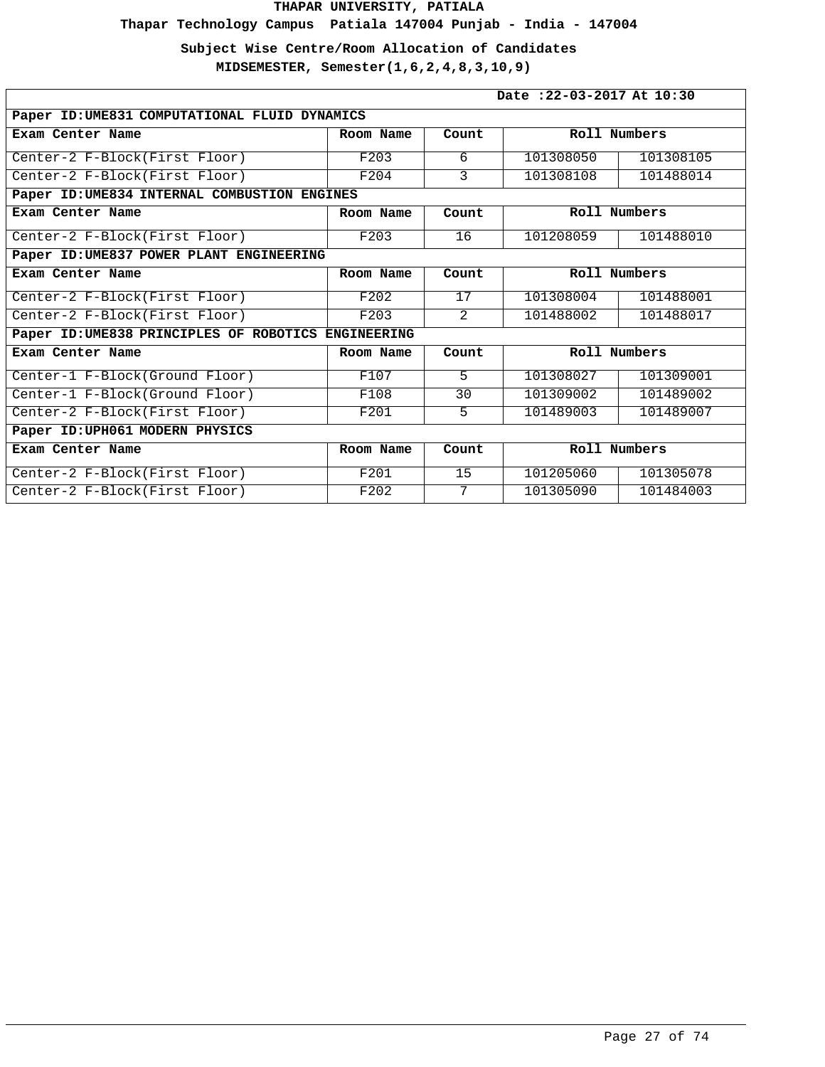# THAPAR UNIVERSITY, PATIALA

**Thapar Technology Campus Patiala 147004 Punjab - India - 147004**

**Subject Wise Centre/Room Allocation of Candidates**

**MIDSEMESTER, Semester(1,6,2,4,8,3,10,9)**

**Date :22-03-2017 At 10:30**

**Paper ID:UME831 COMPUTATIONAL FLUID DYNAMICS**

| Exam Center Name | Room Name | Count | Roll Numbers | |
|---|---|---|---|---|
| Center-2 F-Block(First Floor) | F203 | 6 | 101308050 | 101308105 |
| Center-2 F-Block(First Floor) | F204 | 3 | 101308108 | 101488014 |

**Paper ID:UME834 INTERNAL COMBUSTION ENGINES**

| Exam Center Name | Room Name | Count | Roll Numbers | |
|---|---|---|---|---|
| Center-2 F-Block(First Floor) | F203 | 16 | 101208059 | 101488010 |

**Paper ID:UME837 POWER PLANT ENGINEERING**

| Exam Center Name | Room Name | Count | Roll Numbers | |
|---|---|---|---|---|
| Center-2 F-Block(First Floor) | F202 | 17 | 101308004 | 101488001 |
| Center-2 F-Block(First Floor) | F203 | 2 | 101488002 | 101488017 |

**Paper ID:UME838 PRINCIPLES OF ROBOTICS ENGINEERING**

| Exam Center Name | Room Name | Count | Roll Numbers | |
|---|---|---|---|---|
| Center-1 F-Block(Ground Floor) | F107 | 5 | 101308027 | 101309001 |
| Center-1 F-Block(Ground Floor) | F108 | 30 | 101309002 | 101489002 |
| Center-2 F-Block(First Floor) | F201 | 5 | 101489003 | 101489007 |

**Paper ID:UPH061 MODERN PHYSICS**

| Exam Center Name | Room Name | Count | Roll Numbers | |
|---|---|---|---|---|
| Center-2 F-Block(First Floor) | F201 | 15 | 101205060 | 101305078 |
| Center-2 F-Block(First Floor) | F202 | 7 | 101305090 | 101484003 |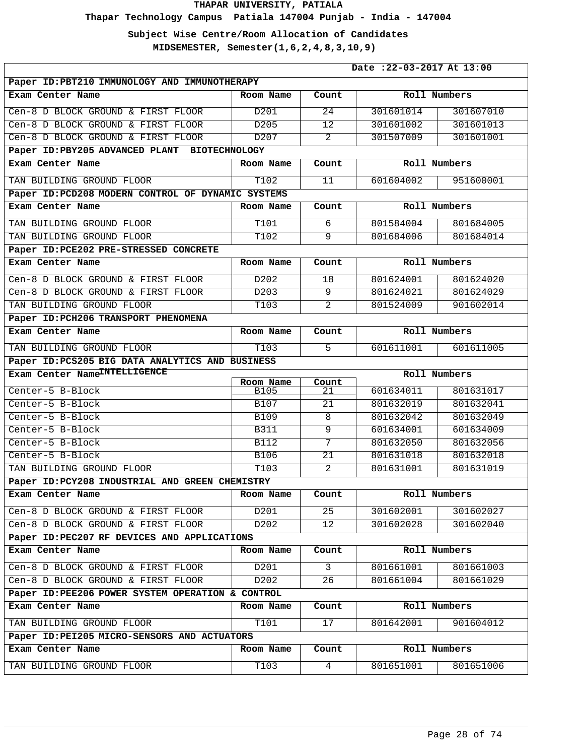# THAPAR UNIVERSITY, PATIALA

**Thapar Technology Campus Patiala 147004 Punjab - India - 147004**

**Subject Wise Centre/Room Allocation of Candidates**

**MIDSEMESTER, Semester(1,6,2,4,8,3,10,9)**

**Date :22-03-2017 At 13:00**

**Paper ID:PBT210 IMMUNOLOGY AND IMMUNOTHERAPY**

| Exam Center Name | Room Name | Count | Roll Numbers | |
|---|---|---|---|---|
| Cen-8 D BLOCK GROUND & FIRST FLOOR | D201 | 24 | 301601014 | 301607010 |
| Cen-8 D BLOCK GROUND & FIRST FLOOR | D205 | 12 | 301601002 | 301601013 |
| Cen-8 D BLOCK GROUND & FIRST FLOOR | D207 | 2 | 301507009 | 301601001 |

**Paper ID:PBY205 ADVANCED PLANT BIOTECHNOLOGY**

| Exam Center Name | Room Name | Count | Roll Numbers | |
|---|---|---|---|---|
| TAN BUILDING GROUND FLOOR | T102 | 11 | 601604002 | 951600001 |

**Paper ID:PCD208 MODERN CONTROL OF DYNAMIC SYSTEMS**

| Exam Center Name | Room Name | Count | Roll Numbers | |
|---|---|---|---|---|
| TAN BUILDING GROUND FLOOR | T101 | 6 | 801584004 | 801684005 |
| TAN BUILDING GROUND FLOOR | T102 | 9 | 801684006 | 801684014 |

**Paper ID:PCE202 PRE-STRESSED CONCRETE**

| Exam Center Name | Room Name | Count | Roll Numbers | |
|---|---|---|---|---|
| Cen-8 D BLOCK GROUND & FIRST FLOOR | D202 | 18 | 801624001 | 801624020 |
| Cen-8 D BLOCK GROUND & FIRST FLOOR | D203 | 9 | 801624021 | 801624029 |
| TAN BUILDING GROUND FLOOR | T103 | 2 | 801524009 | 901602014 |

**Paper ID:PCH206 TRANSPORT PHENOMENA**

| Exam Center Name | Room Name | Count | Roll Numbers | |
|---|---|---|---|---|
| TAN BUILDING GROUND FLOOR | T103 | 5 | 601611001 | 601611005 |

**Paper ID:PCS205 BIG DATA ANALYTICS AND BUSINESS INTELLIGENCE**

| Exam Center Name | Room Name | Count | Roll Numbers | |
|---|---|---|---|---|
| Center-5 B-Block | B105 | 21 | 601634011 | 801631017 |
| Center-5 B-Block | B107 | 21 | 801632019 | 801632041 |
| Center-5 B-Block | B109 | 8 | 801632042 | 801632049 |
| Center-5 B-Block | B311 | 9 | 601634001 | 601634009 |
| Center-5 B-Block | B112 | 7 | 801632050 | 801632056 |
| Center-5 B-Block | B106 | 21 | 801631018 | 801632018 |
| TAN BUILDING GROUND FLOOR | T103 | 2 | 801631001 | 801631019 |

**Paper ID:PCY208 INDUSTRIAL AND GREEN CHEMISTRY**

| Exam Center Name | Room Name | Count | Roll Numbers | |
|---|---|---|---|---|
| Cen-8 D BLOCK GROUND & FIRST FLOOR | D201 | 25 | 301602001 | 301602027 |
| Cen-8 D BLOCK GROUND & FIRST FLOOR | D202 | 12 | 301602028 | 301602040 |

**Paper ID:PEC207 RF DEVICES AND APPLICATIONS**

| Exam Center Name | Room Name | Count | Roll Numbers | |
|---|---|---|---|---|
| Cen-8 D BLOCK GROUND & FIRST FLOOR | D201 | 3 | 801661001 | 801661003 |
| Cen-8 D BLOCK GROUND & FIRST FLOOR | D202 | 26 | 801661004 | 801661029 |

**Paper ID:PEE206 POWER SYSTEM OPERATION & CONTROL**

| Exam Center Name | Room Name | Count | Roll Numbers | |
|---|---|---|---|---|
| TAN BUILDING GROUND FLOOR | T101 | 17 | 801642001 | 901604012 |

**Paper ID:PEI205 MICRO-SENSORS AND ACTUATORS**

| Exam Center Name | Room Name | Count | Roll Numbers | |
|---|---|---|---|---|
| TAN BUILDING GROUND FLOOR | T103 | 4 | 801651001 | 801651006 |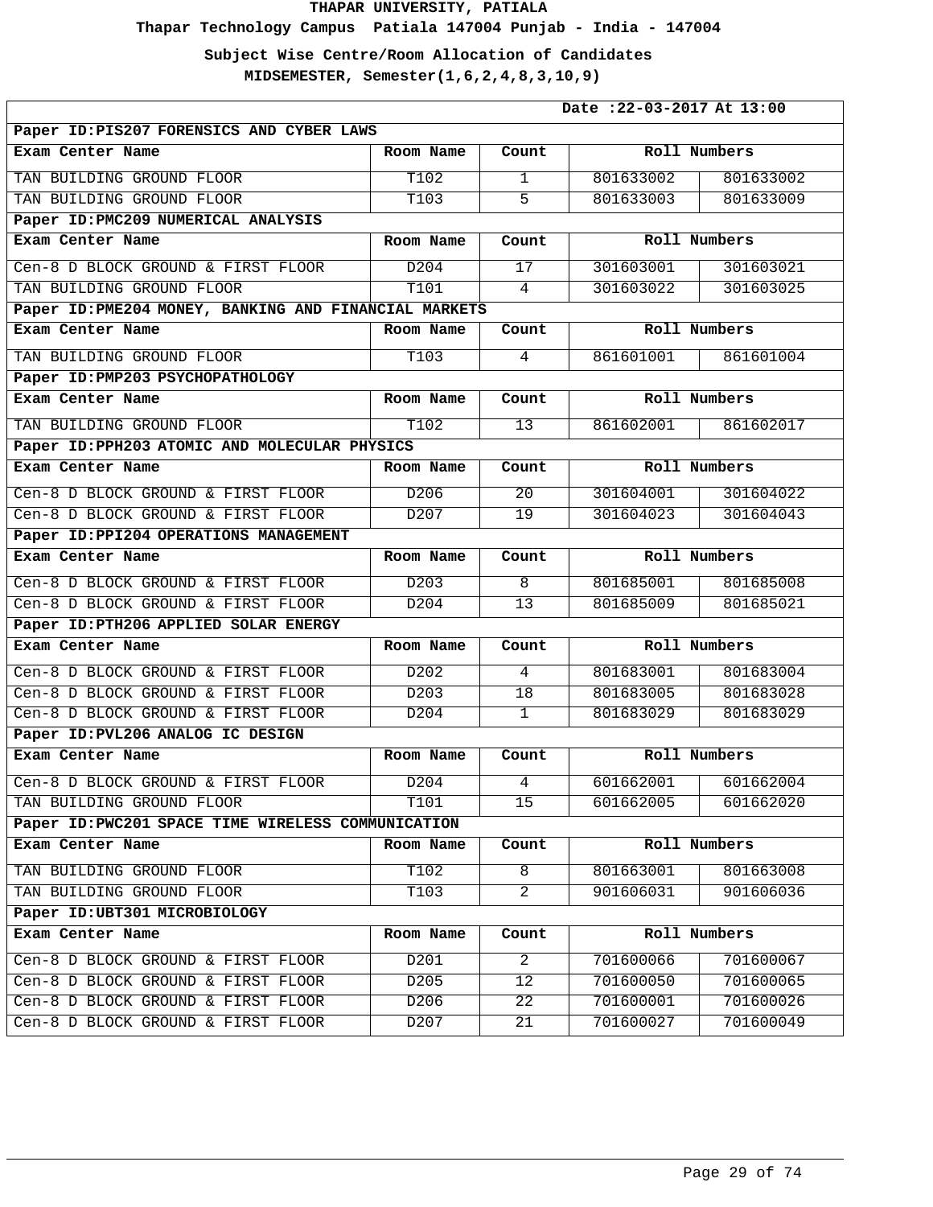# THAPAR UNIVERSITY, PATIALA

**Thapar Technology Campus Patiala 147004 Punjab - India - 147004**

**Subject Wise Centre/Room Allocation of Candidates**

**MIDSEMESTER, Semester(1,6,2,4,8,3,10,9)**

**Date :22-03-2017 At 13:00**

**Paper ID:PIS207 FORENSICS AND CYBER LAWS**

| Exam Center Name | Room Name | Count | Roll Numbers | |
|---|---|---|---|---|
| TAN BUILDING GROUND FLOOR | T102 | 1 | 801633002 | 801633002 |
| TAN BUILDING GROUND FLOOR | T103 | 5 | 801633003 | 801633009 |

**Paper ID:PMC209 NUMERICAL ANALYSIS**

| Exam Center Name | Room Name | Count | Roll Numbers | |
|---|---|---|---|---|
| Cen-8 D BLOCK GROUND & FIRST FLOOR | D204 | 17 | 301603001 | 301603021 |
| TAN BUILDING GROUND FLOOR | T101 | 4 | 301603022 | 301603025 |

**Paper ID:PME204 MONEY, BANKING AND FINANCIAL MARKETS**

| Exam Center Name | Room Name | Count | Roll Numbers | |
|---|---|---|---|---|
| TAN BUILDING GROUND FLOOR | T103 | 4 | 861601001 | 861601004 |

**Paper ID:PMP203 PSYCHOPATHOLOGY**

| Exam Center Name | Room Name | Count | Roll Numbers | |
|---|---|---|---|---|
| TAN BUILDING GROUND FLOOR | T102 | 13 | 861602001 | 861602017 |

**Paper ID:PPH203 ATOMIC AND MOLECULAR PHYSICS**

| Exam Center Name | Room Name | Count | Roll Numbers | |
|---|---|---|---|---|
| Cen-8 D BLOCK GROUND & FIRST FLOOR | D206 | 20 | 301604001 | 301604022 |
| Cen-8 D BLOCK GROUND & FIRST FLOOR | D207 | 19 | 301604023 | 301604043 |

**Paper ID:PPI204 OPERATIONS MANAGEMENT**

| Exam Center Name | Room Name | Count | Roll Numbers | |
|---|---|---|---|---|
| Cen-8 D BLOCK GROUND & FIRST FLOOR | D203 | 8 | 801685001 | 801685008 |
| Cen-8 D BLOCK GROUND & FIRST FLOOR | D204 | 13 | 801685009 | 801685021 |

**Paper ID:PTH206 APPLIED SOLAR ENERGY**

| Exam Center Name | Room Name | Count | Roll Numbers | |
|---|---|---|---|---|
| Cen-8 D BLOCK GROUND & FIRST FLOOR | D202 | 4 | 801683001 | 801683004 |
| Cen-8 D BLOCK GROUND & FIRST FLOOR | D203 | 18 | 801683005 | 801683028 |
| Cen-8 D BLOCK GROUND & FIRST FLOOR | D204 | 1 | 801683029 | 801683029 |

**Paper ID:PVL206 ANALOG IC DESIGN**

| Exam Center Name | Room Name | Count | Roll Numbers | |
|---|---|---|---|---|
| Cen-8 D BLOCK GROUND & FIRST FLOOR | D204 | 4 | 601662001 | 601662004 |
| TAN BUILDING GROUND FLOOR | T101 | 15 | 601662005 | 601662020 |

**Paper ID:PWC201 SPACE TIME WIRELESS COMMUNICATION**

| Exam Center Name | Room Name | Count | Roll Numbers | |
|---|---|---|---|---|
| TAN BUILDING GROUND FLOOR | T102 | 8 | 801663001 | 801663008 |
| TAN BUILDING GROUND FLOOR | T103 | 2 | 901606031 | 901606036 |

**Paper ID:UBT301 MICROBIOLOGY**

| Exam Center Name | Room Name | Count | Roll Numbers | |
|---|---|---|---|---|
| Cen-8 D BLOCK GROUND & FIRST FLOOR | D201 | 2 | 701600066 | 701600067 |
| Cen-8 D BLOCK GROUND & FIRST FLOOR | D205 | 12 | 701600050 | 701600065 |
| Cen-8 D BLOCK GROUND & FIRST FLOOR | D206 | 22 | 701600001 | 701600026 |
| Cen-8 D BLOCK GROUND & FIRST FLOOR | D207 | 21 | 701600027 | 701600049 |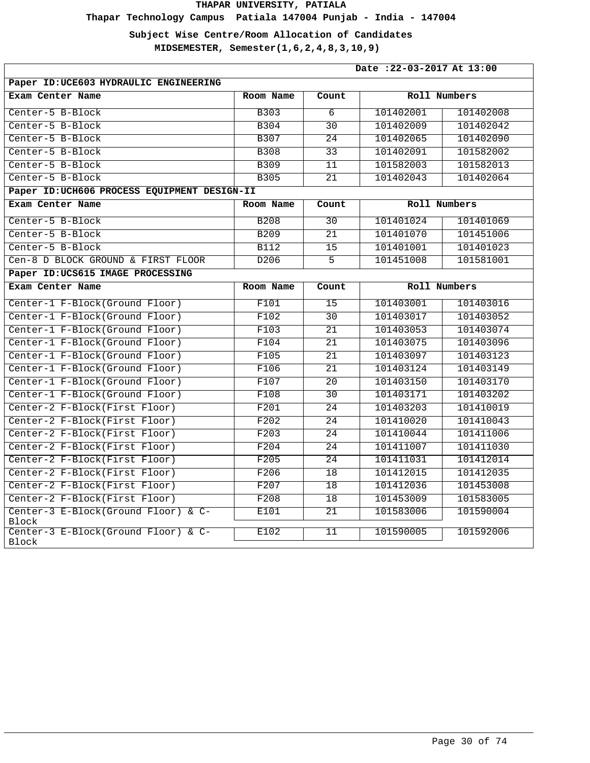# THAPAR UNIVERSITY, PATIALA

**Thapar Technology Campus Patiala 147004 Punjab - India - 147004**

**Subject Wise Centre/Room Allocation of Candidates**

**MIDSEMESTER, Semester(1,6,2,4,8,3,10,9)**

**Date :22-03-2017 At 13:00**

**Paper ID:UCE603 HYDRAULIC ENGINEERING**

| Exam Center Name | Room Name | Count | Roll Numbers | |
|---|---|---|---|---|
| Center-5 B-Block | B303 | 6 | 101402001 | 101402008 |
| Center-5 B-Block | B304 | 30 | 101402009 | 101402042 |
| Center-5 B-Block | B307 | 24 | 101402065 | 101402090 |
| Center-5 B-Block | B308 | 33 | 101402091 | 101582002 |
| Center-5 B-Block | B309 | 11 | 101582003 | 101582013 |
| Center-5 B-Block | B305 | 21 | 101402043 | 101402064 |

**Paper ID:UCH606 PROCESS EQUIPMENT DESIGN-II**

| Exam Center Name | Room Name | Count | Roll Numbers | |
|---|---|---|---|---|
| Center-5 B-Block | B208 | 30 | 101401024 | 101401069 |
| Center-5 B-Block | B209 | 21 | 101401070 | 101451006 |
| Center-5 B-Block | B112 | 15 | 101401001 | 101401023 |
| Cen-8 D BLOCK GROUND & FIRST FLOOR | D206 | 5 | 101451008 | 101581001 |

**Paper ID:UCS615 IMAGE PROCESSING**

| Exam Center Name | Room Name | Count | Roll Numbers | |
|---|---|---|---|---|
| Center-1 F-Block(Ground Floor) | F101 | 15 | 101403001 | 101403016 |
| Center-1 F-Block(Ground Floor) | F102 | 30 | 101403017 | 101403052 |
| Center-1 F-Block(Ground Floor) | F103 | 21 | 101403053 | 101403074 |
| Center-1 F-Block(Ground Floor) | F104 | 21 | 101403075 | 101403096 |
| Center-1 F-Block(Ground Floor) | F105 | 21 | 101403097 | 101403123 |
| Center-1 F-Block(Ground Floor) | F106 | 21 | 101403124 | 101403149 |
| Center-1 F-Block(Ground Floor) | F107 | 20 | 101403150 | 101403170 |
| Center-1 F-Block(Ground Floor) | F108 | 30 | 101403171 | 101403202 |
| Center-2 F-Block(First Floor) | F201 | 24 | 101403203 | 101410019 |
| Center-2 F-Block(First Floor) | F202 | 24 | 101410020 | 101410043 |
| Center-2 F-Block(First Floor) | F203 | 24 | 101410044 | 101411006 |
| Center-2 F-Block(First Floor) | F204 | 24 | 101411007 | 101411030 |
| Center-2 F-Block(First Floor) | F205 | 24 | 101411031 | 101412014 |
| Center-2 F-Block(First Floor) | F206 | 18 | 101412015 | 101412035 |
| Center-2 F-Block(First Floor) | F207 | 18 | 101412036 | 101453008 |
| Center-2 F-Block(First Floor) | F208 | 18 | 101453009 | 101583005 |
| Center-3 E-Block(Ground Floor) & C-Block | E101 | 21 | 101583006 | 101590004 |
| Center-3 E-Block(Ground Floor) & C-Block | E102 | 11 | 101590005 | 101592006 |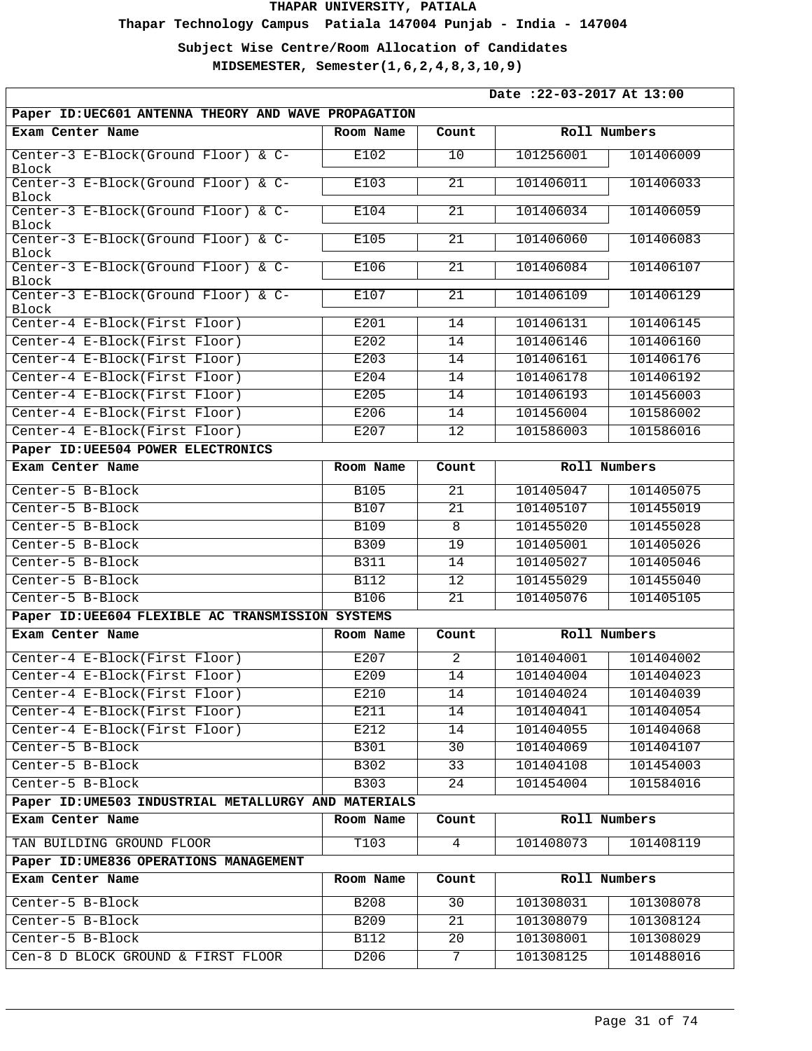# THAPAR UNIVERSITY, PATIALA

**Thapar Technology Campus Patiala 147004 Punjab - India - 147004**

**Subject Wise Centre/Room Allocation of Candidates**

**MIDSEMESTER, Semester(1,6,2,4,8,3,10,9)**

**Date :22-03-2017 At 13:00**

**Paper ID:UEC601 ANTENNA THEORY AND WAVE PROPAGATION**

| Exam Center Name | Room Name | Count | Roll Numbers | |
|---|---|---|---|---|
| Center-3 E-Block(Ground Floor) & C-Block | E102 | 10 | 101256001 | 101406009 |
| Center-3 E-Block(Ground Floor) & C-Block | E103 | 21 | 101406011 | 101406033 |
| Center-3 E-Block(Ground Floor) & C-Block | E104 | 21 | 101406034 | 101406059 |
| Center-3 E-Block(Ground Floor) & C-Block | E105 | 21 | 101406060 | 101406083 |
| Center-3 E-Block(Ground Floor) & C-Block | E106 | 21 | 101406084 | 101406107 |
| Center-3 E-Block(Ground Floor) & C-Block | E107 | 21 | 101406109 | 101406129 |
| Center-4 E-Block(First Floor) | E201 | 14 | 101406131 | 101406145 |
| Center-4 E-Block(First Floor) | E202 | 14 | 101406146 | 101406160 |
| Center-4 E-Block(First Floor) | E203 | 14 | 101406161 | 101406176 |
| Center-4 E-Block(First Floor) | E204 | 14 | 101406178 | 101406192 |
| Center-4 E-Block(First Floor) | E205 | 14 | 101406193 | 101456003 |
| Center-4 E-Block(First Floor) | E206 | 14 | 101456004 | 101586002 |
| Center-4 E-Block(First Floor) | E207 | 12 | 101586003 | 101586016 |

**Paper ID:UEE504 POWER ELECTRONICS**

| Exam Center Name | Room Name | Count | Roll Numbers | |
|---|---|---|---|---|
| Center-5 B-Block | B105 | 21 | 101405047 | 101405075 |
| Center-5 B-Block | B107 | 21 | 101405107 | 101455019 |
| Center-5 B-Block | B109 | 8 | 101455020 | 101455028 |
| Center-5 B-Block | B309 | 19 | 101405001 | 101405026 |
| Center-5 B-Block | B311 | 14 | 101405027 | 101405046 |
| Center-5 B-Block | B112 | 12 | 101455029 | 101455040 |
| Center-5 B-Block | B106 | 21 | 101405076 | 101405105 |

**Paper ID:UEE604 FLEXIBLE AC TRANSMISSION SYSTEMS**

| Exam Center Name | Room Name | Count | Roll Numbers | |
|---|---|---|---|---|
| Center-4 E-Block(First Floor) | E207 | 2 | 101404001 | 101404002 |
| Center-4 E-Block(First Floor) | E209 | 14 | 101404004 | 101404023 |
| Center-4 E-Block(First Floor) | E210 | 14 | 101404024 | 101404039 |
| Center-4 E-Block(First Floor) | E211 | 14 | 101404041 | 101404054 |
| Center-4 E-Block(First Floor) | E212 | 14 | 101404055 | 101404068 |
| Center-5 B-Block | B301 | 30 | 101404069 | 101404107 |
| Center-5 B-Block | B302 | 33 | 101404108 | 101454003 |
| Center-5 B-Block | B303 | 24 | 101454004 | 101584016 |

**Paper ID:UME503 INDUSTRIAL METALLURGY AND MATERIALS**

| Exam Center Name | Room Name | Count | Roll Numbers | |
|---|---|---|---|---|
| TAN BUILDING GROUND FLOOR | T103 | 4 | 101408073 | 101408119 |

**Paper ID:UME836 OPERATIONS MANAGEMENT**

| Exam Center Name | Room Name | Count | Roll Numbers | |
|---|---|---|---|---|
| Center-5 B-Block | B208 | 30 | 101308031 | 101308078 |
| Center-5 B-Block | B209 | 21 | 101308079 | 101308124 |
| Center-5 B-Block | B112 | 20 | 101308001 | 101308029 |
| Cen-8 D BLOCK GROUND & FIRST FLOOR | D206 | 7 | 101308125 | 101488016 |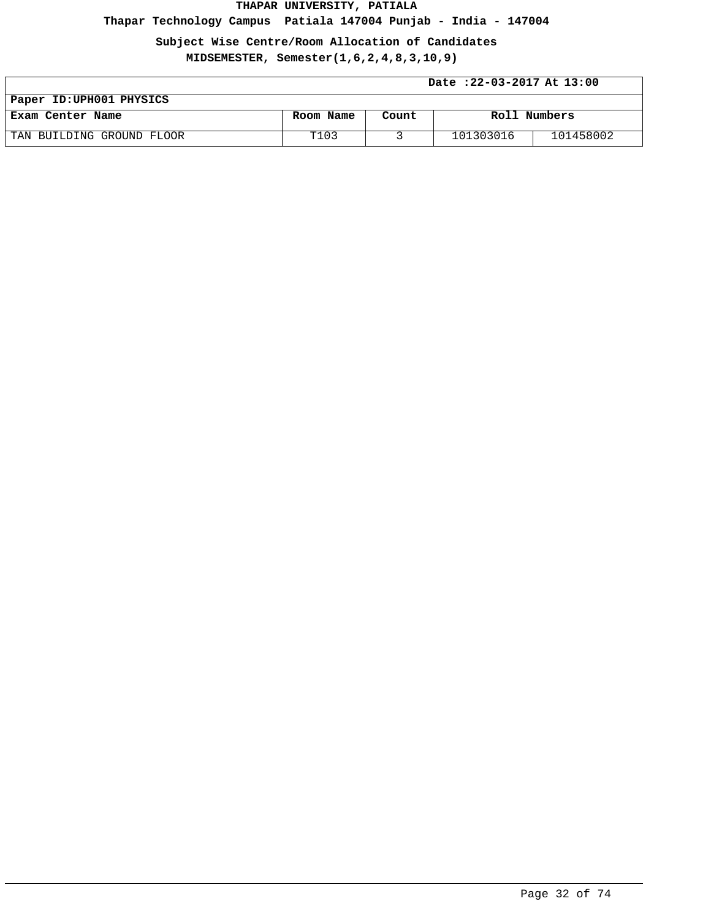**THAPAR UNIVERSITY, PATIALA**

**Thapar Technology Campus Patiala 147004 Punjab - India - 147004**

**Subject Wise Centre/Room Allocation of Candidates**

**MIDSEMESTER, Semester(1,6,2,4,8,3,10,9)**

**Date :22-03-2017 At 13:00**

**Paper ID:UPH001 PHYSICS**

| Exam Center Name | Room Name | Count | Roll Numbers | |
|---|---|---|---|---|
| TAN BUILDING GROUND FLOOR | T103 | 3 | 101303016 | 101458002 |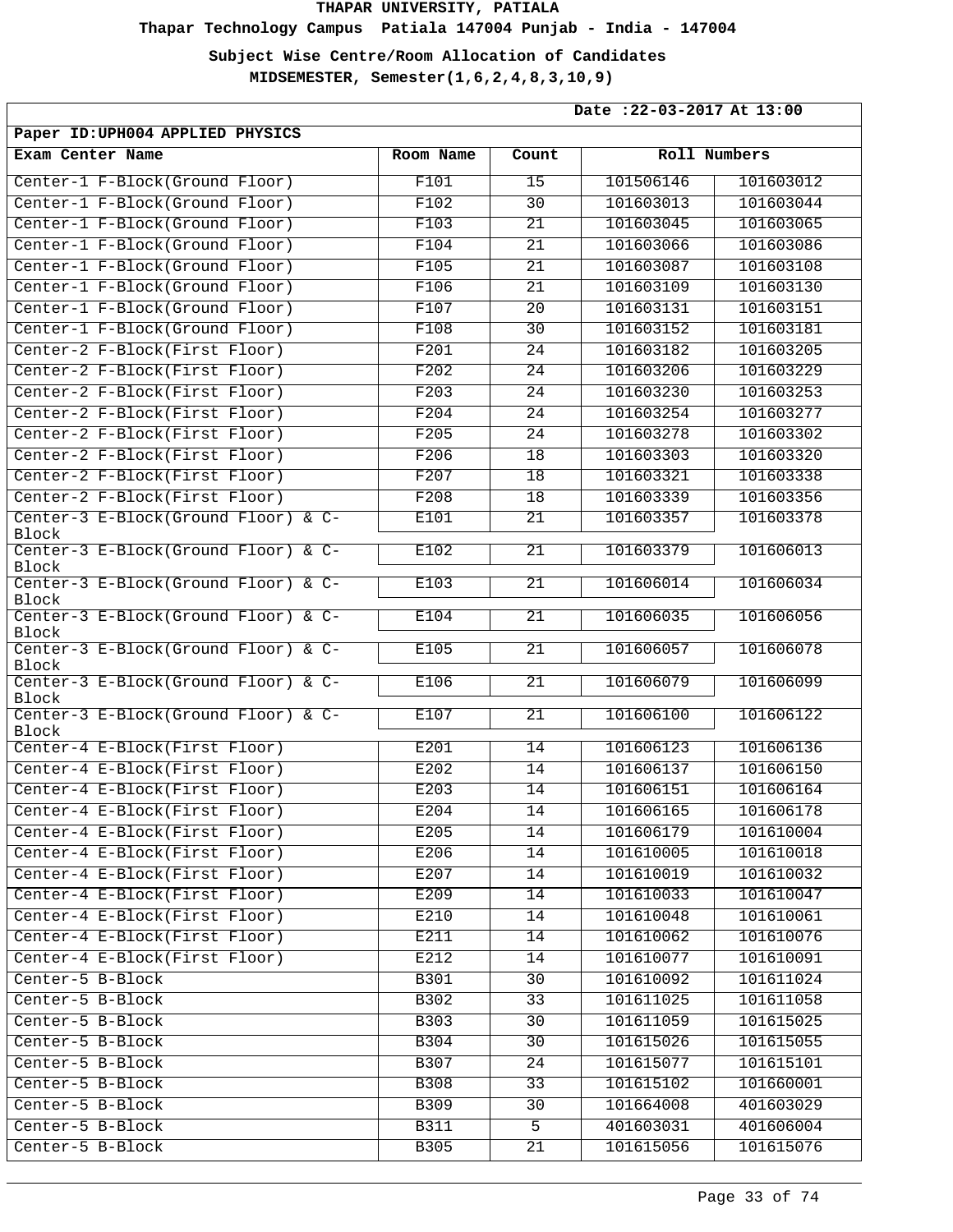# THAPAR UNIVERSITY, PATIALA

**Thapar Technology Campus Patiala 147004 Punjab - India - 147004**

**Subject Wise Centre/Room Allocation of Candidates**

**MIDSEMESTER, Semester(1,6,2,4,8,3,10,9)**

**Date :22-03-2017 At 13:00**

**Paper ID:UPH004 APPLIED PHYSICS**

| Exam Center Name | Room Name | Count | Roll Numbers | |
|---|---|---|---|---|
| Center-1 F-Block(Ground Floor) | F101 | 15 | 101506146 | 101603012 |
| Center-1 F-Block(Ground Floor) | F102 | 30 | 101603013 | 101603044 |
| Center-1 F-Block(Ground Floor) | F103 | 21 | 101603045 | 101603065 |
| Center-1 F-Block(Ground Floor) | F104 | 21 | 101603066 | 101603086 |
| Center-1 F-Block(Ground Floor) | F105 | 21 | 101603087 | 101603108 |
| Center-1 F-Block(Ground Floor) | F106 | 21 | 101603109 | 101603130 |
| Center-1 F-Block(Ground Floor) | F107 | 20 | 101603131 | 101603151 |
| Center-1 F-Block(Ground Floor) | F108 | 30 | 101603152 | 101603181 |
| Center-2 F-Block(First Floor) | F201 | 24 | 101603182 | 101603205 |
| Center-2 F-Block(First Floor) | F202 | 24 | 101603206 | 101603229 |
| Center-2 F-Block(First Floor) | F203 | 24 | 101603230 | 101603253 |
| Center-2 F-Block(First Floor) | F204 | 24 | 101603254 | 101603277 |
| Center-2 F-Block(First Floor) | F205 | 24 | 101603278 | 101603302 |
| Center-2 F-Block(First Floor) | F206 | 18 | 101603303 | 101603320 |
| Center-2 F-Block(First Floor) | F207 | 18 | 101603321 | 101603338 |
| Center-2 F-Block(First Floor) | F208 | 18 | 101603339 | 101603356 |
| Center-3 E-Block(Ground Floor) & C-Block | E101 | 21 | 101603357 | 101603378 |
| Center-3 E-Block(Ground Floor) & C-Block | E102 | 21 | 101603379 | 101606013 |
| Center-3 E-Block(Ground Floor) & C-Block | E103 | 21 | 101606014 | 101606034 |
| Center-3 E-Block(Ground Floor) & C-Block | E104 | 21 | 101606035 | 101606056 |
| Center-3 E-Block(Ground Floor) & C-Block | E105 | 21 | 101606057 | 101606078 |
| Center-3 E-Block(Ground Floor) & C-Block | E106 | 21 | 101606079 | 101606099 |
| Center-3 E-Block(Ground Floor) & C-Block | E107 | 21 | 101606100 | 101606122 |
| Center-4 E-Block(First Floor) | E201 | 14 | 101606123 | 101606136 |
| Center-4 E-Block(First Floor) | E202 | 14 | 101606137 | 101606150 |
| Center-4 E-Block(First Floor) | E203 | 14 | 101606151 | 101606164 |
| Center-4 E-Block(First Floor) | E204 | 14 | 101606165 | 101606178 |
| Center-4 E-Block(First Floor) | E205 | 14 | 101606179 | 101610004 |
| Center-4 E-Block(First Floor) | E206 | 14 | 101610005 | 101610018 |
| Center-4 E-Block(First Floor) | E207 | 14 | 101610019 | 101610032 |
| Center-4 E-Block(First Floor) | E209 | 14 | 101610033 | 101610047 |
| Center-4 E-Block(First Floor) | E210 | 14 | 101610048 | 101610061 |
| Center-4 E-Block(First Floor) | E211 | 14 | 101610062 | 101610076 |
| Center-4 E-Block(First Floor) | E212 | 14 | 101610077 | 101610091 |
| Center-5 B-Block | B301 | 30 | 101610092 | 101611024 |
| Center-5 B-Block | B302 | 33 | 101611025 | 101611058 |
| Center-5 B-Block | B303 | 30 | 101611059 | 101615025 |
| Center-5 B-Block | B304 | 30 | 101615026 | 101615055 |
| Center-5 B-Block | B307 | 24 | 101615077 | 101615101 |
| Center-5 B-Block | B308 | 33 | 101615102 | 101660001 |
| Center-5 B-Block | B309 | 30 | 101664008 | 401603029 |
| Center-5 B-Block | B311 | 5 | 401603031 | 401606004 |
| Center-5 B-Block | B305 | 21 | 101615056 | 101615076 |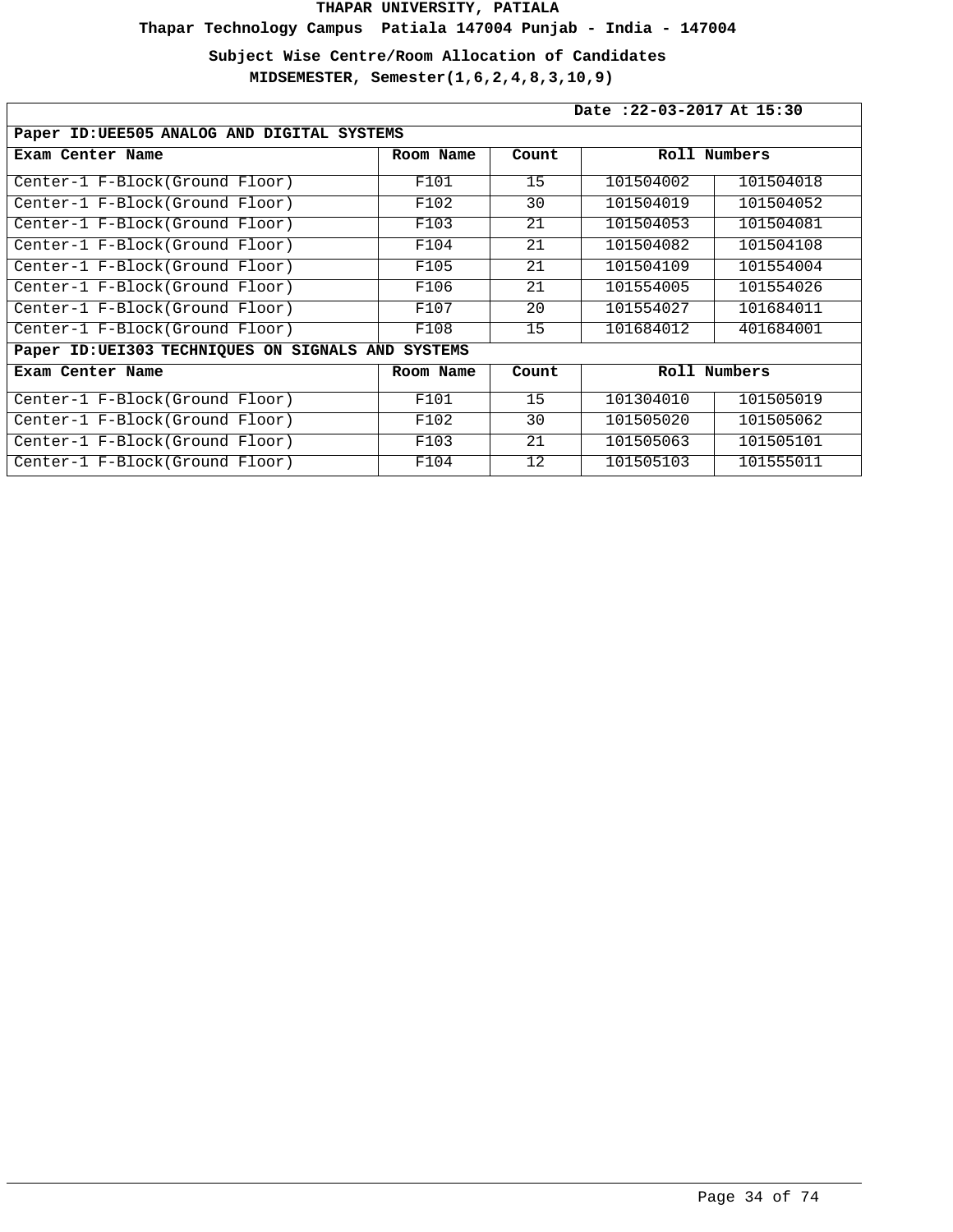**THAPAR UNIVERSITY, PATIALA**

**Thapar Technology Campus Patiala 147004 Punjab - India - 147004**

**Subject Wise Centre/Room Allocation of Candidates**

**MIDSEMESTER, Semester(1,6,2,4,8,3,10,9)**

**Date :22-03-2017 At 15:30**

**Paper ID:UEE505 ANALOG AND DIGITAL SYSTEMS**

| Exam Center Name | Room Name | Count | Roll Numbers | |
|---|---|---|---|---|
| Center-1 F-Block(Ground Floor) | F101 | 15 | 101504002 | 101504018 |
| Center-1 F-Block(Ground Floor) | F102 | 30 | 101504019 | 101504052 |
| Center-1 F-Block(Ground Floor) | F103 | 21 | 101504053 | 101504081 |
| Center-1 F-Block(Ground Floor) | F104 | 21 | 101504082 | 101504108 |
| Center-1 F-Block(Ground Floor) | F105 | 21 | 101504109 | 101554004 |
| Center-1 F-Block(Ground Floor) | F106 | 21 | 101554005 | 101554026 |
| Center-1 F-Block(Ground Floor) | F107 | 20 | 101554027 | 101684011 |
| Center-1 F-Block(Ground Floor) | F108 | 15 | 101684012 | 401684001 |

**Paper ID:UEI303 TECHNIQUES ON SIGNALS AND SYSTEMS**

| Exam Center Name | Room Name | Count | Roll Numbers | |
|---|---|---|---|---|
| Center-1 F-Block(Ground Floor) | F101 | 15 | 101304010 | 101505019 |
| Center-1 F-Block(Ground Floor) | F102 | 30 | 101505020 | 101505062 |
| Center-1 F-Block(Ground Floor) | F103 | 21 | 101505063 | 101505101 |
| Center-1 F-Block(Ground Floor) | F104 | 12 | 101505103 | 101555011 |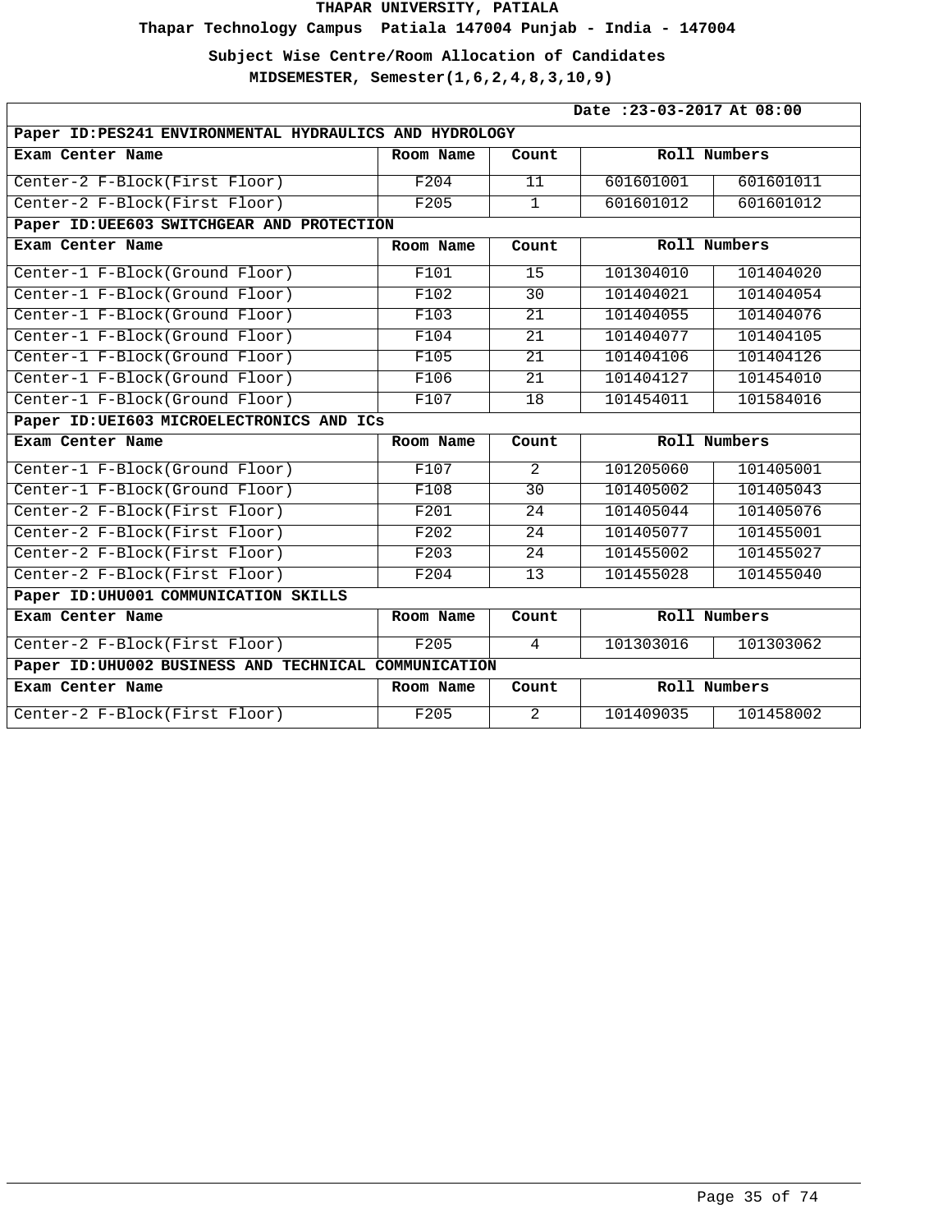# THAPAR UNIVERSITY, PATIALA

**Thapar Technology Campus Patiala 147004 Punjab - India - 147004**

**Subject Wise Centre/Room Allocation of Candidates**

**MIDSEMESTER, Semester(1,6,2,4,8,3,10,9)**

**Date :23-03-2017 At 08:00**

**Paper ID:PES241 ENVIRONMENTAL HYDRAULICS AND HYDROLOGY**

| Exam Center Name | Room Name | Count | Roll Numbers | |
|---|---|---|---|---|
| Center-2 F-Block(First Floor) | F204 | 11 | 601601001 | 601601011 |
| Center-2 F-Block(First Floor) | F205 | 1 | 601601012 | 601601012 |

**Paper ID:UEE603 SWITCHGEAR AND PROTECTION**

| Exam Center Name | Room Name | Count | Roll Numbers | |
|---|---|---|---|---|
| Center-1 F-Block(Ground Floor) | F101 | 15 | 101304010 | 101404020 |
| Center-1 F-Block(Ground Floor) | F102 | 30 | 101404021 | 101404054 |
| Center-1 F-Block(Ground Floor) | F103 | 21 | 101404055 | 101404076 |
| Center-1 F-Block(Ground Floor) | F104 | 21 | 101404077 | 101404105 |
| Center-1 F-Block(Ground Floor) | F105 | 21 | 101404106 | 101404126 |
| Center-1 F-Block(Ground Floor) | F106 | 21 | 101404127 | 101454010 |
| Center-1 F-Block(Ground Floor) | F107 | 18 | 101454011 | 101584016 |

**Paper ID:UEI603 MICROELECTRONICS AND ICs**

| Exam Center Name | Room Name | Count | Roll Numbers | |
|---|---|---|---|---|
| Center-1 F-Block(Ground Floor) | F107 | 2 | 101205060 | 101405001 |
| Center-1 F-Block(Ground Floor) | F108 | 30 | 101405002 | 101405043 |
| Center-2 F-Block(First Floor) | F201 | 24 | 101405044 | 101405076 |
| Center-2 F-Block(First Floor) | F202 | 24 | 101405077 | 101455001 |
| Center-2 F-Block(First Floor) | F203 | 24 | 101455002 | 101455027 |
| Center-2 F-Block(First Floor) | F204 | 13 | 101455028 | 101455040 |

**Paper ID:UHU001 COMMUNICATION SKILLS**

| Exam Center Name | Room Name | Count | Roll Numbers | |
|---|---|---|---|---|
| Center-2 F-Block(First Floor) | F205 | 4 | 101303016 | 101303062 |

**Paper ID:UHU002 BUSINESS AND TECHNICAL COMMUNICATION**

| Exam Center Name | Room Name | Count | Roll Numbers | |
|---|---|---|---|---|
| Center-2 F-Block(First Floor) | F205 | 2 | 101409035 | 101458002 |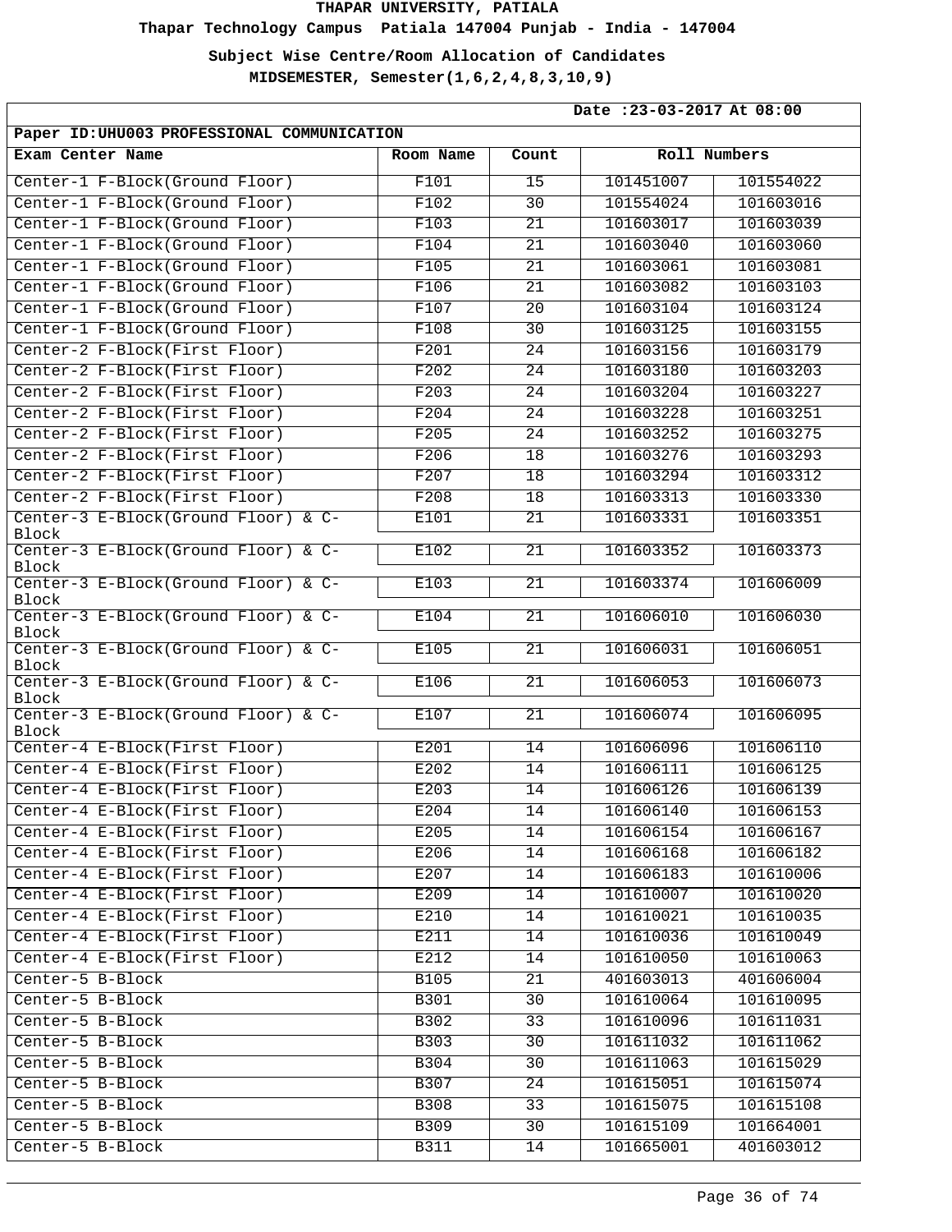# THAPAR UNIVERSITY, PATIALA

**Thapar Technology Campus Patiala 147004 Punjab - India - 147004**

**Subject Wise Centre/Room Allocation of Candidates**

**MIDSEMESTER, Semester(1,6,2,4,8,3,10,9)**

**Date :23-03-2017 At 08:00**

**Paper ID:UHU003 PROFESSIONAL COMMUNICATION**

| Exam Center Name | Room Name | Count | Roll Numbers | |
|---|---|---|---|---|
| Center-1 F-Block(Ground Floor) | F101 | 15 | 101451007 | 101554022 |
| Center-1 F-Block(Ground Floor) | F102 | 30 | 101554024 | 101603016 |
| Center-1 F-Block(Ground Floor) | F103 | 21 | 101603017 | 101603039 |
| Center-1 F-Block(Ground Floor) | F104 | 21 | 101603040 | 101603060 |
| Center-1 F-Block(Ground Floor) | F105 | 21 | 101603061 | 101603081 |
| Center-1 F-Block(Ground Floor) | F106 | 21 | 101603082 | 101603103 |
| Center-1 F-Block(Ground Floor) | F107 | 20 | 101603104 | 101603124 |
| Center-1 F-Block(Ground Floor) | F108 | 30 | 101603125 | 101603155 |
| Center-2 F-Block(First Floor) | F201 | 24 | 101603156 | 101603179 |
| Center-2 F-Block(First Floor) | F202 | 24 | 101603180 | 101603203 |
| Center-2 F-Block(First Floor) | F203 | 24 | 101603204 | 101603227 |
| Center-2 F-Block(First Floor) | F204 | 24 | 101603228 | 101603251 |
| Center-2 F-Block(First Floor) | F205 | 24 | 101603252 | 101603275 |
| Center-2 F-Block(First Floor) | F206 | 18 | 101603276 | 101603293 |
| Center-2 F-Block(First Floor) | F207 | 18 | 101603294 | 101603312 |
| Center-2 F-Block(First Floor) | F208 | 18 | 101603313 | 101603330 |
| Center-3 E-Block(Ground Floor) & C-Block | E101 | 21 | 101603331 | 101603351 |
| Center-3 E-Block(Ground Floor) & C-Block | E102 | 21 | 101603352 | 101603373 |
| Center-3 E-Block(Ground Floor) & C-Block | E103 | 21 | 101603374 | 101606009 |
| Center-3 E-Block(Ground Floor) & C-Block | E104 | 21 | 101606010 | 101606030 |
| Center-3 E-Block(Ground Floor) & C-Block | E105 | 21 | 101606031 | 101606051 |
| Center-3 E-Block(Ground Floor) & C-Block | E106 | 21 | 101606053 | 101606073 |
| Center-3 E-Block(Ground Floor) & C-Block | E107 | 21 | 101606074 | 101606095 |
| Center-4 E-Block(First Floor) | E201 | 14 | 101606096 | 101606110 |
| Center-4 E-Block(First Floor) | E202 | 14 | 101606111 | 101606125 |
| Center-4 E-Block(First Floor) | E203 | 14 | 101606126 | 101606139 |
| Center-4 E-Block(First Floor) | E204 | 14 | 101606140 | 101606153 |
| Center-4 E-Block(First Floor) | E205 | 14 | 101606154 | 101606167 |
| Center-4 E-Block(First Floor) | E206 | 14 | 101606168 | 101606182 |
| Center-4 E-Block(First Floor) | E207 | 14 | 101606183 | 101610006 |
| Center-4 E-Block(First Floor) | E209 | 14 | 101610007 | 101610020 |
| Center-4 E-Block(First Floor) | E210 | 14 | 101610021 | 101610035 |
| Center-4 E-Block(First Floor) | E211 | 14 | 101610036 | 101610049 |
| Center-4 E-Block(First Floor) | E212 | 14 | 101610050 | 101610063 |
| Center-5 B-Block | B105 | 21 | 401603013 | 401606004 |
| Center-5 B-Block | B301 | 30 | 101610064 | 101610095 |
| Center-5 B-Block | B302 | 33 | 101610096 | 101611031 |
| Center-5 B-Block | B303 | 30 | 101611032 | 101611062 |
| Center-5 B-Block | B304 | 30 | 101611063 | 101615029 |
| Center-5 B-Block | B307 | 24 | 101615051 | 101615074 |
| Center-5 B-Block | B308 | 33 | 101615075 | 101615108 |
| Center-5 B-Block | B309 | 30 | 101615109 | 101664001 |
| Center-5 B-Block | B311 | 14 | 101665001 | 401603012 |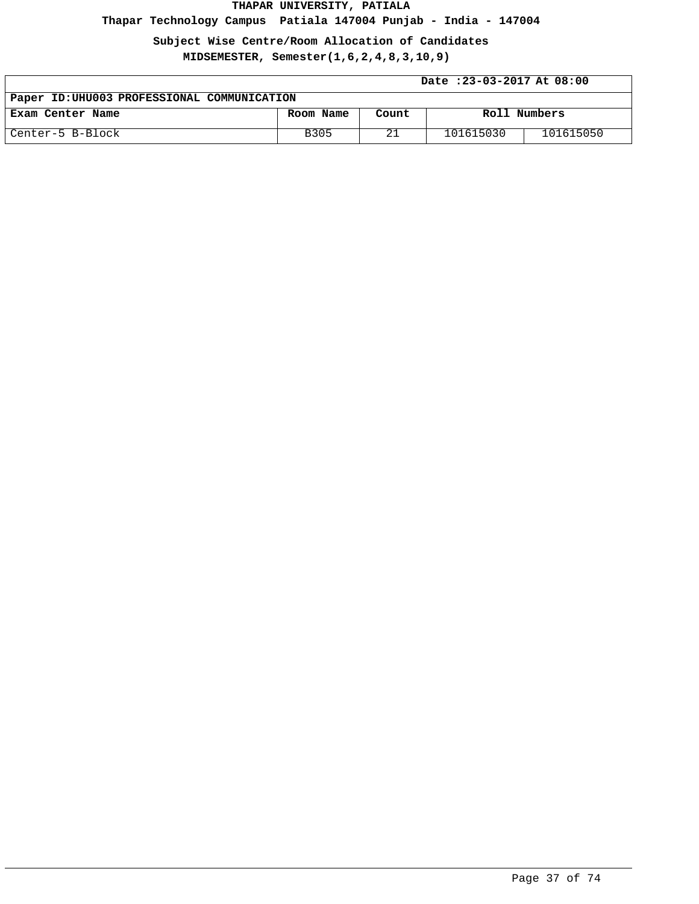**THAPAR UNIVERSITY, PATIALA**

**Thapar Technology Campus Patiala 147004 Punjab - India - 147004**

**Subject Wise Centre/Room Allocation of Candidates**

**MIDSEMESTER, Semester(1,6,2,4,8,3,10,9)**

| | | | | |
|---|---|---|---|---|
| | | | **Date :23-03-2017 At 08:00** | |
| **Paper ID:UHU003 PROFESSIONAL COMMUNICATION** | | | | |
| Exam Center Name | Room Name | Count | Roll Numbers | |
| Center-5 B-Block | B305 | 21 | 101615030 | 101615050 |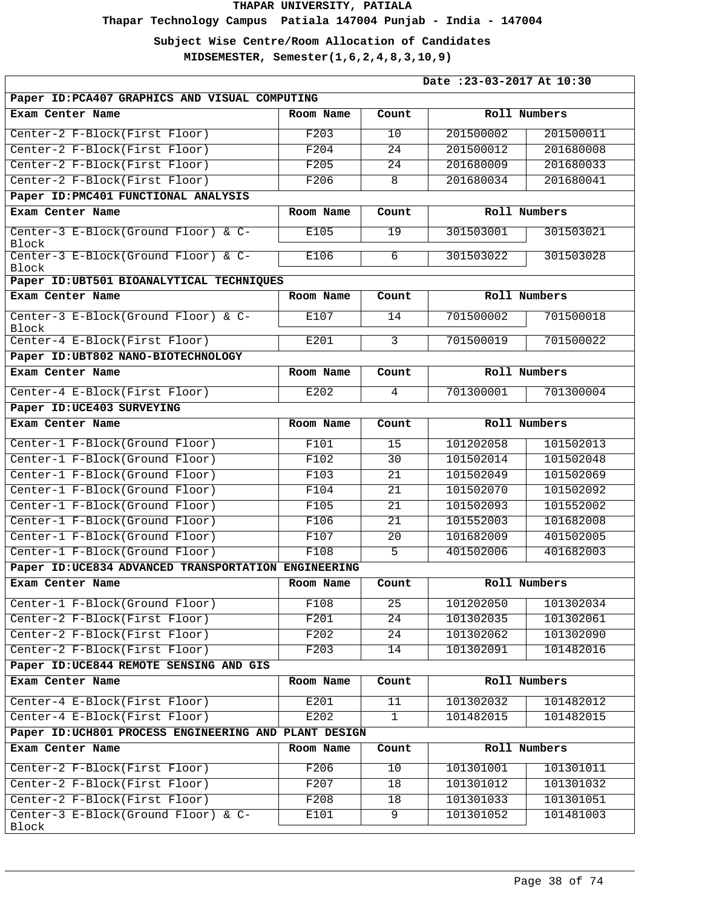**THAPAR UNIVERSITY, PATIALA**

**Thapar Technology Campus Patiala 147004 Punjab - India - 147004**

**Subject Wise Centre/Room Allocation of Candidates**

**MIDSEMESTER, Semester(1,6,2,4,8,3,10,9)**

**Date :23-03-2017 At 10:30**

**Paper ID:PCA407 GRAPHICS AND VISUAL COMPUTING**

| Exam Center Name | Room Name | Count | Roll Numbers | |
|---|---|---|---|---|
| Center-2 F-Block(First Floor) | F203 | 10 | 201500002 | 201500011 |
| Center-2 F-Block(First Floor) | F204 | 24 | 201500012 | 201680008 |
| Center-2 F-Block(First Floor) | F205 | 24 | 201680009 | 201680033 |
| Center-2 F-Block(First Floor) | F206 | 8 | 201680034 | 201680041 |

**Paper ID:PMC401 FUNCTIONAL ANALYSIS**

| Exam Center Name | Room Name | Count | Roll Numbers | |
|---|---|---|---|---|
| Center-3 E-Block(Ground Floor) & C-Block | E105 | 19 | 301503001 | 301503021 |
| Center-3 E-Block(Ground Floor) & C-Block | E106 | 6 | 301503022 | 301503028 |

**Paper ID:UBT501 BIOANALYTICAL TECHNIQUES**

| Exam Center Name | Room Name | Count | Roll Numbers | |
|---|---|---|---|---|
| Center-3 E-Block(Ground Floor) & C-Block | E107 | 14 | 701500002 | 701500018 |
| Center-4 E-Block(First Floor) | E201 | 3 | 701500019 | 701500022 |

**Paper ID:UBT802 NANO-BIOTECHNOLOGY**

| Exam Center Name | Room Name | Count | Roll Numbers | |
|---|---|---|---|---|
| Center-4 E-Block(First Floor) | E202 | 4 | 701300001 | 701300004 |

**Paper ID:UCE403 SURVEYING**

| Exam Center Name | Room Name | Count | Roll Numbers | |
|---|---|---|---|---|
| Center-1 F-Block(Ground Floor) | F101 | 15 | 101202058 | 101502013 |
| Center-1 F-Block(Ground Floor) | F102 | 30 | 101502014 | 101502048 |
| Center-1 F-Block(Ground Floor) | F103 | 21 | 101502049 | 101502069 |
| Center-1 F-Block(Ground Floor) | F104 | 21 | 101502070 | 101502092 |
| Center-1 F-Block(Ground Floor) | F105 | 21 | 101502093 | 101552002 |
| Center-1 F-Block(Ground Floor) | F106 | 21 | 101552003 | 101682008 |
| Center-1 F-Block(Ground Floor) | F107 | 20 | 101682009 | 401502005 |
| Center-1 F-Block(Ground Floor) | F108 | 5 | 401502006 | 401682003 |

**Paper ID:UCE834 ADVANCED TRANSPORTATION ENGINEERING**

| Exam Center Name | Room Name | Count | Roll Numbers | |
|---|---|---|---|---|
| Center-1 F-Block(Ground Floor) | F108 | 25 | 101202050 | 101302034 |
| Center-2 F-Block(First Floor) | F201 | 24 | 101302035 | 101302061 |
| Center-2 F-Block(First Floor) | F202 | 24 | 101302062 | 101302090 |
| Center-2 F-Block(First Floor) | F203 | 14 | 101302091 | 101482016 |

**Paper ID:UCE844 REMOTE SENSING AND GIS**

| Exam Center Name | Room Name | Count | Roll Numbers | |
|---|---|---|---|---|
| Center-4 E-Block(First Floor) | E201 | 11 | 101302032 | 101482012 |
| Center-4 E-Block(First Floor) | E202 | 1 | 101482015 | 101482015 |

**Paper ID:UCH801 PROCESS ENGINEERING AND PLANT DESIGN**

| Exam Center Name | Room Name | Count | Roll Numbers | |
|---|---|---|---|---|
| Center-2 F-Block(First Floor) | F206 | 10 | 101301001 | 101301011 |
| Center-2 F-Block(First Floor) | F207 | 18 | 101301012 | 101301032 |
| Center-2 F-Block(First Floor) | F208 | 18 | 101301033 | 101301051 |
| Center-3 E-Block(Ground Floor) & C-Block | E101 | 9 | 101301052 | 101481003 |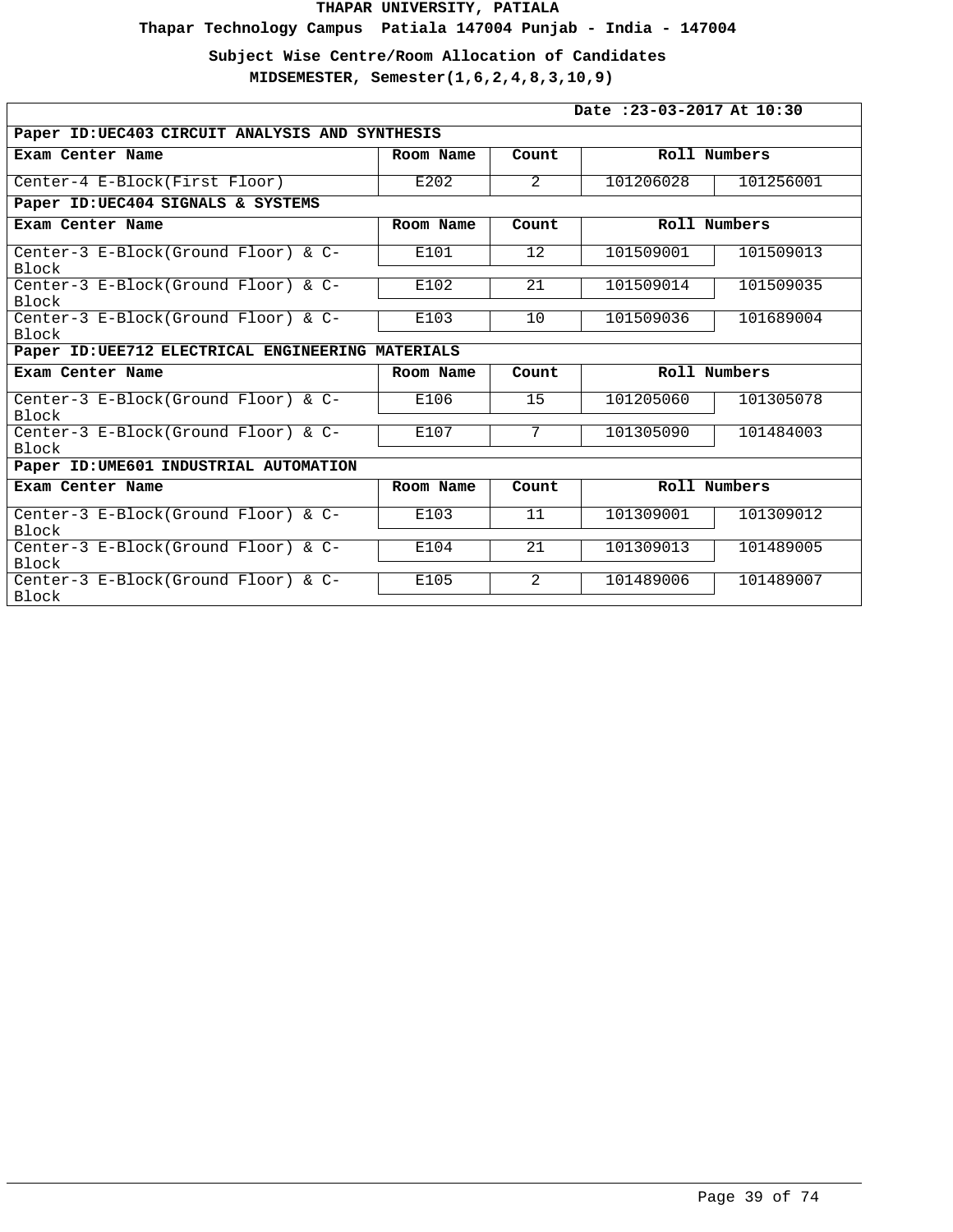# THAPAR UNIVERSITY, PATIALA

**Thapar Technology Campus Patiala 147004 Punjab - India - 147004**

**Subject Wise Centre/Room Allocation of Candidates**

**MIDSEMESTER, Semester(1,6,2,4,8,3,10,9)**

**Date :23-03-2017 At 10:30**

**Paper ID:UEC403 CIRCUIT ANALYSIS AND SYNTHESIS**

| Exam Center Name | Room Name | Count | Roll Numbers | |
|---|---|---|---|---|
| Center-4 E-Block(First Floor) | E202 | 2 | 101206028 | 101256001 |

**Paper ID:UEC404 SIGNALS & SYSTEMS**

| Exam Center Name | Room Name | Count | Roll Numbers | |
|---|---|---|---|---|
| Center-3 E-Block(Ground Floor) & C-Block | E101 | 12 | 101509001 | 101509013 |
| Center-3 E-Block(Ground Floor) & C-Block | E102 | 21 | 101509014 | 101509035 |
| Center-3 E-Block(Ground Floor) & C-Block | E103 | 10 | 101509036 | 101689004 |

**Paper ID:UEE712 ELECTRICAL ENGINEERING MATERIALS**

| Exam Center Name | Room Name | Count | Roll Numbers | |
|---|---|---|---|---|
| Center-3 E-Block(Ground Floor) & C-Block | E106 | 15 | 101205060 | 101305078 |
| Center-3 E-Block(Ground Floor) & C-Block | E107 | 7 | 101305090 | 101484003 |

**Paper ID:UME601 INDUSTRIAL AUTOMATION**

| Exam Center Name | Room Name | Count | Roll Numbers | |
|---|---|---|---|---|
| Center-3 E-Block(Ground Floor) & C-Block | E103 | 11 | 101309001 | 101309012 |
| Center-3 E-Block(Ground Floor) & C-Block | E104 | 21 | 101309013 | 101489005 |
| Center-3 E-Block(Ground Floor) & C-Block | E105 | 2 | 101489006 | 101489007 |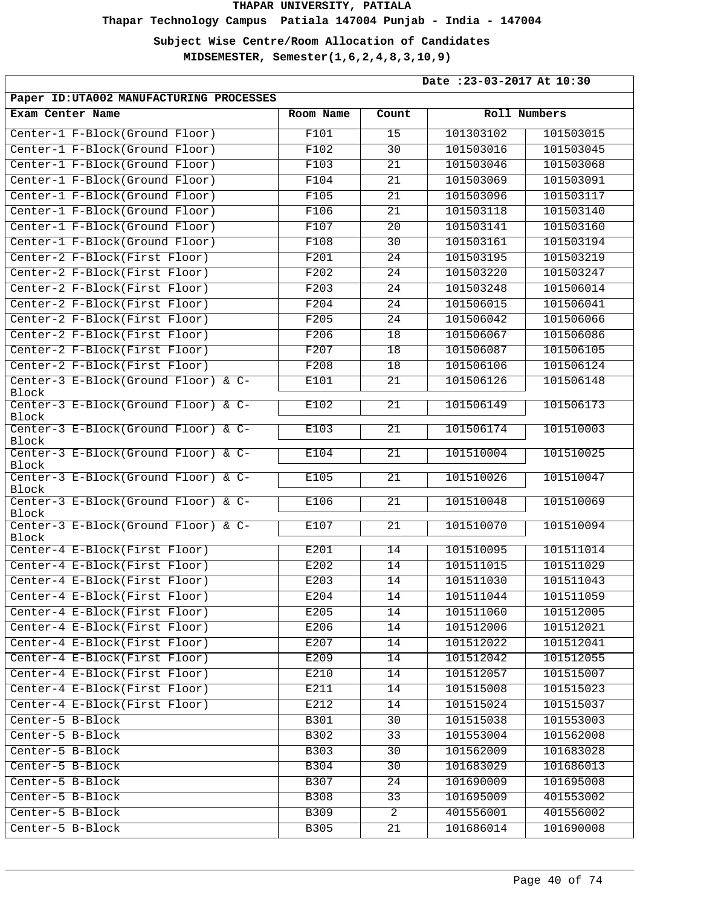# THAPAR UNIVERSITY, PATIALA

**Thapar Technology Campus Patiala 147004 Punjab - India - 147004**

**Subject Wise Centre/Room Allocation of Candidates**

**MIDSEMESTER, Semester(1,6,2,4,8,3,10,9)**

**Date :23-03-2017 At 10:30**

**Paper ID:UTA002 MANUFACTURING PROCESSES**

| Exam Center Name | Room Name | Count | Roll Numbers | |
|---|---|---|---|---|
| Center-1 F-Block(Ground Floor) | F101 | 15 | 101303102 | 101503015 |
| Center-1 F-Block(Ground Floor) | F102 | 30 | 101503016 | 101503045 |
| Center-1 F-Block(Ground Floor) | F103 | 21 | 101503046 | 101503068 |
| Center-1 F-Block(Ground Floor) | F104 | 21 | 101503069 | 101503091 |
| Center-1 F-Block(Ground Floor) | F105 | 21 | 101503096 | 101503117 |
| Center-1 F-Block(Ground Floor) | F106 | 21 | 101503118 | 101503140 |
| Center-1 F-Block(Ground Floor) | F107 | 20 | 101503141 | 101503160 |
| Center-1 F-Block(Ground Floor) | F108 | 30 | 101503161 | 101503194 |
| Center-2 F-Block(First Floor) | F201 | 24 | 101503195 | 101503219 |
| Center-2 F-Block(First Floor) | F202 | 24 | 101503220 | 101503247 |
| Center-2 F-Block(First Floor) | F203 | 24 | 101503248 | 101506014 |
| Center-2 F-Block(First Floor) | F204 | 24 | 101506015 | 101506041 |
| Center-2 F-Block(First Floor) | F205 | 24 | 101506042 | 101506066 |
| Center-2 F-Block(First Floor) | F206 | 18 | 101506067 | 101506086 |
| Center-2 F-Block(First Floor) | F207 | 18 | 101506087 | 101506105 |
| Center-2 F-Block(First Floor) | F208 | 18 | 101506106 | 101506124 |
| Center-3 E-Block(Ground Floor) & C-Block | E101 | 21 | 101506126 | 101506148 |
| Center-3 E-Block(Ground Floor) & C-Block | E102 | 21 | 101506149 | 101506173 |
| Center-3 E-Block(Ground Floor) & C-Block | E103 | 21 | 101506174 | 101510003 |
| Center-3 E-Block(Ground Floor) & C-Block | E104 | 21 | 101510004 | 101510025 |
| Center-3 E-Block(Ground Floor) & C-Block | E105 | 21 | 101510026 | 101510047 |
| Center-3 E-Block(Ground Floor) & C-Block | E106 | 21 | 101510048 | 101510069 |
| Center-3 E-Block(Ground Floor) & C-Block | E107 | 21 | 101510070 | 101510094 |
| Center-4 E-Block(First Floor) | E201 | 14 | 101510095 | 101511014 |
| Center-4 E-Block(First Floor) | E202 | 14 | 101511015 | 101511029 |
| Center-4 E-Block(First Floor) | E203 | 14 | 101511030 | 101511043 |
| Center-4 E-Block(First Floor) | E204 | 14 | 101511044 | 101511059 |
| Center-4 E-Block(First Floor) | E205 | 14 | 101511060 | 101512005 |
| Center-4 E-Block(First Floor) | E206 | 14 | 101512006 | 101512021 |
| Center-4 E-Block(First Floor) | E207 | 14 | 101512022 | 101512041 |
| Center-4 E-Block(First Floor) | E209 | 14 | 101512042 | 101512055 |
| Center-4 E-Block(First Floor) | E210 | 14 | 101512057 | 101515007 |
| Center-4 E-Block(First Floor) | E211 | 14 | 101515008 | 101515023 |
| Center-4 E-Block(First Floor) | E212 | 14 | 101515024 | 101515037 |
| Center-5 B-Block | B301 | 30 | 101515038 | 101553003 |
| Center-5 B-Block | B302 | 33 | 101553004 | 101562008 |
| Center-5 B-Block | B303 | 30 | 101562009 | 101683028 |
| Center-5 B-Block | B304 | 30 | 101683029 | 101686013 |
| Center-5 B-Block | B307 | 24 | 101690009 | 101695008 |
| Center-5 B-Block | B308 | 33 | 101695009 | 401553002 |
| Center-5 B-Block | B309 | 2 | 401556001 | 401556002 |
| Center-5 B-Block | B305 | 21 | 101686014 | 101690008 |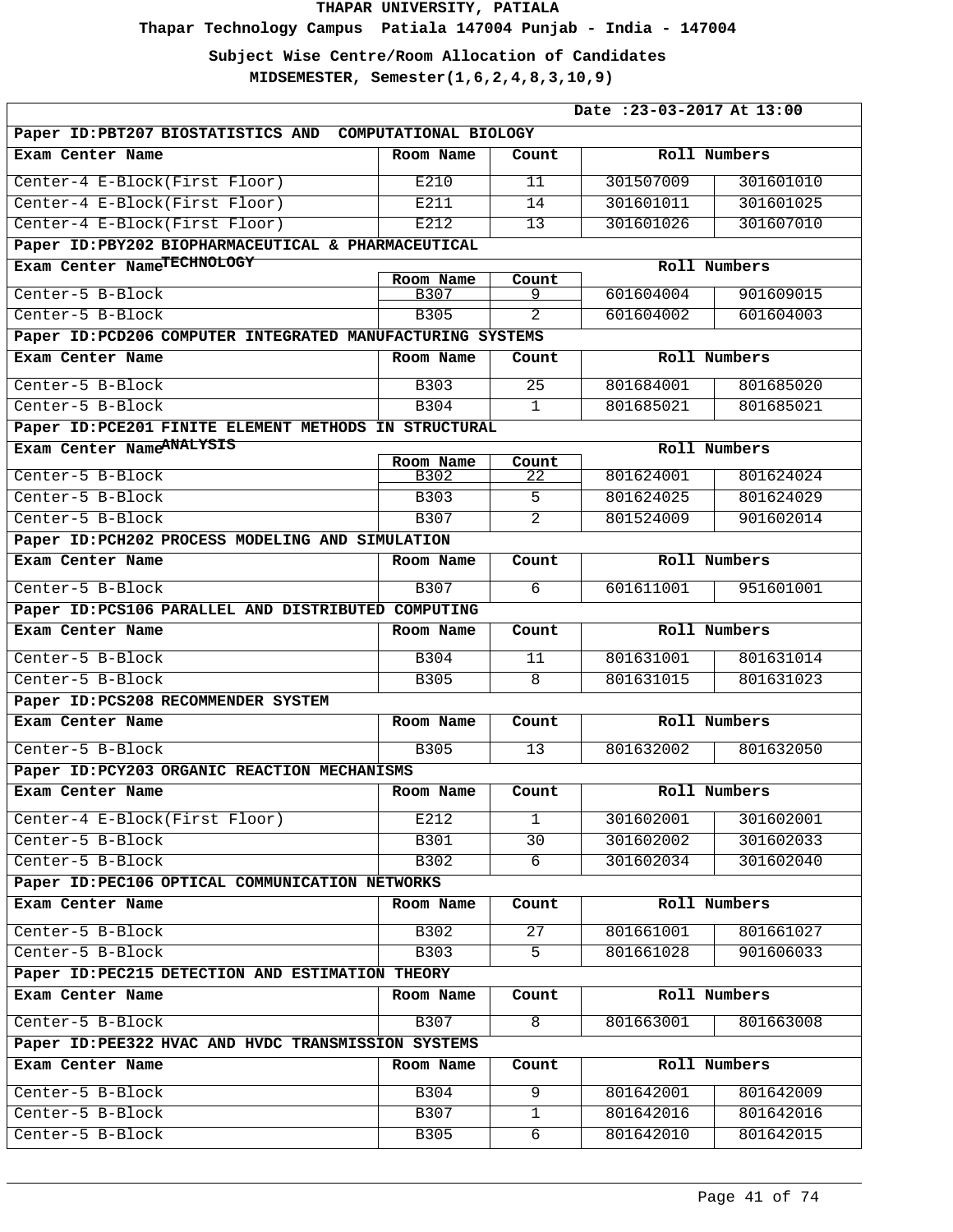# THAPAR UNIVERSITY, PATIALA

Thapar Technology Campus Patiala 147004 Punjab - India - 147004

Subject Wise Centre/Room Allocation of Candidates

MIDSEMESTER, Semester(1,6,2,4,8,3,10,9)

Date :23-03-2017 At 13:00

**Paper ID:PBT207 BIOSTATISTICS AND COMPUTATIONAL BIOLOGY**

| Exam Center Name | Room Name | Count | Roll Numbers | |
|---|---|---|---|---|
| Center-4 E-Block(First Floor) | E210 | 11 | 301507009 | 301601010 |
| Center-4 E-Block(First Floor) | E211 | 14 | 301601011 | 301601025 |
| Center-4 E-Block(First Floor) | E212 | 13 | 301601026 | 301607010 |

**Paper ID:PBY202 BIOPHARMACEUTICAL & PHARMACEUTICAL TECHNOLOGY**

| Exam Center Name | Room Name | Count | Roll Numbers | |
|---|---|---|---|---|
| Center-5 B-Block | B307 | 9 | 601604004 | 901609015 |
| Center-5 B-Block | B305 | 2 | 601604002 | 601604003 |

**Paper ID:PCD206 COMPUTER INTEGRATED MANUFACTURING SYSTEMS**

| Exam Center Name | Room Name | Count | Roll Numbers | |
|---|---|---|---|---|
| Center-5 B-Block | B303 | 25 | 801684001 | 801685020 |
| Center-5 B-Block | B304 | 1 | 801685021 | 801685021 |

**Paper ID:PCE201 FINITE ELEMENT METHODS IN STRUCTURAL ANALYSIS**

| Exam Center Name | Room Name | Count | Roll Numbers | |
|---|---|---|---|---|
| Center-5 B-Block | B302 | 22 | 801624001 | 801624024 |
| Center-5 B-Block | B303 | 5 | 801624025 | 801624029 |
| Center-5 B-Block | B307 | 2 | 801524009 | 901602014 |

**Paper ID:PCH202 PROCESS MODELING AND SIMULATION**

| Exam Center Name | Room Name | Count | Roll Numbers | |
|---|---|---|---|---|
| Center-5 B-Block | B307 | 6 | 601611001 | 951601001 |

**Paper ID:PCS106 PARALLEL AND DISTRIBUTED COMPUTING**

| Exam Center Name | Room Name | Count | Roll Numbers | |
|---|---|---|---|---|
| Center-5 B-Block | B304 | 11 | 801631001 | 801631014 |
| Center-5 B-Block | B305 | 8 | 801631015 | 801631023 |

**Paper ID:PCS208 RECOMMENDER SYSTEM**

| Exam Center Name | Room Name | Count | Roll Numbers | |
|---|---|---|---|---|
| Center-5 B-Block | B305 | 13 | 801632002 | 801632050 |

**Paper ID:PCY203 ORGANIC REACTION MECHANISMS**

| Exam Center Name | Room Name | Count | Roll Numbers | |
|---|---|---|---|---|
| Center-4 E-Block(First Floor) | E212 | 1 | 301602001 | 301602001 |
| Center-5 B-Block | B301 | 30 | 301602002 | 301602033 |
| Center-5 B-Block | B302 | 6 | 301602034 | 301602040 |

**Paper ID:PEC106 OPTICAL COMMUNICATION NETWORKS**

| Exam Center Name | Room Name | Count | Roll Numbers | |
|---|---|---|---|---|
| Center-5 B-Block | B302 | 27 | 801661001 | 801661027 |
| Center-5 B-Block | B303 | 5 | 801661028 | 901606033 |

**Paper ID:PEC215 DETECTION AND ESTIMATION THEORY**

| Exam Center Name | Room Name | Count | Roll Numbers | |
|---|---|---|---|---|
| Center-5 B-Block | B307 | 8 | 801663001 | 801663008 |

**Paper ID:PEE322 HVAC AND HVDC TRANSMISSION SYSTEMS**

| Exam Center Name | Room Name | Count | Roll Numbers | |
|---|---|---|---|---|
| Center-5 B-Block | B304 | 9 | 801642001 | 801642009 |
| Center-5 B-Block | B307 | 1 | 801642016 | 801642016 |
| Center-5 B-Block | B305 | 6 | 801642010 | 801642015 |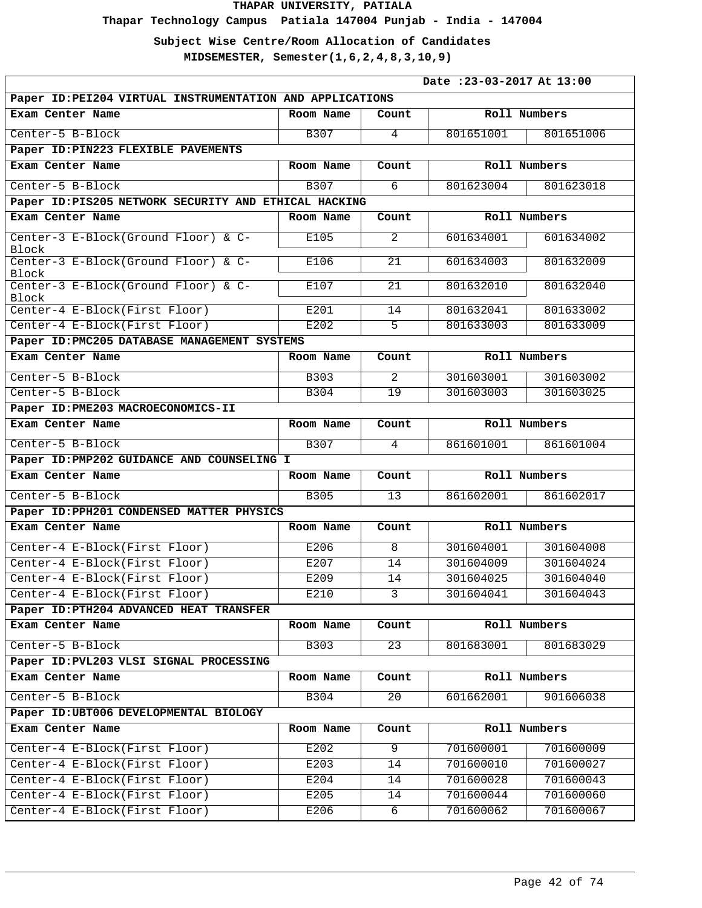# THAPAR UNIVERSITY, PATIALA

**Thapar Technology Campus Patiala 147004 Punjab - India - 147004**

**Subject Wise Centre/Room Allocation of Candidates**

**MIDSEMESTER, Semester(1,6,2,4,8,3,10,9)**

**Date :23-03-2017 At 13:00**

**Paper ID:PEI204 VIRTUAL INSTRUMENTATION AND APPLICATIONS**

| Exam Center Name | Room Name | Count | Roll Numbers | |
|---|---|---|---|---|
| Center-5 B-Block | B307 | 4 | 801651001 | 801651006 |

**Paper ID:PIN223 FLEXIBLE PAVEMENTS**

| Exam Center Name | Room Name | Count | Roll Numbers | |
|---|---|---|---|---|
| Center-5 B-Block | B307 | 6 | 801623004 | 801623018 |

**Paper ID:PIS205 NETWORK SECURITY AND ETHICAL HACKING**

| Exam Center Name | Room Name | Count | Roll Numbers | |
|---|---|---|---|---|
| Center-3 E-Block(Ground Floor) & C-Block | E105 | 2 | 601634001 | 601634002 |
| Center-3 E-Block(Ground Floor) & C-Block | E106 | 21 | 601634003 | 801632009 |
| Center-3 E-Block(Ground Floor) & C-Block | E107 | 21 | 801632010 | 801632040 |
| Center-4 E-Block(First Floor) | E201 | 14 | 801632041 | 801633002 |
| Center-4 E-Block(First Floor) | E202 | 5 | 801633003 | 801633009 |

**Paper ID:PMC205 DATABASE MANAGEMENT SYSTEMS**

| Exam Center Name | Room Name | Count | Roll Numbers | |
|---|---|---|---|---|
| Center-5 B-Block | B303 | 2 | 301603001 | 301603002 |
| Center-5 B-Block | B304 | 19 | 301603003 | 301603025 |

**Paper ID:PME203 MACROECONOMICS-II**

| Exam Center Name | Room Name | Count | Roll Numbers | |
|---|---|---|---|---|
| Center-5 B-Block | B307 | 4 | 861601001 | 861601004 |

**Paper ID:PMP202 GUIDANCE AND COUNSELING I**

| Exam Center Name | Room Name | Count | Roll Numbers | |
|---|---|---|---|---|
| Center-5 B-Block | B305 | 13 | 861602001 | 861602017 |

**Paper ID:PPH201 CONDENSED MATTER PHYSICS**

| Exam Center Name | Room Name | Count | Roll Numbers | |
|---|---|---|---|---|
| Center-4 E-Block(First Floor) | E206 | 8 | 301604001 | 301604008 |
| Center-4 E-Block(First Floor) | E207 | 14 | 301604009 | 301604024 |
| Center-4 E-Block(First Floor) | E209 | 14 | 301604025 | 301604040 |
| Center-4 E-Block(First Floor) | E210 | 3 | 301604041 | 301604043 |

**Paper ID:PTH204 ADVANCED HEAT TRANSFER**

| Exam Center Name | Room Name | Count | Roll Numbers | |
|---|---|---|---|---|
| Center-5 B-Block | B303 | 23 | 801683001 | 801683029 |

**Paper ID:PVL203 VLSI SIGNAL PROCESSING**

| Exam Center Name | Room Name | Count | Roll Numbers | |
|---|---|---|---|---|
| Center-5 B-Block | B304 | 20 | 601662001 | 901606038 |

**Paper ID:UBT006 DEVELOPMENTAL BIOLOGY**

| Exam Center Name | Room Name | Count | Roll Numbers | |
|---|---|---|---|---|
| Center-4 E-Block(First Floor) | E202 | 9 | 701600001 | 701600009 |
| Center-4 E-Block(First Floor) | E203 | 14 | 701600010 | 701600027 |
| Center-4 E-Block(First Floor) | E204 | 14 | 701600028 | 701600043 |
| Center-4 E-Block(First Floor) | E205 | 14 | 701600044 | 701600060 |
| Center-4 E-Block(First Floor) | E206 | 6 | 701600062 | 701600067 |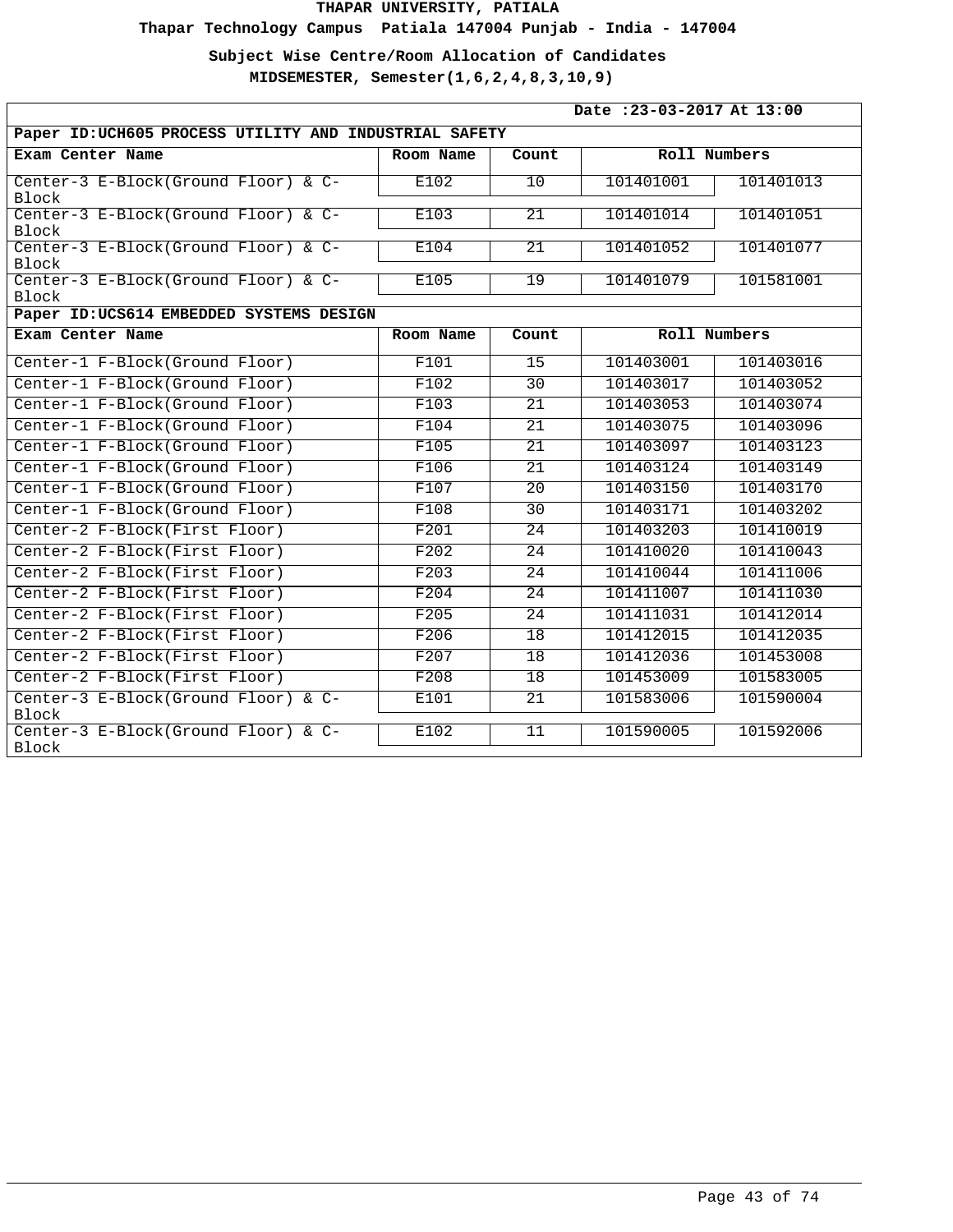**THAPAR UNIVERSITY, PATIALA**

**Thapar Technology Campus Patiala 147004 Punjab - India - 147004**

**Subject Wise Centre/Room Allocation of Candidates**

**MIDSEMESTER, Semester(1,6,2,4,8,3,10,9)**

**Date :23-03-2017 At 13:00**

**Paper ID:UCH605 PROCESS UTILITY AND INDUSTRIAL SAFETY**

| Exam Center Name | Room Name | Count | Roll Numbers | |
|---|---|---|---|---|
| Center-3 E-Block(Ground Floor) & C-Block | E102 | 10 | 101401001 | 101401013 |
| Center-3 E-Block(Ground Floor) & C-Block | E103 | 21 | 101401014 | 101401051 |
| Center-3 E-Block(Ground Floor) & C-Block | E104 | 21 | 101401052 | 101401077 |
| Center-3 E-Block(Ground Floor) & C-Block | E105 | 19 | 101401079 | 101581001 |

**Paper ID:UCS614 EMBEDDED SYSTEMS DESIGN**

| Exam Center Name | Room Name | Count | Roll Numbers | |
|---|---|---|---|---|
| Center-1 F-Block(Ground Floor) | F101 | 15 | 101403001 | 101403016 |
| Center-1 F-Block(Ground Floor) | F102 | 30 | 101403017 | 101403052 |
| Center-1 F-Block(Ground Floor) | F103 | 21 | 101403053 | 101403074 |
| Center-1 F-Block(Ground Floor) | F104 | 21 | 101403075 | 101403096 |
| Center-1 F-Block(Ground Floor) | F105 | 21 | 101403097 | 101403123 |
| Center-1 F-Block(Ground Floor) | F106 | 21 | 101403124 | 101403149 |
| Center-1 F-Block(Ground Floor) | F107 | 20 | 101403150 | 101403170 |
| Center-1 F-Block(Ground Floor) | F108 | 30 | 101403171 | 101403202 |
| Center-2 F-Block(First Floor) | F201 | 24 | 101403203 | 101410019 |
| Center-2 F-Block(First Floor) | F202 | 24 | 101410020 | 101410043 |
| Center-2 F-Block(First Floor) | F203 | 24 | 101410044 | 101411006 |
| Center-2 F-Block(First Floor) | F204 | 24 | 101411007 | 101411030 |
| Center-2 F-Block(First Floor) | F205 | 24 | 101411031 | 101412014 |
| Center-2 F-Block(First Floor) | F206 | 18 | 101412015 | 101412035 |
| Center-2 F-Block(First Floor) | F207 | 18 | 101412036 | 101453008 |
| Center-2 F-Block(First Floor) | F208 | 18 | 101453009 | 101583005 |
| Center-3 E-Block(Ground Floor) & C-Block | E101 | 21 | 101583006 | 101590004 |
| Center-3 E-Block(Ground Floor) & C-Block | E102 | 11 | 101590005 | 101592006 |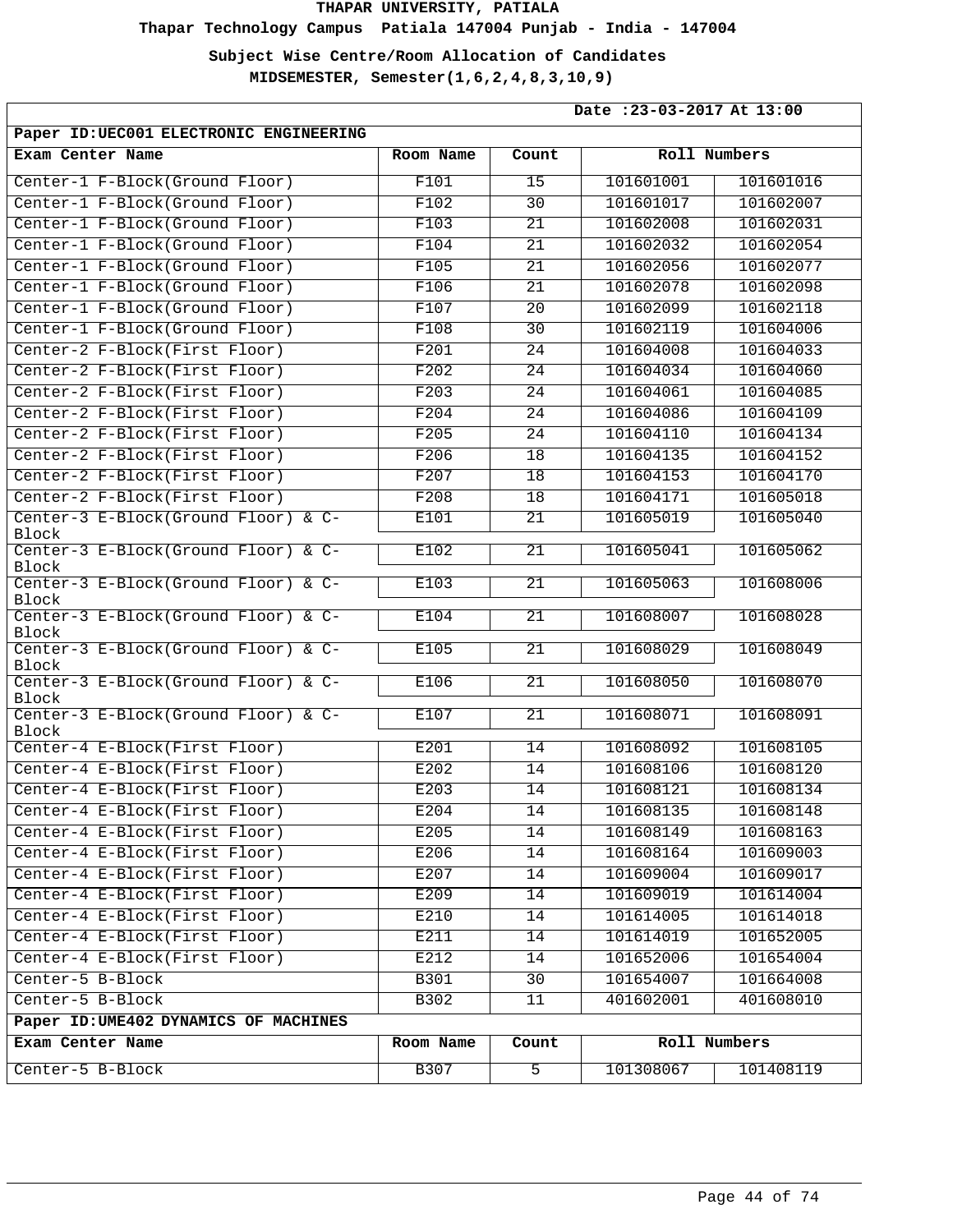# THAPAR UNIVERSITY, PATIALA

**Thapar Technology Campus Patiala 147004 Punjab - India - 147004**

**Subject Wise Centre/Room Allocation of Candidates**

**MIDSEMESTER, Semester(1,6,2,4,8,3,10,9)**

**Date :23-03-2017 At 13:00**

**Paper ID:UEC001 ELECTRONIC ENGINEERING**

| Exam Center Name | Room Name | Count | Roll Numbers | |
|---|---|---|---|---|
| Center-1 F-Block(Ground Floor) | F101 | 15 | 101601001 | 101601016 |
| Center-1 F-Block(Ground Floor) | F102 | 30 | 101601017 | 101602007 |
| Center-1 F-Block(Ground Floor) | F103 | 21 | 101602008 | 101602031 |
| Center-1 F-Block(Ground Floor) | F104 | 21 | 101602032 | 101602054 |
| Center-1 F-Block(Ground Floor) | F105 | 21 | 101602056 | 101602077 |
| Center-1 F-Block(Ground Floor) | F106 | 21 | 101602078 | 101602098 |
| Center-1 F-Block(Ground Floor) | F107 | 20 | 101602099 | 101602118 |
| Center-1 F-Block(Ground Floor) | F108 | 30 | 101602119 | 101604006 |
| Center-2 F-Block(First Floor) | F201 | 24 | 101604008 | 101604033 |
| Center-2 F-Block(First Floor) | F202 | 24 | 101604034 | 101604060 |
| Center-2 F-Block(First Floor) | F203 | 24 | 101604061 | 101604085 |
| Center-2 F-Block(First Floor) | F204 | 24 | 101604086 | 101604109 |
| Center-2 F-Block(First Floor) | F205 | 24 | 101604110 | 101604134 |
| Center-2 F-Block(First Floor) | F206 | 18 | 101604135 | 101604152 |
| Center-2 F-Block(First Floor) | F207 | 18 | 101604153 | 101604170 |
| Center-2 F-Block(First Floor) | F208 | 18 | 101604171 | 101605018 |
| Center-3 E-Block(Ground Floor) & C-Block | E101 | 21 | 101605019 | 101605040 |
| Center-3 E-Block(Ground Floor) & C-Block | E102 | 21 | 101605041 | 101605062 |
| Center-3 E-Block(Ground Floor) & C-Block | E103 | 21 | 101605063 | 101608006 |
| Center-3 E-Block(Ground Floor) & C-Block | E104 | 21 | 101608007 | 101608028 |
| Center-3 E-Block(Ground Floor) & C-Block | E105 | 21 | 101608029 | 101608049 |
| Center-3 E-Block(Ground Floor) & C-Block | E106 | 21 | 101608050 | 101608070 |
| Center-3 E-Block(Ground Floor) & C-Block | E107 | 21 | 101608071 | 101608091 |
| Center-4 E-Block(First Floor) | E201 | 14 | 101608092 | 101608105 |
| Center-4 E-Block(First Floor) | E202 | 14 | 101608106 | 101608120 |
| Center-4 E-Block(First Floor) | E203 | 14 | 101608121 | 101608134 |
| Center-4 E-Block(First Floor) | E204 | 14 | 101608135 | 101608148 |
| Center-4 E-Block(First Floor) | E205 | 14 | 101608149 | 101608163 |
| Center-4 E-Block(First Floor) | E206 | 14 | 101608164 | 101609003 |
| Center-4 E-Block(First Floor) | E207 | 14 | 101609004 | 101609017 |
| Center-4 E-Block(First Floor) | E209 | 14 | 101609019 | 101614004 |
| Center-4 E-Block(First Floor) | E210 | 14 | 101614005 | 101614018 |
| Center-4 E-Block(First Floor) | E211 | 14 | 101614019 | 101652005 |
| Center-4 E-Block(First Floor) | E212 | 14 | 101652006 | 101654004 |
| Center-5 B-Block | B301 | 30 | 101654007 | 101664008 |
| Center-5 B-Block | B302 | 11 | 401602001 | 401608010 |

**Paper ID:UME402 DYNAMICS OF MACHINES**

| Exam Center Name | Room Name | Count | Roll Numbers | |
|---|---|---|---|---|
| Center-5 B-Block | B307 | 5 | 101308067 | 101408119 |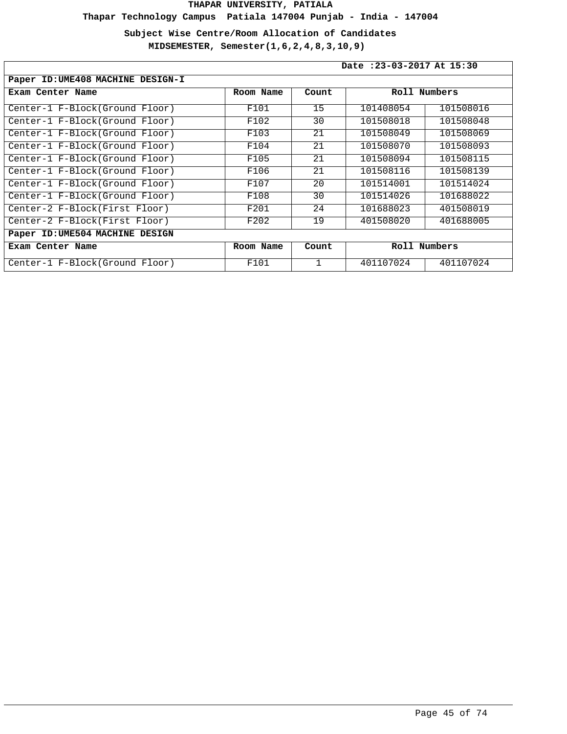# THAPAR UNIVERSITY, PATIALA

**Thapar Technology Campus Patiala 147004 Punjab - India - 147004**

**Subject Wise Centre/Room Allocation of Candidates**

**MIDSEMESTER, Semester(1,6,2,4,8,3,10,9)**

**Date :23-03-2017 At 15:30**

**Paper ID:UME408 MACHINE DESIGN-I**

| Exam Center Name | Room Name | Count | Roll Numbers | |
|---|---|---|---|---|
| Center-1 F-Block(Ground Floor) | F101 | 15 | 101408054 | 101508016 |
| Center-1 F-Block(Ground Floor) | F102 | 30 | 101508018 | 101508048 |
| Center-1 F-Block(Ground Floor) | F103 | 21 | 101508049 | 101508069 |
| Center-1 F-Block(Ground Floor) | F104 | 21 | 101508070 | 101508093 |
| Center-1 F-Block(Ground Floor) | F105 | 21 | 101508094 | 101508115 |
| Center-1 F-Block(Ground Floor) | F106 | 21 | 101508116 | 101508139 |
| Center-1 F-Block(Ground Floor) | F107 | 20 | 101514001 | 101514024 |
| Center-1 F-Block(Ground Floor) | F108 | 30 | 101514026 | 101688022 |
| Center-2 F-Block(First Floor) | F201 | 24 | 101688023 | 401508019 |
| Center-2 F-Block(First Floor) | F202 | 19 | 401508020 | 401688005 |

**Paper ID:UME504 MACHINE DESIGN**

| Exam Center Name | Room Name | Count | Roll Numbers | |
|---|---|---|---|---|
| Center-1 F-Block(Ground Floor) | F101 | 1 | 401107024 | 401107024 |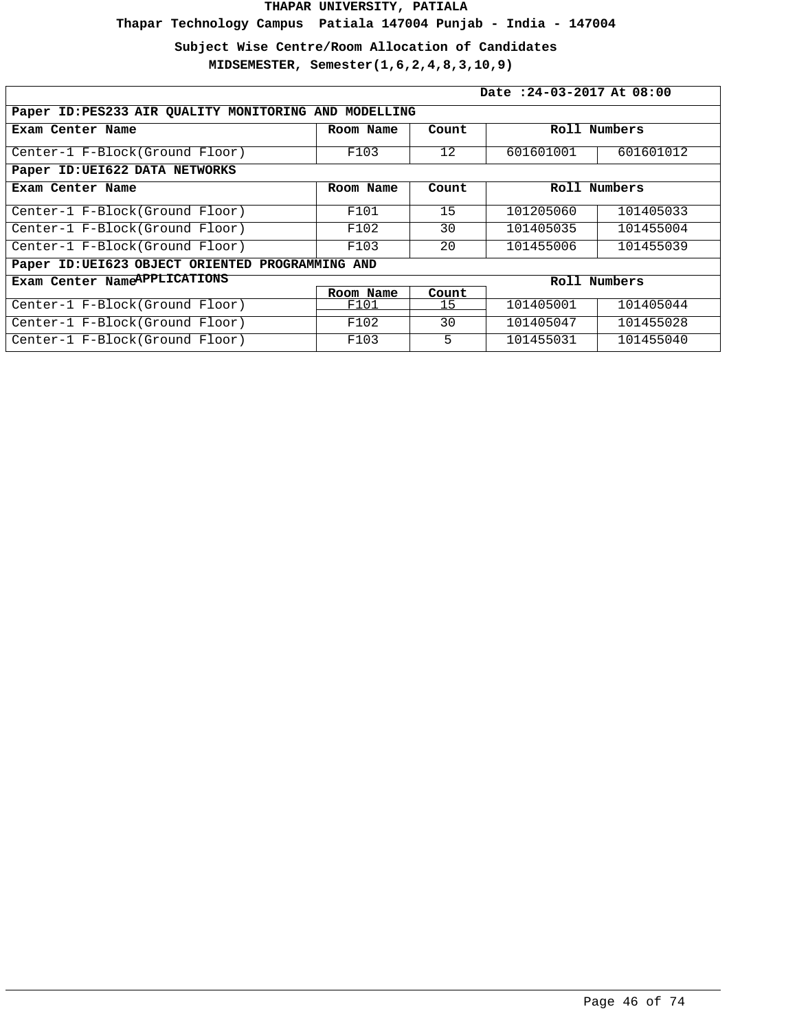**THAPAR UNIVERSITY, PATIALA**

**Thapar Technology Campus Patiala 147004 Punjab - India - 147004**

**Subject Wise Centre/Room Allocation of Candidates**

**MIDSEMESTER, Semester(1,6,2,4,8,3,10,9)**

**Date :24-03-2017 At 08:00**

**Paper ID:PES233 AIR QUALITY MONITORING AND MODELLING**

| Exam Center Name | Room Name | Count | Roll Numbers | |
|---|---|---|---|---|
| Center-1 F-Block(Ground Floor) | F103 | 12 | 601601001 | 601601012 |

**Paper ID:UEI622 DATA NETWORKS**

| Exam Center Name | Room Name | Count | Roll Numbers | |
|---|---|---|---|---|
| Center-1 F-Block(Ground Floor) | F101 | 15 | 101205060 | 101405033 |
| Center-1 F-Block(Ground Floor) | F102 | 30 | 101405035 | 101455004 |
| Center-1 F-Block(Ground Floor) | F103 | 20 | 101455006 | 101455039 |

**Paper ID:UEI623 OBJECT ORIENTED PROGRAMMING AND APPLICATIONS**

| Exam Center Name | Room Name | Count | Roll Numbers | |
|---|---|---|---|---|
| Center-1 F-Block(Ground Floor) | F101 | 15 | 101405001 | 101405044 |
| Center-1 F-Block(Ground Floor) | F102 | 30 | 101405047 | 101455028 |
| Center-1 F-Block(Ground Floor) | F103 | 5 | 101455031 | 101455040 |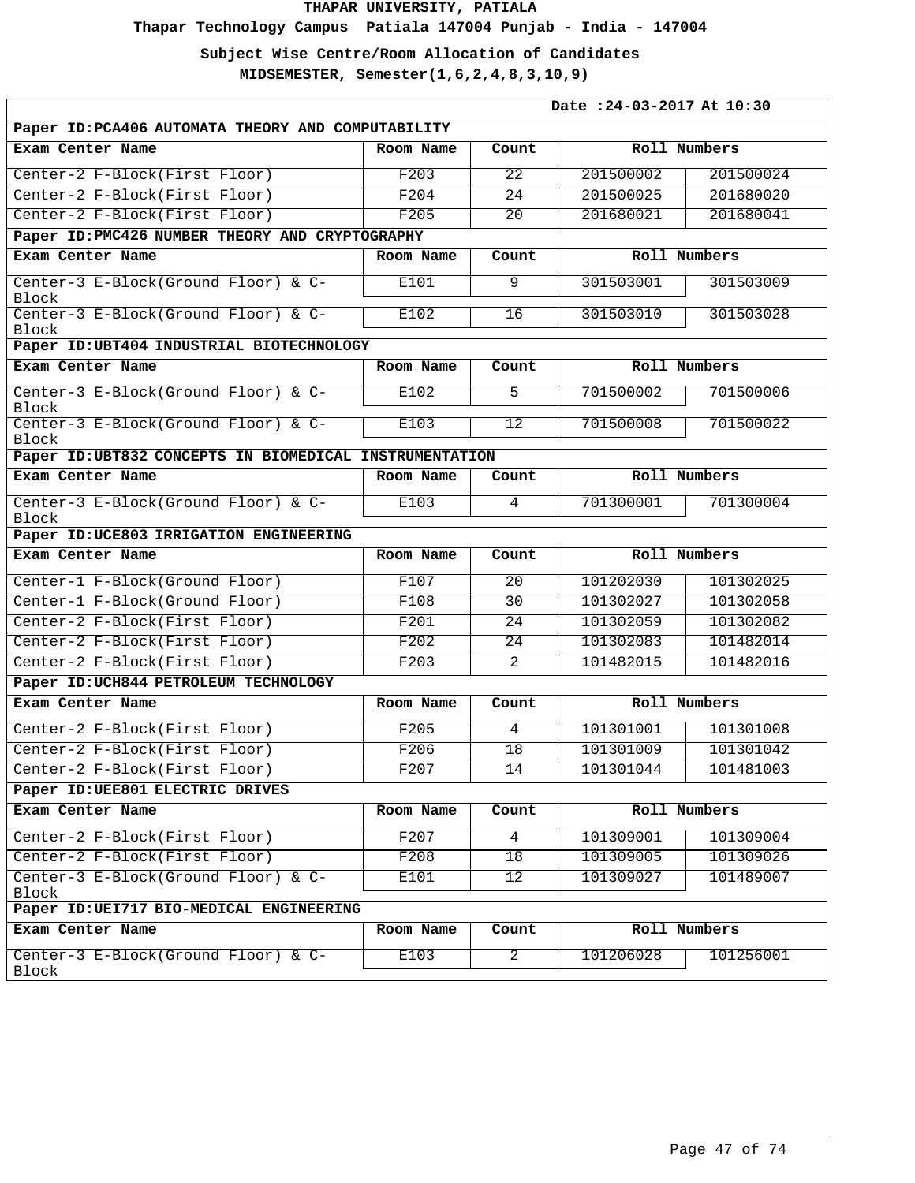**THAPAR UNIVERSITY, PATIALA**

**Thapar Technology Campus Patiala 147004 Punjab - India - 147004**

**Subject Wise Centre/Room Allocation of Candidates**

**MIDSEMESTER, Semester(1,6,2,4,8,3,10,9)**

**Date :24-03-2017 At 10:30**

**Paper ID:PCA406 AUTOMATA THEORY AND COMPUTABILITY**

| Exam Center Name | Room Name | Count | Roll Numbers | |
|---|---|---|---|---|
| Center-2 F-Block(First Floor) | F203 | 22 | 201500002 | 201500024 |
| Center-2 F-Block(First Floor) | F204 | 24 | 201500025 | 201680020 |
| Center-2 F-Block(First Floor) | F205 | 20 | 201680021 | 201680041 |

**Paper ID:PMC426 NUMBER THEORY AND CRYPTOGRAPHY**

| Exam Center Name | Room Name | Count | Roll Numbers | |
|---|---|---|---|---|
| Center-3 E-Block(Ground Floor) & C-Block | E101 | 9 | 301503001 | 301503009 |
| Center-3 E-Block(Ground Floor) & C-Block | E102 | 16 | 301503010 | 301503028 |

**Paper ID:UBT404 INDUSTRIAL BIOTECHNOLOGY**

| Exam Center Name | Room Name | Count | Roll Numbers | |
|---|---|---|---|---|
| Center-3 E-Block(Ground Floor) & C-Block | E102 | 5 | 701500002 | 701500006 |
| Center-3 E-Block(Ground Floor) & C-Block | E103 | 12 | 701500008 | 701500022 |

**Paper ID:UBT832 CONCEPTS IN BIOMEDICAL INSTRUMENTATION**

| Exam Center Name | Room Name | Count | Roll Numbers | |
|---|---|---|---|---|
| Center-3 E-Block(Ground Floor) & C-Block | E103 | 4 | 701300001 | 701300004 |

**Paper ID:UCE803 IRRIGATION ENGINEERING**

| Exam Center Name | Room Name | Count | Roll Numbers | |
|---|---|---|---|---|
| Center-1 F-Block(Ground Floor) | F107 | 20 | 101202030 | 101302025 |
| Center-1 F-Block(Ground Floor) | F108 | 30 | 101302027 | 101302058 |
| Center-2 F-Block(First Floor) | F201 | 24 | 101302059 | 101302082 |
| Center-2 F-Block(First Floor) | F202 | 24 | 101302083 | 101482014 |
| Center-2 F-Block(First Floor) | F203 | 2 | 101482015 | 101482016 |

**Paper ID:UCH844 PETROLEUM TECHNOLOGY**

| Exam Center Name | Room Name | Count | Roll Numbers | |
|---|---|---|---|---|
| Center-2 F-Block(First Floor) | F205 | 4 | 101301001 | 101301008 |
| Center-2 F-Block(First Floor) | F206 | 18 | 101301009 | 101301042 |
| Center-2 F-Block(First Floor) | F207 | 14 | 101301044 | 101481003 |

**Paper ID:UEE801 ELECTRIC DRIVES**

| Exam Center Name | Room Name | Count | Roll Numbers | |
|---|---|---|---|---|
| Center-2 F-Block(First Floor) | F207 | 4 | 101309001 | 101309004 |
| Center-2 F-Block(First Floor) | F208 | 18 | 101309005 | 101309026 |
| Center-3 E-Block(Ground Floor) & C-Block | E101 | 12 | 101309027 | 101489007 |

**Paper ID:UEI717 BIO-MEDICAL ENGINEERING**

| Exam Center Name | Room Name | Count | Roll Numbers | |
|---|---|---|---|---|
| Center-3 E-Block(Ground Floor) & C-Block | E103 | 2 | 101206028 | 101256001 |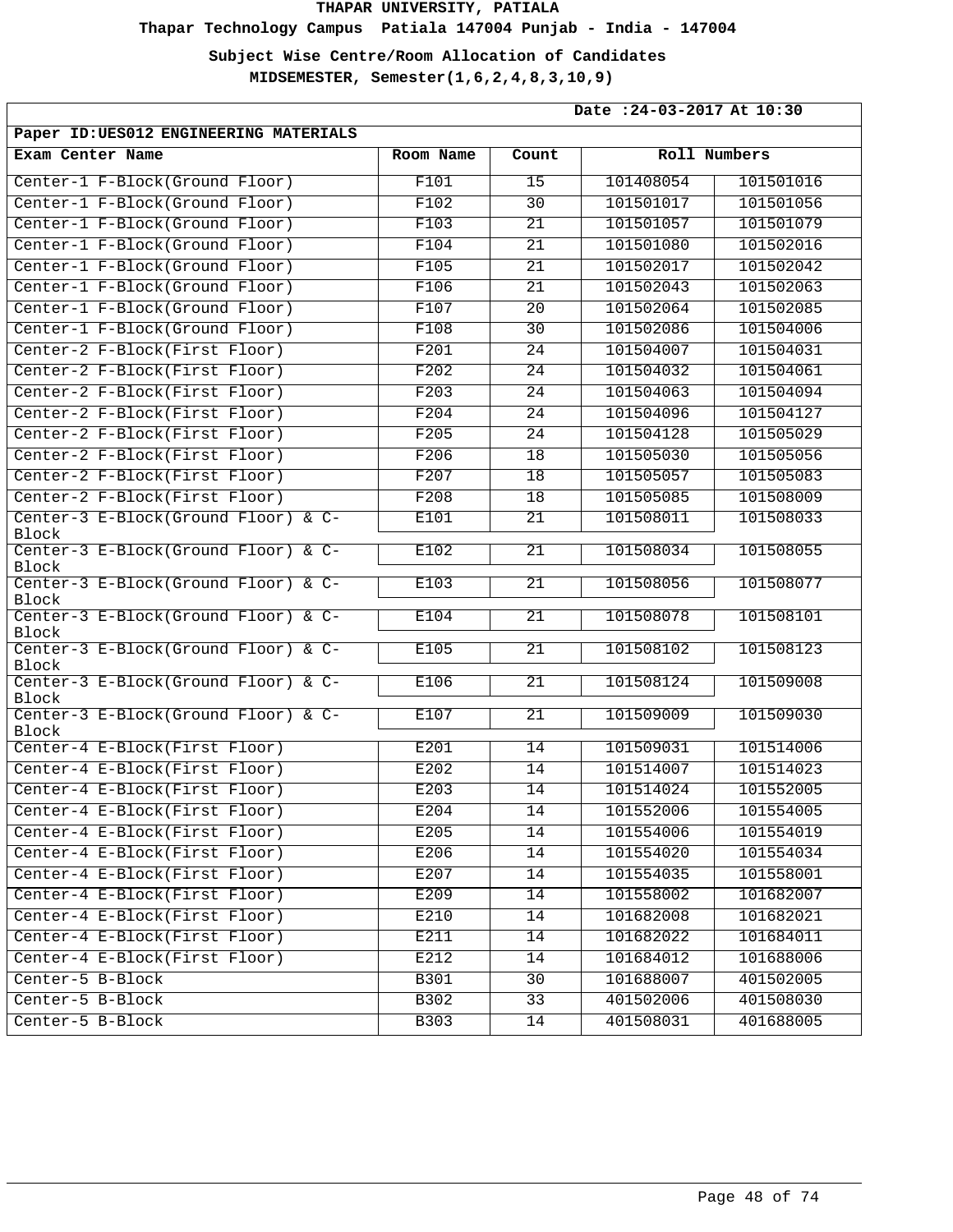**THAPAR UNIVERSITY, PATIALA**

**Thapar Technology Campus Patiala 147004 Punjab - India - 147004**

**Subject Wise Centre/Room Allocation of Candidates**

**MIDSEMESTER, Semester(1,6,2,4,8,3,10,9)**

**Date :24-03-2017 At 10:30**

**Paper ID:UES012 ENGINEERING MATERIALS**

| Exam Center Name | Room Name | Count | Roll Numbers | |
|---|---|---|---|---|
| Center-1 F-Block(Ground Floor) | F101 | 15 | 101408054 | 101501016 |
| Center-1 F-Block(Ground Floor) | F102 | 30 | 101501017 | 101501056 |
| Center-1 F-Block(Ground Floor) | F103 | 21 | 101501057 | 101501079 |
| Center-1 F-Block(Ground Floor) | F104 | 21 | 101501080 | 101502016 |
| Center-1 F-Block(Ground Floor) | F105 | 21 | 101502017 | 101502042 |
| Center-1 F-Block(Ground Floor) | F106 | 21 | 101502043 | 101502063 |
| Center-1 F-Block(Ground Floor) | F107 | 20 | 101502064 | 101502085 |
| Center-1 F-Block(Ground Floor) | F108 | 30 | 101502086 | 101504006 |
| Center-2 F-Block(First Floor) | F201 | 24 | 101504007 | 101504031 |
| Center-2 F-Block(First Floor) | F202 | 24 | 101504032 | 101504061 |
| Center-2 F-Block(First Floor) | F203 | 24 | 101504063 | 101504094 |
| Center-2 F-Block(First Floor) | F204 | 24 | 101504096 | 101504127 |
| Center-2 F-Block(First Floor) | F205 | 24 | 101504128 | 101505029 |
| Center-2 F-Block(First Floor) | F206 | 18 | 101505030 | 101505056 |
| Center-2 F-Block(First Floor) | F207 | 18 | 101505057 | 101505083 |
| Center-2 F-Block(First Floor) | F208 | 18 | 101505085 | 101508009 |
| Center-3 E-Block(Ground Floor) & C-Block | E101 | 21 | 101508011 | 101508033 |
| Center-3 E-Block(Ground Floor) & C-Block | E102 | 21 | 101508034 | 101508055 |
| Center-3 E-Block(Ground Floor) & C-Block | E103 | 21 | 101508056 | 101508077 |
| Center-3 E-Block(Ground Floor) & C-Block | E104 | 21 | 101508078 | 101508101 |
| Center-3 E-Block(Ground Floor) & C-Block | E105 | 21 | 101508102 | 101508123 |
| Center-3 E-Block(Ground Floor) & C-Block | E106 | 21 | 101508124 | 101509008 |
| Center-3 E-Block(Ground Floor) & C-Block | E107 | 21 | 101509009 | 101509030 |
| Center-4 E-Block(First Floor) | E201 | 14 | 101509031 | 101514006 |
| Center-4 E-Block(First Floor) | E202 | 14 | 101514007 | 101514023 |
| Center-4 E-Block(First Floor) | E203 | 14 | 101514024 | 101552005 |
| Center-4 E-Block(First Floor) | E204 | 14 | 101552006 | 101554005 |
| Center-4 E-Block(First Floor) | E205 | 14 | 101554006 | 101554019 |
| Center-4 E-Block(First Floor) | E206 | 14 | 101554020 | 101554034 |
| Center-4 E-Block(First Floor) | E207 | 14 | 101554035 | 101558001 |
| Center-4 E-Block(First Floor) | E209 | 14 | 101558002 | 101682007 |
| Center-4 E-Block(First Floor) | E210 | 14 | 101682008 | 101682021 |
| Center-4 E-Block(First Floor) | E211 | 14 | 101682022 | 101684011 |
| Center-4 E-Block(First Floor) | E212 | 14 | 101684012 | 101688006 |
| Center-5 B-Block | B301 | 30 | 101688007 | 401502005 |
| Center-5 B-Block | B302 | 33 | 401502006 | 401508030 |
| Center-5 B-Block | B303 | 14 | 401508031 | 401688005 |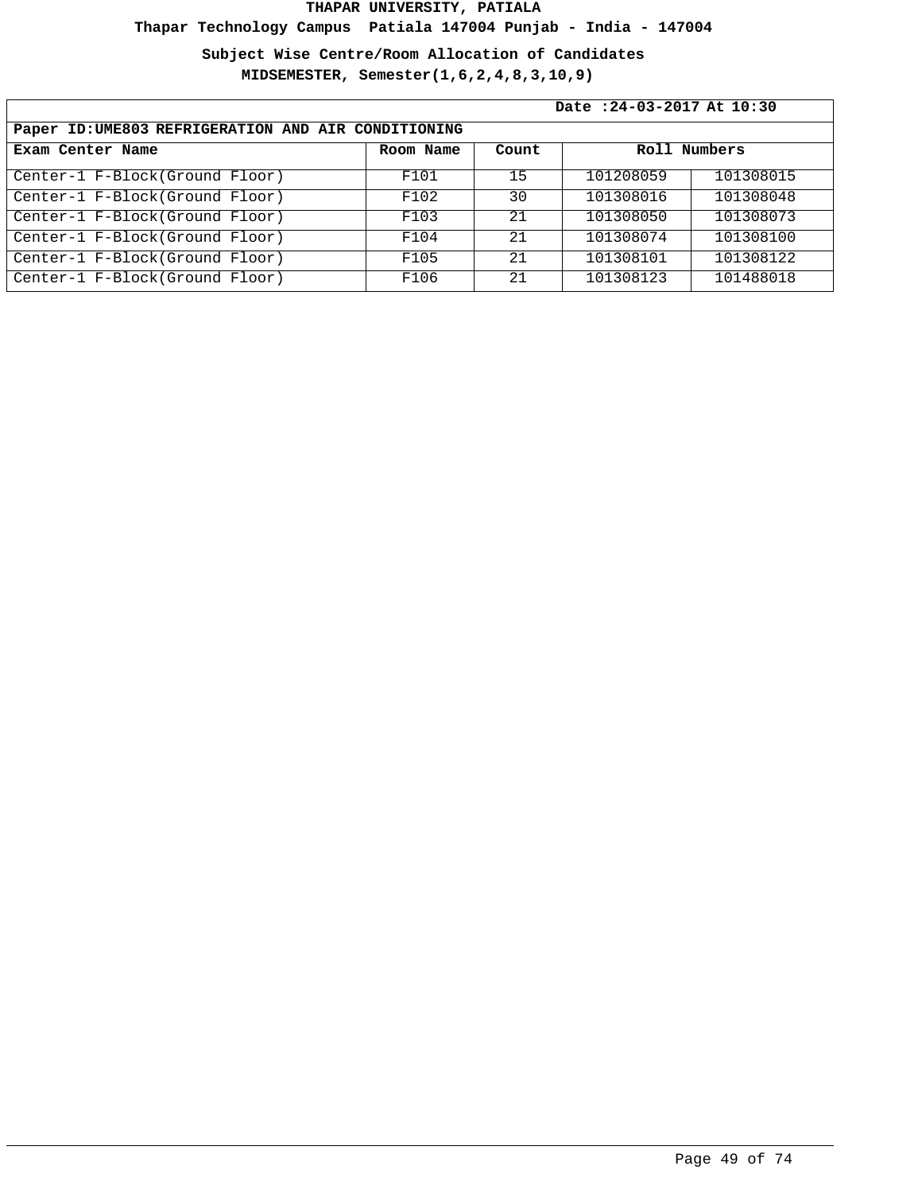**THAPAR UNIVERSITY, PATIALA**

**Thapar Technology Campus Patiala 147004 Punjab - India - 147004**

**Subject Wise Centre/Room Allocation of Candidates**

**MIDSEMESTER, Semester(1,6,2,4,8,3,10,9)**

**Date :24-03-2017 At 10:30**

**Paper ID:UME803 REFRIGERATION AND AIR CONDITIONING**

| Exam Center Name | Room Name | Count | Roll Numbers | |
|---|---|---|---|---|
| Center-1 F-Block(Ground Floor) | F101 | 15 | 101208059 | 101308015 |
| Center-1 F-Block(Ground Floor) | F102 | 30 | 101308016 | 101308048 |
| Center-1 F-Block(Ground Floor) | F103 | 21 | 101308050 | 101308073 |
| Center-1 F-Block(Ground Floor) | F104 | 21 | 101308074 | 101308100 |
| Center-1 F-Block(Ground Floor) | F105 | 21 | 101308101 | 101308122 |
| Center-1 F-Block(Ground Floor) | F106 | 21 | 101308123 | 101488018 |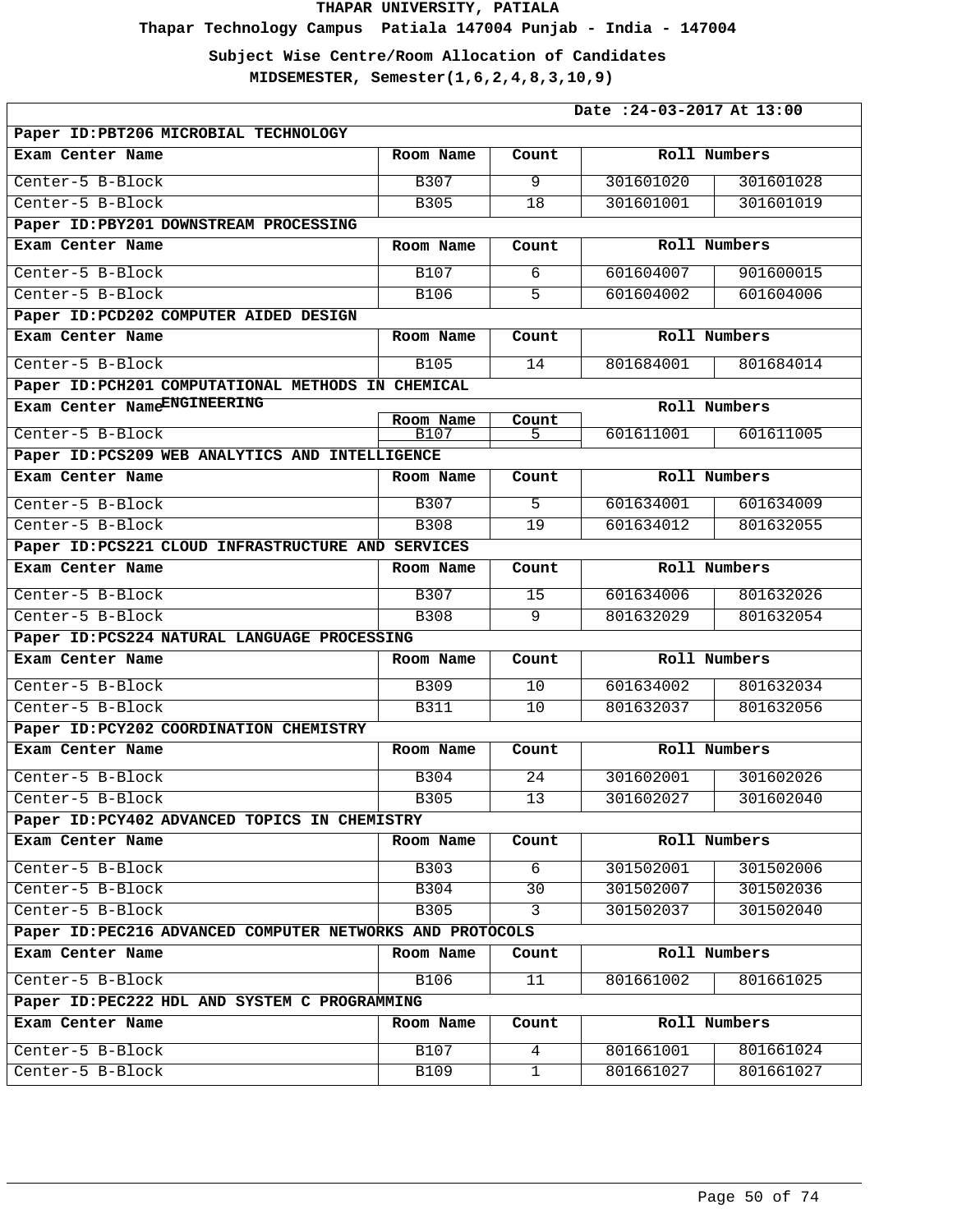**THAPAR UNIVERSITY, PATIALA**

**Thapar Technology Campus Patiala 147004 Punjab - India - 147004**

**Subject Wise Centre/Room Allocation of Candidates**

**MIDSEMESTER, Semester(1,6,2,4,8,3,10,9)**

**Date :24-03-2017 At 13:00**

**Paper ID:PBT206 MICROBIAL TECHNOLOGY**

| Exam Center Name | Room Name | Count | Roll Numbers | |
|---|---|---|---|---|
| Center-5 B-Block | B307 | 9 | 301601020 | 301601028 |
| Center-5 B-Block | B305 | 18 | 301601001 | 301601019 |

**Paper ID:PBY201 DOWNSTREAM PROCESSING**

| Exam Center Name | Room Name | Count | Roll Numbers | |
|---|---|---|---|---|
| Center-5 B-Block | B107 | 6 | 601604007 | 901600015 |
| Center-5 B-Block | B106 | 5 | 601604002 | 601604006 |

**Paper ID:PCD202 COMPUTER AIDED DESIGN**

| Exam Center Name | Room Name | Count | Roll Numbers | |
|---|---|---|---|---|
| Center-5 B-Block | B105 | 14 | 801684001 | 801684014 |

**Paper ID:PCH201 COMPUTATIONAL METHODS IN CHEMICAL ENGINEERING**

| Exam Center Name | Room Name | Count | Roll Numbers | |
|---|---|---|---|---|
| Center-5 B-Block | B107 | 5 | 601611001 | 601611005 |

**Paper ID:PCS209 WEB ANALYTICS AND INTELLIGENCE**

| Exam Center Name | Room Name | Count | Roll Numbers | |
|---|---|---|---|---|
| Center-5 B-Block | B307 | 5 | 601634001 | 601634009 |
| Center-5 B-Block | B308 | 19 | 601634012 | 801632055 |

**Paper ID:PCS221 CLOUD INFRASTRUCTURE AND SERVICES**

| Exam Center Name | Room Name | Count | Roll Numbers | |
|---|---|---|---|---|
| Center-5 B-Block | B307 | 15 | 601634006 | 801632026 |
| Center-5 B-Block | B308 | 9 | 801632029 | 801632054 |

**Paper ID:PCS224 NATURAL LANGUAGE PROCESSING**

| Exam Center Name | Room Name | Count | Roll Numbers | |
|---|---|---|---|---|
| Center-5 B-Block | B309 | 10 | 601634002 | 801632034 |
| Center-5 B-Block | B311 | 10 | 801632037 | 801632056 |

**Paper ID:PCY202 COORDINATION CHEMISTRY**

| Exam Center Name | Room Name | Count | Roll Numbers | |
|---|---|---|---|---|
| Center-5 B-Block | B304 | 24 | 301602001 | 301602026 |
| Center-5 B-Block | B305 | 13 | 301602027 | 301602040 |

**Paper ID:PCY402 ADVANCED TOPICS IN CHEMISTRY**

| Exam Center Name | Room Name | Count | Roll Numbers | |
|---|---|---|---|---|
| Center-5 B-Block | B303 | 6 | 301502001 | 301502006 |
| Center-5 B-Block | B304 | 30 | 301502007 | 301502036 |
| Center-5 B-Block | B305 | 3 | 301502037 | 301502040 |

**Paper ID:PEC216 ADVANCED COMPUTER NETWORKS AND PROTOCOLS**

| Exam Center Name | Room Name | Count | Roll Numbers | |
|---|---|---|---|---|
| Center-5 B-Block | B106 | 11 | 801661002 | 801661025 |

**Paper ID:PEC222 HDL AND SYSTEM C PROGRAMMING**

| Exam Center Name | Room Name | Count | Roll Numbers | |
|---|---|---|---|---|
| Center-5 B-Block | B107 | 4 | 801661001 | 801661024 |
| Center-5 B-Block | B109 | 1 | 801661027 | 801661027 |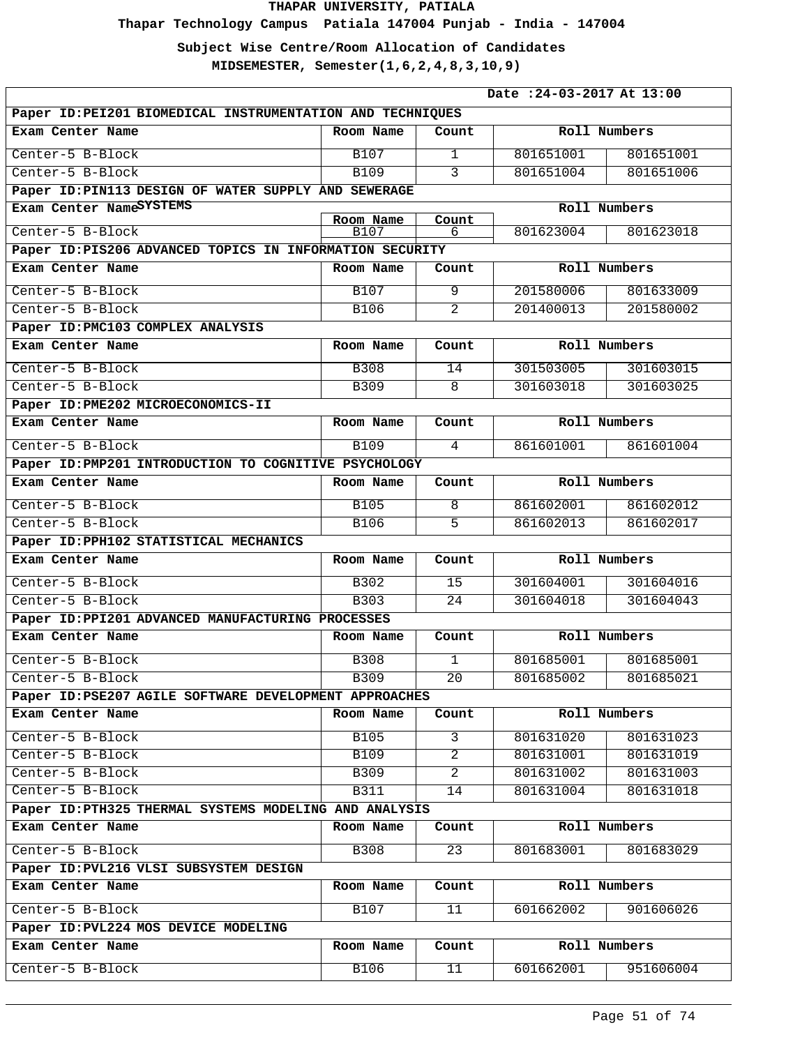# THAPAR UNIVERSITY, PATIALA

**Thapar Technology Campus Patiala 147004 Punjab - India - 147004**

**Subject Wise Centre/Room Allocation of Candidates**

**MIDSEMESTER, Semester(1,6,2,4,8,3,10,9)**

**Date :24-03-2017 At 13:00**

**Paper ID:PEI201 BIOMEDICAL INSTRUMENTATION AND TECHNIQUES**

| Exam Center Name | Room Name | Count | Roll Numbers | |
|---|---|---|---|---|
| Center-5 B-Block | B107 | 1 | 801651001 | 801651001 |
| Center-5 B-Block | B109 | 3 | 801651004 | 801651006 |

**Paper ID:PIN113 DESIGN OF WATER SUPPLY AND SEWERAGE SYSTEMS**

| Exam Center Name | Room Name | Count | Roll Numbers | |
|---|---|---|---|---|
| Center-5 B-Block | B107 | 6 | 801623004 | 801623018 |

**Paper ID:PIS206 ADVANCED TOPICS IN INFORMATION SECURITY**

| Exam Center Name | Room Name | Count | Roll Numbers | |
|---|---|---|---|---|
| Center-5 B-Block | B107 | 9 | 201580006 | 801633009 |
| Center-5 B-Block | B106 | 2 | 201400013 | 201580002 |

**Paper ID:PMC103 COMPLEX ANALYSIS**

| Exam Center Name | Room Name | Count | Roll Numbers | |
|---|---|---|---|---|
| Center-5 B-Block | B308 | 14 | 301503005 | 301603015 |
| Center-5 B-Block | B309 | 8 | 301603018 | 301603025 |

**Paper ID:PME202 MICROECONOMICS-II**

| Exam Center Name | Room Name | Count | Roll Numbers | |
|---|---|---|---|---|
| Center-5 B-Block | B109 | 4 | 861601001 | 861601004 |

**Paper ID:PMP201 INTRODUCTION TO COGNITIVE PSYCHOLOGY**

| Exam Center Name | Room Name | Count | Roll Numbers | |
|---|---|---|---|---|
| Center-5 B-Block | B105 | 8 | 861602001 | 861602012 |
| Center-5 B-Block | B106 | 5 | 861602013 | 861602017 |

**Paper ID:PPH102 STATISTICAL MECHANICS**

| Exam Center Name | Room Name | Count | Roll Numbers | |
|---|---|---|---|---|
| Center-5 B-Block | B302 | 15 | 301604001 | 301604016 |
| Center-5 B-Block | B303 | 24 | 301604018 | 301604043 |

**Paper ID:PPI201 ADVANCED MANUFACTURING PROCESSES**

| Exam Center Name | Room Name | Count | Roll Numbers | |
|---|---|---|---|---|
| Center-5 B-Block | B308 | 1 | 801685001 | 801685001 |
| Center-5 B-Block | B309 | 20 | 801685002 | 801685021 |

**Paper ID:PSE207 AGILE SOFTWARE DEVELOPMENT APPROACHES**

| Exam Center Name | Room Name | Count | Roll Numbers | |
|---|---|---|---|---|
| Center-5 B-Block | B105 | 3 | 801631020 | 801631023 |
| Center-5 B-Block | B109 | 2 | 801631001 | 801631019 |
| Center-5 B-Block | B309 | 2 | 801631002 | 801631003 |
| Center-5 B-Block | B311 | 14 | 801631004 | 801631018 |

**Paper ID:PTH325 THERMAL SYSTEMS MODELING AND ANALYSIS**

| Exam Center Name | Room Name | Count | Roll Numbers | |
|---|---|---|---|---|
| Center-5 B-Block | B308 | 23 | 801683001 | 801683029 |

**Paper ID:PVL216 VLSI SUBSYSTEM DESIGN**

| Exam Center Name | Room Name | Count | Roll Numbers | |
|---|---|---|---|---|
| Center-5 B-Block | B107 | 11 | 601662002 | 901606026 |

**Paper ID:PVL224 MOS DEVICE MODELING**

| Exam Center Name | Room Name | Count | Roll Numbers | |
|---|---|---|---|---|
| Center-5 B-Block | B106 | 11 | 601662001 | 951606004 |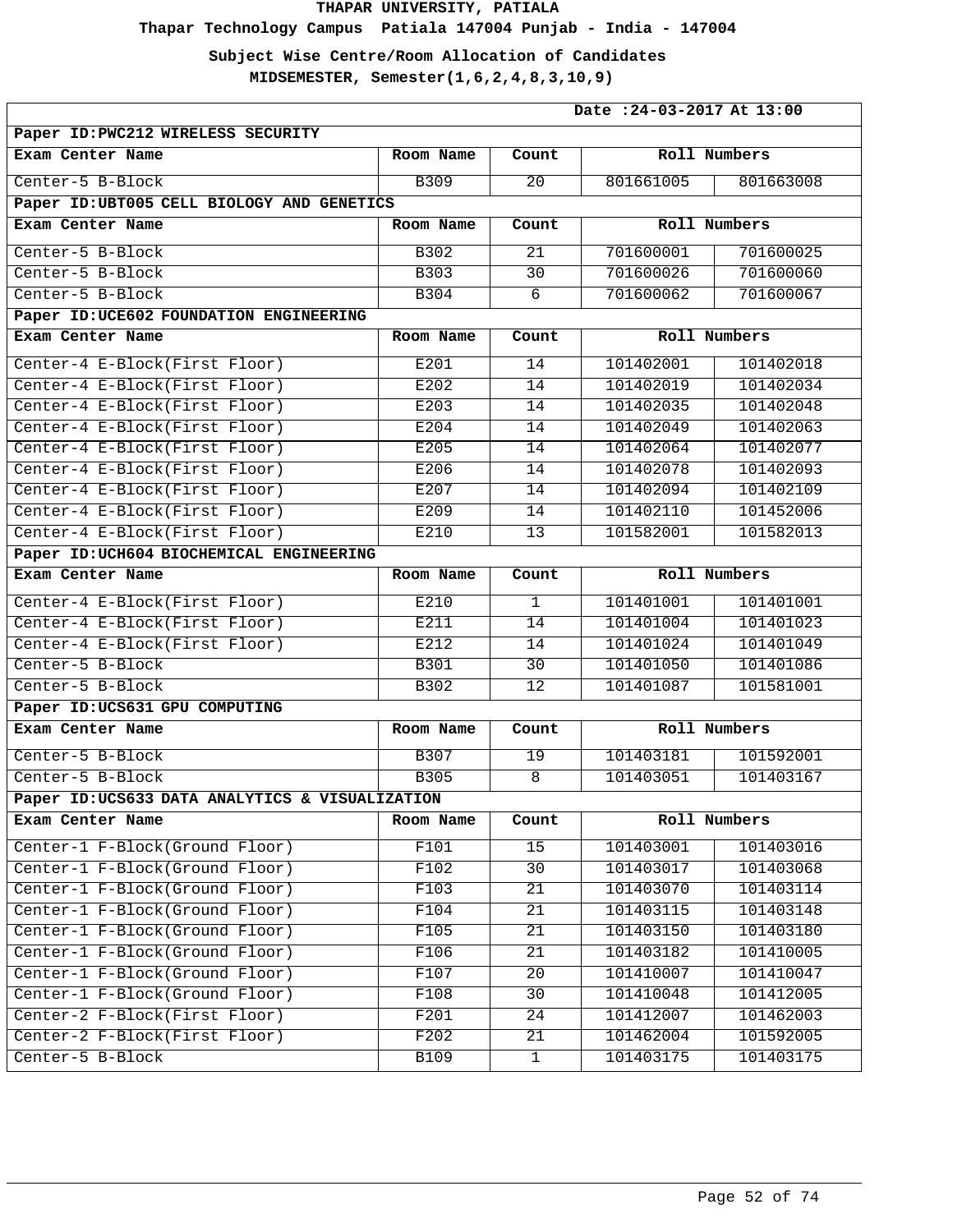# THAPAR UNIVERSITY, PATIALA

**Thapar Technology Campus Patiala 147004 Punjab - India - 147004**

**Subject Wise Centre/Room Allocation of Candidates**

**MIDSEMESTER, Semester(1,6,2,4,8,3,10,9)**

**Date :24-03-2017 At 13:00**

**Paper ID:PWC212 WIRELESS SECURITY**

| Exam Center Name | Room Name | Count | Roll Numbers | |
|---|---|---|---|---|
| Center-5 B-Block | B309 | 20 | 801661005 | 801663008 |

**Paper ID:UBT005 CELL BIOLOGY AND GENETICS**

| Exam Center Name | Room Name | Count | Roll Numbers | |
|---|---|---|---|---|
| Center-5 B-Block | B302 | 21 | 701600001 | 701600025 |
| Center-5 B-Block | B303 | 30 | 701600026 | 701600060 |
| Center-5 B-Block | B304 | 6 | 701600062 | 701600067 |

**Paper ID:UCE602 FOUNDATION ENGINEERING**

| Exam Center Name | Room Name | Count | Roll Numbers | |
|---|---|---|---|---|
| Center-4 E-Block(First Floor) | E201 | 14 | 101402001 | 101402018 |
| Center-4 E-Block(First Floor) | E202 | 14 | 101402019 | 101402034 |
| Center-4 E-Block(First Floor) | E203 | 14 | 101402035 | 101402048 |
| Center-4 E-Block(First Floor) | E204 | 14 | 101402049 | 101402063 |
| Center-4 E-Block(First Floor) | E205 | 14 | 101402064 | 101402077 |
| Center-4 E-Block(First Floor) | E206 | 14 | 101402078 | 101402093 |
| Center-4 E-Block(First Floor) | E207 | 14 | 101402094 | 101402109 |
| Center-4 E-Block(First Floor) | E209 | 14 | 101402110 | 101452006 |
| Center-4 E-Block(First Floor) | E210 | 13 | 101582001 | 101582013 |

**Paper ID:UCH604 BIOCHEMICAL ENGINEERING**

| Exam Center Name | Room Name | Count | Roll Numbers | |
|---|---|---|---|---|
| Center-4 E-Block(First Floor) | E210 | 1 | 101401001 | 101401001 |
| Center-4 E-Block(First Floor) | E211 | 14 | 101401004 | 101401023 |
| Center-4 E-Block(First Floor) | E212 | 14 | 101401024 | 101401049 |
| Center-5 B-Block | B301 | 30 | 101401050 | 101401086 |
| Center-5 B-Block | B302 | 12 | 101401087 | 101581001 |

**Paper ID:UCS631 GPU COMPUTING**

| Exam Center Name | Room Name | Count | Roll Numbers | |
|---|---|---|---|---|
| Center-5 B-Block | B307 | 19 | 101403181 | 101592001 |
| Center-5 B-Block | B305 | 8 | 101403051 | 101403167 |

**Paper ID:UCS633 DATA ANALYTICS & VISUALIZATION**

| Exam Center Name | Room Name | Count | Roll Numbers | |
|---|---|---|---|---|
| Center-1 F-Block(Ground Floor) | F101 | 15 | 101403001 | 101403016 |
| Center-1 F-Block(Ground Floor) | F102 | 30 | 101403017 | 101403068 |
| Center-1 F-Block(Ground Floor) | F103 | 21 | 101403070 | 101403114 |
| Center-1 F-Block(Ground Floor) | F104 | 21 | 101403115 | 101403148 |
| Center-1 F-Block(Ground Floor) | F105 | 21 | 101403150 | 101403180 |
| Center-1 F-Block(Ground Floor) | F106 | 21 | 101403182 | 101410005 |
| Center-1 F-Block(Ground Floor) | F107 | 20 | 101410007 | 101410047 |
| Center-1 F-Block(Ground Floor) | F108 | 30 | 101410048 | 101412005 |
| Center-2 F-Block(First Floor) | F201 | 24 | 101412007 | 101462003 |
| Center-2 F-Block(First Floor) | F202 | 21 | 101462004 | 101592005 |
| Center-5 B-Block | B109 | 1 | 101403175 | 101403175 |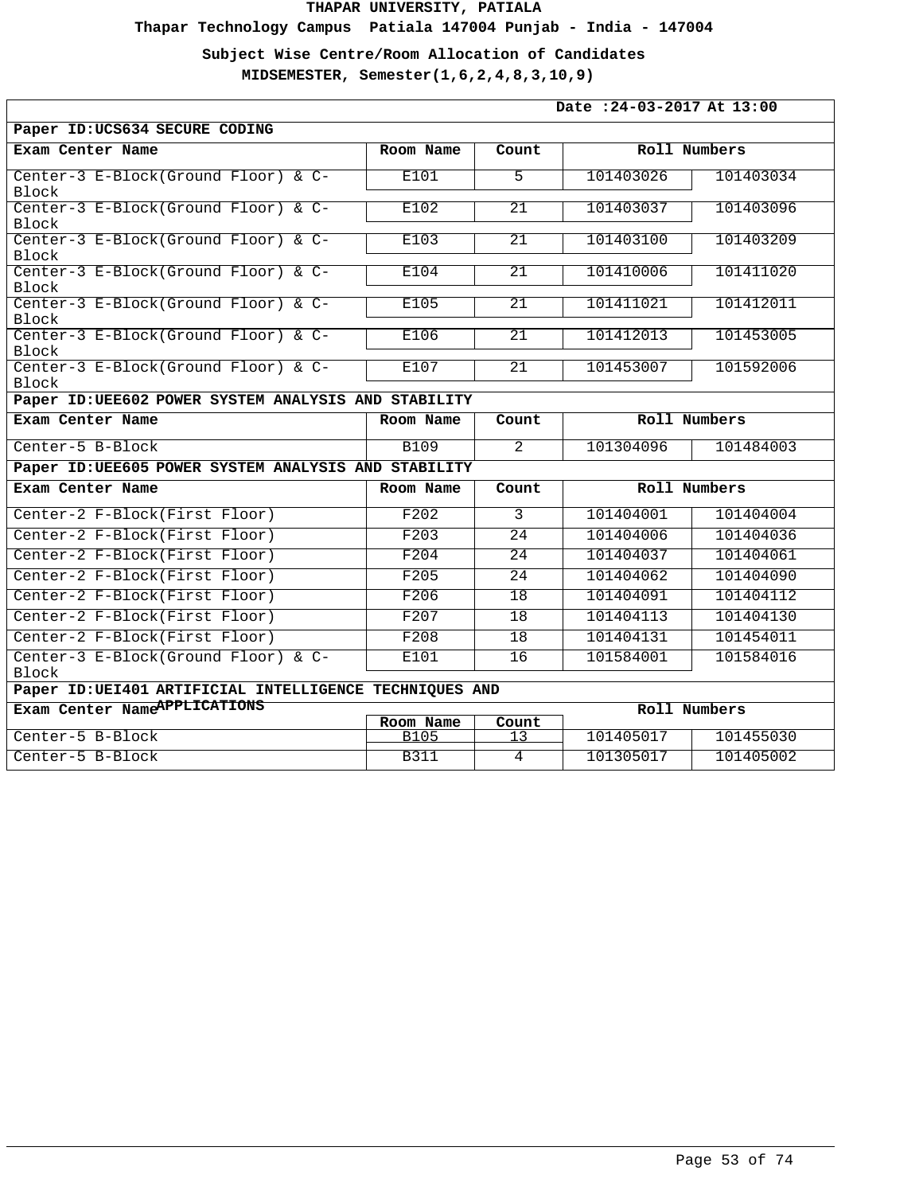**THAPAR UNIVERSITY, PATIALA**

**Thapar Technology Campus Patiala 147004 Punjab - India - 147004**

**Subject Wise Centre/Room Allocation of Candidates**

**MIDSEMESTER, Semester(1,6,2,4,8,3,10,9)**

**Date :24-03-2017 At 13:00**

**Paper ID:UCS634 SECURE CODING**

| Exam Center Name | Room Name | Count | Roll Numbers | |
|---|---|---|---|---|
| Center-3 E-Block(Ground Floor) & C-Block | E101 | 5 | 101403026 | 101403034 |
| Center-3 E-Block(Ground Floor) & C-Block | E102 | 21 | 101403037 | 101403096 |
| Center-3 E-Block(Ground Floor) & C-Block | E103 | 21 | 101403100 | 101403209 |
| Center-3 E-Block(Ground Floor) & C-Block | E104 | 21 | 101410006 | 101411020 |
| Center-3 E-Block(Ground Floor) & C-Block | E105 | 21 | 101411021 | 101412011 |
| Center-3 E-Block(Ground Floor) & C-Block | E106 | 21 | 101412013 | 101453005 |
| Center-3 E-Block(Ground Floor) & C-Block | E107 | 21 | 101453007 | 101592006 |

**Paper ID:UEE602 POWER SYSTEM ANALYSIS AND STABILITY**

| Exam Center Name | Room Name | Count | Roll Numbers | |
|---|---|---|---|---|
| Center-5 B-Block | B109 | 2 | 101304096 | 101484003 |

**Paper ID:UEE605 POWER SYSTEM ANALYSIS AND STABILITY**

| Exam Center Name | Room Name | Count | Roll Numbers | |
|---|---|---|---|---|
| Center-2 F-Block(First Floor) | F202 | 3 | 101404001 | 101404004 |
| Center-2 F-Block(First Floor) | F203 | 24 | 101404006 | 101404036 |
| Center-2 F-Block(First Floor) | F204 | 24 | 101404037 | 101404061 |
| Center-2 F-Block(First Floor) | F205 | 24 | 101404062 | 101404090 |
| Center-2 F-Block(First Floor) | F206 | 18 | 101404091 | 101404112 |
| Center-2 F-Block(First Floor) | F207 | 18 | 101404113 | 101404130 |
| Center-2 F-Block(First Floor) | F208 | 18 | 101404131 | 101454011 |
| Center-3 E-Block(Ground Floor) & C-Block | E101 | 16 | 101584001 | 101584016 |

**Paper ID:UEI401 ARTIFICIAL INTELLIGENCE TECHNIQUES AND APPLICATIONS**

| Exam Center Name | Room Name | Count | Roll Numbers | |
|---|---|---|---|---|
| Center-5 B-Block | B105 | 13 | 101405017 | 101455030 |
| Center-5 B-Block | B311 | 4 | 101305017 | 101405002 |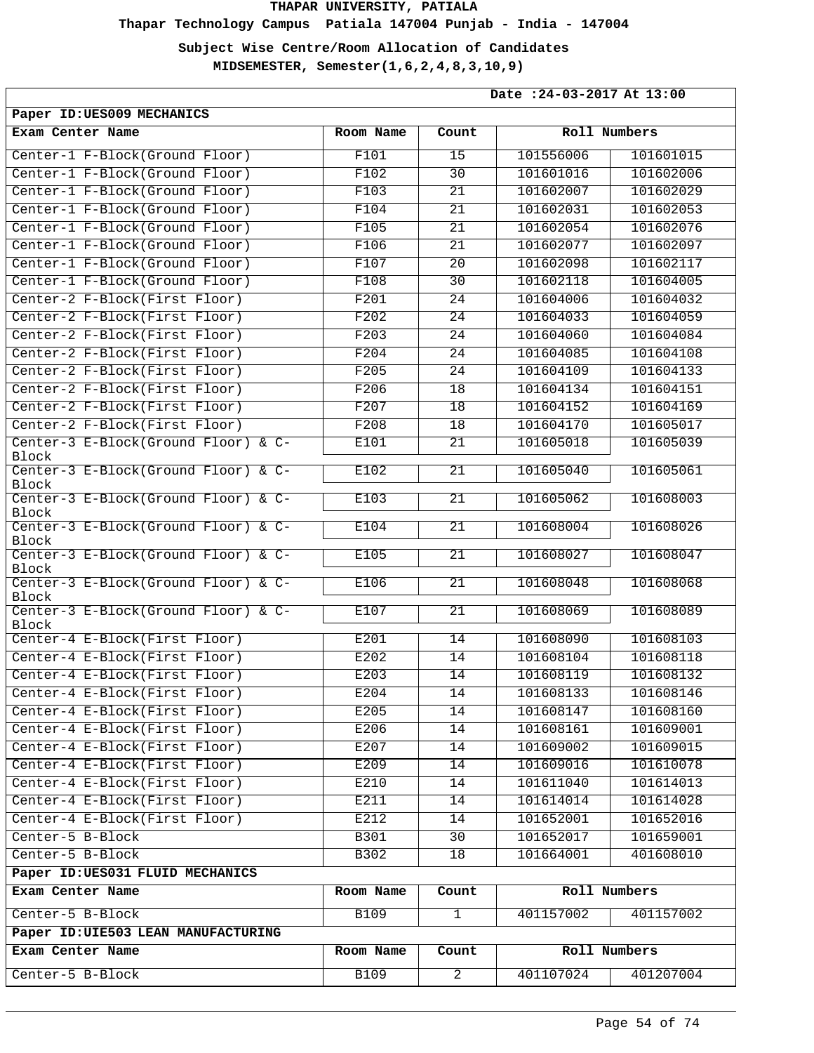# THAPAR UNIVERSITY, PATIALA

**Thapar Technology Campus Patiala 147004 Punjab - India - 147004**

**Subject Wise Centre/Room Allocation of Candidates**

**MIDSEMESTER, Semester(1,6,2,4,8,3,10,9)**

**Date :24-03-2017 At 13:00**

**Paper ID:UES009 MECHANICS**

| Exam Center Name | Room Name | Count | Roll Numbers | |
|---|---|---|---|---|
| Center-1 F-Block(Ground Floor) | F101 | 15 | 101556006 | 101601015 |
| Center-1 F-Block(Ground Floor) | F102 | 30 | 101601016 | 101602006 |
| Center-1 F-Block(Ground Floor) | F103 | 21 | 101602007 | 101602029 |
| Center-1 F-Block(Ground Floor) | F104 | 21 | 101602031 | 101602053 |
| Center-1 F-Block(Ground Floor) | F105 | 21 | 101602054 | 101602076 |
| Center-1 F-Block(Ground Floor) | F106 | 21 | 101602077 | 101602097 |
| Center-1 F-Block(Ground Floor) | F107 | 20 | 101602098 | 101602117 |
| Center-1 F-Block(Ground Floor) | F108 | 30 | 101602118 | 101604005 |
| Center-2 F-Block(First Floor) | F201 | 24 | 101604006 | 101604032 |
| Center-2 F-Block(First Floor) | F202 | 24 | 101604033 | 101604059 |
| Center-2 F-Block(First Floor) | F203 | 24 | 101604060 | 101604084 |
| Center-2 F-Block(First Floor) | F204 | 24 | 101604085 | 101604108 |
| Center-2 F-Block(First Floor) | F205 | 24 | 101604109 | 101604133 |
| Center-2 F-Block(First Floor) | F206 | 18 | 101604134 | 101604151 |
| Center-2 F-Block(First Floor) | F207 | 18 | 101604152 | 101604169 |
| Center-2 F-Block(First Floor) | F208 | 18 | 101604170 | 101605017 |
| Center-3 E-Block(Ground Floor) & C-Block | E101 | 21 | 101605018 | 101605039 |
| Center-3 E-Block(Ground Floor) & C-Block | E102 | 21 | 101605040 | 101605061 |
| Center-3 E-Block(Ground Floor) & C-Block | E103 | 21 | 101605062 | 101608003 |
| Center-3 E-Block(Ground Floor) & C-Block | E104 | 21 | 101608004 | 101608026 |
| Center-3 E-Block(Ground Floor) & C-Block | E105 | 21 | 101608027 | 101608047 |
| Center-3 E-Block(Ground Floor) & C-Block | E106 | 21 | 101608048 | 101608068 |
| Center-3 E-Block(Ground Floor) & C-Block | E107 | 21 | 101608069 | 101608089 |
| Center-4 E-Block(First Floor) | E201 | 14 | 101608090 | 101608103 |
| Center-4 E-Block(First Floor) | E202 | 14 | 101608104 | 101608118 |
| Center-4 E-Block(First Floor) | E203 | 14 | 101608119 | 101608132 |
| Center-4 E-Block(First Floor) | E204 | 14 | 101608133 | 101608146 |
| Center-4 E-Block(First Floor) | E205 | 14 | 101608147 | 101608160 |
| Center-4 E-Block(First Floor) | E206 | 14 | 101608161 | 101609001 |
| Center-4 E-Block(First Floor) | E207 | 14 | 101609002 | 101609015 |
| Center-4 E-Block(First Floor) | E209 | 14 | 101609016 | 101610078 |
| Center-4 E-Block(First Floor) | E210 | 14 | 101611040 | 101614013 |
| Center-4 E-Block(First Floor) | E211 | 14 | 101614014 | 101614028 |
| Center-4 E-Block(First Floor) | E212 | 14 | 101652001 | 101652016 |
| Center-5 B-Block | B301 | 30 | 101652017 | 101659001 |
| Center-5 B-Block | B302 | 18 | 101664001 | 401608010 |

**Paper ID:UES031 FLUID MECHANICS**

| Exam Center Name | Room Name | Count | Roll Numbers | |
|---|---|---|---|---|
| Center-5 B-Block | B109 | 1 | 401157002 | 401157002 |

**Paper ID:UIE503 LEAN MANUFACTURING**

| Exam Center Name | Room Name | Count | Roll Numbers | |
|---|---|---|---|---|
| Center-5 B-Block | B109 | 2 | 401107024 | 401207004 |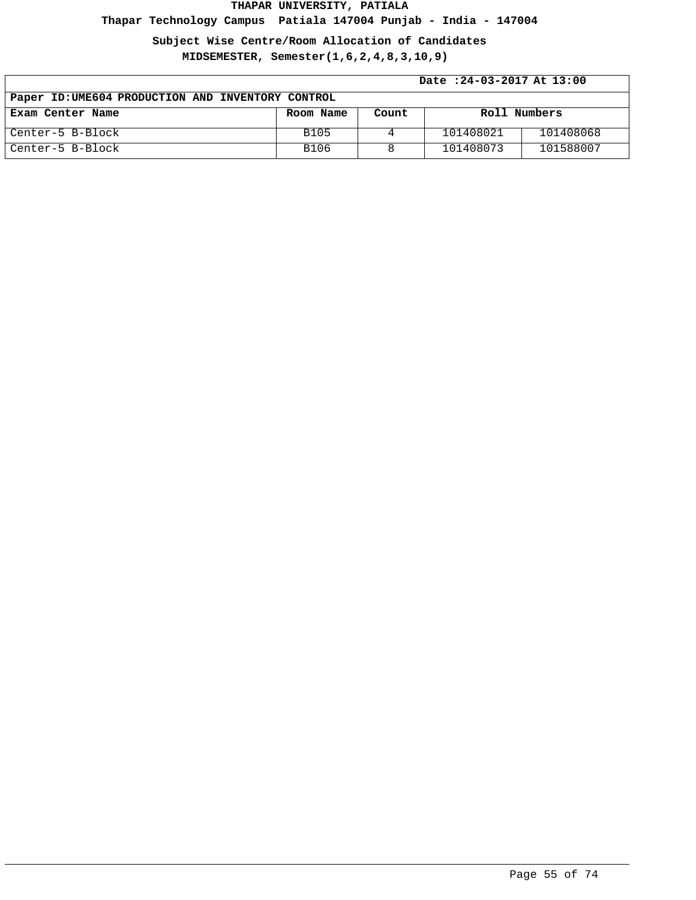**THAPAR UNIVERSITY, PATIALA**

**Thapar Technology Campus Patiala 147004 Punjab - India - 147004**

**Subject Wise Centre/Room Allocation of Candidates**

**MIDSEMESTER, Semester(1,6,2,4,8,3,10,9)**

**Date :24-03-2017 At 13:00**

**Paper ID:UME604 PRODUCTION AND INVENTORY CONTROL**

| Exam Center Name | Room Name | Count | Roll Numbers | |
|---|---|---|---|---|
| Center-5 B-Block | B105 | 4 | 101408021 | 101408068 |
| Center-5 B-Block | B106 | 8 | 101408073 | 101588007 |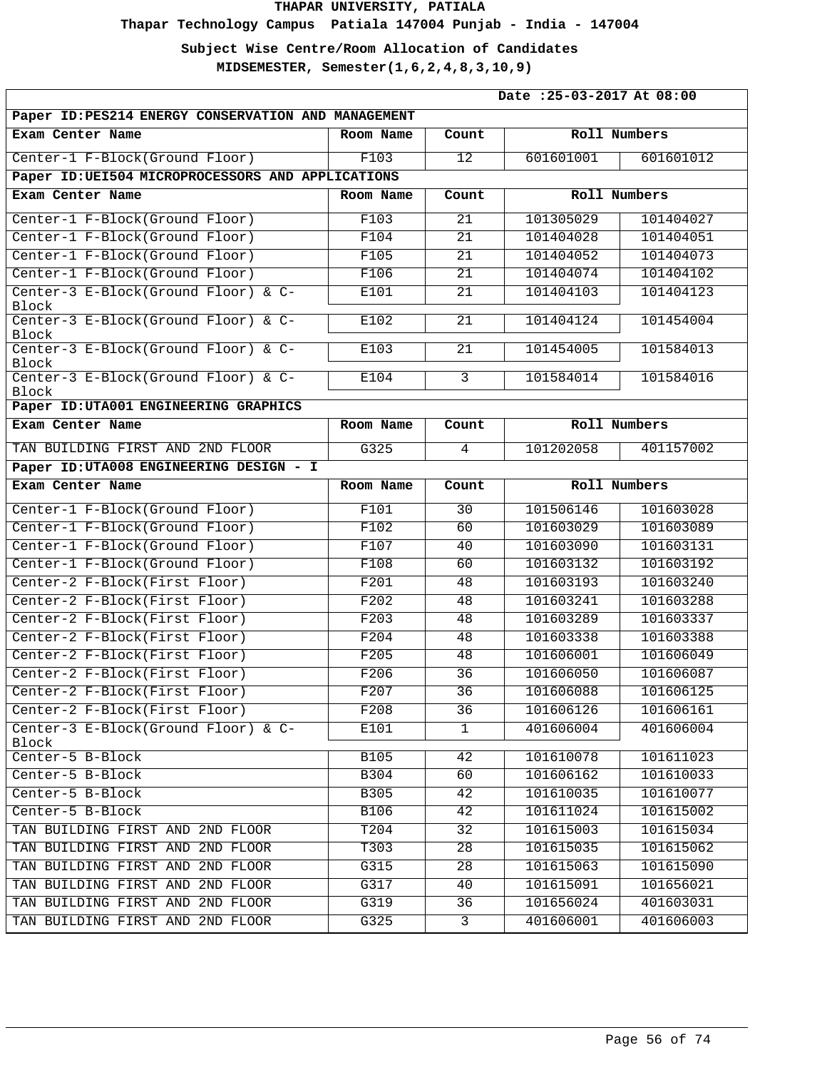**THAPAR UNIVERSITY, PATIALA**

**Thapar Technology Campus Patiala 147004 Punjab - India - 147004**

**Subject Wise Centre/Room Allocation of Candidates**

**MIDSEMESTER, Semester(1,6,2,4,8,3,10,9)**

**Date :25-03-2017 At 08:00**

**Paper ID:PES214 ENERGY CONSERVATION AND MANAGEMENT**

| Exam Center Name | Room Name | Count | Roll Numbers | |
|---|---|---|---|---|
| Center-1 F-Block(Ground Floor) | F103 | 12 | 601601001 | 601601012 |

**Paper ID:UEI504 MICROPROCESSORS AND APPLICATIONS**

| Exam Center Name | Room Name | Count | Roll Numbers | |
|---|---|---|---|---|
| Center-1 F-Block(Ground Floor) | F103 | 21 | 101305029 | 101404027 |
| Center-1 F-Block(Ground Floor) | F104 | 21 | 101404028 | 101404051 |
| Center-1 F-Block(Ground Floor) | F105 | 21 | 101404052 | 101404073 |
| Center-1 F-Block(Ground Floor) | F106 | 21 | 101404074 | 101404102 |
| Center-3 E-Block(Ground Floor) & C-Block | E101 | 21 | 101404103 | 101404123 |
| Center-3 E-Block(Ground Floor) & C-Block | E102 | 21 | 101404124 | 101454004 |
| Center-3 E-Block(Ground Floor) & C-Block | E103 | 21 | 101454005 | 101584013 |
| Center-3 E-Block(Ground Floor) & C-Block | E104 | 3 | 101584014 | 101584016 |

**Paper ID:UTA001 ENGINEERING GRAPHICS**

| Exam Center Name | Room Name | Count | Roll Numbers | |
|---|---|---|---|---|
| TAN BUILDING FIRST AND 2ND FLOOR | G325 | 4 | 101202058 | 401157002 |

**Paper ID:UTA008 ENGINEERING DESIGN - I**

| Exam Center Name | Room Name | Count | Roll Numbers | |
|---|---|---|---|---|
| Center-1 F-Block(Ground Floor) | F101 | 30 | 101506146 | 101603028 |
| Center-1 F-Block(Ground Floor) | F102 | 60 | 101603029 | 101603089 |
| Center-1 F-Block(Ground Floor) | F107 | 40 | 101603090 | 101603131 |
| Center-1 F-Block(Ground Floor) | F108 | 60 | 101603132 | 101603192 |
| Center-2 F-Block(First Floor) | F201 | 48 | 101603193 | 101603240 |
| Center-2 F-Block(First Floor) | F202 | 48 | 101603241 | 101603288 |
| Center-2 F-Block(First Floor) | F203 | 48 | 101603289 | 101603337 |
| Center-2 F-Block(First Floor) | F204 | 48 | 101603338 | 101603388 |
| Center-2 F-Block(First Floor) | F205 | 48 | 101606001 | 101606049 |
| Center-2 F-Block(First Floor) | F206 | 36 | 101606050 | 101606087 |
| Center-2 F-Block(First Floor) | F207 | 36 | 101606088 | 101606125 |
| Center-2 F-Block(First Floor) | F208 | 36 | 101606126 | 101606161 |
| Center-3 E-Block(Ground Floor) & C-Block | E101 | 1 | 401606004 | 401606004 |
| Center-5 B-Block | B105 | 42 | 101610078 | 101611023 |
| Center-5 B-Block | B304 | 60 | 101606162 | 101610033 |
| Center-5 B-Block | B305 | 42 | 101610035 | 101610077 |
| Center-5 B-Block | B106 | 42 | 101611024 | 101615002 |
| TAN BUILDING FIRST AND 2ND FLOOR | T204 | 32 | 101615003 | 101615034 |
| TAN BUILDING FIRST AND 2ND FLOOR | T303 | 28 | 101615035 | 101615062 |
| TAN BUILDING FIRST AND 2ND FLOOR | G315 | 28 | 101615063 | 101615090 |
| TAN BUILDING FIRST AND 2ND FLOOR | G317 | 40 | 101615091 | 101656021 |
| TAN BUILDING FIRST AND 2ND FLOOR | G319 | 36 | 101656024 | 401603031 |
| TAN BUILDING FIRST AND 2ND FLOOR | G325 | 3 | 401606001 | 401606003 |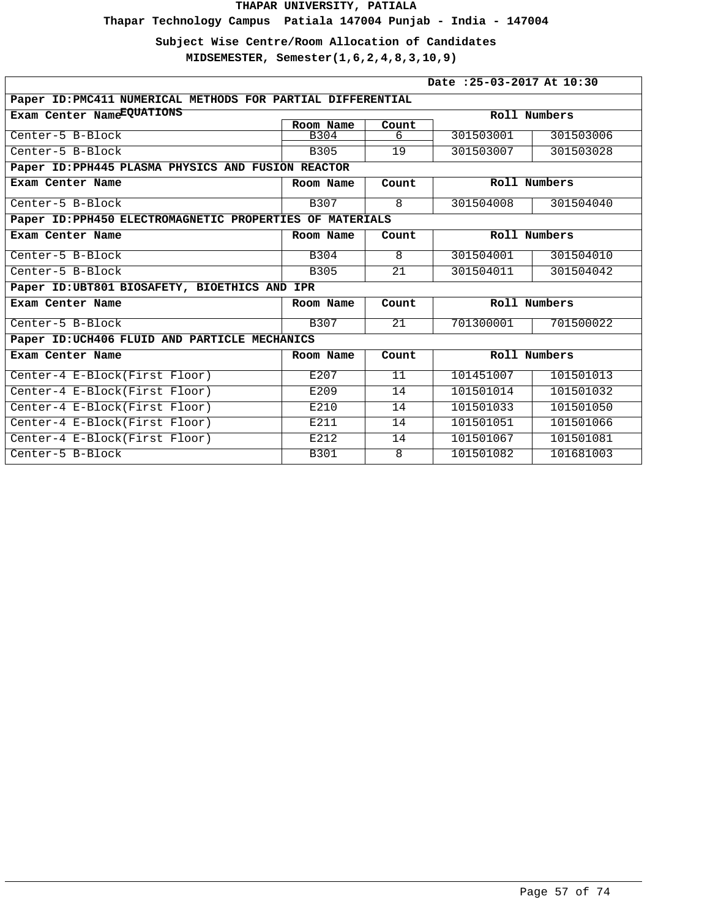**THAPAR UNIVERSITY, PATIALA**

**Thapar Technology Campus Patiala 147004 Punjab - India - 147004**

**Subject Wise Centre/Room Allocation of Candidates**

**MIDSEMESTER, Semester(1,6,2,4,8,3,10,9)**

**Date :25-03-2017 At 10:30**

**Paper ID:PMC411 NUMERICAL METHODS FOR PARTIAL DIFFERENTIAL EQUATIONS**

| Exam Center Name | Room Name | Count | Roll Numbers | |
|---|---|---|---|---|
| Center-5 B-Block | B304 | 6 | 301503001 | 301503006 |
| Center-5 B-Block | B305 | 19 | 301503007 | 301503028 |

**Paper ID:PPH445 PLASMA PHYSICS AND FUSION REACTOR**

| Exam Center Name | Room Name | Count | Roll Numbers | |
|---|---|---|---|---|
| Center-5 B-Block | B307 | 8 | 301504008 | 301504040 |

**Paper ID:PPH450 ELECTROMAGNETIC PROPERTIES OF MATERIALS**

| Exam Center Name | Room Name | Count | Roll Numbers | |
|---|---|---|---|---|
| Center-5 B-Block | B304 | 8 | 301504001 | 301504010 |
| Center-5 B-Block | B305 | 21 | 301504011 | 301504042 |

**Paper ID:UBT801 BIOSAFETY, BIOETHICS AND IPR**

| Exam Center Name | Room Name | Count | Roll Numbers | |
|---|---|---|---|---|
| Center-5 B-Block | B307 | 21 | 701300001 | 701500022 |

**Paper ID:UCH406 FLUID AND PARTICLE MECHANICS**

| Exam Center Name | Room Name | Count | Roll Numbers | |
|---|---|---|---|---|
| Center-4 E-Block(First Floor) | E207 | 11 | 101451007 | 101501013 |
| Center-4 E-Block(First Floor) | E209 | 14 | 101501014 | 101501032 |
| Center-4 E-Block(First Floor) | E210 | 14 | 101501033 | 101501050 |
| Center-4 E-Block(First Floor) | E211 | 14 | 101501051 | 101501066 |
| Center-4 E-Block(First Floor) | E212 | 14 | 101501067 | 101501081 |
| Center-5 B-Block | B301 | 8 | 101501082 | 101681003 |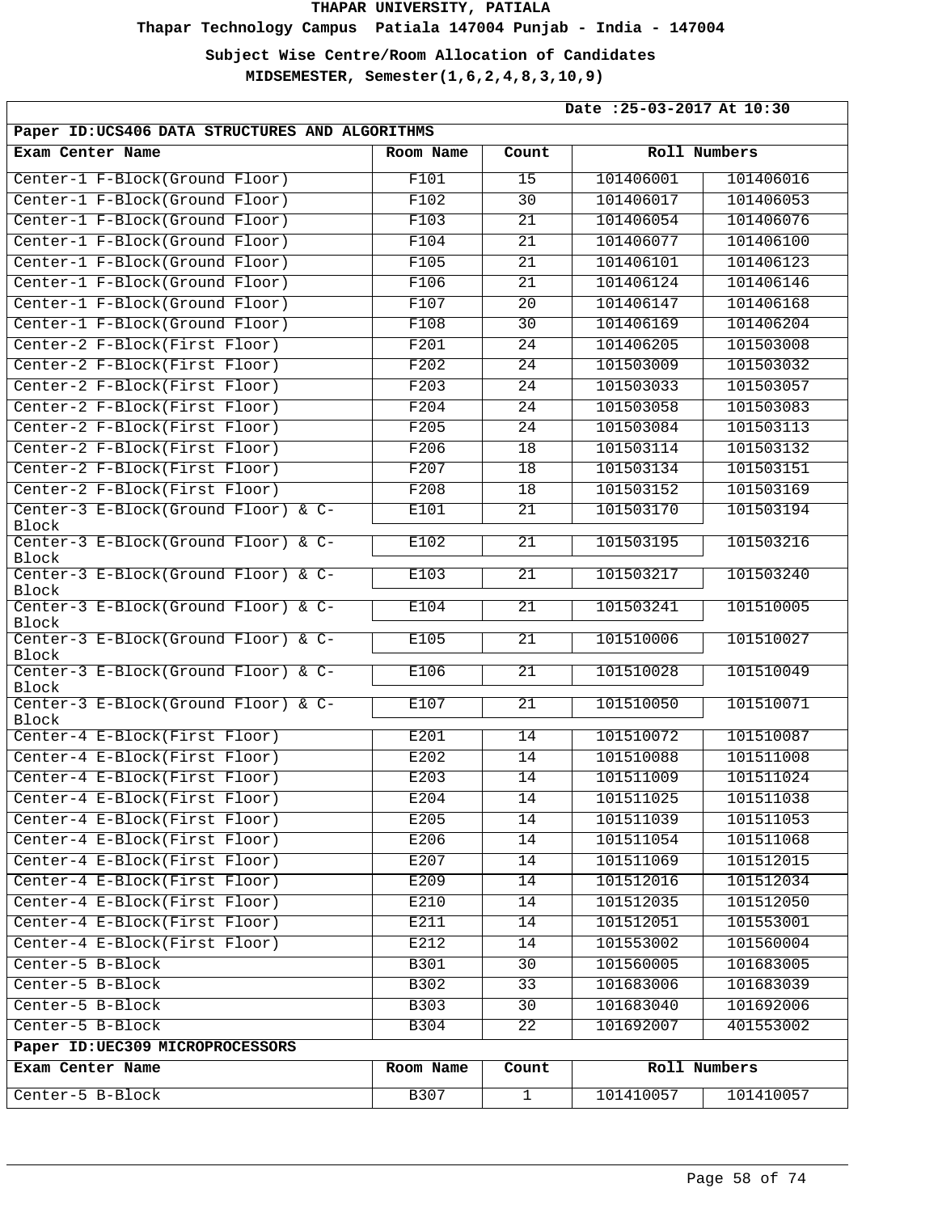# THAPAR UNIVERSITY, PATIALA

**Thapar Technology Campus Patiala 147004 Punjab - India - 147004**

**Subject Wise Centre/Room Allocation of Candidates**

**MIDSEMESTER, Semester(1,6,2,4,8,3,10,9)**

**Date :25-03-2017 At 10:30**

**Paper ID:UCS406 DATA STRUCTURES AND ALGORITHMS**

| Exam Center Name | Room Name | Count | Roll Numbers | |
|---|---|---|---|---|
| Center-1 F-Block(Ground Floor) | F101 | 15 | 101406001 | 101406016 |
| Center-1 F-Block(Ground Floor) | F102 | 30 | 101406017 | 101406053 |
| Center-1 F-Block(Ground Floor) | F103 | 21 | 101406054 | 101406076 |
| Center-1 F-Block(Ground Floor) | F104 | 21 | 101406077 | 101406100 |
| Center-1 F-Block(Ground Floor) | F105 | 21 | 101406101 | 101406123 |
| Center-1 F-Block(Ground Floor) | F106 | 21 | 101406124 | 101406146 |
| Center-1 F-Block(Ground Floor) | F107 | 20 | 101406147 | 101406168 |
| Center-1 F-Block(Ground Floor) | F108 | 30 | 101406169 | 101406204 |
| Center-2 F-Block(First Floor) | F201 | 24 | 101406205 | 101503008 |
| Center-2 F-Block(First Floor) | F202 | 24 | 101503009 | 101503032 |
| Center-2 F-Block(First Floor) | F203 | 24 | 101503033 | 101503057 |
| Center-2 F-Block(First Floor) | F204 | 24 | 101503058 | 101503083 |
| Center-2 F-Block(First Floor) | F205 | 24 | 101503084 | 101503113 |
| Center-2 F-Block(First Floor) | F206 | 18 | 101503114 | 101503132 |
| Center-2 F-Block(First Floor) | F207 | 18 | 101503134 | 101503151 |
| Center-2 F-Block(First Floor) | F208 | 18 | 101503152 | 101503169 |
| Center-3 E-Block(Ground Floor) & C-Block | E101 | 21 | 101503170 | 101503194 |
| Center-3 E-Block(Ground Floor) & C-Block | E102 | 21 | 101503195 | 101503216 |
| Center-3 E-Block(Ground Floor) & C-Block | E103 | 21 | 101503217 | 101503240 |
| Center-3 E-Block(Ground Floor) & C-Block | E104 | 21 | 101503241 | 101510005 |
| Center-3 E-Block(Ground Floor) & C-Block | E105 | 21 | 101510006 | 101510027 |
| Center-3 E-Block(Ground Floor) & C-Block | E106 | 21 | 101510028 | 101510049 |
| Center-3 E-Block(Ground Floor) & C-Block | E107 | 21 | 101510050 | 101510071 |
| Center-4 E-Block(First Floor) | E201 | 14 | 101510072 | 101510087 |
| Center-4 E-Block(First Floor) | E202 | 14 | 101510088 | 101511008 |
| Center-4 E-Block(First Floor) | E203 | 14 | 101511009 | 101511024 |
| Center-4 E-Block(First Floor) | E204 | 14 | 101511025 | 101511038 |
| Center-4 E-Block(First Floor) | E205 | 14 | 101511039 | 101511053 |
| Center-4 E-Block(First Floor) | E206 | 14 | 101511054 | 101511068 |
| Center-4 E-Block(First Floor) | E207 | 14 | 101511069 | 101512015 |
| Center-4 E-Block(First Floor) | E209 | 14 | 101512016 | 101512034 |
| Center-4 E-Block(First Floor) | E210 | 14 | 101512035 | 101512050 |
| Center-4 E-Block(First Floor) | E211 | 14 | 101512051 | 101553001 |
| Center-4 E-Block(First Floor) | E212 | 14 | 101553002 | 101560004 |
| Center-5 B-Block | B301 | 30 | 101560005 | 101683005 |
| Center-5 B-Block | B302 | 33 | 101683006 | 101683039 |
| Center-5 B-Block | B303 | 30 | 101683040 | 101692006 |
| Center-5 B-Block | B304 | 22 | 101692007 | 401553002 |

**Paper ID:UEC309 MICROPROCESSORS**

| Exam Center Name | Room Name | Count | Roll Numbers | |
|---|---|---|---|---|
| Center-5 B-Block | B307 | 1 | 101410057 | 101410057 |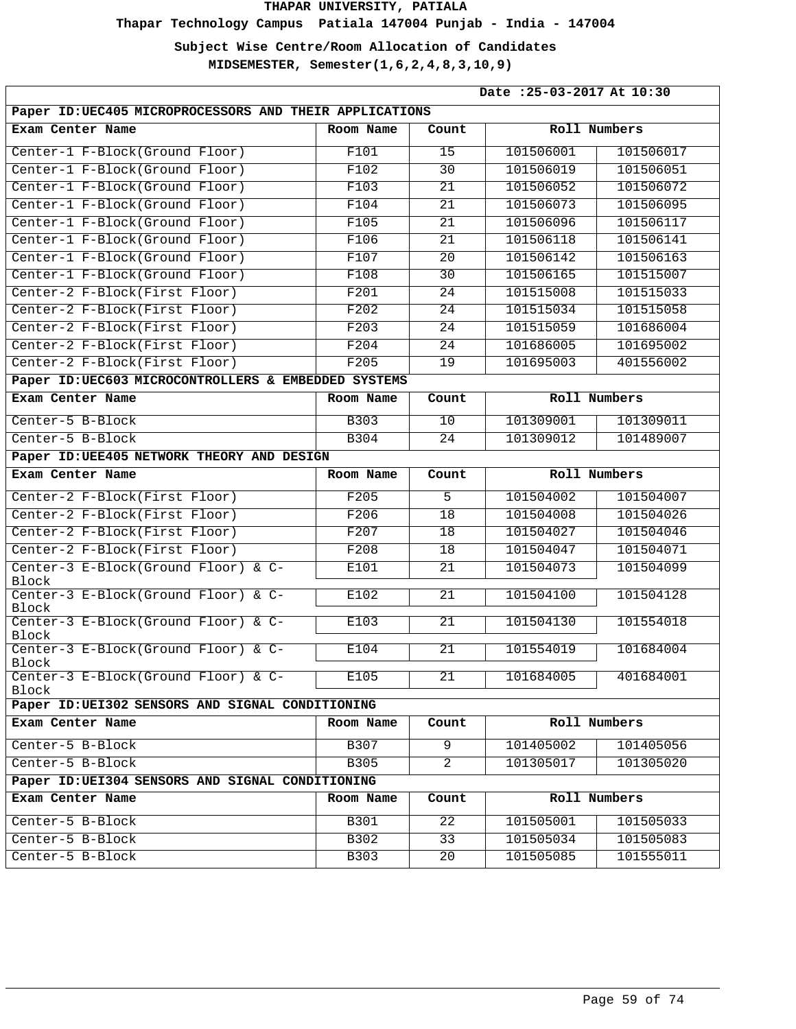# THAPAR UNIVERSITY, PATIALA

**Thapar Technology Campus Patiala 147004 Punjab - India - 147004**

**Subject Wise Centre/Room Allocation of Candidates**

**MIDSEMESTER, Semester(1,6,2,4,8,3,10,9)**

**Date :25-03-2017 At 10:30**

**Paper ID:UEC405 MICROPROCESSORS AND THEIR APPLICATIONS**

| Exam Center Name | Room Name | Count | Roll Numbers | |
|---|---|---|---|---|
| Center-1 F-Block(Ground Floor) | F101 | 15 | 101506001 | 101506017 |
| Center-1 F-Block(Ground Floor) | F102 | 30 | 101506019 | 101506051 |
| Center-1 F-Block(Ground Floor) | F103 | 21 | 101506052 | 101506072 |
| Center-1 F-Block(Ground Floor) | F104 | 21 | 101506073 | 101506095 |
| Center-1 F-Block(Ground Floor) | F105 | 21 | 101506096 | 101506117 |
| Center-1 F-Block(Ground Floor) | F106 | 21 | 101506118 | 101506141 |
| Center-1 F-Block(Ground Floor) | F107 | 20 | 101506142 | 101506163 |
| Center-1 F-Block(Ground Floor) | F108 | 30 | 101506165 | 101515007 |
| Center-2 F-Block(First Floor) | F201 | 24 | 101515008 | 101515033 |
| Center-2 F-Block(First Floor) | F202 | 24 | 101515034 | 101515058 |
| Center-2 F-Block(First Floor) | F203 | 24 | 101515059 | 101686004 |
| Center-2 F-Block(First Floor) | F204 | 24 | 101686005 | 101695002 |
| Center-2 F-Block(First Floor) | F205 | 19 | 101695003 | 401556002 |

**Paper ID:UEC603 MICROCONTROLLERS & EMBEDDED SYSTEMS**

| Exam Center Name | Room Name | Count | Roll Numbers | |
|---|---|---|---|---|
| Center-5 B-Block | B303 | 10 | 101309001 | 101309011 |
| Center-5 B-Block | B304 | 24 | 101309012 | 101489007 |

**Paper ID:UEE405 NETWORK THEORY AND DESIGN**

| Exam Center Name | Room Name | Count | Roll Numbers | |
|---|---|---|---|---|
| Center-2 F-Block(First Floor) | F205 | 5 | 101504002 | 101504007 |
| Center-2 F-Block(First Floor) | F206 | 18 | 101504008 | 101504026 |
| Center-2 F-Block(First Floor) | F207 | 18 | 101504027 | 101504046 |
| Center-2 F-Block(First Floor) | F208 | 18 | 101504047 | 101504071 |
| Center-3 E-Block(Ground Floor) & C-Block | E101 | 21 | 101504073 | 101504099 |
| Center-3 E-Block(Ground Floor) & C-Block | E102 | 21 | 101504100 | 101504128 |
| Center-3 E-Block(Ground Floor) & C-Block | E103 | 21 | 101504130 | 101554018 |
| Center-3 E-Block(Ground Floor) & C-Block | E104 | 21 | 101554019 | 101684004 |
| Center-3 E-Block(Ground Floor) & C-Block | E105 | 21 | 101684005 | 401684001 |

**Paper ID:UEI302 SENSORS AND SIGNAL CONDITIONING**

| Exam Center Name | Room Name | Count | Roll Numbers | |
|---|---|---|---|---|
| Center-5 B-Block | B307 | 9 | 101405002 | 101405056 |
| Center-5 B-Block | B305 | 2 | 101305017 | 101305020 |

**Paper ID:UEI304 SENSORS AND SIGNAL CONDITIONING**

| Exam Center Name | Room Name | Count | Roll Numbers | |
|---|---|---|---|---|
| Center-5 B-Block | B301 | 22 | 101505001 | 101505033 |
| Center-5 B-Block | B302 | 33 | 101505034 | 101505083 |
| Center-5 B-Block | B303 | 20 | 101505085 | 101555011 |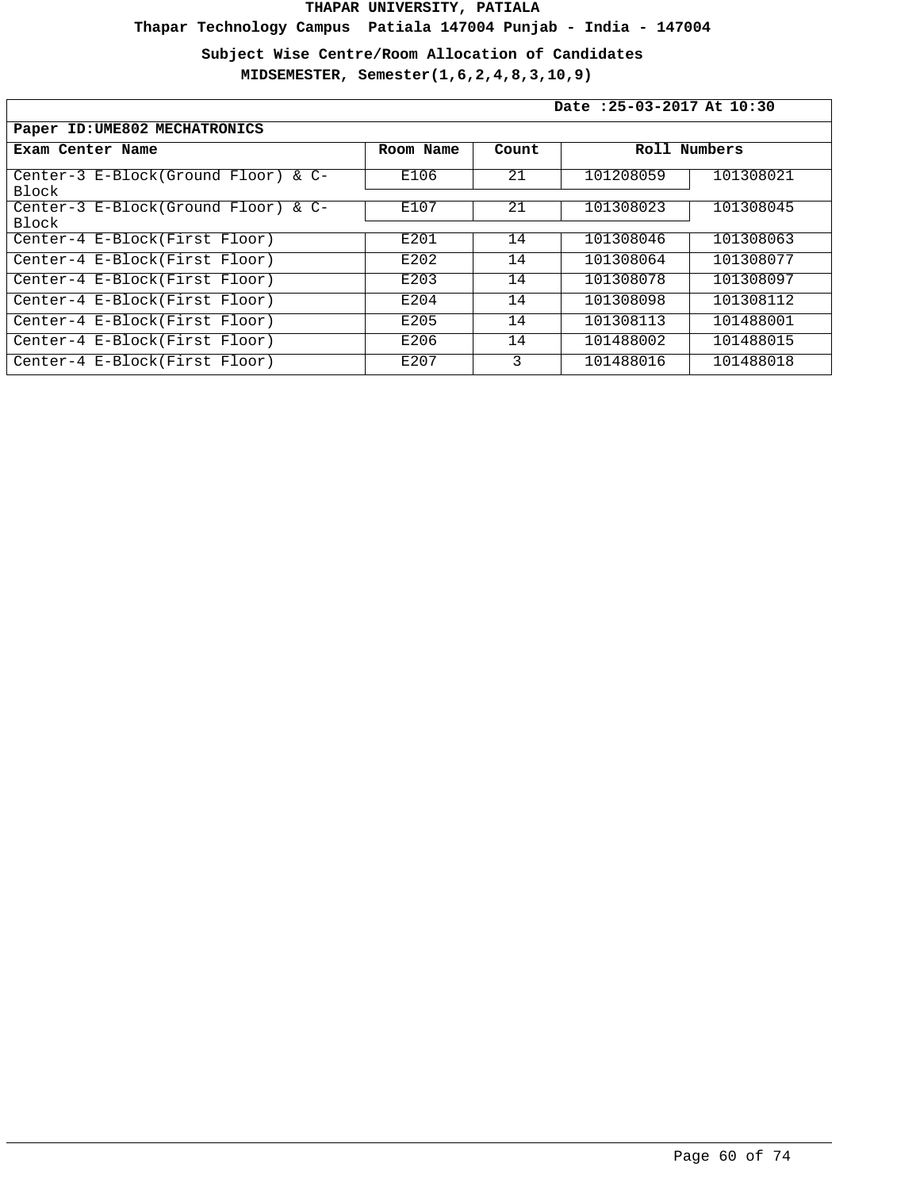**THAPAR UNIVERSITY, PATIALA**

**Thapar Technology Campus Patiala 147004 Punjab - India - 147004**

**Subject Wise Centre/Room Allocation of Candidates**

**MIDSEMESTER, Semester(1,6,2,4,8,3,10,9)**

**Date :25-03-2017 At 10:30**

**Paper ID:UME802 MECHATRONICS**

| Exam Center Name | Room Name | Count | Roll Numbers | |
|---|---|---|---|---|
| Center-3 E-Block(Ground Floor) & C-Block | E106 | 21 | 101208059 | 101308021 |
| Center-3 E-Block(Ground Floor) & C-Block | E107 | 21 | 101308023 | 101308045 |
| Center-4 E-Block(First Floor) | E201 | 14 | 101308046 | 101308063 |
| Center-4 E-Block(First Floor) | E202 | 14 | 101308064 | 101308077 |
| Center-4 E-Block(First Floor) | E203 | 14 | 101308078 | 101308097 |
| Center-4 E-Block(First Floor) | E204 | 14 | 101308098 | 101308112 |
| Center-4 E-Block(First Floor) | E205 | 14 | 101308113 | 101488001 |
| Center-4 E-Block(First Floor) | E206 | 14 | 101488002 | 101488015 |
| Center-4 E-Block(First Floor) | E207 | 3 | 101488016 | 101488018 |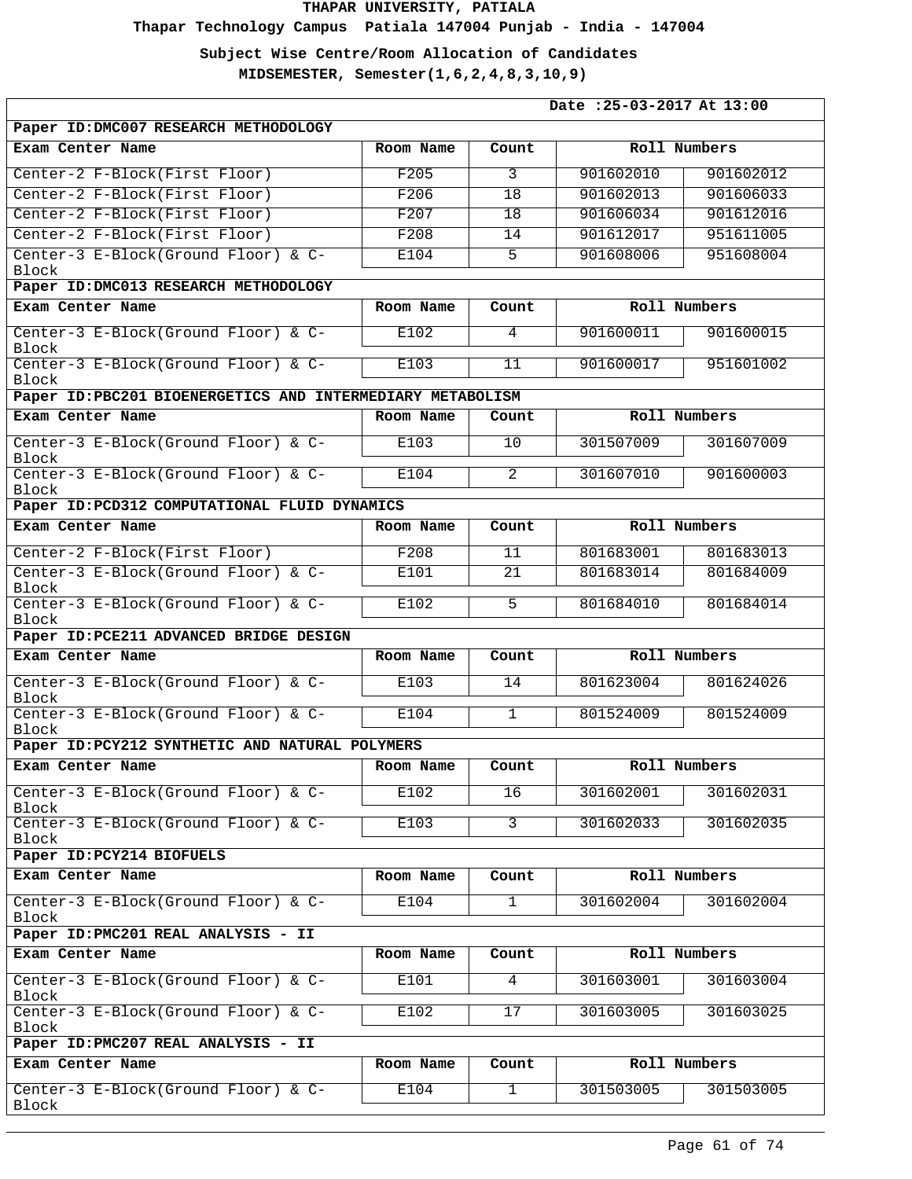# THAPAR UNIVERSITY, PATIALA

**Thapar Technology Campus Patiala 147004 Punjab - India - 147004**

**Subject Wise Centre/Room Allocation of Candidates**

**MIDSEMESTER, Semester(1,6,2,4,8,3,10,9)**

**Date :25-03-2017 At 13:00**

**Paper ID:DMC007 RESEARCH METHODOLOGY**

| Exam Center Name | Room Name | Count | Roll Numbers | |
|---|---|---|---|---|
| Center-2 F-Block(First Floor) | F205 | 3 | 901602010 | 901602012 |
| Center-2 F-Block(First Floor) | F206 | 18 | 901602013 | 901606033 |
| Center-2 F-Block(First Floor) | F207 | 18 | 901606034 | 901612016 |
| Center-2 F-Block(First Floor) | F208 | 14 | 901612017 | 951611005 |
| Center-3 E-Block(Ground Floor) & C-Block | E104 | 5 | 901608006 | 951608004 |

**Paper ID:DMC013 RESEARCH METHODOLOGY**

| Exam Center Name | Room Name | Count | Roll Numbers | |
|---|---|---|---|---|
| Center-3 E-Block(Ground Floor) & C-Block | E102 | 4 | 901600011 | 901600015 |
| Center-3 E-Block(Ground Floor) & C-Block | E103 | 11 | 901600017 | 951601002 |

**Paper ID:PBC201 BIOENERGETICS AND INTERMEDIARY METABOLISM**

| Exam Center Name | Room Name | Count | Roll Numbers | |
|---|---|---|---|---|
| Center-3 E-Block(Ground Floor) & C-Block | E103 | 10 | 301507009 | 301607009 |
| Center-3 E-Block(Ground Floor) & C-Block | E104 | 2 | 301607010 | 901600003 |

**Paper ID:PCD312 COMPUTATIONAL FLUID DYNAMICS**

| Exam Center Name | Room Name | Count | Roll Numbers | |
|---|---|---|---|---|
| Center-2 F-Block(First Floor) | F208 | 11 | 801683001 | 801683013 |
| Center-3 E-Block(Ground Floor) & C-Block | E101 | 21 | 801683014 | 801684009 |
| Center-3 E-Block(Ground Floor) & C-Block | E102 | 5 | 801684010 | 801684014 |

**Paper ID:PCE211 ADVANCED BRIDGE DESIGN**

| Exam Center Name | Room Name | Count | Roll Numbers | |
|---|---|---|---|---|
| Center-3 E-Block(Ground Floor) & C-Block | E103 | 14 | 801623004 | 801624026 |
| Center-3 E-Block(Ground Floor) & C-Block | E104 | 1 | 801524009 | 801524009 |

**Paper ID:PCY212 SYNTHETIC AND NATURAL POLYMERS**

| Exam Center Name | Room Name | Count | Roll Numbers | |
|---|---|---|---|---|
| Center-3 E-Block(Ground Floor) & C-Block | E102 | 16 | 301602001 | 301602031 |
| Center-3 E-Block(Ground Floor) & C-Block | E103 | 3 | 301602033 | 301602035 |

**Paper ID:PCY214 BIOFUELS**

| Exam Center Name | Room Name | Count | Roll Numbers | |
|---|---|---|---|---|
| Center-3 E-Block(Ground Floor) & C-Block | E104 | 1 | 301602004 | 301602004 |

**Paper ID:PMC201 REAL ANALYSIS - II**

| Exam Center Name | Room Name | Count | Roll Numbers | |
|---|---|---|---|---|
| Center-3 E-Block(Ground Floor) & C-Block | E101 | 4 | 301603001 | 301603004 |
| Center-3 E-Block(Ground Floor) & C-Block | E102 | 17 | 301603005 | 301603025 |

**Paper ID:PMC207 REAL ANALYSIS - II**

| Exam Center Name | Room Name | Count | Roll Numbers | |
|---|---|---|---|---|
| Center-3 E-Block(Ground Floor) & C-Block | E104 | 1 | 301503005 | 301503005 |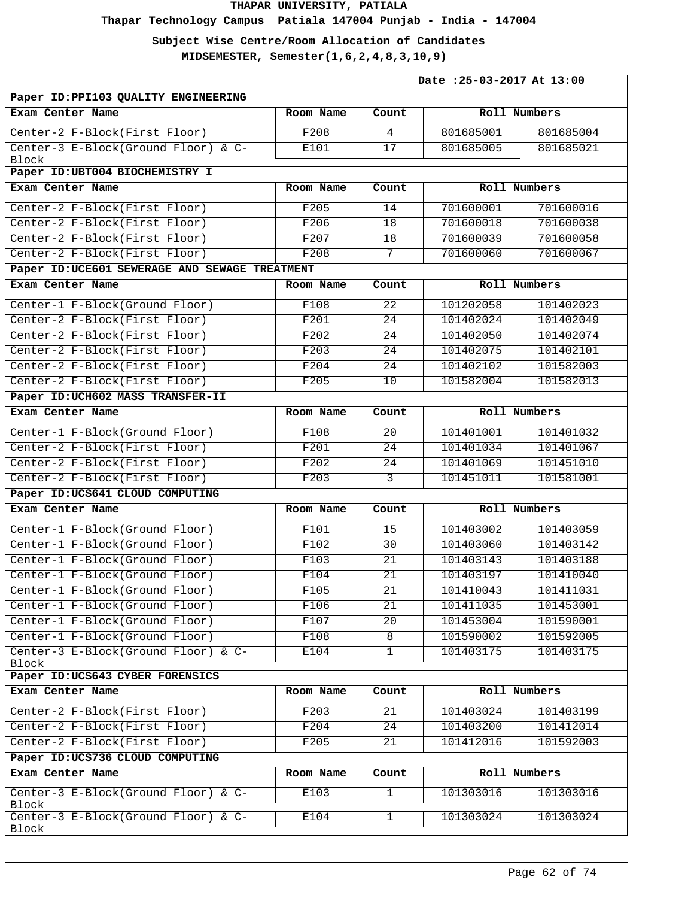# THAPAR UNIVERSITY, PATIALA

**Thapar Technology Campus Patiala 147004 Punjab - India - 147004**

**Subject Wise Centre/Room Allocation of Candidates**

**MIDSEMESTER, Semester(1,6,2,4,8,3,10,9)**

**Date :25-03-2017 At 13:00**

**Paper ID:PPI103 QUALITY ENGINEERING**

| Exam Center Name | Room Name | Count | Roll Numbers | |
|---|---|---|---|---|
| Center-2 F-Block(First Floor) | F208 | 4 | 801685001 | 801685004 |
| Center-3 E-Block(Ground Floor) & C-Block | E101 | 17 | 801685005 | 801685021 |

**Paper ID:UBT004 BIOCHEMISTRY I**

| Exam Center Name | Room Name | Count | Roll Numbers | |
|---|---|---|---|---|
| Center-2 F-Block(First Floor) | F205 | 14 | 701600001 | 701600016 |
| Center-2 F-Block(First Floor) | F206 | 18 | 701600018 | 701600038 |
| Center-2 F-Block(First Floor) | F207 | 18 | 701600039 | 701600058 |
| Center-2 F-Block(First Floor) | F208 | 7 | 701600060 | 701600067 |

**Paper ID:UCE601 SEWERAGE AND SEWAGE TREATMENT**

| Exam Center Name | Room Name | Count | Roll Numbers | |
|---|---|---|---|---|
| Center-1 F-Block(Ground Floor) | F108 | 22 | 101202058 | 101402023 |
| Center-2 F-Block(First Floor) | F201 | 24 | 101402024 | 101402049 |
| Center-2 F-Block(First Floor) | F202 | 24 | 101402050 | 101402074 |
| Center-2 F-Block(First Floor) | F203 | 24 | 101402075 | 101402101 |
| Center-2 F-Block(First Floor) | F204 | 24 | 101402102 | 101582003 |
| Center-2 F-Block(First Floor) | F205 | 10 | 101582004 | 101582013 |

**Paper ID:UCH602 MASS TRANSFER-II**

| Exam Center Name | Room Name | Count | Roll Numbers | |
|---|---|---|---|---|
| Center-1 F-Block(Ground Floor) | F108 | 20 | 101401001 | 101401032 |
| Center-2 F-Block(First Floor) | F201 | 24 | 101401034 | 101401067 |
| Center-2 F-Block(First Floor) | F202 | 24 | 101401069 | 101451010 |
| Center-2 F-Block(First Floor) | F203 | 3 | 101451011 | 101581001 |

**Paper ID:UCS641 CLOUD COMPUTING**

| Exam Center Name | Room Name | Count | Roll Numbers | |
|---|---|---|---|---|
| Center-1 F-Block(Ground Floor) | F101 | 15 | 101403002 | 101403059 |
| Center-1 F-Block(Ground Floor) | F102 | 30 | 101403060 | 101403142 |
| Center-1 F-Block(Ground Floor) | F103 | 21 | 101403143 | 101403188 |
| Center-1 F-Block(Ground Floor) | F104 | 21 | 101403197 | 101410040 |
| Center-1 F-Block(Ground Floor) | F105 | 21 | 101410043 | 101411031 |
| Center-1 F-Block(Ground Floor) | F106 | 21 | 101411035 | 101453001 |
| Center-1 F-Block(Ground Floor) | F107 | 20 | 101453004 | 101590001 |
| Center-1 F-Block(Ground Floor) | F108 | 8 | 101590002 | 101592005 |
| Center-3 E-Block(Ground Floor) & C-Block | E104 | 1 | 101403175 | 101403175 |

**Paper ID:UCS643 CYBER FORENSICS**

| Exam Center Name | Room Name | Count | Roll Numbers | |
|---|---|---|---|---|
| Center-2 F-Block(First Floor) | F203 | 21 | 101403024 | 101403199 |
| Center-2 F-Block(First Floor) | F204 | 24 | 101403200 | 101412014 |
| Center-2 F-Block(First Floor) | F205 | 21 | 101412016 | 101592003 |

**Paper ID:UCS736 CLOUD COMPUTING**

| Exam Center Name | Room Name | Count | Roll Numbers | |
|---|---|---|---|---|
| Center-3 E-Block(Ground Floor) & C-Block | E103 | 1 | 101303016 | 101303016 |
| Center-3 E-Block(Ground Floor) & C-Block | E104 | 1 | 101303024 | 101303024 |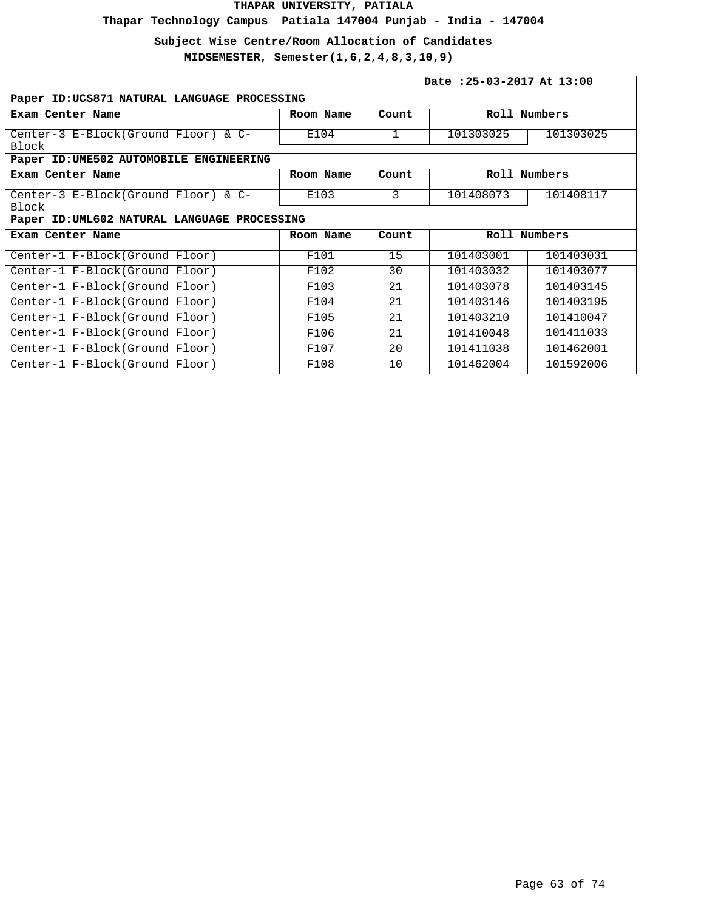**THAPAR UNIVERSITY, PATIALA**

**Thapar Technology Campus Patiala 147004 Punjab - India - 147004**

**Subject Wise Centre/Room Allocation of Candidates**

**MIDSEMESTER, Semester(1,6,2,4,8,3,10,9)**

**Date :25-03-2017 At 13:00**

**Paper ID:UCS871 NATURAL LANGUAGE PROCESSING**

| Exam Center Name | Room Name | Count | Roll Numbers | |
|---|---|---|---|---|
| Center-3 E-Block(Ground Floor) & C-Block | E104 | 1 | 101303025 | 101303025 |

**Paper ID:UME502 AUTOMOBILE ENGINEERING**

| Exam Center Name | Room Name | Count | Roll Numbers | |
|---|---|---|---|---|
| Center-3 E-Block(Ground Floor) & C-Block | E103 | 3 | 101408073 | 101408117 |

**Paper ID:UML602 NATURAL LANGUAGE PROCESSING**

| Exam Center Name | Room Name | Count | Roll Numbers | |
|---|---|---|---|---|
| Center-1 F-Block(Ground Floor) | F101 | 15 | 101403001 | 101403031 |
| Center-1 F-Block(Ground Floor) | F102 | 30 | 101403032 | 101403077 |
| Center-1 F-Block(Ground Floor) | F103 | 21 | 101403078 | 101403145 |
| Center-1 F-Block(Ground Floor) | F104 | 21 | 101403146 | 101403195 |
| Center-1 F-Block(Ground Floor) | F105 | 21 | 101403210 | 101410047 |
| Center-1 F-Block(Ground Floor) | F106 | 21 | 101410048 | 101411033 |
| Center-1 F-Block(Ground Floor) | F107 | 20 | 101411038 | 101462001 |
| Center-1 F-Block(Ground Floor) | F108 | 10 | 101462004 | 101592006 |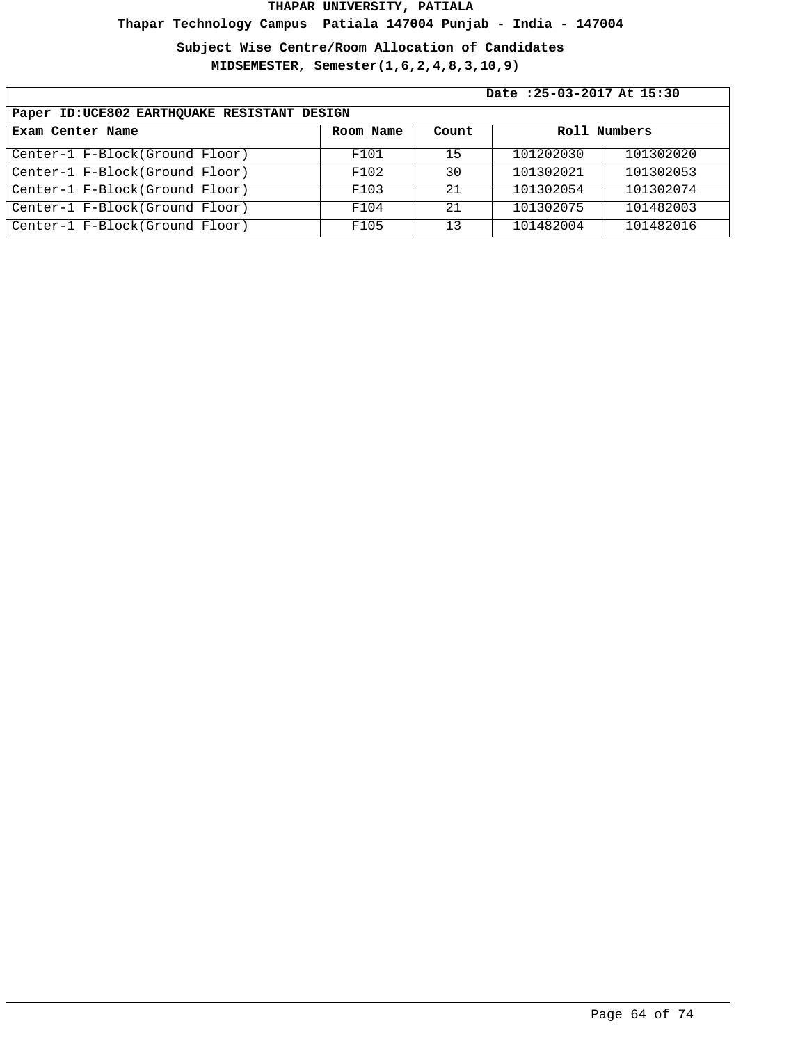**THAPAR UNIVERSITY, PATIALA**

**Thapar Technology Campus Patiala 147004 Punjab - India - 147004**

**Subject Wise Centre/Room Allocation of Candidates**

**MIDSEMESTER, Semester(1,6,2,4,8,3,10,9)**

**Date :25-03-2017 At 15:30**

**Paper ID:UCE802 EARTHQUAKE RESISTANT DESIGN**

| Exam Center Name | Room Name | Count | Roll Numbers | |
|---|---|---|---|---|
| Center-1 F-Block(Ground Floor) | F101 | 15 | 101202030 | 101302020 |
| Center-1 F-Block(Ground Floor) | F102 | 30 | 101302021 | 101302053 |
| Center-1 F-Block(Ground Floor) | F103 | 21 | 101302054 | 101302074 |
| Center-1 F-Block(Ground Floor) | F104 | 21 | 101302075 | 101482003 |
| Center-1 F-Block(Ground Floor) | F105 | 13 | 101482004 | 101482016 |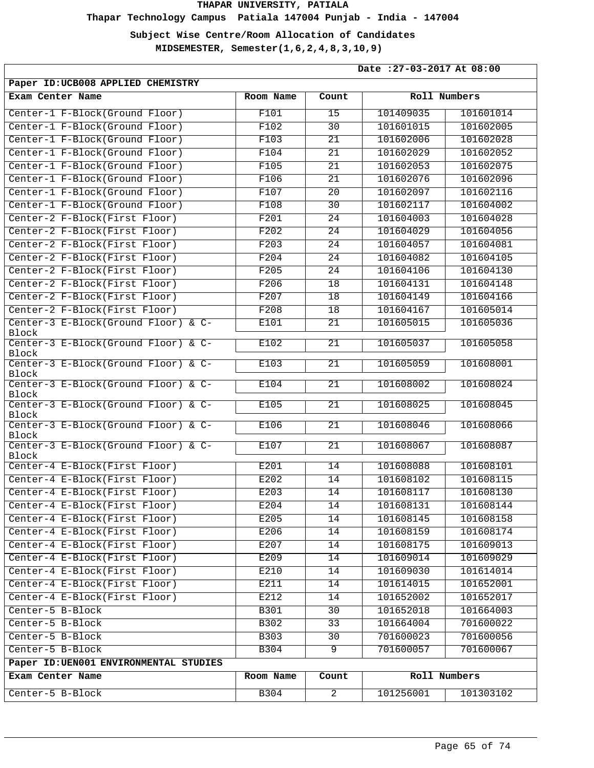# THAPAR UNIVERSITY, PATIALA

**Thapar Technology Campus Patiala 147004 Punjab - India - 147004**

**Subject Wise Centre/Room Allocation of Candidates**

**MIDSEMESTER, Semester(1,6,2,4,8,3,10,9)**

**Date :27-03-2017 At 08:00**

**Paper ID:UCB008 APPLIED CHEMISTRY**

| Exam Center Name | Room Name | Count | Roll Numbers | |
|---|---|---|---|---|
| Center-1 F-Block(Ground Floor) | F101 | 15 | 101409035 | 101601014 |
| Center-1 F-Block(Ground Floor) | F102 | 30 | 101601015 | 101602005 |
| Center-1 F-Block(Ground Floor) | F103 | 21 | 101602006 | 101602028 |
| Center-1 F-Block(Ground Floor) | F104 | 21 | 101602029 | 101602052 |
| Center-1 F-Block(Ground Floor) | F105 | 21 | 101602053 | 101602075 |
| Center-1 F-Block(Ground Floor) | F106 | 21 | 101602076 | 101602096 |
| Center-1 F-Block(Ground Floor) | F107 | 20 | 101602097 | 101602116 |
| Center-1 F-Block(Ground Floor) | F108 | 30 | 101602117 | 101604002 |
| Center-2 F-Block(First Floor) | F201 | 24 | 101604003 | 101604028 |
| Center-2 F-Block(First Floor) | F202 | 24 | 101604029 | 101604056 |
| Center-2 F-Block(First Floor) | F203 | 24 | 101604057 | 101604081 |
| Center-2 F-Block(First Floor) | F204 | 24 | 101604082 | 101604105 |
| Center-2 F-Block(First Floor) | F205 | 24 | 101604106 | 101604130 |
| Center-2 F-Block(First Floor) | F206 | 18 | 101604131 | 101604148 |
| Center-2 F-Block(First Floor) | F207 | 18 | 101604149 | 101604166 |
| Center-2 F-Block(First Floor) | F208 | 18 | 101604167 | 101605014 |
| Center-3 E-Block(Ground Floor) & C-Block | E101 | 21 | 101605015 | 101605036 |
| Center-3 E-Block(Ground Floor) & C-Block | E102 | 21 | 101605037 | 101605058 |
| Center-3 E-Block(Ground Floor) & C-Block | E103 | 21 | 101605059 | 101608001 |
| Center-3 E-Block(Ground Floor) & C-Block | E104 | 21 | 101608002 | 101608024 |
| Center-3 E-Block(Ground Floor) & C-Block | E105 | 21 | 101608025 | 101608045 |
| Center-3 E-Block(Ground Floor) & C-Block | E106 | 21 | 101608046 | 101608066 |
| Center-3 E-Block(Ground Floor) & C-Block | E107 | 21 | 101608067 | 101608087 |
| Center-4 E-Block(First Floor) | E201 | 14 | 101608088 | 101608101 |
| Center-4 E-Block(First Floor) | E202 | 14 | 101608102 | 101608115 |
| Center-4 E-Block(First Floor) | E203 | 14 | 101608117 | 101608130 |
| Center-4 E-Block(First Floor) | E204 | 14 | 101608131 | 101608144 |
| Center-4 E-Block(First Floor) | E205 | 14 | 101608145 | 101608158 |
| Center-4 E-Block(First Floor) | E206 | 14 | 101608159 | 101608174 |
| Center-4 E-Block(First Floor) | E207 | 14 | 101608175 | 101609013 |
| Center-4 E-Block(First Floor) | E209 | 14 | 101609014 | 101609029 |
| Center-4 E-Block(First Floor) | E210 | 14 | 101609030 | 101614014 |
| Center-4 E-Block(First Floor) | E211 | 14 | 101614015 | 101652001 |
| Center-4 E-Block(First Floor) | E212 | 14 | 101652002 | 101652017 |
| Center-5 B-Block | B301 | 30 | 101652018 | 101664003 |
| Center-5 B-Block | B302 | 33 | 101664004 | 701600022 |
| Center-5 B-Block | B303 | 30 | 701600023 | 701600056 |
| Center-5 B-Block | B304 | 9 | 701600057 | 701600067 |

**Paper ID:UEN001 ENVIRONMENTAL STUDIES**

| Exam Center Name | Room Name | Count | Roll Numbers | |
|---|---|---|---|---|
| Center-5 B-Block | B304 | 2 | 101256001 | 101303102 |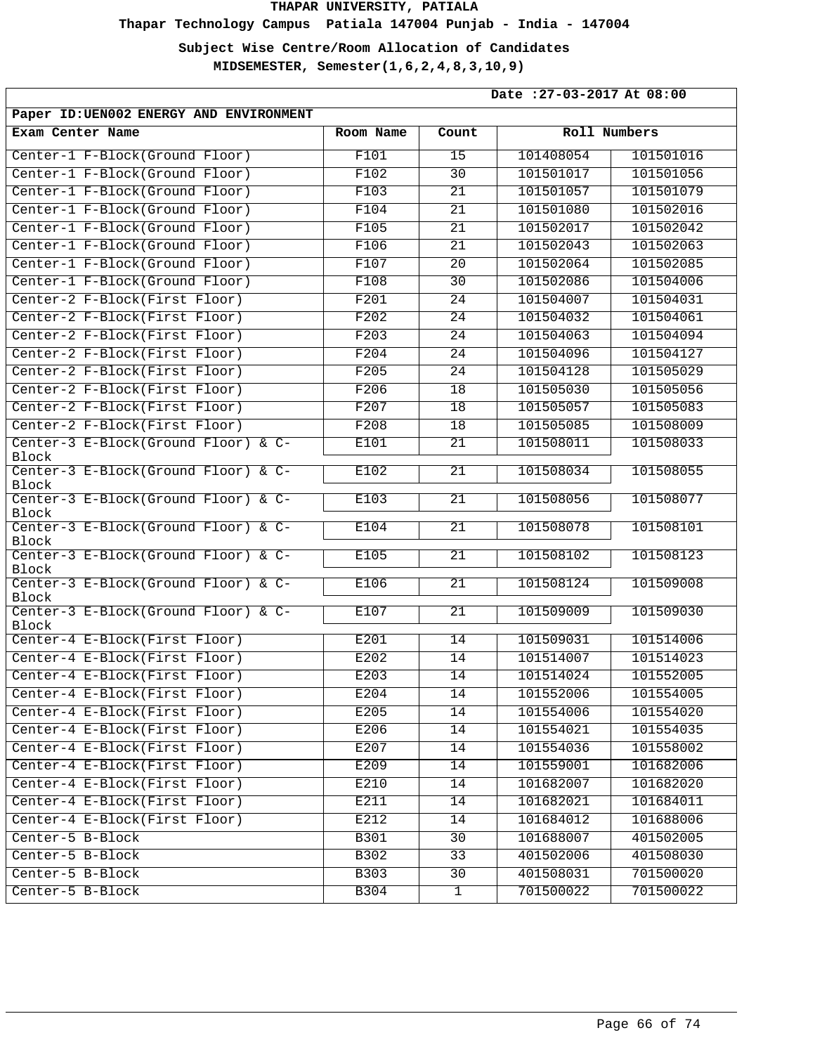# THAPAR UNIVERSITY, PATIALA

**Thapar Technology Campus Patiala 147004 Punjab - India - 147004**

**Subject Wise Centre/Room Allocation of Candidates**

**MIDSEMESTER, Semester(1,6,2,4,8,3,10,9)**

**Date :27-03-2017 At 08:00**

**Paper ID:UEN002 ENERGY AND ENVIRONMENT**

| Exam Center Name | Room Name | Count | Roll Numbers | |
|---|---|---|---|---|
| Center-1 F-Block(Ground Floor) | F101 | 15 | 101408054 | 101501016 |
| Center-1 F-Block(Ground Floor) | F102 | 30 | 101501017 | 101501056 |
| Center-1 F-Block(Ground Floor) | F103 | 21 | 101501057 | 101501079 |
| Center-1 F-Block(Ground Floor) | F104 | 21 | 101501080 | 101502016 |
| Center-1 F-Block(Ground Floor) | F105 | 21 | 101502017 | 101502042 |
| Center-1 F-Block(Ground Floor) | F106 | 21 | 101502043 | 101502063 |
| Center-1 F-Block(Ground Floor) | F107 | 20 | 101502064 | 101502085 |
| Center-1 F-Block(Ground Floor) | F108 | 30 | 101502086 | 101504006 |
| Center-2 F-Block(First Floor) | F201 | 24 | 101504007 | 101504031 |
| Center-2 F-Block(First Floor) | F202 | 24 | 101504032 | 101504061 |
| Center-2 F-Block(First Floor) | F203 | 24 | 101504063 | 101504094 |
| Center-2 F-Block(First Floor) | F204 | 24 | 101504096 | 101504127 |
| Center-2 F-Block(First Floor) | F205 | 24 | 101504128 | 101505029 |
| Center-2 F-Block(First Floor) | F206 | 18 | 101505030 | 101505056 |
| Center-2 F-Block(First Floor) | F207 | 18 | 101505057 | 101505083 |
| Center-2 F-Block(First Floor) | F208 | 18 | 101505085 | 101508009 |
| Center-3 E-Block(Ground Floor) & C-Block | E101 | 21 | 101508011 | 101508033 |
| Center-3 E-Block(Ground Floor) & C-Block | E102 | 21 | 101508034 | 101508055 |
| Center-3 E-Block(Ground Floor) & C-Block | E103 | 21 | 101508056 | 101508077 |
| Center-3 E-Block(Ground Floor) & C-Block | E104 | 21 | 101508078 | 101508101 |
| Center-3 E-Block(Ground Floor) & C-Block | E105 | 21 | 101508102 | 101508123 |
| Center-3 E-Block(Ground Floor) & C-Block | E106 | 21 | 101508124 | 101509008 |
| Center-3 E-Block(Ground Floor) & C-Block | E107 | 21 | 101509009 | 101509030 |
| Center-4 E-Block(First Floor) | E201 | 14 | 101509031 | 101514006 |
| Center-4 E-Block(First Floor) | E202 | 14 | 101514007 | 101514023 |
| Center-4 E-Block(First Floor) | E203 | 14 | 101514024 | 101552005 |
| Center-4 E-Block(First Floor) | E204 | 14 | 101552006 | 101554005 |
| Center-4 E-Block(First Floor) | E205 | 14 | 101554006 | 101554020 |
| Center-4 E-Block(First Floor) | E206 | 14 | 101554021 | 101554035 |
| Center-4 E-Block(First Floor) | E207 | 14 | 101554036 | 101558002 |
| Center-4 E-Block(First Floor) | E209 | 14 | 101559001 | 101682006 |
| Center-4 E-Block(First Floor) | E210 | 14 | 101682007 | 101682020 |
| Center-4 E-Block(First Floor) | E211 | 14 | 101682021 | 101684011 |
| Center-4 E-Block(First Floor) | E212 | 14 | 101684012 | 101688006 |
| Center-5 B-Block | B301 | 30 | 101688007 | 401502005 |
| Center-5 B-Block | B302 | 33 | 401502006 | 401508030 |
| Center-5 B-Block | B303 | 30 | 401508031 | 701500020 |
| Center-5 B-Block | B304 | 1 | 701500022 | 701500022 |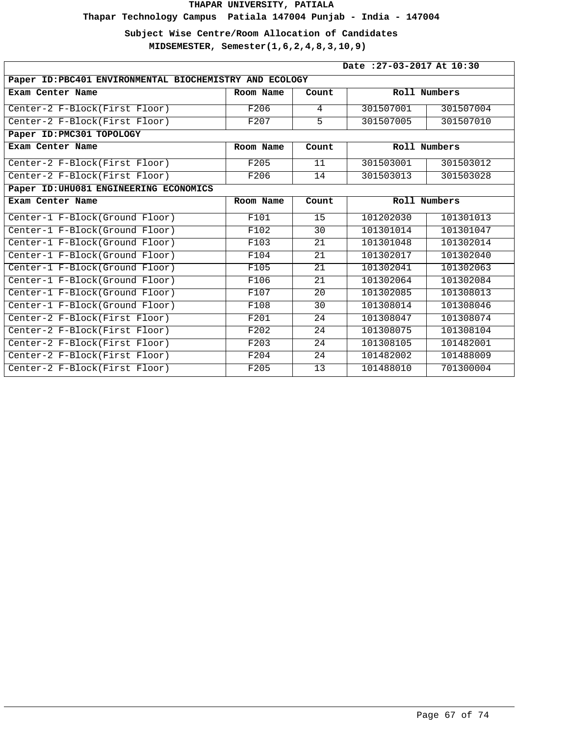**THAPAR UNIVERSITY, PATIALA**

**Thapar Technology Campus Patiala 147004 Punjab - India - 147004**

**Subject Wise Centre/Room Allocation of Candidates**

**MIDSEMESTER, Semester(1,6,2,4,8,3,10,9)**

**Date :27-03-2017 At 10:30**

**Paper ID:PBC401 ENVIRONMENTAL BIOCHEMISTRY AND ECOLOGY**

| Exam Center Name | Room Name | Count | Roll Numbers | |
|---|---|---|---|---|
| Center-2 F-Block(First Floor) | F206 | 4 | 301507001 | 301507004 |
| Center-2 F-Block(First Floor) | F207 | 5 | 301507005 | 301507010 |

**Paper ID:PMC301 TOPOLOGY**

| Exam Center Name | Room Name | Count | Roll Numbers | |
|---|---|---|---|---|
| Center-2 F-Block(First Floor) | F205 | 11 | 301503001 | 301503012 |
| Center-2 F-Block(First Floor) | F206 | 14 | 301503013 | 301503028 |

**Paper ID:UHU081 ENGINEERING ECONOMICS**

| Exam Center Name | Room Name | Count | Roll Numbers | |
|---|---|---|---|---|
| Center-1 F-Block(Ground Floor) | F101 | 15 | 101202030 | 101301013 |
| Center-1 F-Block(Ground Floor) | F102 | 30 | 101301014 | 101301047 |
| Center-1 F-Block(Ground Floor) | F103 | 21 | 101301048 | 101302014 |
| Center-1 F-Block(Ground Floor) | F104 | 21 | 101302017 | 101302040 |
| Center-1 F-Block(Ground Floor) | F105 | 21 | 101302041 | 101302063 |
| Center-1 F-Block(Ground Floor) | F106 | 21 | 101302064 | 101302084 |
| Center-1 F-Block(Ground Floor) | F107 | 20 | 101302085 | 101308013 |
| Center-1 F-Block(Ground Floor) | F108 | 30 | 101308014 | 101308046 |
| Center-2 F-Block(First Floor) | F201 | 24 | 101308047 | 101308074 |
| Center-2 F-Block(First Floor) | F202 | 24 | 101308075 | 101308104 |
| Center-2 F-Block(First Floor) | F203 | 24 | 101308105 | 101482001 |
| Center-2 F-Block(First Floor) | F204 | 24 | 101482002 | 101488009 |
| Center-2 F-Block(First Floor) | F205 | 13 | 101488010 | 701300004 |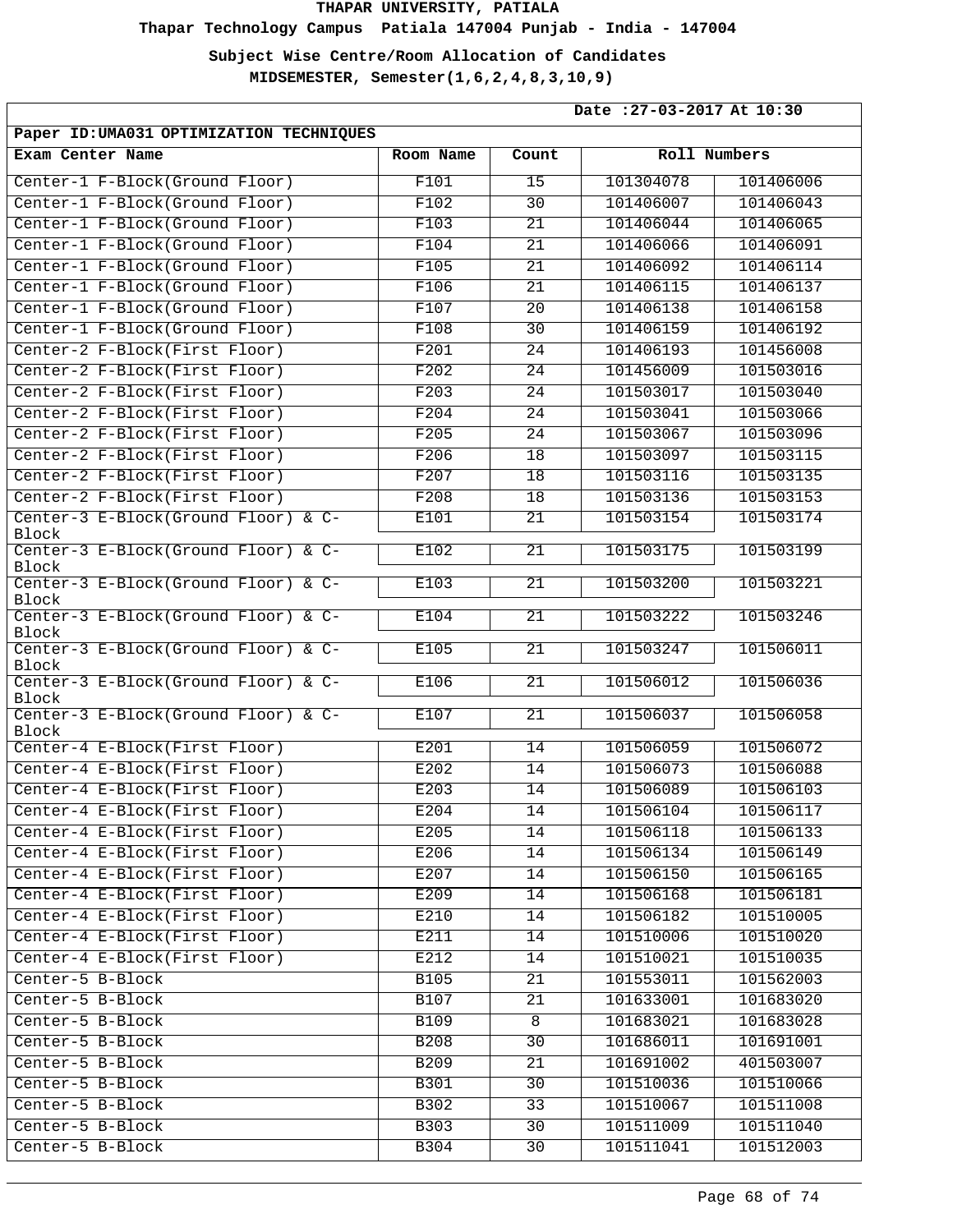**THAPAR UNIVERSITY, PATIALA**

**Thapar Technology Campus Patiala 147004 Punjab - India - 147004**

**Subject Wise Centre/Room Allocation of Candidates**

**MIDSEMESTER, Semester(1,6,2,4,8,3,10,9)**

**Date :27-03-2017 At 10:30**

**Paper ID:UMA031 OPTIMIZATION TECHNIQUES**

| Exam Center Name | Room Name | Count | Roll Numbers | |
|---|---|---|---|---|
| Center-1 F-Block(Ground Floor) | F101 | 15 | 101304078 | 101406006 |
| Center-1 F-Block(Ground Floor) | F102 | 30 | 101406007 | 101406043 |
| Center-1 F-Block(Ground Floor) | F103 | 21 | 101406044 | 101406065 |
| Center-1 F-Block(Ground Floor) | F104 | 21 | 101406066 | 101406091 |
| Center-1 F-Block(Ground Floor) | F105 | 21 | 101406092 | 101406114 |
| Center-1 F-Block(Ground Floor) | F106 | 21 | 101406115 | 101406137 |
| Center-1 F-Block(Ground Floor) | F107 | 20 | 101406138 | 101406158 |
| Center-1 F-Block(Ground Floor) | F108 | 30 | 101406159 | 101406192 |
| Center-2 F-Block(First Floor) | F201 | 24 | 101406193 | 101456008 |
| Center-2 F-Block(First Floor) | F202 | 24 | 101456009 | 101503016 |
| Center-2 F-Block(First Floor) | F203 | 24 | 101503017 | 101503040 |
| Center-2 F-Block(First Floor) | F204 | 24 | 101503041 | 101503066 |
| Center-2 F-Block(First Floor) | F205 | 24 | 101503067 | 101503096 |
| Center-2 F-Block(First Floor) | F206 | 18 | 101503097 | 101503115 |
| Center-2 F-Block(First Floor) | F207 | 18 | 101503116 | 101503135 |
| Center-2 F-Block(First Floor) | F208 | 18 | 101503136 | 101503153 |
| Center-3 E-Block(Ground Floor) & C-Block | E101 | 21 | 101503154 | 101503174 |
| Center-3 E-Block(Ground Floor) & C-Block | E102 | 21 | 101503175 | 101503199 |
| Center-3 E-Block(Ground Floor) & C-Block | E103 | 21 | 101503200 | 101503221 |
| Center-3 E-Block(Ground Floor) & C-Block | E104 | 21 | 101503222 | 101503246 |
| Center-3 E-Block(Ground Floor) & C-Block | E105 | 21 | 101503247 | 101506011 |
| Center-3 E-Block(Ground Floor) & C-Block | E106 | 21 | 101506012 | 101506036 |
| Center-3 E-Block(Ground Floor) & C-Block | E107 | 21 | 101506037 | 101506058 |
| Center-4 E-Block(First Floor) | E201 | 14 | 101506059 | 101506072 |
| Center-4 E-Block(First Floor) | E202 | 14 | 101506073 | 101506088 |
| Center-4 E-Block(First Floor) | E203 | 14 | 101506089 | 101506103 |
| Center-4 E-Block(First Floor) | E204 | 14 | 101506104 | 101506117 |
| Center-4 E-Block(First Floor) | E205 | 14 | 101506118 | 101506133 |
| Center-4 E-Block(First Floor) | E206 | 14 | 101506134 | 101506149 |
| Center-4 E-Block(First Floor) | E207 | 14 | 101506150 | 101506165 |
| Center-4 E-Block(First Floor) | E209 | 14 | 101506168 | 101506181 |
| Center-4 E-Block(First Floor) | E210 | 14 | 101506182 | 101510005 |
| Center-4 E-Block(First Floor) | E211 | 14 | 101510006 | 101510020 |
| Center-4 E-Block(First Floor) | E212 | 14 | 101510021 | 101510035 |
| Center-5 B-Block | B105 | 21 | 101553011 | 101562003 |
| Center-5 B-Block | B107 | 21 | 101633001 | 101683020 |
| Center-5 B-Block | B109 | 8 | 101683021 | 101683028 |
| Center-5 B-Block | B208 | 30 | 101686011 | 101691001 |
| Center-5 B-Block | B209 | 21 | 101691002 | 401503007 |
| Center-5 B-Block | B301 | 30 | 101510036 | 101510066 |
| Center-5 B-Block | B302 | 33 | 101510067 | 101511008 |
| Center-5 B-Block | B303 | 30 | 101511009 | 101511040 |
| Center-5 B-Block | B304 | 30 | 101511041 | 101512003 |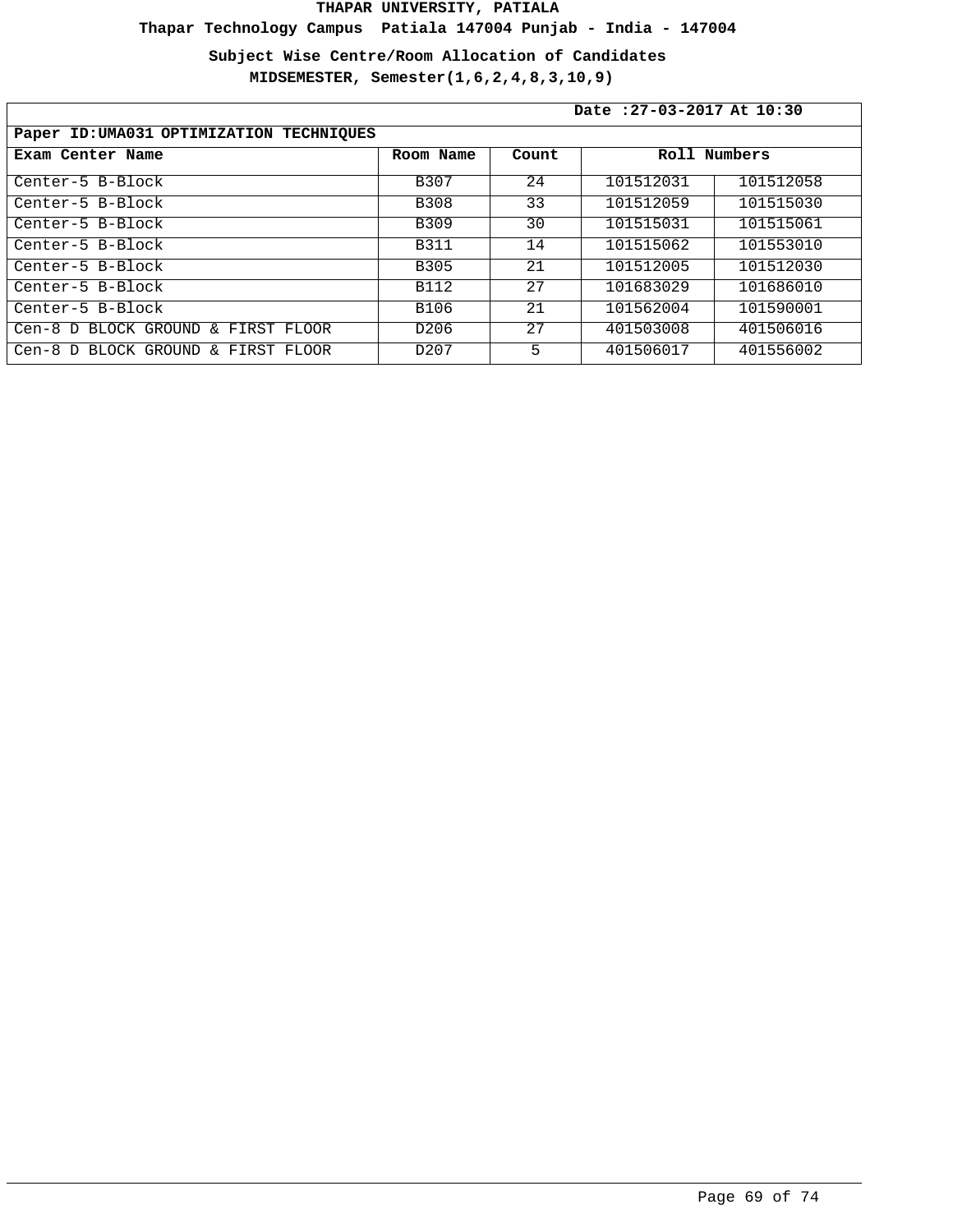**THAPAR UNIVERSITY, PATIALA**

**Thapar Technology Campus Patiala 147004 Punjab - India - 147004**

**Subject Wise Centre/Room Allocation of Candidates**

**MIDSEMESTER, Semester(1,6,2,4,8,3,10,9)**

**Date :27-03-2017 At 10:30**

**Paper ID:UMA031 OPTIMIZATION TECHNIQUES**

| Exam Center Name | Room Name | Count | Roll Numbers | |
|---|---|---|---|---|
| Center-5 B-Block | B307 | 24 | 101512031 | 101512058 |
| Center-5 B-Block | B308 | 33 | 101512059 | 101515030 |
| Center-5 B-Block | B309 | 30 | 101515031 | 101515061 |
| Center-5 B-Block | B311 | 14 | 101515062 | 101553010 |
| Center-5 B-Block | B305 | 21 | 101512005 | 101512030 |
| Center-5 B-Block | B112 | 27 | 101683029 | 101686010 |
| Center-5 B-Block | B106 | 21 | 101562004 | 101590001 |
| Cen-8 D BLOCK GROUND & FIRST FLOOR | D206 | 27 | 401503008 | 401506016 |
| Cen-8 D BLOCK GROUND & FIRST FLOOR | D207 | 5 | 401506017 | 401556002 |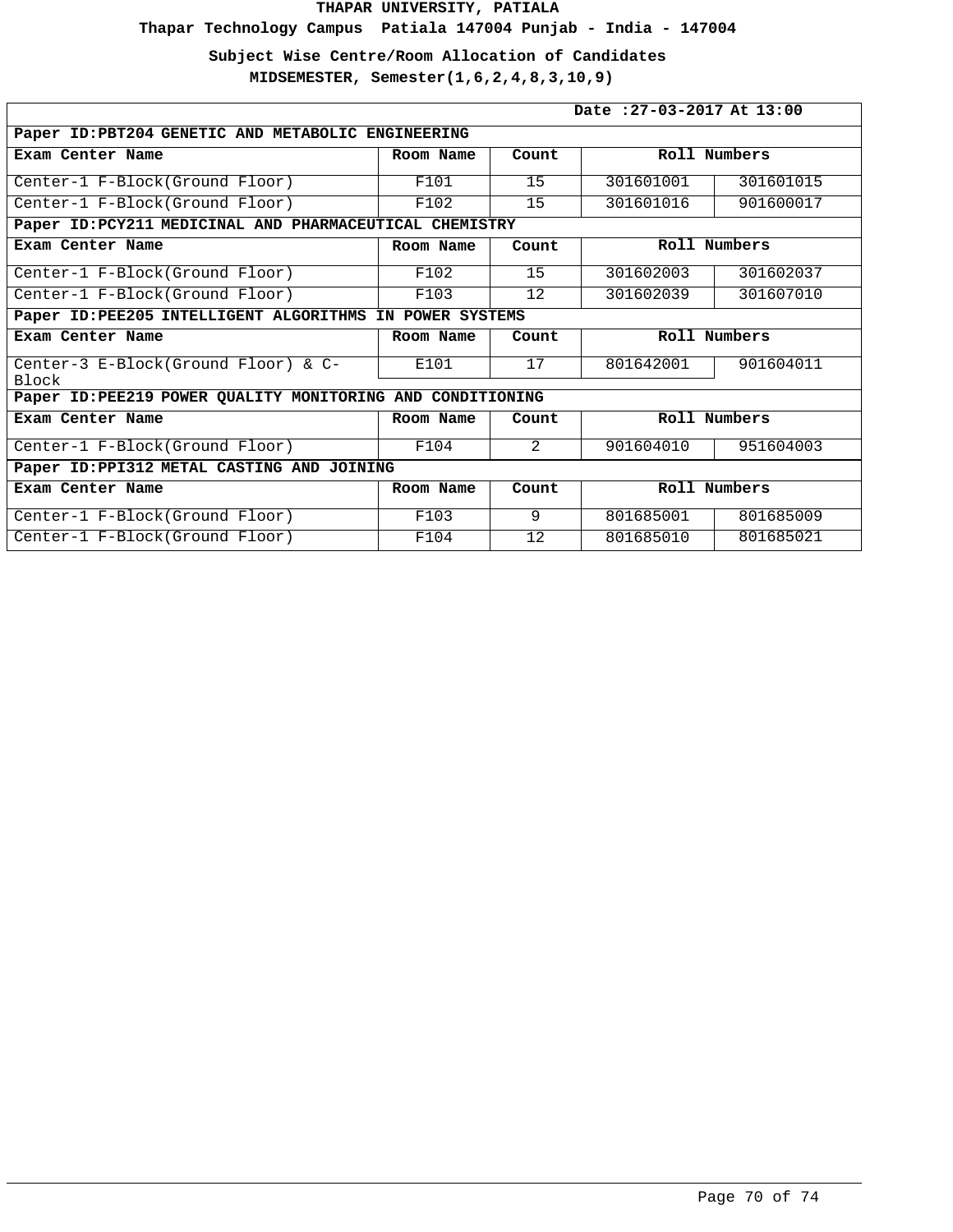# THAPAR UNIVERSITY, PATIALA

**Thapar Technology Campus Patiala 147004 Punjab - India - 147004**

**Subject Wise Centre/Room Allocation of Candidates**

**MIDSEMESTER, Semester(1,6,2,4,8,3,10,9)**

**Date :27-03-2017 At 13:00**

**Paper ID:PBT204 GENETIC AND METABOLIC ENGINEERING**

| Exam Center Name | Room Name | Count | Roll Numbers | |
|---|---|---|---|---|
| Center-1 F-Block(Ground Floor) | F101 | 15 | 301601001 | 301601015 |
| Center-1 F-Block(Ground Floor) | F102 | 15 | 301601016 | 901600017 |

**Paper ID:PCY211 MEDICINAL AND PHARMACEUTICAL CHEMISTRY**

| Exam Center Name | Room Name | Count | Roll Numbers | |
|---|---|---|---|---|
| Center-1 F-Block(Ground Floor) | F102 | 15 | 301602003 | 301602037 |
| Center-1 F-Block(Ground Floor) | F103 | 12 | 301602039 | 301607010 |

**Paper ID:PEE205 INTELLIGENT ALGORITHMS IN POWER SYSTEMS**

| Exam Center Name | Room Name | Count | Roll Numbers | |
|---|---|---|---|---|
| Center-3 E-Block(Ground Floor) & C-Block | E101 | 17 | 801642001 | 901604011 |

**Paper ID:PEE219 POWER QUALITY MONITORING AND CONDITIONING**

| Exam Center Name | Room Name | Count | Roll Numbers | |
|---|---|---|---|---|
| Center-1 F-Block(Ground Floor) | F104 | 2 | 901604010 | 951604003 |

**Paper ID:PPI312 METAL CASTING AND JOINING**

| Exam Center Name | Room Name | Count | Roll Numbers | |
|---|---|---|---|---|
| Center-1 F-Block(Ground Floor) | F103 | 9 | 801685001 | 801685009 |
| Center-1 F-Block(Ground Floor) | F104 | 12 | 801685010 | 801685021 |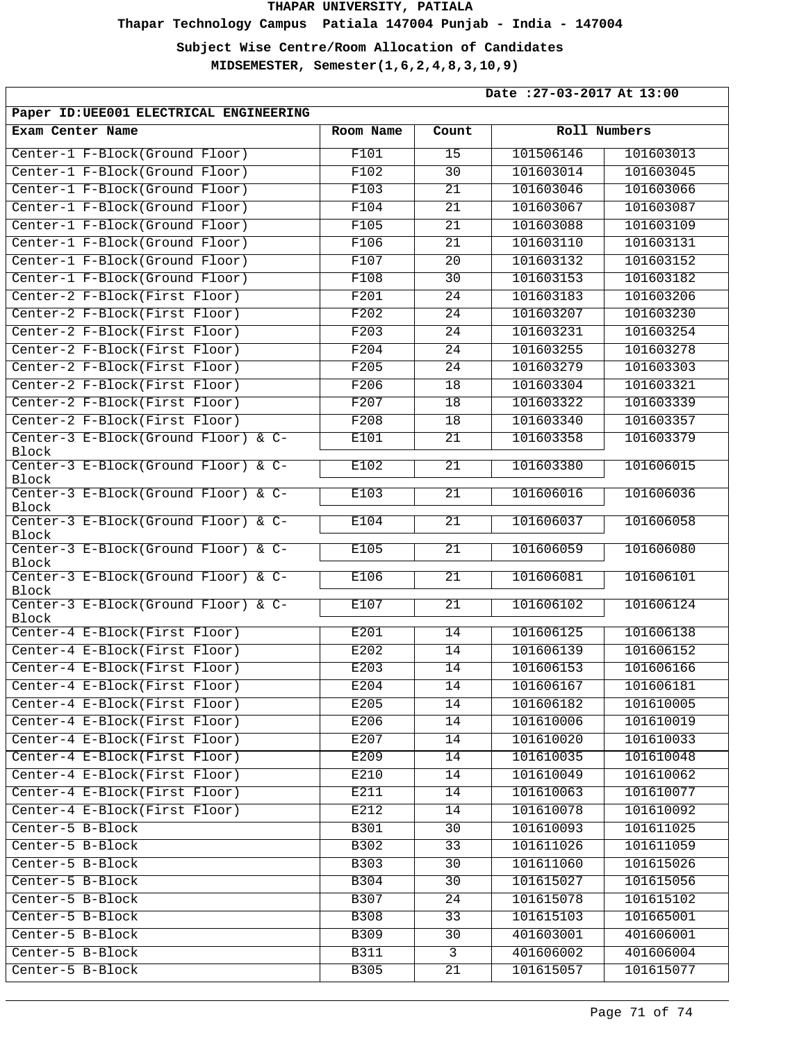**THAPAR UNIVERSITY, PATIALA**

**Thapar Technology Campus Patiala 147004 Punjab - India - 147004**

**Subject Wise Centre/Room Allocation of Candidates**

**MIDSEMESTER, Semester(1,6,2,4,8,3,10,9)**

**Date :27-03-2017 At 13:00**

**Paper ID:UEE001 ELECTRICAL ENGINEERING**

| Exam Center Name | Room Name | Count | Roll Numbers | |
|---|---|---|---|---|
| Center-1 F-Block(Ground Floor) | F101 | 15 | 101506146 | 101603013 |
| Center-1 F-Block(Ground Floor) | F102 | 30 | 101603014 | 101603045 |
| Center-1 F-Block(Ground Floor) | F103 | 21 | 101603046 | 101603066 |
| Center-1 F-Block(Ground Floor) | F104 | 21 | 101603067 | 101603087 |
| Center-1 F-Block(Ground Floor) | F105 | 21 | 101603088 | 101603109 |
| Center-1 F-Block(Ground Floor) | F106 | 21 | 101603110 | 101603131 |
| Center-1 F-Block(Ground Floor) | F107 | 20 | 101603132 | 101603152 |
| Center-1 F-Block(Ground Floor) | F108 | 30 | 101603153 | 101603182 |
| Center-2 F-Block(First Floor) | F201 | 24 | 101603183 | 101603206 |
| Center-2 F-Block(First Floor) | F202 | 24 | 101603207 | 101603230 |
| Center-2 F-Block(First Floor) | F203 | 24 | 101603231 | 101603254 |
| Center-2 F-Block(First Floor) | F204 | 24 | 101603255 | 101603278 |
| Center-2 F-Block(First Floor) | F205 | 24 | 101603279 | 101603303 |
| Center-2 F-Block(First Floor) | F206 | 18 | 101603304 | 101603321 |
| Center-2 F-Block(First Floor) | F207 | 18 | 101603322 | 101603339 |
| Center-2 F-Block(First Floor) | F208 | 18 | 101603340 | 101603357 |
| Center-3 E-Block(Ground Floor) & C-Block | E101 | 21 | 101603358 | 101603379 |
| Center-3 E-Block(Ground Floor) & C-Block | E102 | 21 | 101603380 | 101606015 |
| Center-3 E-Block(Ground Floor) & C-Block | E103 | 21 | 101606016 | 101606036 |
| Center-3 E-Block(Ground Floor) & C-Block | E104 | 21 | 101606037 | 101606058 |
| Center-3 E-Block(Ground Floor) & C-Block | E105 | 21 | 101606059 | 101606080 |
| Center-3 E-Block(Ground Floor) & C-Block | E106 | 21 | 101606081 | 101606101 |
| Center-3 E-Block(Ground Floor) & C-Block | E107 | 21 | 101606102 | 101606124 |
| Center-4 E-Block(First Floor) | E201 | 14 | 101606125 | 101606138 |
| Center-4 E-Block(First Floor) | E202 | 14 | 101606139 | 101606152 |
| Center-4 E-Block(First Floor) | E203 | 14 | 101606153 | 101606166 |
| Center-4 E-Block(First Floor) | E204 | 14 | 101606167 | 101606181 |
| Center-4 E-Block(First Floor) | E205 | 14 | 101606182 | 101610005 |
| Center-4 E-Block(First Floor) | E206 | 14 | 101610006 | 101610019 |
| Center-4 E-Block(First Floor) | E207 | 14 | 101610020 | 101610033 |
| Center-4 E-Block(First Floor) | E209 | 14 | 101610035 | 101610048 |
| Center-4 E-Block(First Floor) | E210 | 14 | 101610049 | 101610062 |
| Center-4 E-Block(First Floor) | E211 | 14 | 101610063 | 101610077 |
| Center-4 E-Block(First Floor) | E212 | 14 | 101610078 | 101610092 |
| Center-5 B-Block | B301 | 30 | 101610093 | 101611025 |
| Center-5 B-Block | B302 | 33 | 101611026 | 101611059 |
| Center-5 B-Block | B303 | 30 | 101611060 | 101615026 |
| Center-5 B-Block | B304 | 30 | 101615027 | 101615056 |
| Center-5 B-Block | B307 | 24 | 101615078 | 101615102 |
| Center-5 B-Block | B308 | 33 | 101615103 | 101665001 |
| Center-5 B-Block | B309 | 30 | 401603001 | 401606001 |
| Center-5 B-Block | B311 | 3 | 401606002 | 401606004 |
| Center-5 B-Block | B305 | 21 | 101615057 | 101615077 |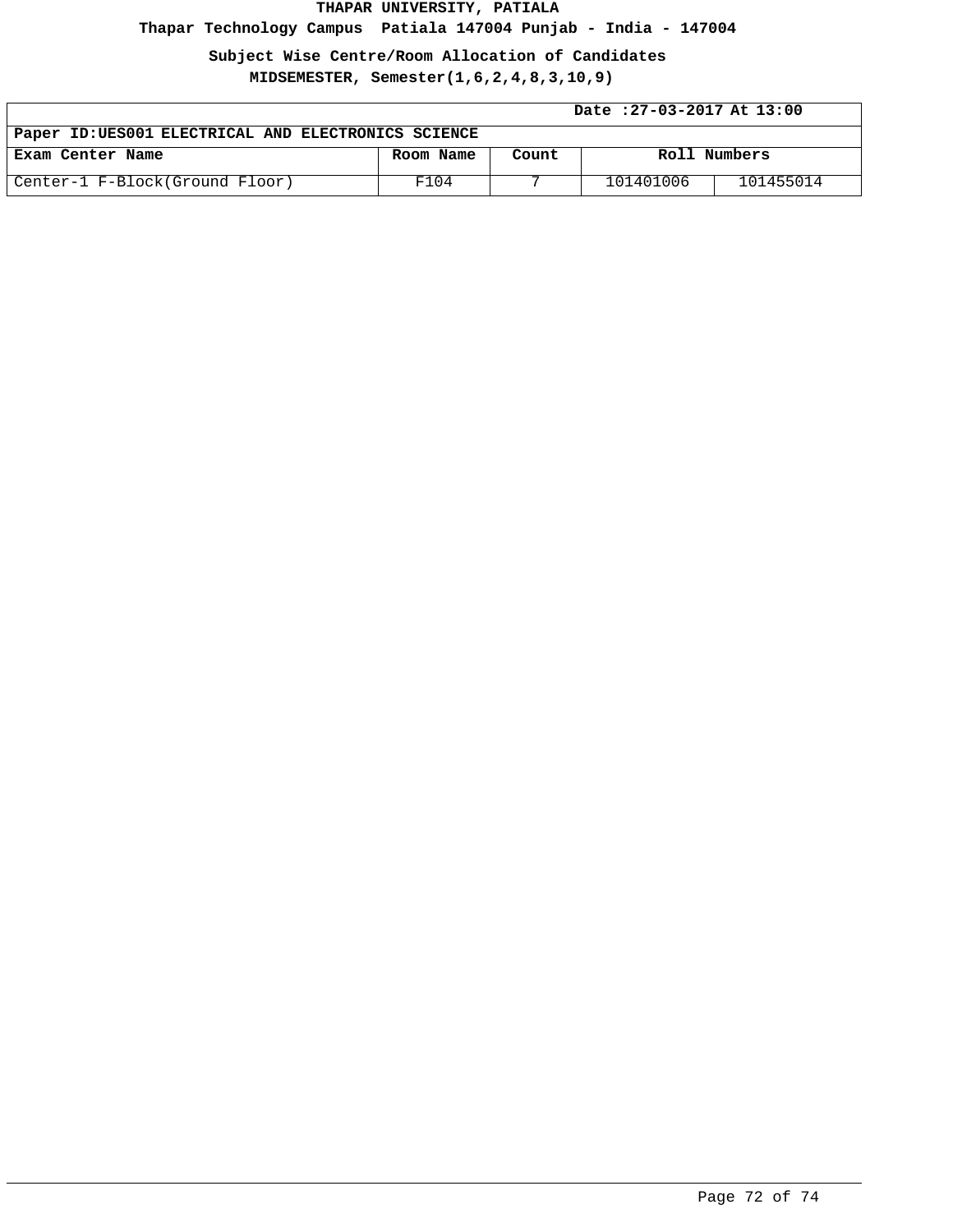**THAPAR UNIVERSITY, PATIALA**

**Thapar Technology Campus Patiala 147004 Punjab - India - 147004**

**Subject Wise Centre/Room Allocation of Candidates**

**MIDSEMESTER, Semester(1,6,2,4,8,3,10,9)**

**Date :27-03-2017 At 13:00**

**Paper ID:UES001 ELECTRICAL AND ELECTRONICS SCIENCE**

| Exam Center Name | Room Name | Count | Roll Numbers | |
|---|---|---|---|---|
| Center-1 F-Block(Ground Floor) | F104 | 7 | 101401006 | 101455014 |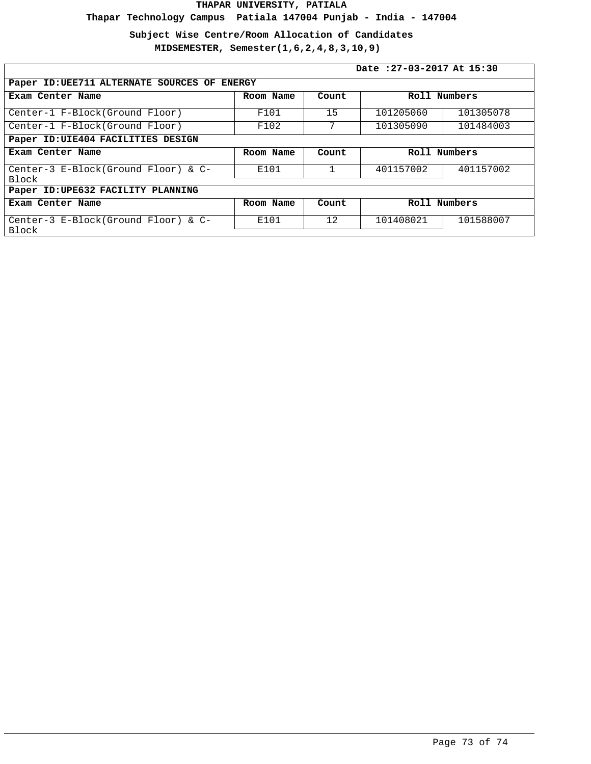# THAPAR UNIVERSITY, PATIALA

**Thapar Technology Campus Patiala 147004 Punjab - India - 147004**

**Subject Wise Centre/Room Allocation of Candidates**

**MIDSEMESTER, Semester(1,6,2,4,8,3,10,9)**

**Date :27-03-2017 At 15:30**

**Paper ID:UEE711 ALTERNATE SOURCES OF ENERGY**

| Exam Center Name | Room Name | Count | Roll Numbers | |
|---|---|---|---|---|
| Center-1 F-Block(Ground Floor) | F101 | 15 | 101205060 | 101305078 |
| Center-1 F-Block(Ground Floor) | F102 | 7 | 101305090 | 101484003 |

**Paper ID:UIE404 FACILITIES DESIGN**

| Exam Center Name | Room Name | Count | Roll Numbers | |
|---|---|---|---|---|
| Center-3 E-Block(Ground Floor) & C-Block | E101 | 1 | 401157002 | 401157002 |

**Paper ID:UPE632 FACILITY PLANNING**

| Exam Center Name | Room Name | Count | Roll Numbers | |
|---|---|---|---|---|
| Center-3 E-Block(Ground Floor) & C-Block | E101 | 12 | 101408021 | 101588007 |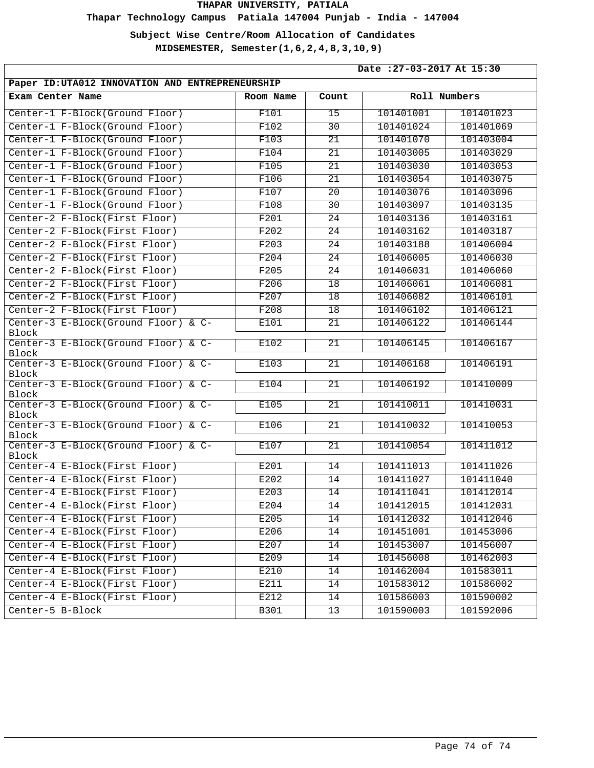**THAPAR UNIVERSITY, PATIALA**

**Thapar Technology Campus Patiala 147004 Punjab - India - 147004**

**Subject Wise Centre/Room Allocation of Candidates**

**MIDSEMESTER, Semester(1,6,2,4,8,3,10,9)**

**Date :27-03-2017 At 15:30**

**Paper ID:UTA012 INNOVATION AND ENTREPRENEURSHIP**

| Exam Center Name | Room Name | Count | Roll Numbers | |
|---|---|---|---|---|
| Center-1 F-Block(Ground Floor) | F101 | 15 | 101401001 | 101401023 |
| Center-1 F-Block(Ground Floor) | F102 | 30 | 101401024 | 101401069 |
| Center-1 F-Block(Ground Floor) | F103 | 21 | 101401070 | 101403004 |
| Center-1 F-Block(Ground Floor) | F104 | 21 | 101403005 | 101403029 |
| Center-1 F-Block(Ground Floor) | F105 | 21 | 101403030 | 101403053 |
| Center-1 F-Block(Ground Floor) | F106 | 21 | 101403054 | 101403075 |
| Center-1 F-Block(Ground Floor) | F107 | 20 | 101403076 | 101403096 |
| Center-1 F-Block(Ground Floor) | F108 | 30 | 101403097 | 101403135 |
| Center-2 F-Block(First Floor) | F201 | 24 | 101403136 | 101403161 |
| Center-2 F-Block(First Floor) | F202 | 24 | 101403162 | 101403187 |
| Center-2 F-Block(First Floor) | F203 | 24 | 101403188 | 101406004 |
| Center-2 F-Block(First Floor) | F204 | 24 | 101406005 | 101406030 |
| Center-2 F-Block(First Floor) | F205 | 24 | 101406031 | 101406060 |
| Center-2 F-Block(First Floor) | F206 | 18 | 101406061 | 101406081 |
| Center-2 F-Block(First Floor) | F207 | 18 | 101406082 | 101406101 |
| Center-2 F-Block(First Floor) | F208 | 18 | 101406102 | 101406121 |
| Center-3 E-Block(Ground Floor) & C-Block | E101 | 21 | 101406122 | 101406144 |
| Center-3 E-Block(Ground Floor) & C-Block | E102 | 21 | 101406145 | 101406167 |
| Center-3 E-Block(Ground Floor) & C-Block | E103 | 21 | 101406168 | 101406191 |
| Center-3 E-Block(Ground Floor) & C-Block | E104 | 21 | 101406192 | 101410009 |
| Center-3 E-Block(Ground Floor) & C-Block | E105 | 21 | 101410011 | 101410031 |
| Center-3 E-Block(Ground Floor) & C-Block | E106 | 21 | 101410032 | 101410053 |
| Center-3 E-Block(Ground Floor) & C-Block | E107 | 21 | 101410054 | 101411012 |
| Center-4 E-Block(First Floor) | E201 | 14 | 101411013 | 101411026 |
| Center-4 E-Block(First Floor) | E202 | 14 | 101411027 | 101411040 |
| Center-4 E-Block(First Floor) | E203 | 14 | 101411041 | 101412014 |
| Center-4 E-Block(First Floor) | E204 | 14 | 101412015 | 101412031 |
| Center-4 E-Block(First Floor) | E205 | 14 | 101412032 | 101412046 |
| Center-4 E-Block(First Floor) | E206 | 14 | 101451001 | 101453006 |
| Center-4 E-Block(First Floor) | E207 | 14 | 101453007 | 101456007 |
| Center-4 E-Block(First Floor) | E209 | 14 | 101456008 | 101462003 |
| Center-4 E-Block(First Floor) | E210 | 14 | 101462004 | 101583011 |
| Center-4 E-Block(First Floor) | E211 | 14 | 101583012 | 101586002 |
| Center-4 E-Block(First Floor) | E212 | 14 | 101586003 | 101590002 |
| Center-5 B-Block | B301 | 13 | 101590003 | 101592006 |